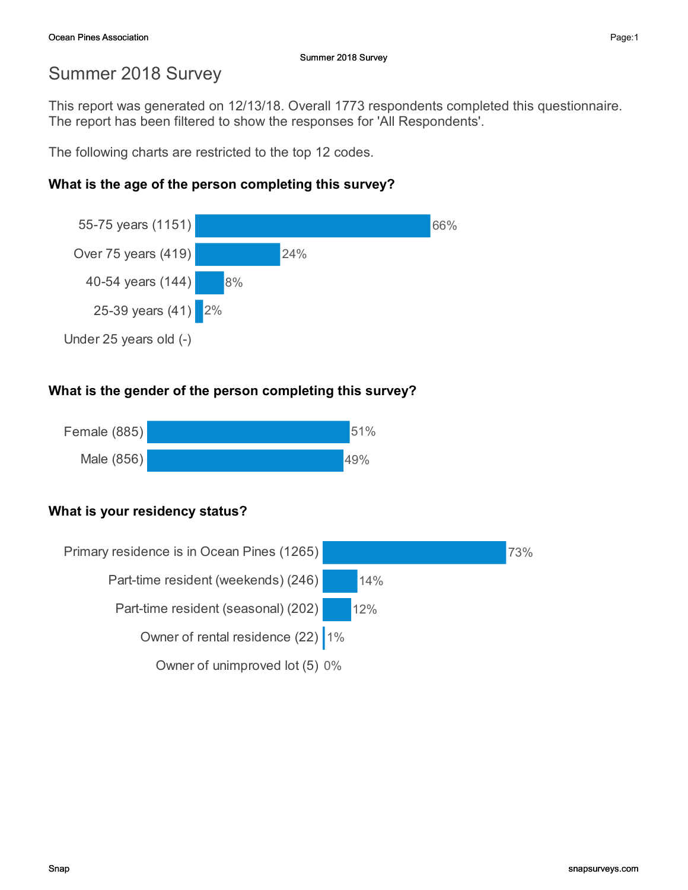# Summer 2018 Survey

This report was generated on 12/13/18. Overall 1773 respondents completed this questionnaire. The report has been filtered to show the responses for 'All Respondents'.

The following charts are restricted to the top 12 codes.

### What is the age of the person completing this survey?

| Response | Percent |
|---|---|
| 55-75 years (1151) | 66% |
| Over 75 years (419) | 24% |
| 40-54 years (144) | 8% |
| 25-39 years (41) | 2% |
| Under 25 years old (-) | |

### What is the gender of the person completing this survey?

| Response | Percent |
|---|---|
| Female (885) | 51% |
| Male (856) | 49% |

### What is your residency status?

| Response | Percent |
|---|---|
| Primary residence is in Ocean Pines (1265) | 73% |
| Part-time resident (weekends) (246) | 14% |
| Part-time resident (seasonal) (202) | 12% |
| Owner of rental residence (22) | 1% |
| Owner of unimproved lot (5) | 0% |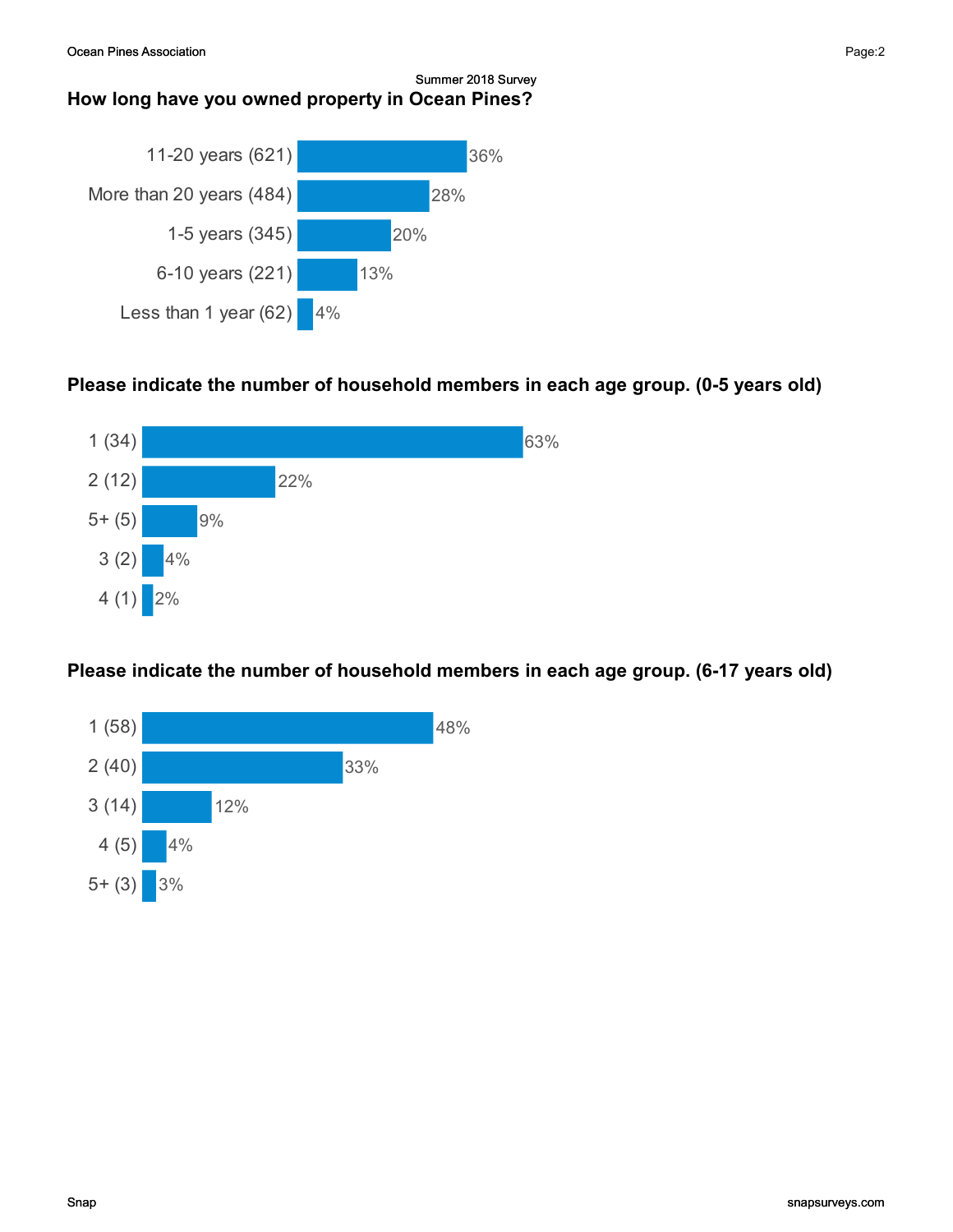Summer 2018 Survey

## How long have you owned property in Ocean Pines?

| Response | Percent |
|---|---|
| 11-20 years (621) | 36% |
| More than 20 years (484) | 28% |
| 1-5 years (345) | 20% |
| 6-10 years (221) | 13% |
| Less than 1 year (62) | 4% |

## Please indicate the number of household members in each age group. (0-5 years old)

| Response | Percent |
|---|---|
| 1 (34) | 63% |
| 2 (12) | 22% |
| 5+ (5) | 9% |
| 3 (2) | 4% |
| 4 (1) | 2% |

## Please indicate the number of household members in each age group. (6-17 years old)

| Response | Percent |
|---|---|
| 1 (58) | 48% |
| 2 (40) | 33% |
| 3 (14) | 12% |
| 4 (5) | 4% |
| 5+ (3) | 3% |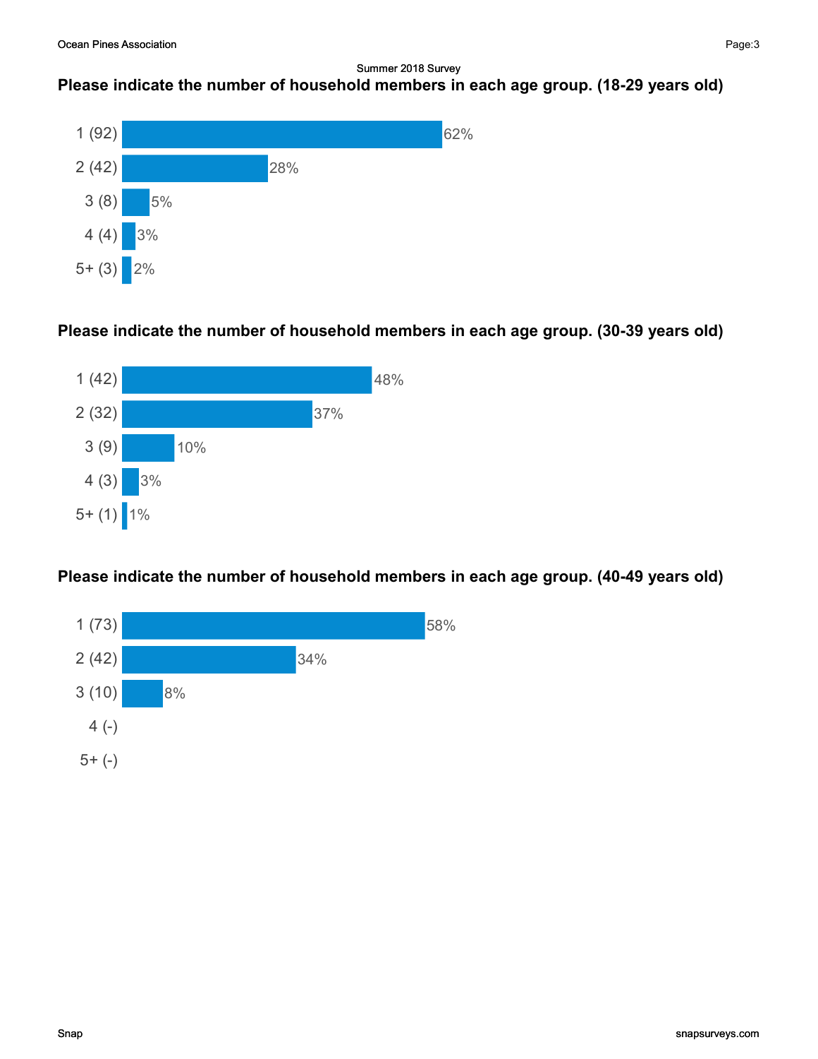## Please indicate the number of household members in each age group. (18-29 years old)

| Response | Count | Percent |
|---|---|---|
| 1 | 92 | 62% |
| 2 | 42 | 28% |
| 3 | 8 | 5% |
| 4 | 4 | 3% |
| 5+ | 3 | 2% |

## Please indicate the number of household members in each age group. (30-39 years old)

| Response | Count | Percent |
|---|---|---|
| 1 | 42 | 48% |
| 2 | 32 | 37% |
| 3 | 9 | 10% |
| 4 | 3 | 3% |
| 5+ | 1 | 1% |

## Please indicate the number of household members in each age group. (40-49 years old)

| Response | Count | Percent |
|---|---|---|
| 1 | 73 | 58% |
| 2 | 42 | 34% |
| 3 | 10 | 8% |
| 4 | - | |
| 5+ | - | |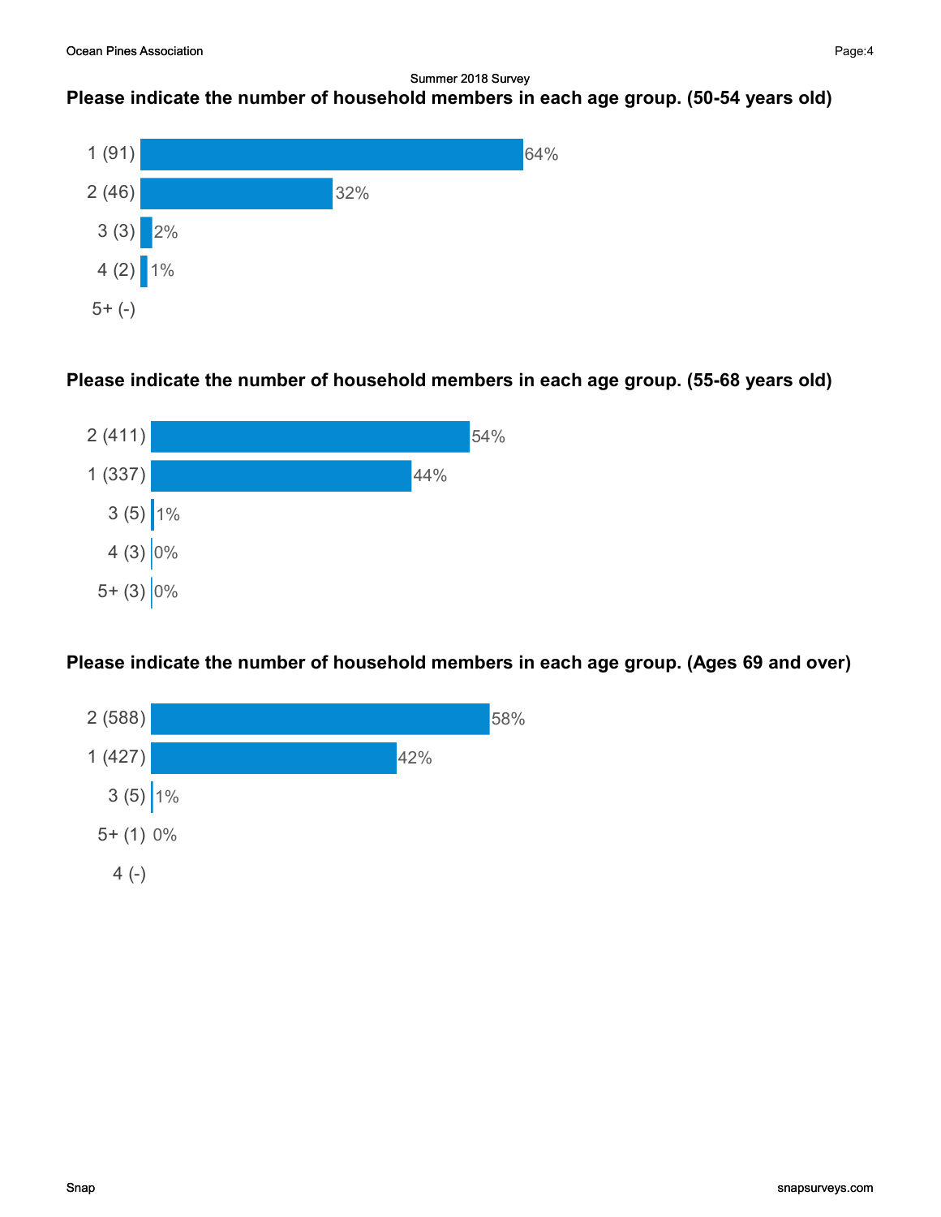### Please indicate the number of household members in each age group. (50-54 years old)

| Response | Percent |
| --- | --- |
| 1 (91) | 64% |
| 2 (46) | 32% |
| 3 (3) | 2% |
| 4 (2) | 1% |
| 5+ (-) | |

### Please indicate the number of household members in each age group. (55-68 years old)

| Response | Percent |
| --- | --- |
| 2 (411) | 54% |
| 1 (337) | 44% |
| 3 (5) | 1% |
| 4 (3) | 0% |
| 5+ (3) | 0% |

### Please indicate the number of household members in each age group. (Ages 69 and over)

| Response | Percent |
| --- | --- |
| 2 (588) | 58% |
| 1 (427) | 42% |
| 3 (5) | 1% |
| 5+ (1) | 0% |
| 4 (-) | |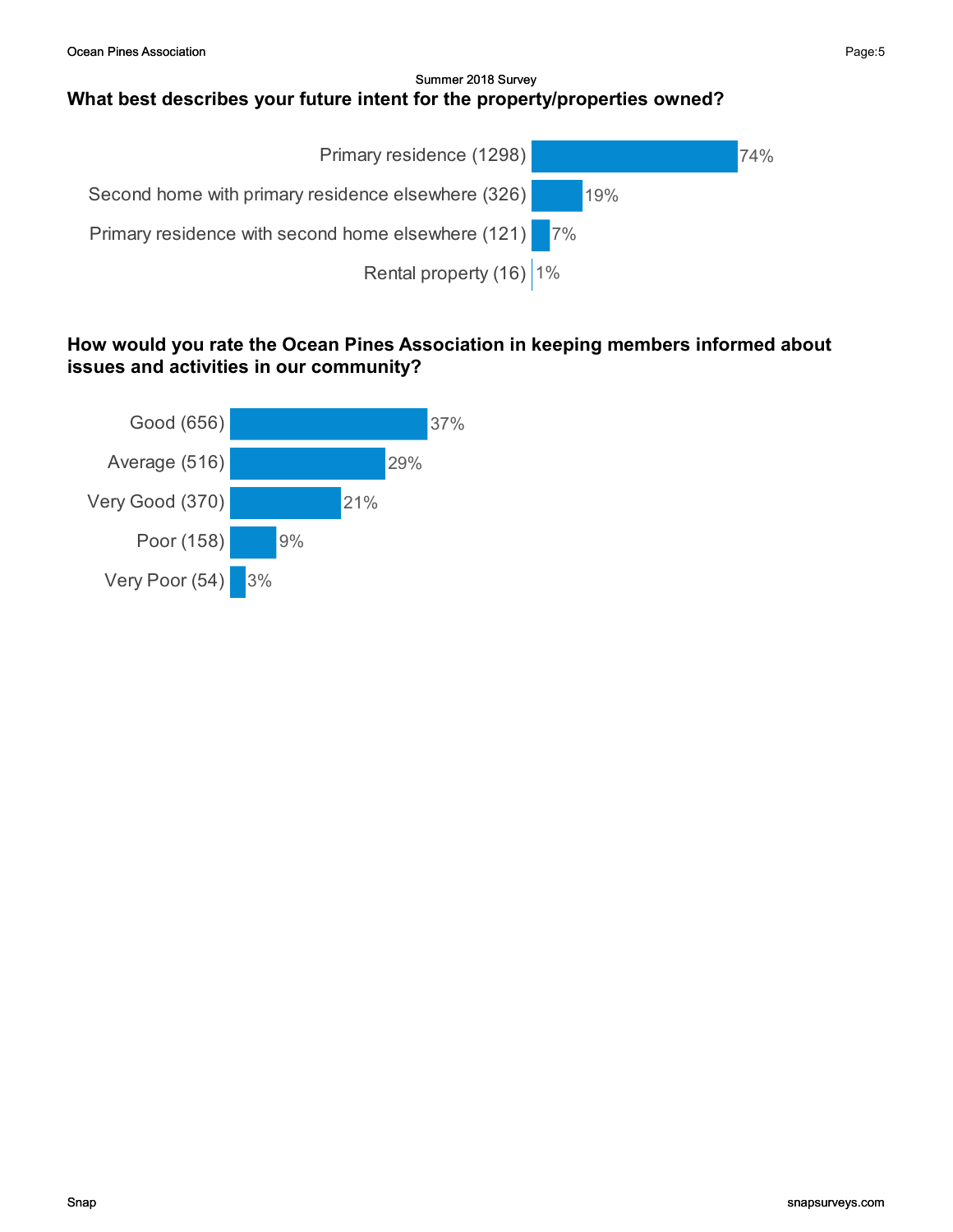## What best describes your future intent for the property/properties owned?

| Response | Percentage |
|---|---|
| Primary residence (1298) | 74% |
| Second home with primary residence elsewhere (326) | 19% |
| Primary residence with second home elsewhere (121) | 7% |
| Rental property (16) | 1% |

## How would you rate the Ocean Pines Association in keeping members informed about issues and activities in our community?

| Response | Percentage |
|---|---|
| Good (656) | 37% |
| Average (516) | 29% |
| Very Good (370) | 21% |
| Poor (158) | 9% |
| Very Poor (54) | 3% |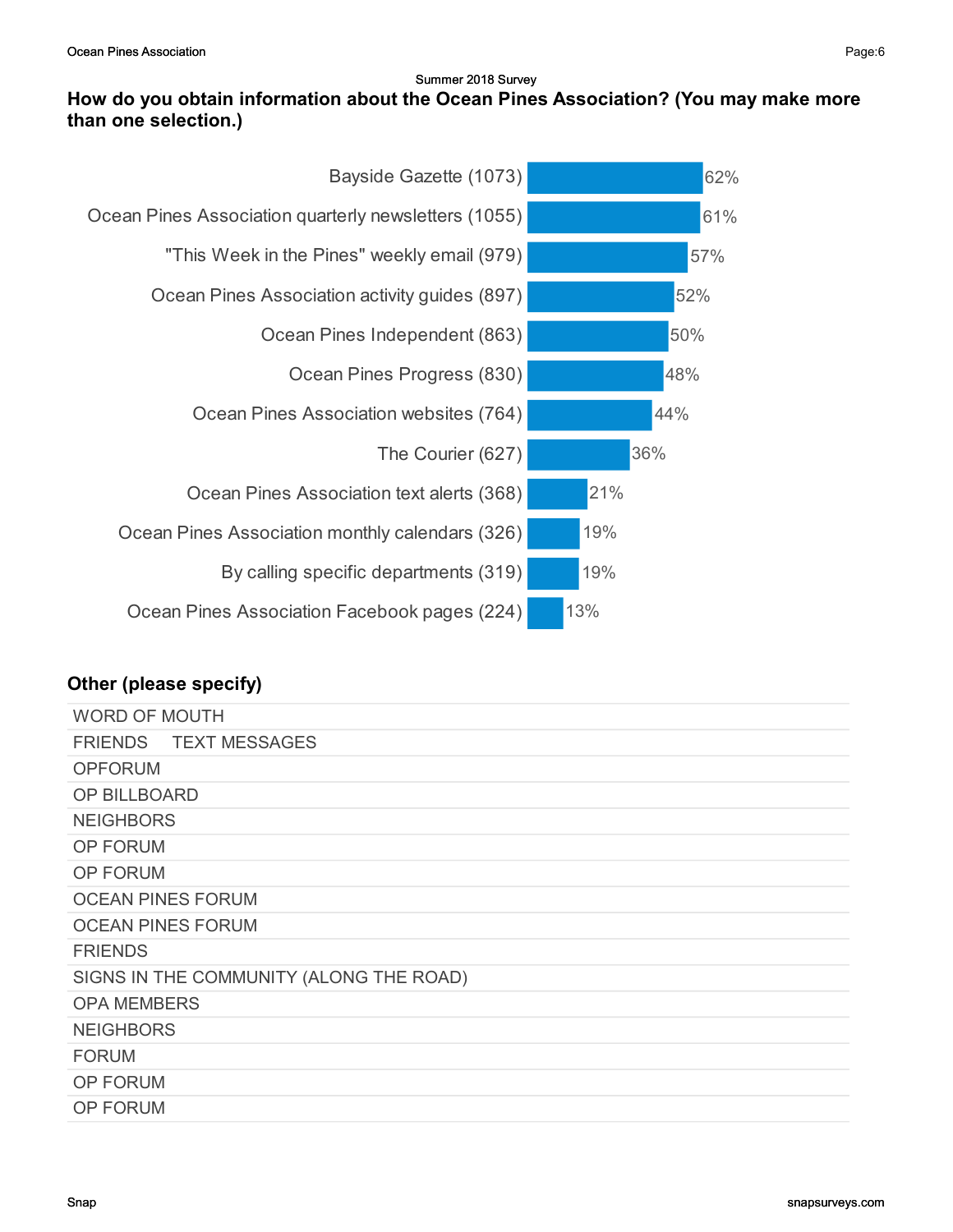Summer 2018 Survey

## How do you obtain information about the Ocean Pines Association? (You may make more than one selection.)

| Response | Count | Percent |
|---|---|---|
| Bayside Gazette | 1073 | 62% |
| Ocean Pines Association quarterly newsletters | 1055 | 61% |
| "This Week in the Pines" weekly email | 979 | 57% |
| Ocean Pines Association activity guides | 897 | 52% |
| Ocean Pines Independent | 863 | 50% |
| Ocean Pines Progress | 830 | 48% |
| Ocean Pines Association websites | 764 | 44% |
| The Courier | 627 | 36% |
| Ocean Pines Association text alerts | 368 | 21% |
| Ocean Pines Association monthly calendars | 326 | 19% |
| By calling specific departments | 319 | 19% |
| Ocean Pines Association Facebook pages | 224 | 13% |

### Other (please specify)

| |
|---|
| WORD OF MOUTH |
| FRIENDS TEXT MESSAGES |
| OPFORUM |
| OP BILLBOARD |
| NEIGHBORS |
| OP FORUM |
| OP FORUM |
| OCEAN PINES FORUM |
| OCEAN PINES FORUM |
| FRIENDS |
| SIGNS IN THE COMMUNITY (ALONG THE ROAD) |
| OPA MEMBERS |
| NEIGHBORS |
| FORUM |
| OP FORUM |
| OP FORUM |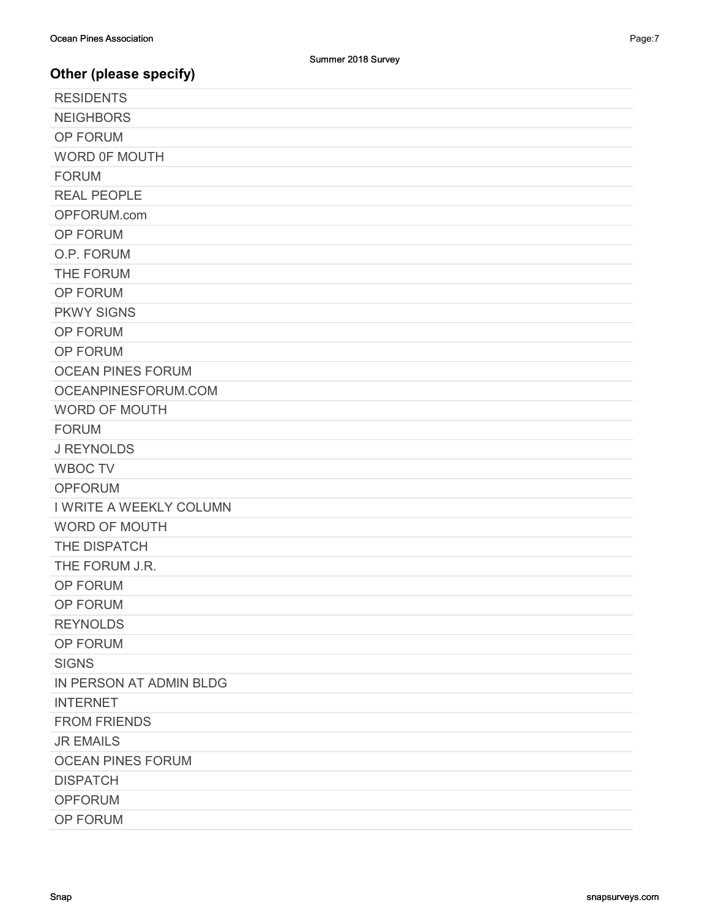## Other (please specify)

| |
|---|
| RESIDENTS |
| NEIGHBORS |
| OP FORUM |
| WORD 0F MOUTH |
| FORUM |
| REAL PEOPLE |
| OPFORUM.com |
| OP FORUM |
| O.P. FORUM |
| THE FORUM |
| OP FORUM |
| PKWY SIGNS |
| OP FORUM |
| OP FORUM |
| OCEAN PINES FORUM |
| OCEANPINESFORUM.COM |
| WORD OF MOUTH |
| FORUM |
| J REYNOLDS |
| WBOC TV |
| OPFORUM |
| I WRITE A WEEKLY COLUMN |
| WORD OF MOUTH |
| THE DISPATCH |
| THE FORUM J.R. |
| OP FORUM |
| OP FORUM |
| REYNOLDS |
| OP FORUM |
| SIGNS |
| IN PERSON AT ADMIN BLDG |
| INTERNET |
| FROM FRIENDS |
| JR EMAILS |
| OCEAN PINES FORUM |
| DISPATCH |
| OPFORUM |
| OP FORUM |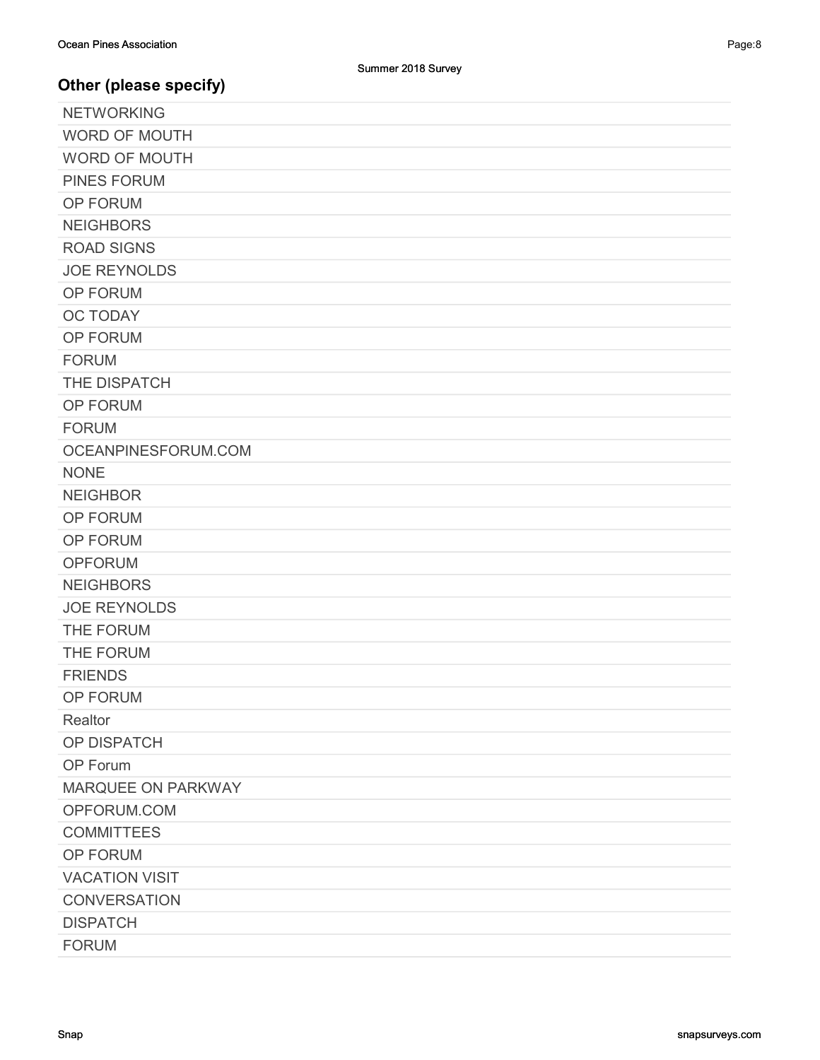## Other (please specify)

| |
|---|
| NETWORKING |
| WORD OF MOUTH |
| WORD OF MOUTH |
| PINES FORUM |
| OP FORUM |
| NEIGHBORS |
| ROAD SIGNS |
| JOE REYNOLDS |
| OP FORUM |
| OC TODAY |
| OP FORUM |
| FORUM |
| THE DISPATCH |
| OP FORUM |
| FORUM |
| OCEANPINESFORUM.COM |
| NONE |
| NEIGHBOR |
| OP FORUM |
| OP FORUM |
| OPFORUM |
| NEIGHBORS |
| JOE REYNOLDS |
| THE FORUM |
| THE FORUM |
| FRIENDS |
| OP FORUM |
| Realtor |
| OP DISPATCH |
| OP Forum |
| MARQUEE ON PARKWAY |
| OPFORUM.COM |
| COMMITTEES |
| OP FORUM |
| VACATION VISIT |
| CONVERSATION |
| DISPATCH |
| FORUM |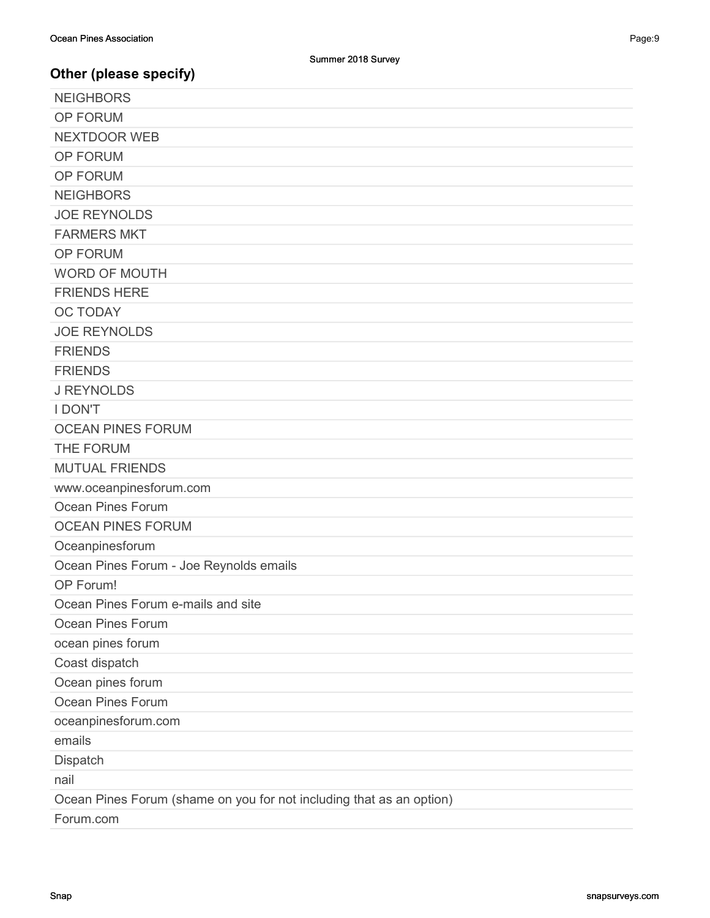Summer 2018 Survey

## Other (please specify)

| |
|---|
| NEIGHBORS |
| OP FORUM |
| NEXTDOOR WEB |
| OP FORUM |
| OP FORUM |
| NEIGHBORS |
| JOE REYNOLDS |
| FARMERS MKT |
| OP FORUM |
| WORD OF MOUTH |
| FRIENDS HERE |
| OC TODAY |
| JOE REYNOLDS |
| FRIENDS |
| FRIENDS |
| J REYNOLDS |
| I DON'T |
| OCEAN PINES FORUM |
| THE FORUM |
| MUTUAL FRIENDS |
| www.oceanpinesforum.com |
| Ocean Pines Forum |
| OCEAN PINES FORUM |
| Oceanpinesforum |
| Ocean Pines Forum - Joe Reynolds emails |
| OP Forum! |
| Ocean Pines Forum e-mails and site |
| Ocean Pines Forum |
| ocean pines forum |
| Coast dispatch |
| Ocean pines forum |
| Ocean Pines Forum |
| oceanpinesforum.com |
| emails |
| Dispatch |
| nail |
| Ocean Pines Forum (shame on you for not including that as an option) |
| Forum.com |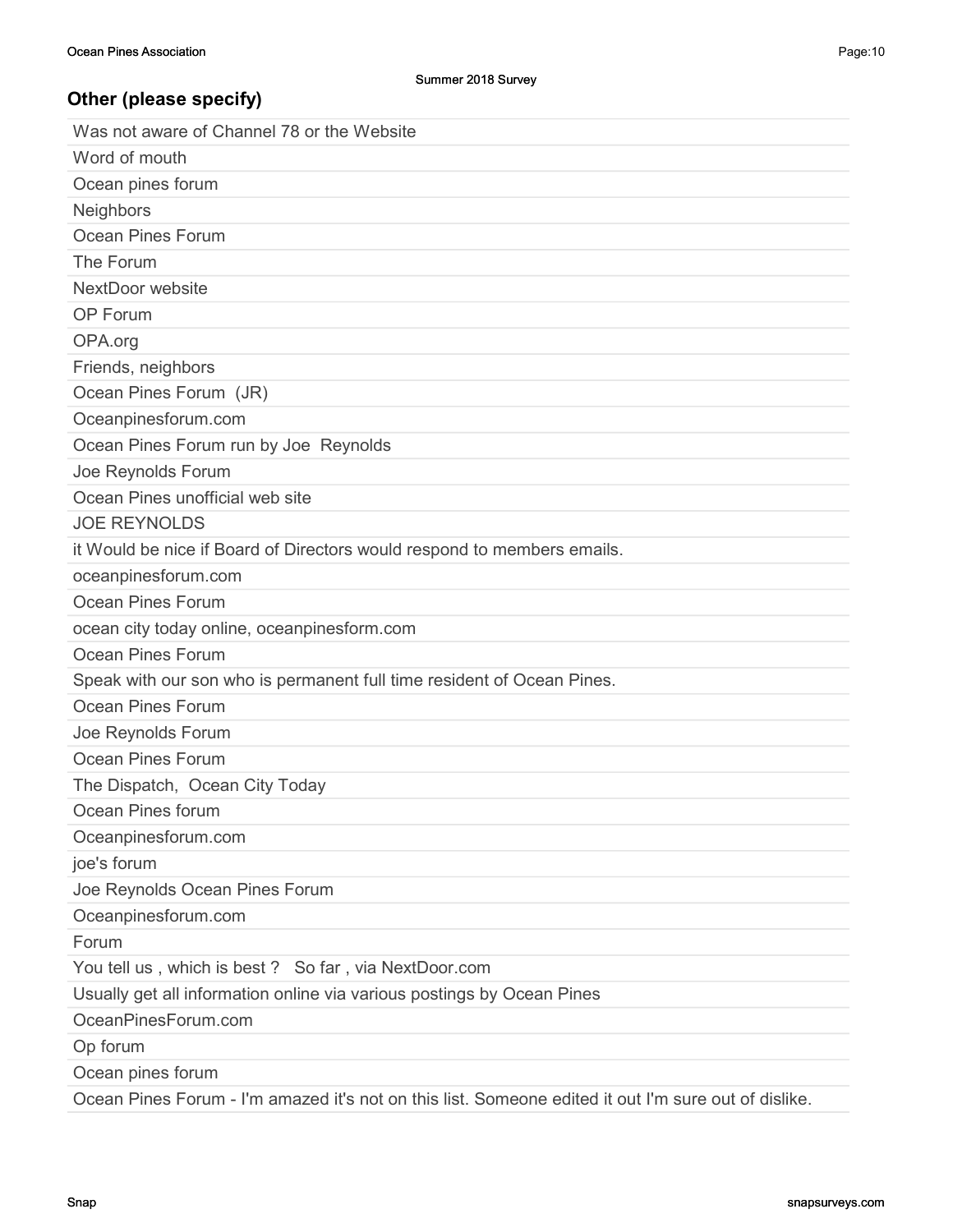### Other (please specify)

| |
|---|
| Was not aware of Channel 78 or the Website |
| Word of mouth |
| Ocean pines forum |
| Neighbors |
| Ocean Pines Forum |
| The Forum |
| NextDoor website |
| OP Forum |
| OPA.org |
| Friends, neighbors |
| Ocean Pines Forum (JR) |
| Oceanpinesforum.com |
| Ocean Pines Forum run by Joe Reynolds |
| Joe Reynolds Forum |
| Ocean Pines unofficial web site |
| JOE REYNOLDS |
| it Would be nice if Board of Directors would respond to members emails. |
| oceanpinesforum.com |
| Ocean Pines Forum |
| ocean city today online, oceanpinesform.com |
| Ocean Pines Forum |
| Speak with our son who is permanent full time resident of Ocean Pines. |
| Ocean Pines Forum |
| Joe Reynolds Forum |
| Ocean Pines Forum |
| The Dispatch, Ocean City Today |
| Ocean Pines forum |
| Oceanpinesforum.com |
| joe's forum |
| Joe Reynolds Ocean Pines Forum |
| Oceanpinesforum.com |
| Forum |
| You tell us , which is best ? So far , via NextDoor.com |
| Usually get all information online via various postings by Ocean Pines |
| OceanPinesForum.com |
| Op forum |
| Ocean pines forum |
| Ocean Pines Forum - I'm amazed it's not on this list. Someone edited it out I'm sure out of dislike. |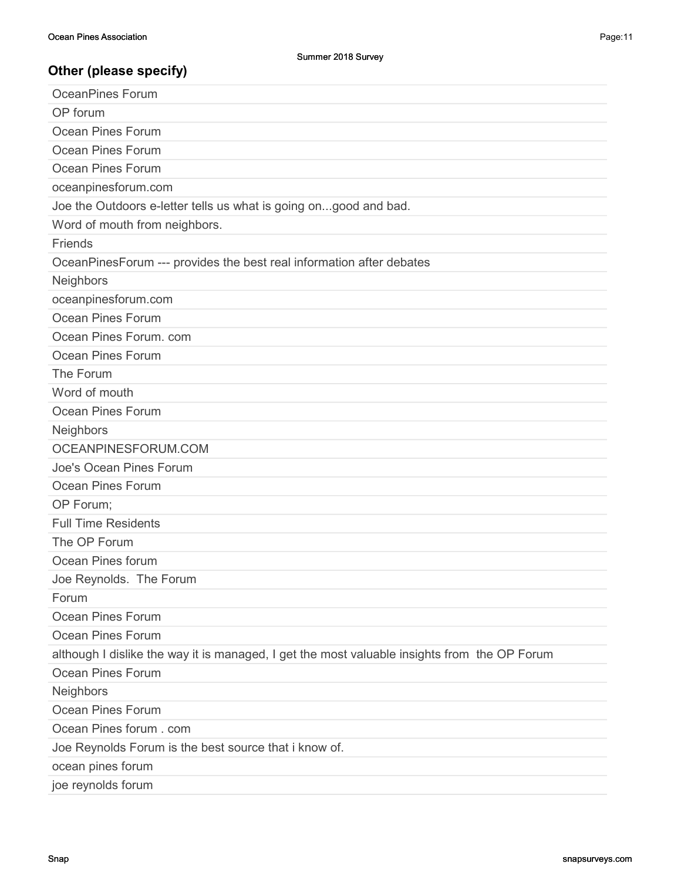## Other (please specify)

| |
|---|
| OceanPines Forum |
| OP forum |
| Ocean Pines Forum |
| Ocean Pines Forum |
| Ocean Pines Forum |
| oceanpinesforum.com |
| Joe the Outdoors e-letter tells us what is going on...good and bad. |
| Word of mouth from neighbors. |
| Friends |
| OceanPinesForum --- provides the best real information after debates |
| Neighbors |
| oceanpinesforum.com |
| Ocean Pines Forum |
| Ocean Pines Forum. com |
| Ocean Pines Forum |
| The Forum |
| Word of mouth |
| Ocean Pines Forum |
| Neighbors |
| OCEANPINESFORUM.COM |
| Joe's Ocean Pines Forum |
| Ocean Pines Forum |
| OP Forum; |
| Full Time Residents |
| The OP Forum |
| Ocean Pines forum |
| Joe Reynolds.  The Forum |
| Forum |
| Ocean Pines Forum |
| Ocean Pines Forum |
| although I dislike the way it is managed, I get the most valuable insights from  the OP Forum |
| Ocean Pines Forum |
| Neighbors |
| Ocean Pines Forum |
| Ocean Pines forum . com |
| Joe Reynolds Forum is the best source that i know of. |
| ocean pines forum |
| joe reynolds forum |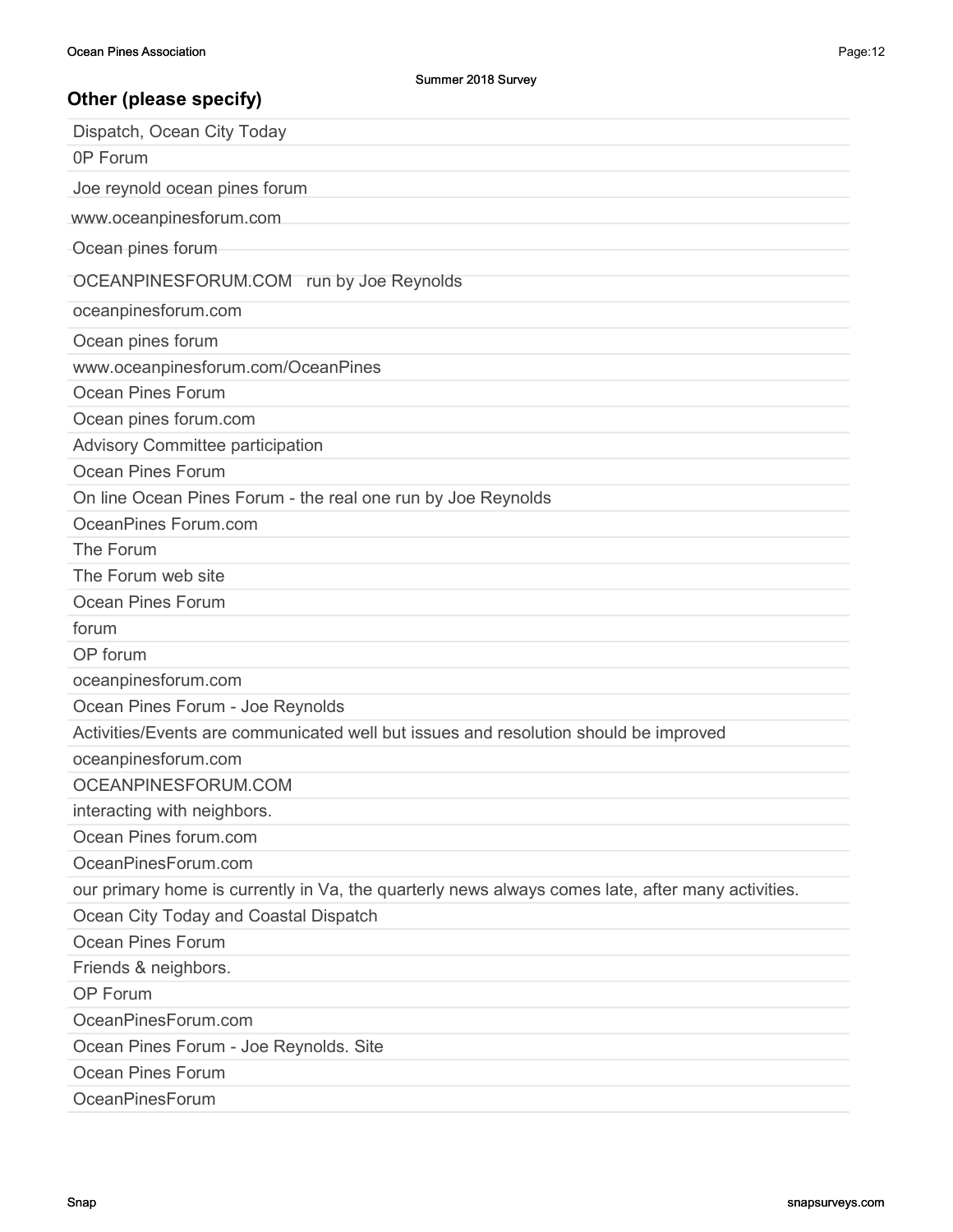## Other (please specify)

| |
|---|
| Dispatch, Ocean City Today |
| 0P Forum |
| Joe reynold ocean pines forum |
| www.oceanpinesforum.com |
| Ocean pines forum |
| OCEANPINESFORUM.COM   run by Joe Reynolds |
| oceanpinesforum.com |
| Ocean pines forum |
| www.oceanpinesforum.com/OceanPines |
| Ocean Pines Forum |
| Ocean pines forum.com |
| Advisory Committee participation |
| Ocean Pines Forum |
| On line Ocean Pines Forum - the real one run by Joe Reynolds |
| OceanPines Forum.com |
| The Forum |
| The Forum web site |
| Ocean Pines Forum |
| forum |
| OP forum |
| oceanpinesforum.com |
| Ocean Pines Forum - Joe Reynolds |
| Activities/Events are communicated well but issues and resolution should be improved |
| oceanpinesforum.com |
| OCEANPINESFORUM.COM |
| interacting with neighbors. |
| Ocean Pines forum.com |
| OceanPinesForum.com |
| our primary home is currently in Va, the quarterly news always comes late, after many activities. |
| Ocean City Today and Coastal Dispatch |
| Ocean Pines Forum |
| Friends & neighbors. |
| OP Forum |
| OceanPinesForum.com |
| Ocean Pines Forum - Joe Reynolds. Site |
| Ocean Pines Forum |
| OceanPinesForum |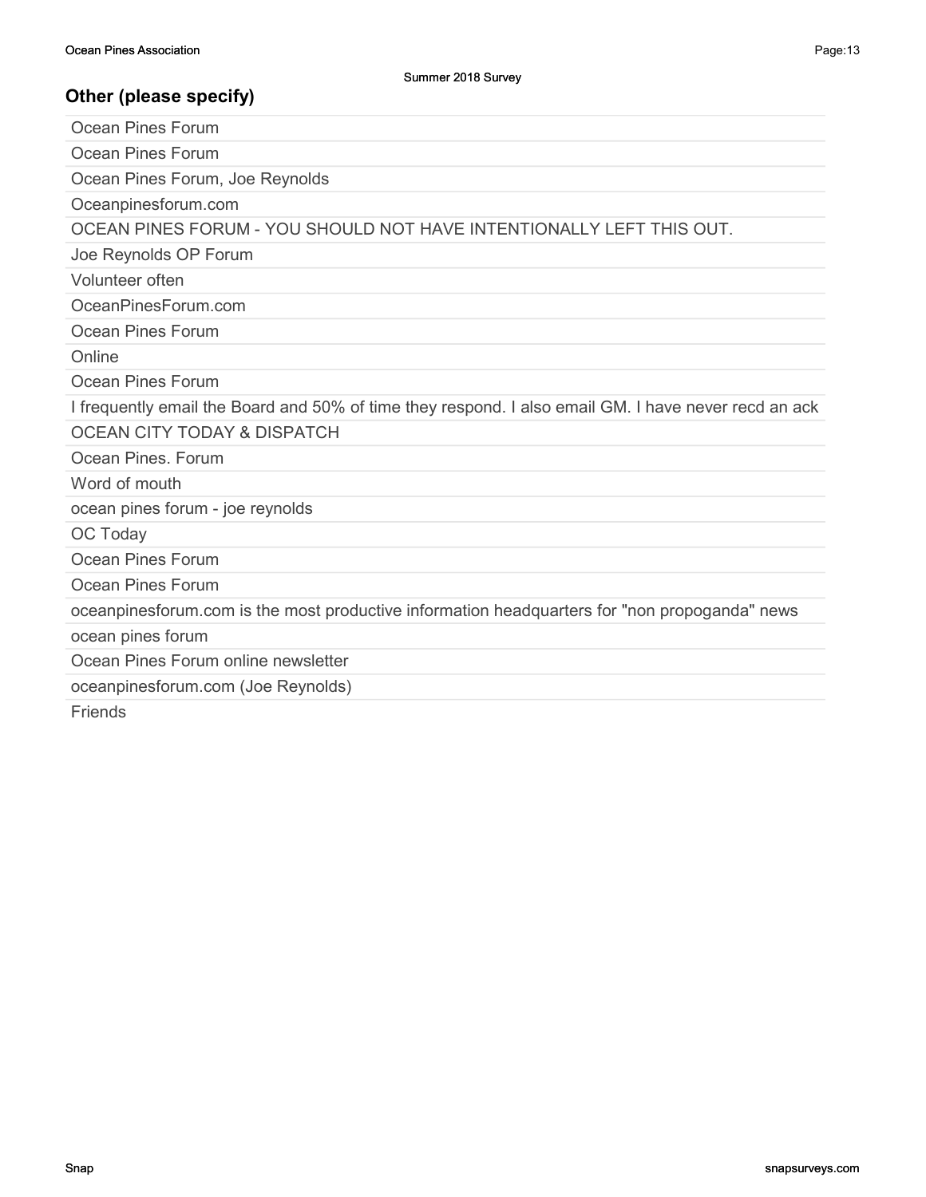## Other (please specify)

| |
|---|
| Ocean Pines Forum |
| Ocean Pines Forum |
| Ocean Pines Forum, Joe Reynolds |
| Oceanpinesforum.com |
| OCEAN PINES FORUM - YOU SHOULD NOT HAVE INTENTIONALLY LEFT THIS OUT. |
| Joe Reynolds OP Forum |
| Volunteer often |
| OceanPinesForum.com |
| Ocean Pines Forum |
| Online |
| Ocean Pines Forum |
| I frequently email the Board and 50% of time they respond. I also email GM. I have never recd an ack |
| OCEAN CITY TODAY & DISPATCH |
| Ocean Pines. Forum |
| Word of mouth |
| ocean pines forum - joe reynolds |
| OC Today |
| Ocean Pines Forum |
| Ocean Pines Forum |
| oceanpinesforum.com is the most productive information headquarters for "non propoganda" news |
| ocean pines forum |
| Ocean Pines Forum online newsletter |
| oceanpinesforum.com (Joe Reynolds) |
| Friends |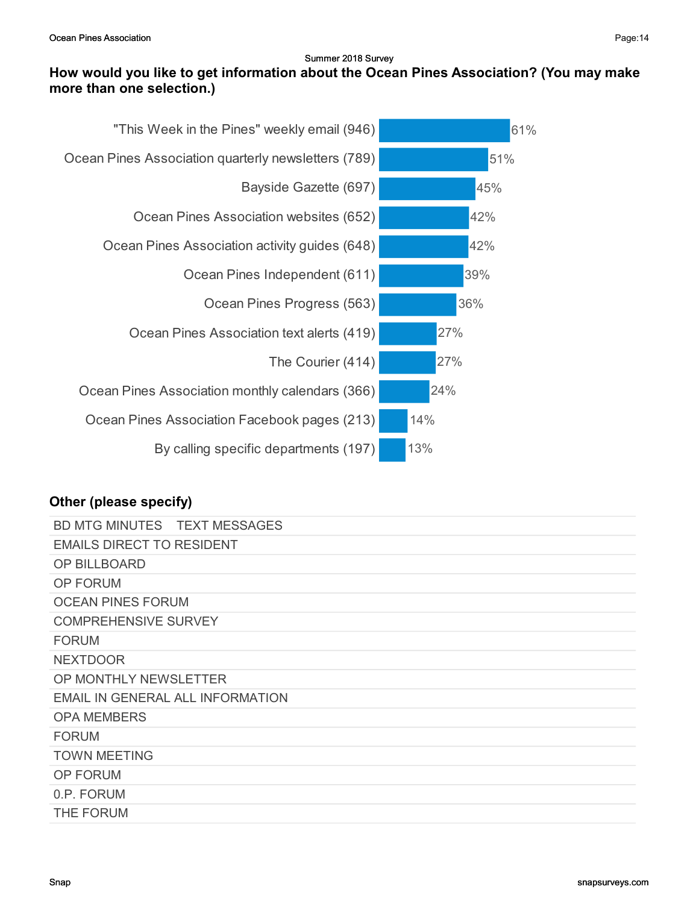Summer 2018 Survey

## How would you like to get information about the Ocean Pines Association? (You may make more than one selection.)

| Response | Count | Percent |
|---|---|---|
| "This Week in the Pines" weekly email | 946 | 61% |
| Ocean Pines Association quarterly newsletters | 789 | 51% |
| Bayside Gazette | 697 | 45% |
| Ocean Pines Association websites | 652 | 42% |
| Ocean Pines Association activity guides | 648 | 42% |
| Ocean Pines Independent | 611 | 39% |
| Ocean Pines Progress | 563 | 36% |
| Ocean Pines Association text alerts | 419 | 27% |
| The Courier | 414 | 27% |
| Ocean Pines Association monthly calendars | 366 | 24% |
| Ocean Pines Association Facebook pages | 213 | 14% |
| By calling specific departments | 197 | 13% |

### Other (please specify)

| |
|---|
| BD MTG MINUTES    TEXT MESSAGES |
| EMAILS DIRECT TO RESIDENT |
| OP BILLBOARD |
| OP FORUM |
| OCEAN PINES FORUM |
| COMPREHENSIVE SURVEY |
| FORUM |
| NEXTDOOR |
| OP MONTHLY NEWSLETTER |
| EMAIL IN GENERAL ALL INFORMATION |
| OPA MEMBERS |
| FORUM |
| TOWN MEETING |
| OP FORUM |
| 0.P. FORUM |
| THE FORUM |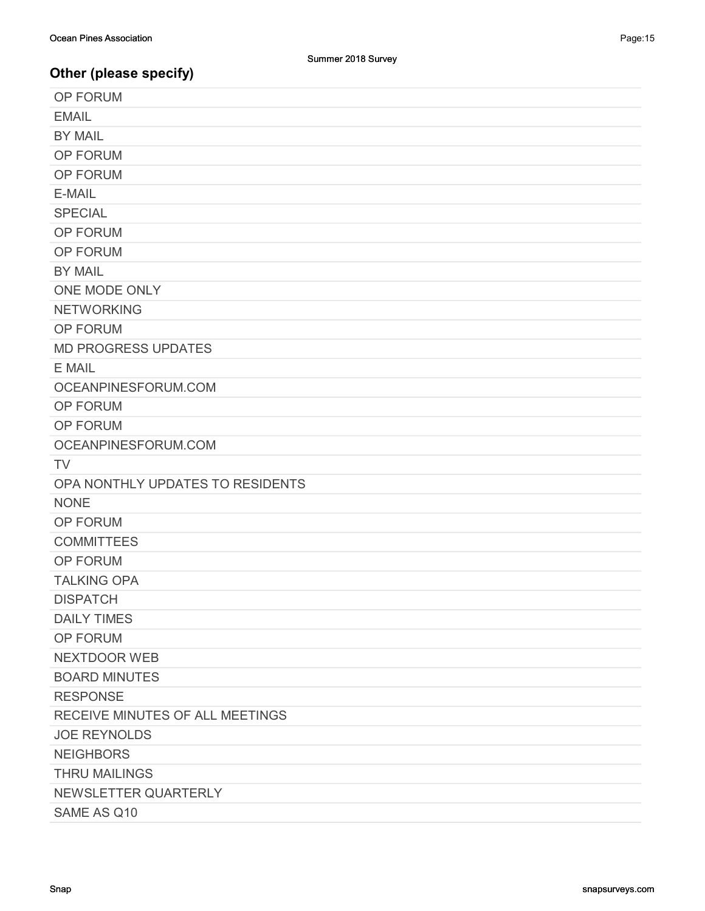## Other (please specify)

| |
|---|
| OP FORUM |
| EMAIL |
| BY MAIL |
| OP FORUM |
| OP FORUM |
| E-MAIL |
| SPECIAL |
| OP FORUM |
| OP FORUM |
| BY MAIL |
| ONE MODE ONLY |
| NETWORKING |
| OP FORUM |
| MD PROGRESS UPDATES |
| E MAIL |
| OCEANPINESFORUM.COM |
| OP FORUM |
| OP FORUM |
| OCEANPINESFORUM.COM |
| TV |
| OPA NONTHLY UPDATES TO RESIDENTS |
| NONE |
| OP FORUM |
| COMMITTEES |
| OP FORUM |
| TALKING OPA |
| DISPATCH |
| DAILY TIMES |
| OP FORUM |
| NEXTDOOR WEB |
| BOARD MINUTES |
| RESPONSE |
| RECEIVE MINUTES OF ALL MEETINGS |
| JOE REYNOLDS |
| NEIGHBORS |
| THRU MAILINGS |
| NEWSLETTER QUARTERLY |
| SAME AS Q10 |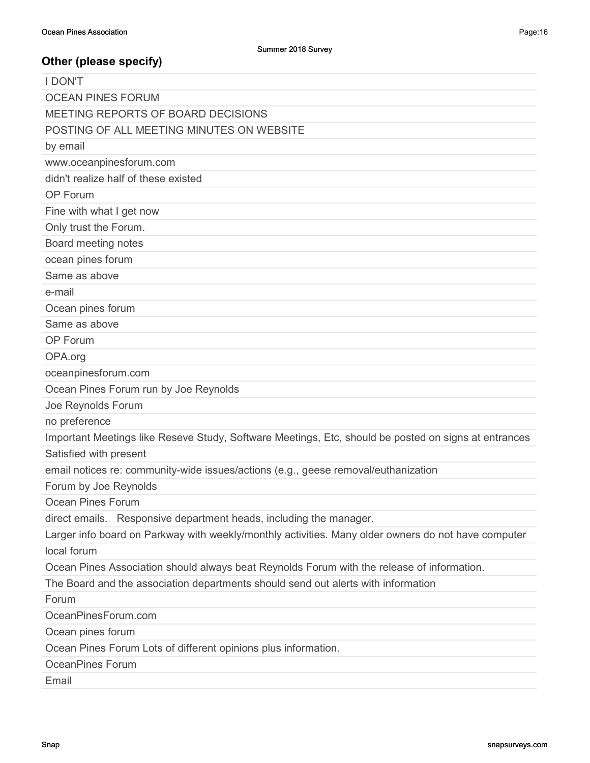## Other (please specify)

| |
|---|
| I DON'T |
| OCEAN PINES FORUM |
| MEETING REPORTS OF BOARD DECISIONS |
| POSTING OF ALL MEETING MINUTES ON WEBSITE |
| by email |
| www.oceanpinesforum.com |
| didn't realize half of these existed |
| OP Forum |
| Fine with what I get now |
| Only trust the Forum. |
| Board meeting notes |
| ocean pines forum |
| Same as above |
| e-mail |
| Ocean pines forum |
| Same as above |
| OP Forum |
| OPA.org |
| oceanpinesforum.com |
| Ocean Pines Forum run by Joe Reynolds |
| Joe Reynolds Forum |
| no preference |
| Important Meetings like Reseve Study, Software Meetings, Etc, should be posted on signs at entrances |
| Satisfied with present |
| email notices re: community-wide issues/actions (e.g., geese removal/euthanization |
| Forum by Joe Reynolds |
| Ocean Pines Forum |
| direct emails. Responsive department heads, including the manager. |
| Larger info board on Parkway with weekly/monthly activities. Many older owners do not have computer |
| local forum |
| Ocean Pines Association should always beat Reynolds Forum with the release of information. |
| The Board and the association departments should send out alerts with information |
| Forum |
| OceanPinesForum.com |
| Ocean pines forum |
| Ocean Pines Forum Lots of different opinions plus information. |
| OceanPines Forum |
| Email |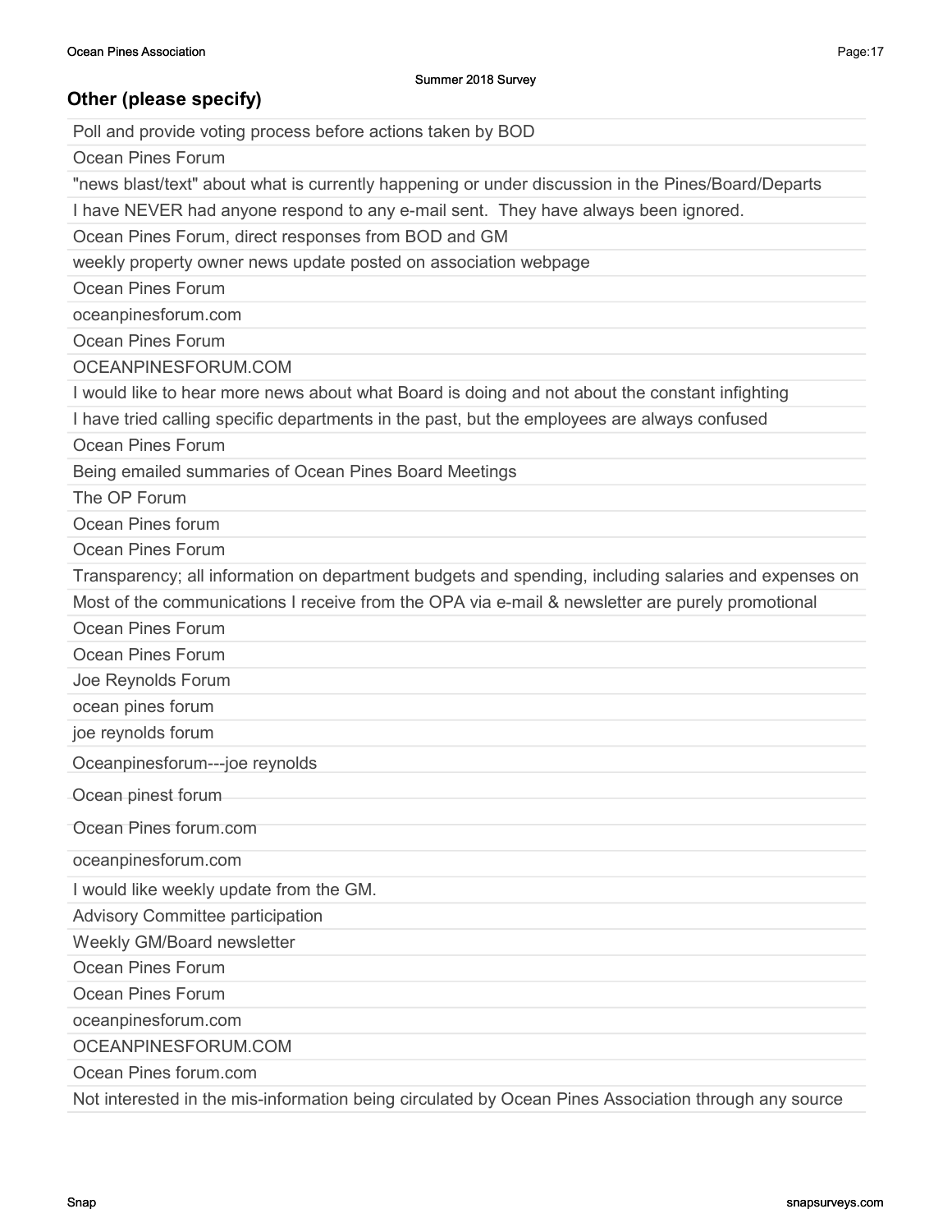## Other (please specify)

| |
|---|
| Poll and provide voting process before actions taken by BOD |
| Ocean Pines Forum |
| "news blast/text" about what is currently happening or under discussion in the Pines/Board/Departs |
| I have NEVER had anyone respond to any e-mail sent. They have always been ignored. |
| Ocean Pines Forum, direct responses from BOD and GM |
| weekly property owner news update posted on association webpage |
| Ocean Pines Forum |
| oceanpinesforum.com |
| Ocean Pines Forum |
| OCEANPINESFORUM.COM |
| I would like to hear more news about what Board is doing and not about the constant infighting |
| I have tried calling specific departments in the past, but the employees are always confused |
| Ocean Pines Forum |
| Being emailed summaries of Ocean Pines Board Meetings |
| The OP Forum |
| Ocean Pines forum |
| Ocean Pines Forum |
| Transparency; all information on department budgets and spending, including salaries and expenses on |
| Most of the communications I receive from the OPA via e-mail & newsletter are purely promotional |
| Ocean Pines Forum |
| Ocean Pines Forum |
| Joe Reynolds Forum |
| ocean pines forum |
| joe reynolds forum |
| Oceanpinesforum---joe reynolds |
| Ocean pinest forum |
| Ocean Pines forum.com |
| oceanpinesforum.com |
| I would like weekly update from the GM. |
| Advisory Committee participation |
| Weekly GM/Board newsletter |
| Ocean Pines Forum |
| Ocean Pines Forum |
| oceanpinesforum.com |
| OCEANPINESFORUM.COM |
| Ocean Pines forum.com |
| Not interested in the mis-information being circulated by Ocean Pines Association through any source |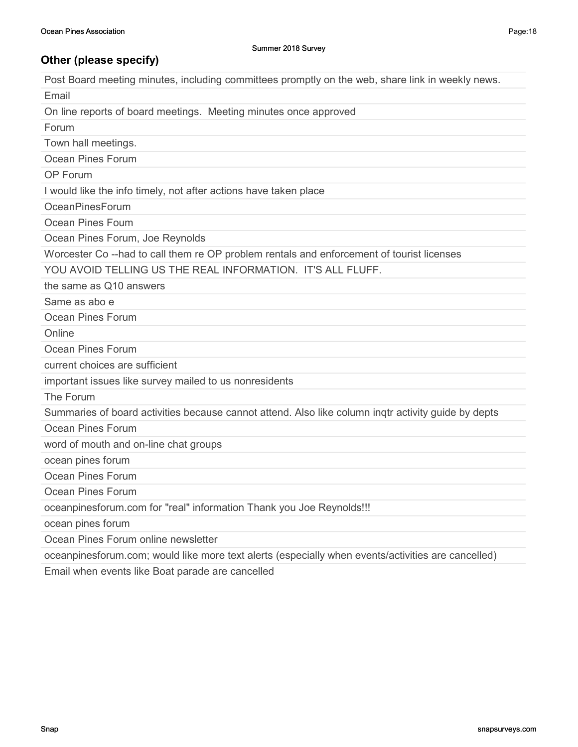Summer 2018 Survey

## Other (please specify)

| Other (please specify) |
|---|
| Post Board meeting minutes, including committees promptly on the web, share link in weekly news. |
| Email |
| On line reports of board meetings. Meeting minutes once approved |
| Forum |
| Town hall meetings. |
| Ocean Pines Forum |
| OP Forum |
| I would like the info timely, not after actions have taken place |
| OceanPinesForum |
| Ocean Pines Foum |
| Ocean Pines Forum, Joe Reynolds |
| Worcester Co --had to call them re OP problem rentals and enforcement of tourist licenses |
| YOU AVOID TELLING US THE REAL INFORMATION. IT'S ALL FLUFF. |
| the same as Q10 answers |
| Same as abo e |
| Ocean Pines Forum |
| Online |
| Ocean Pines Forum |
| current choices are sufficient |
| important issues like survey mailed to us nonresidents |
| The Forum |
| Summaries of board activities because cannot attend. Also like column inqtr activity guide by depts |
| Ocean Pines Forum |
| word of mouth and on-line chat groups |
| ocean pines forum |
| Ocean Pines Forum |
| Ocean Pines Forum |
| oceanpinesforum.com for "real" information Thank you Joe Reynolds!!! |
| ocean pines forum |
| Ocean Pines Forum online newsletter |
| oceanpinesforum.com; would like more text alerts (especially when events/activities are cancelled) |
| Email when events like Boat parade are cancelled |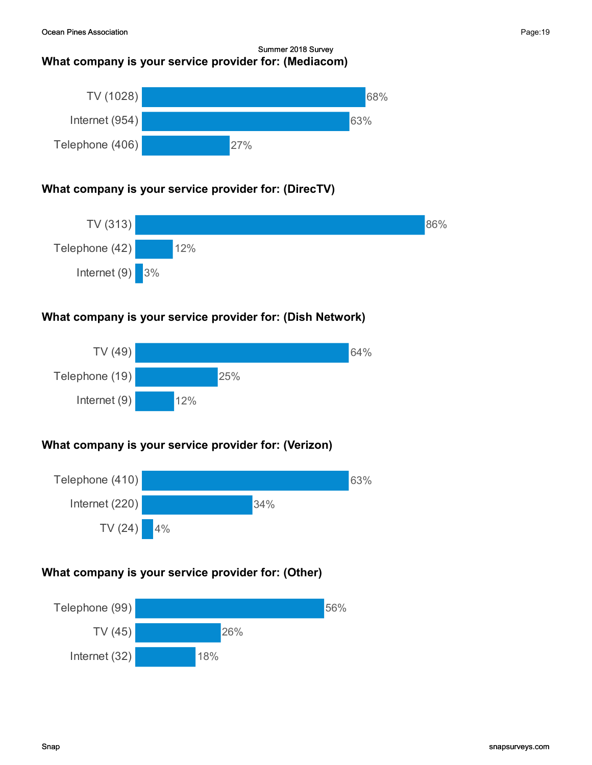Summer 2018 Survey

### What company is your service provider for: (Mediacom)

| Service | Percent |
|---|---|
| TV (1028) | 68% |
| Internet (954) | 63% |
| Telephone (406) | 27% |

### What company is your service provider for: (DirecTV)

| Service | Percent |
|---|---|
| TV (313) | 86% |
| Telephone (42) | 12% |
| Internet (9) | 3% |

### What company is your service provider for: (Dish Network)

| Service | Percent |
|---|---|
| TV (49) | 64% |
| Telephone (19) | 25% |
| Internet (9) | 12% |

### What company is your service provider for: (Verizon)

| Service | Percent |
|---|---|
| Telephone (410) | 63% |
| Internet (220) | 34% |
| TV (24) | 4% |

### What company is your service provider for: (Other)

| Service | Percent |
|---|---|
| Telephone (99) | 56% |
| TV (45) | 26% |
| Internet (32) | 18% |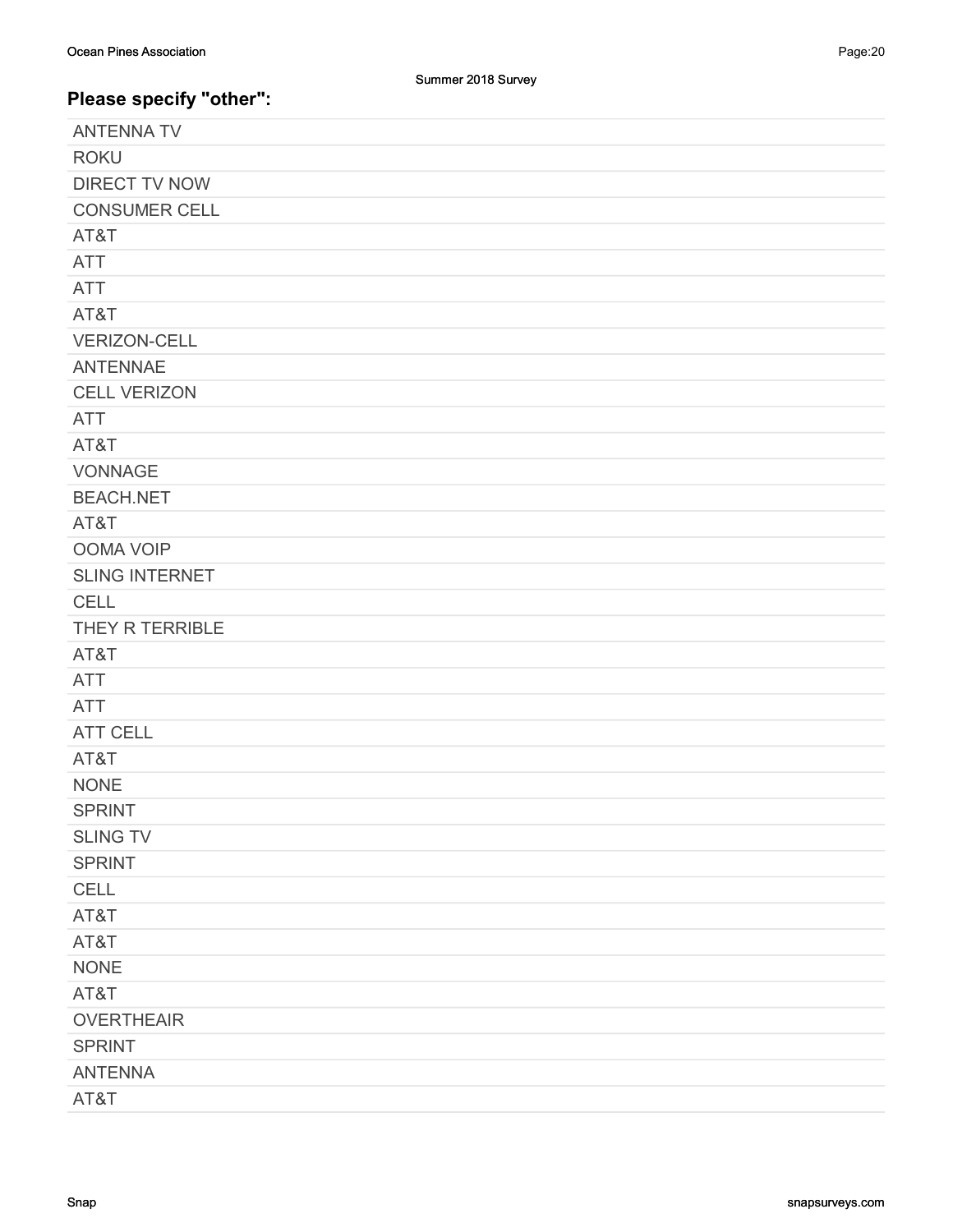## Please specify "other":

| |
|---|
| ANTENNA TV |
| ROKU |
| DIRECT TV NOW |
| CONSUMER CELL |
| AT&T |
| ATT |
| ATT |
| AT&T |
| VERIZON-CELL |
| ANTENNAE |
| CELL VERIZON |
| ATT |
| AT&T |
| VONNAGE |
| BEACH.NET |
| AT&T |
| OOMA VOIP |
| SLING INTERNET |
| CELL |
| THEY R TERRIBLE |
| AT&T |
| ATT |
| ATT |
| ATT CELL |
| AT&T |
| NONE |
| SPRINT |
| SLING TV |
| SPRINT |
| CELL |
| AT&T |
| AT&T |
| NONE |
| AT&T |
| OVERTHEAIR |
| SPRINT |
| ANTENNA |
| AT&T |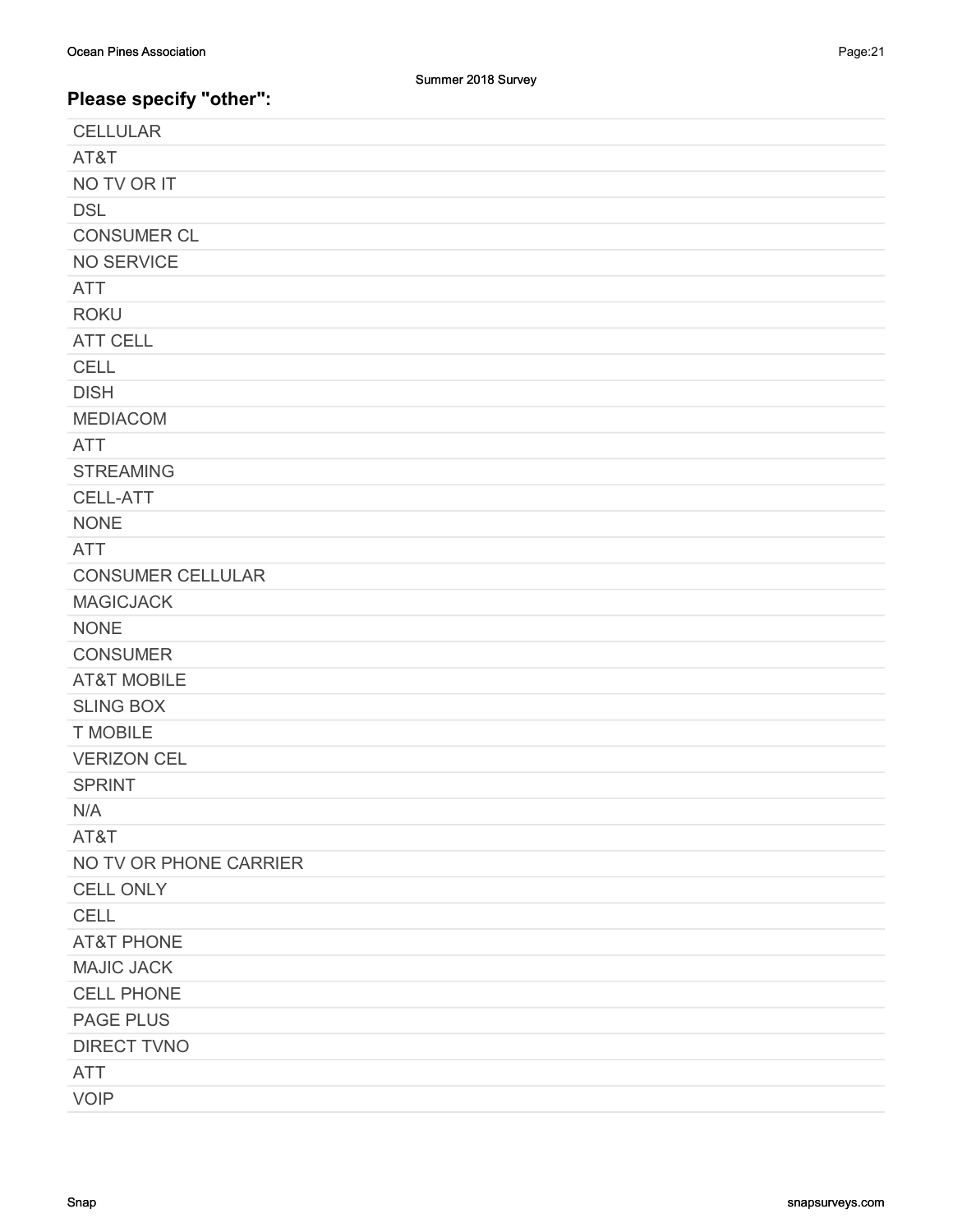## Please specify "other":

| |
|---|
| CELLULAR |
| AT&T |
| NO TV OR IT |
| DSL |
| CONSUMER CL |
| NO SERVICE |
| ATT |
| ROKU |
| ATT CELL |
| CELL |
| DISH |
| MEDIACOM |
| ATT |
| STREAMING |
| CELL-ATT |
| NONE |
| ATT |
| CONSUMER CELLULAR |
| MAGICJACK |
| NONE |
| CONSUMER |
| AT&T MOBILE |
| SLING BOX |
| T MOBILE |
| VERIZON CEL |
| SPRINT |
| N/A |
| AT&T |
| NO TV OR PHONE CARRIER |
| CELL ONLY |
| CELL |
| AT&T PHONE |
| MAJIC JACK |
| CELL PHONE |
| PAGE PLUS |
| DIRECT TVNO |
| ATT |
| VOIP |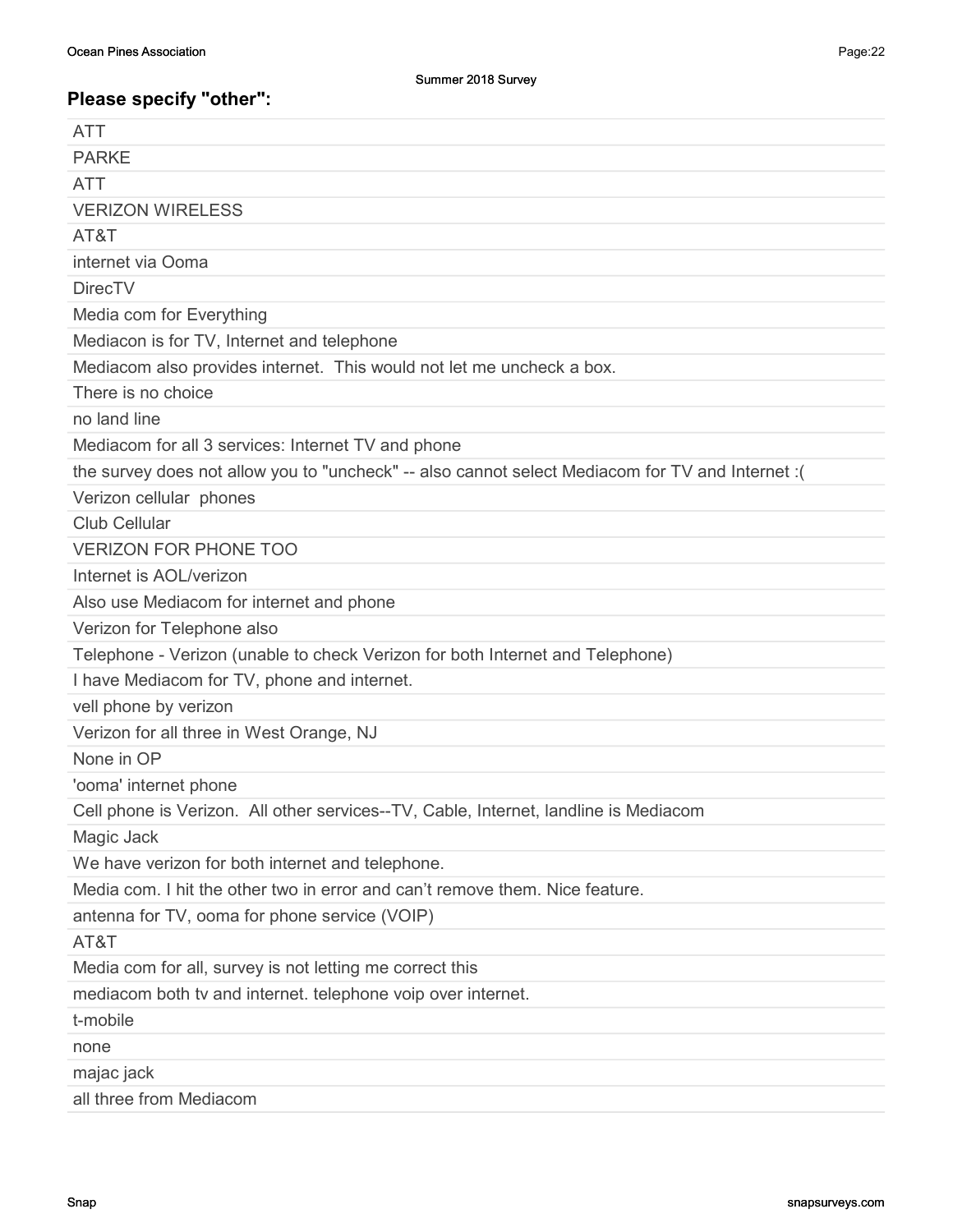## Please specify "other":

| |
|---|
| ATT |
| PARKE |
| ATT |
| VERIZON WIRELESS |
| AT&T |
| internet via Ooma |
| DirecTV |
| Media com for Everything |
| Mediacon is for TV, Internet and telephone |
| Mediacom also provides internet. This would not let me uncheck a box. |
| There is no choice |
| no land line |
| Mediacom for all 3 services: Internet TV and phone |
| the survey does not allow you to "uncheck" -- also cannot select Mediacom for TV and Internet :( |
| Verizon cellular phones |
| Club Cellular |
| VERIZON FOR PHONE TOO |
| Internet is AOL/verizon |
| Also use Mediacom for internet and phone |
| Verizon for Telephone also |
| Telephone - Verizon (unable to check Verizon for both Internet and Telephone) |
| I have Mediacom for TV, phone and internet. |
| vell phone by verizon |
| Verizon for all three in West Orange, NJ |
| None in OP |
| 'ooma' internet phone |
| Cell phone is Verizon. All other services--TV, Cable, Internet, landline is Mediacom |
| Magic Jack |
| We have verizon for both internet and telephone. |
| Media com. I hit the other two in error and can't remove them. Nice feature. |
| antenna for TV, ooma for phone service (VOIP) |
| AT&T |
| Media com for all, survey is not letting me correct this |
| mediacom both tv and internet. telephone voip over internet. |
| t-mobile |
| none |
| majac jack |
| all three from Mediacom |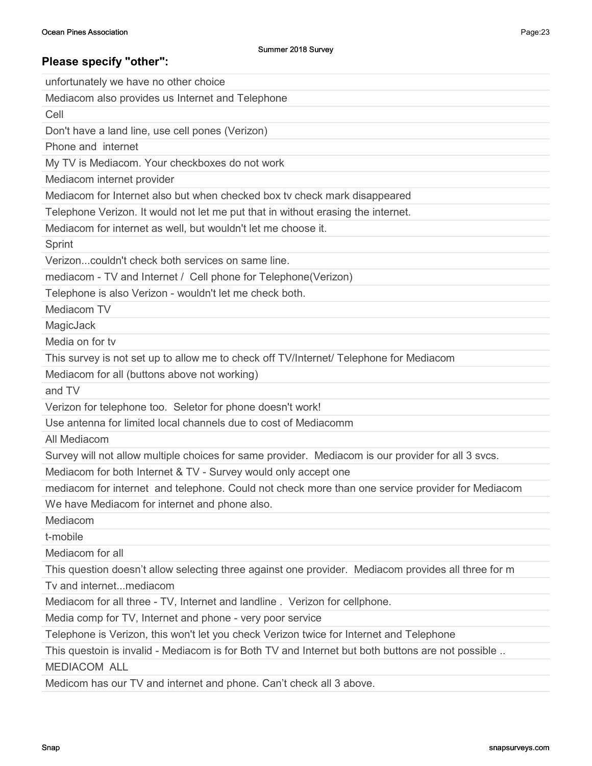## Please specify "other":

| |
|---|
| unfortunately we have no other choice |
| Mediacom also provides us Internet and Telephone |
| Cell |
| Don't have a land line, use cell pones (Verizon) |
| Phone and internet |
| My TV is Mediacom. Your checkboxes do not work |
| Mediacom internet provider |
| Mediacom for Internet also but when checked box tv check mark disappeared |
| Telephone Verizon. It would not let me put that in without erasing the internet. |
| Mediacom for internet as well, but wouldn't let me choose it. |
| Sprint |
| Verizon...couldn't check both services on same line. |
| mediacom - TV and Internet / Cell phone for Telephone(Verizon) |
| Telephone is also Verizon - wouldn't let me check both. |
| Mediacom TV |
| MagicJack |
| Media on for tv |
| This survey is not set up to allow me to check off TV/Internet/ Telephone for Mediacom |
| Mediacom for all (buttons above not working) |
| and TV |
| Verizon for telephone too. Seletor for phone doesn't work! |
| Use antenna for limited local channels due to cost of Mediacomm |
| All Mediacom |
| Survey will not allow multiple choices for same provider. Mediacom is our provider for all 3 svcs. |
| Mediacom for both Internet & TV - Survey would only accept one |
| mediacom for internet and telephone. Could not check more than one service provider for Mediacom |
| We have Mediacom for internet and phone also. |
| Mediacom |
| t-mobile |
| Mediacom for all |
| This question doesn't allow selecting three against one provider. Mediacom provides all three for m |
| Tv and internet...mediacom |
| Mediacom for all three - TV, Internet and landline . Verizon for cellphone. |
| Media comp for TV, Internet and phone - very poor service |
| Telephone is Verizon, this won't let you check Verizon twice for Internet and Telephone |
| This questoin is invalid - Mediacom is for Both TV and Internet but both buttons are not possible .. |
| MEDIACOM ALL |
| Medicom has our TV and internet and phone. Can't check all 3 above. |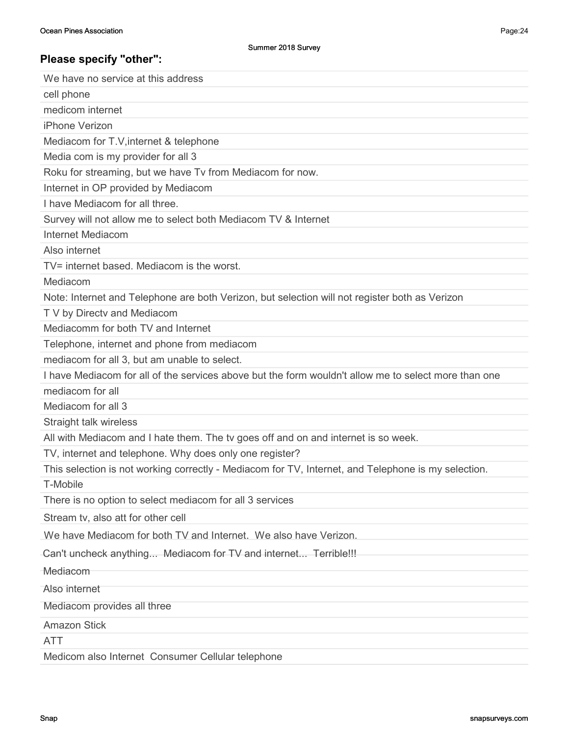## Please specify "other":

| |
|---|
| We have no service at this address |
| cell phone |
| medicom internet |
| iPhone Verizon |
| Mediacom for T.V,internet & telephone |
| Media com is my provider for all 3 |
| Roku for streaming, but we have Tv from Mediacom for now. |
| Internet in OP provided by Mediacom |
| I have Mediacom for all three. |
| Survey will not allow me to select both Mediacom TV & Internet |
| Internet Mediacom |
| Also internet |
| TV= internet based. Mediacom is the worst. |
| Mediacom |
| Note: Internet and Telephone are both Verizon, but selection will not register both as Verizon |
| T V by Directv and Mediacom |
| Mediacomm for both TV and Internet |
| Telephone, internet and phone from mediacom |
| mediacom for all 3, but am unable to select. |
| I have Mediacom for all of the services above but the form wouldn't allow me to select more than one |
| mediacom for all |
| Mediacom for all 3 |
| Straight talk wireless |
| All with Mediacom and I hate them. The tv goes off and on and internet is so week. |
| TV, internet and telephone. Why does only one register? |
| This selection is not working correctly - Mediacom for TV, Internet, and Telephone is my selection. |
| T-Mobile |
| There is no option to select mediacom for all 3 services |
| Stream tv, also att for other cell |
| We have Mediacom for both TV and Internet. We also have Verizon. |
| Can't uncheck anything... Mediacom for TV and internet... Terrible!!! |
| Mediacom |
| Also internet |
| Mediacom provides all three |
| Amazon Stick |
| ATT |
| Medicom also Internet Consumer Cellular telephone |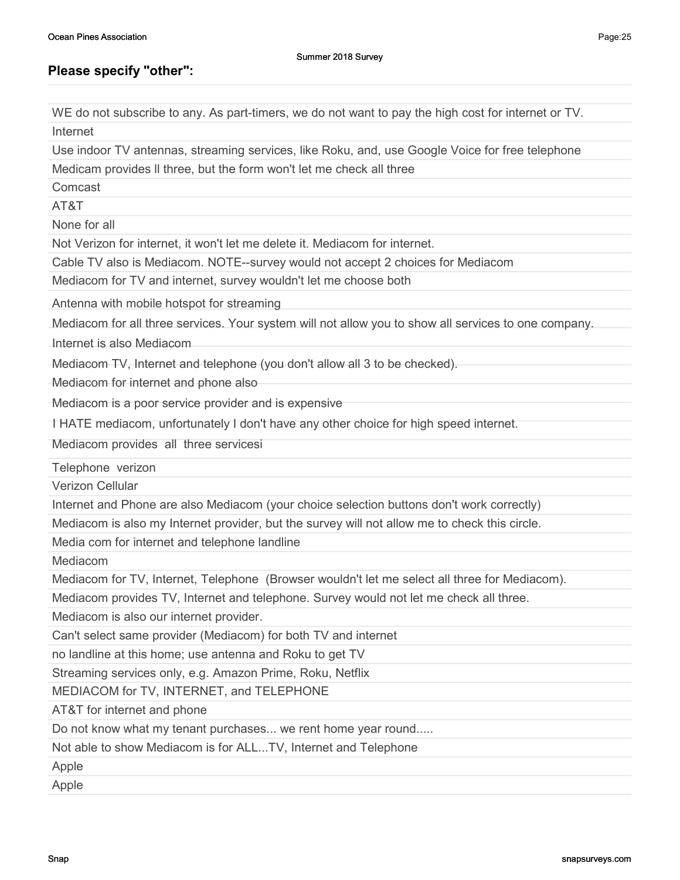## Please specify "other":

- WE do not subscribe to any. As part-timers, we do not want to pay the high cost for internet or TV.
- Internet
- Use indoor TV antennas, streaming services, like Roku, and, use Google Voice for free telephone
- Medicam provides ll three, but the form won't let me check all three
- Comcast
- AT&T
- None for all
- Not Verizon for internet, it won't let me delete it. Mediacom for internet.
- Cable TV also is Mediacom. NOTE--survey would not accept 2 choices for Mediacom
- Mediacom for TV and internet, survey wouldn't let me choose both
- Antenna with mobile hotspot for streaming
- Mediacom for all three services. Your system will not allow you to show all services to one company.
- Internet is also Mediacom
- Mediacom TV, Internet and telephone (you don't allow all 3 to be checked).
- Mediacom for internet and phone also
- Mediacom is a poor service provider and is expensive
- I HATE mediacom, unfortunately I don't have any other choice for high speed internet.
- Mediacom provides all three servicesi
- Telephone verizon
- Verizon Cellular
- Internet and Phone are also Mediacom (your choice selection buttons don't work correctly)
- Mediacom is also my Internet provider, but the survey will not allow me to check this circle.
- Media com for internet and telephone landline
- Mediacom
- Mediacom for TV, Internet, Telephone (Browser wouldn't let me select all three for Mediacom).
- Mediacom provides TV, Internet and telephone. Survey would not let me check all three.
- Mediacom is also our internet provider.
- Can't select same provider (Mediacom) for both TV and internet
- no landline at this home; use antenna and Roku to get TV
- Streaming services only, e.g. Amazon Prime, Roku, Netflix
- MEDIACOM for TV, INTERNET, and TELEPHONE
- AT&T for internet and phone
- Do not know what my tenant purchases... we rent home year round.....
- Not able to show Mediacom is for ALL...TV, Internet and Telephone
- Apple
- Apple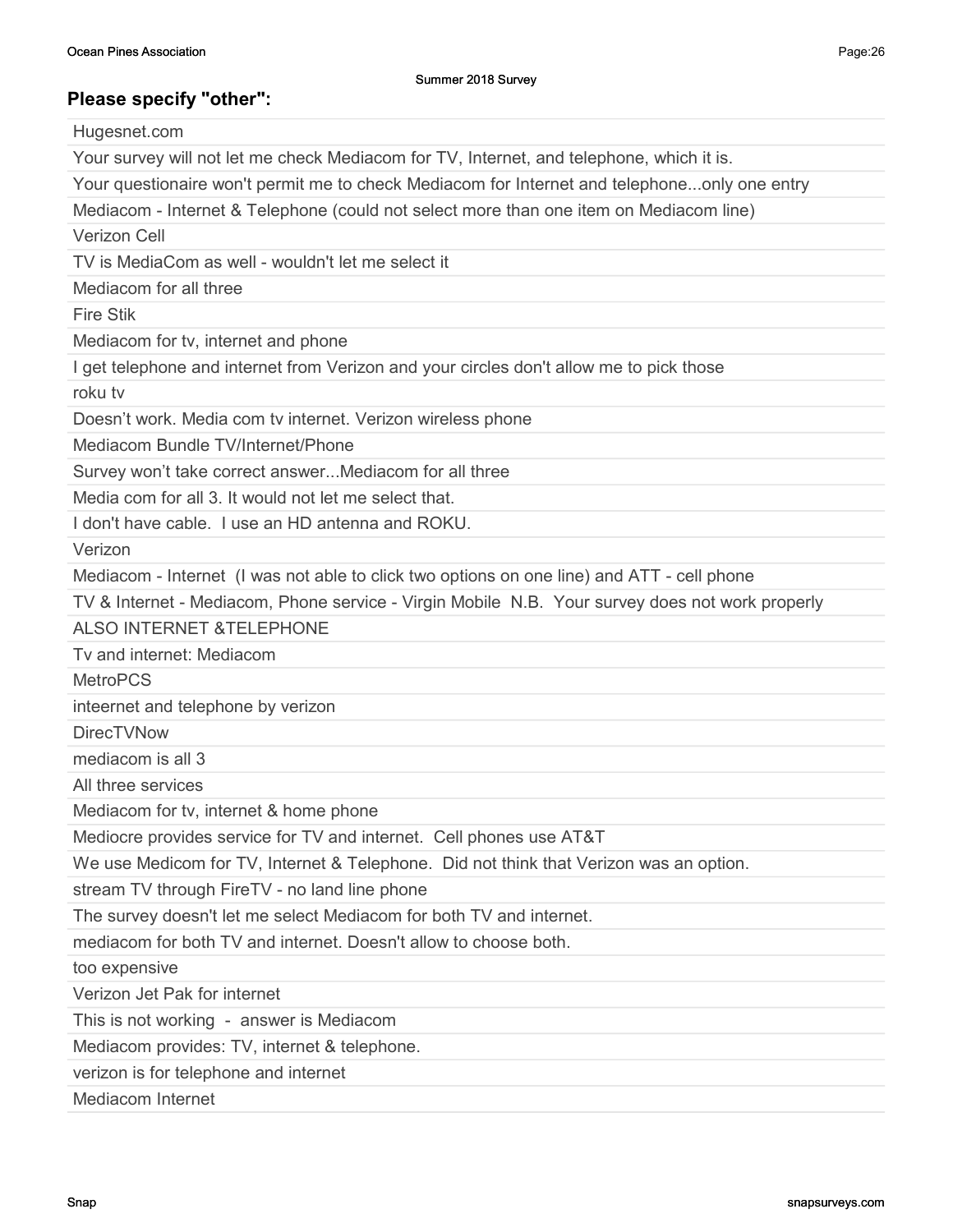## Please specify "other":

| |
|---|
| Hugesnet.com |
| Your survey will not let me check Mediacom for TV, Internet, and telephone, which it is. |
| Your questionaire won't permit me to check Mediacom for Internet and telephone...only one entry |
| Mediacom - Internet & Telephone (could not select more than one item on Mediacom line) |
| Verizon Cell |
| TV is MediaCom as well - wouldn't let me select it |
| Mediacom for all three |
| Fire Stik |
| Mediacom for tv, internet and phone |
| I get telephone and internet from Verizon and your circles don't allow me to pick those |
| roku tv |
| Doesn't work. Media com tv internet. Verizon wireless phone |
| Mediacom Bundle TV/Internet/Phone |
| Survey won't take correct answer...Mediacom for all three |
| Media com for all 3. It would not let me select that. |
| I don't have cable. I use an HD antenna and ROKU. |
| Verizon |
| Mediacom - Internet (I was not able to click two options on one line) and ATT - cell phone |
| TV & Internet - Mediacom, Phone service - Virgin Mobile N.B. Your survey does not work properly |
| ALSO INTERNET &TELEPHONE |
| Tv and internet: Mediacom |
| MetroPCS |
| inteernet and telephone by verizon |
| DirecTVNow |
| mediacom is all 3 |
| All three services |
| Mediacom for tv, internet & home phone |
| Mediocre provides service for TV and internet. Cell phones use AT&T |
| We use Medicom for TV, Internet & Telephone. Did not think that Verizon was an option. |
| stream TV through FireTV - no land line phone |
| The survey doesn't let me select Mediacom for both TV and internet. |
| mediacom for both TV and internet. Doesn't allow to choose both. |
| too expensive |
| Verizon Jet Pak for internet |
| This is not working - answer is Mediacom |
| Mediacom provides: TV, internet & telephone. |
| verizon is for telephone and internet |
| Mediacom Internet |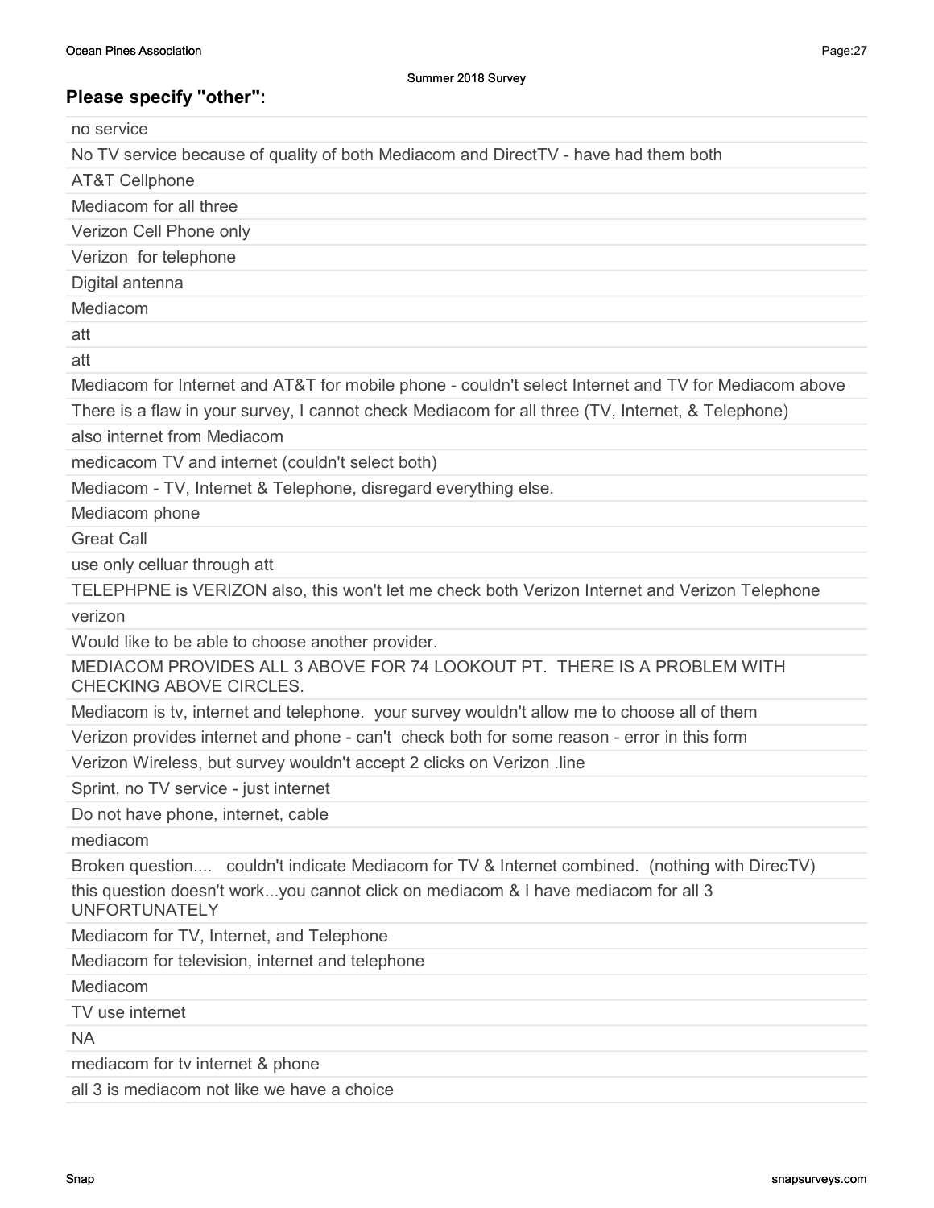Summer 2018 Survey

## Please specify "other":

| |
|---|
| no service |
| No TV service because of quality of both Mediacom and DirectTV - have had them both |
| AT&T Cellphone |
| Mediacom for all three |
| Verizon Cell Phone only |
| Verizon  for telephone |
| Digital antenna |
| Mediacom |
| att |
| att |
| Mediacom for Internet and AT&T for mobile phone - couldn't select Internet and TV for Mediacom above |
| There is a flaw in your survey, I cannot check Mediacom for all three (TV, Internet, & Telephone) |
| also internet from Mediacom |
| medicacom TV and internet (couldn't select both) |
| Mediacom - TV, Internet & Telephone, disregard everything else. |
| Mediacom phone |
| Great Call |
| use only celluar through att |
| TELEPHPNE is VERIZON also, this won't let me check both Verizon Internet and Verizon Telephone |
| verizon |
| Would like to be able to choose another provider. |
| MEDIACOM PROVIDES ALL 3 ABOVE FOR 74 LOOKOUT PT.  THERE IS A PROBLEM WITH CHECKING ABOVE CIRCLES. |
| Mediacom is tv, internet and telephone.  your survey wouldn't allow me to choose all of them |
| Verizon provides internet and phone - can't  check both for some reason - error in this form |
| Verizon Wireless, but survey wouldn't accept 2 clicks on Verizon .line |
| Sprint, no TV service - just internet |
| Do not have phone, internet, cable |
| mediacom |
| Broken question....   couldn't indicate Mediacom for TV & Internet combined.  (nothing with DirecTV) |
| this question doesn't work...you cannot click on mediacom & I have mediacom for all 3 UNFORTUNATELY |
| Mediacom for TV, Internet, and Telephone |
| Mediacom for television, internet and telephone |
| Mediacom |
| TV use internet |
| NA |
| mediacom for tv internet & phone |
| all 3 is mediacom not like we have a choice |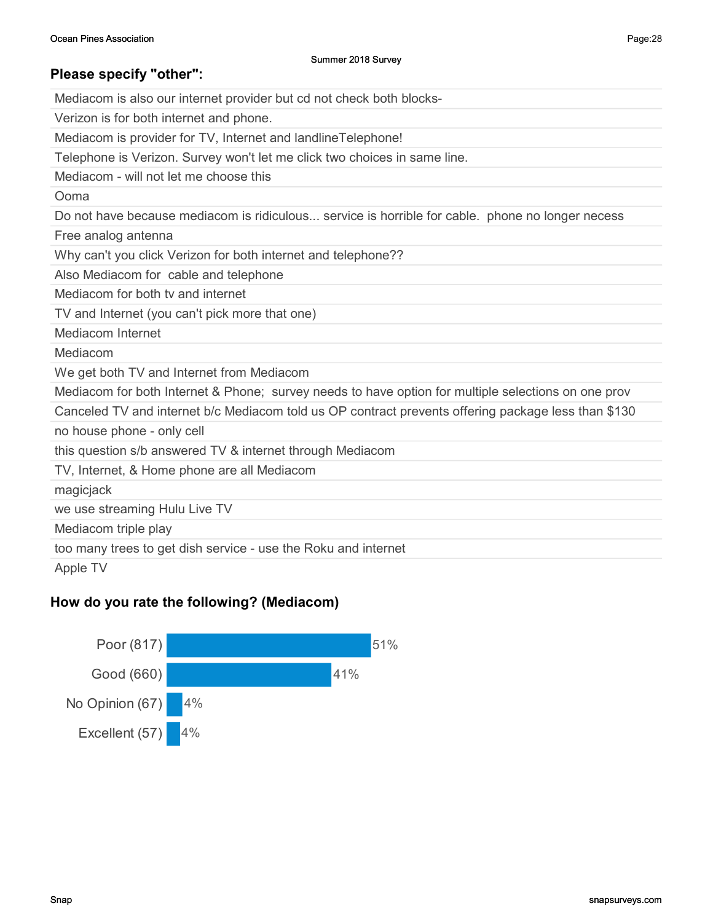## Please specify "other":

| |
|---|
| Mediacom is also our internet provider but cd not check both blocks- |
| Verizon is for both internet and phone. |
| Mediacom is provider for TV, Internet and landlineTelephone! |
| Telephone is Verizon. Survey won't let me click two choices in same line. |
| Mediacom - will not let me choose this |
| Ooma |
| Do not have because mediacom is ridiculous... service is horrible for cable. phone no longer necess |
| Free analog antenna |
| Why can't you click Verizon for both internet and telephone?? |
| Also Mediacom for cable and telephone |
| Mediacom for both tv and internet |
| TV and Internet (you can't pick more that one) |
| Mediacom Internet |
| Mediacom |
| We get both TV and Internet from Mediacom |
| Mediacom for both Internet & Phone; survey needs to have option for multiple selections on one prov |
| Canceled TV and internet b/c Mediacom told us OP contract prevents offering package less than $130 |
| no house phone - only cell |
| this question s/b answered TV & internet through Mediacom |
| TV, Internet, & Home phone are all Mediacom |
| magicjack |
| we use streaming Hulu Live TV |
| Mediacom triple play |
| too many trees to get dish service - use the Roku and internet |
| Apple TV |

## How do you rate the following? (Mediacom)

| Response | Count | Percent |
|---|---|---|
| Poor | 817 | 51% |
| Good | 660 | 41% |
| No Opinion | 67 | 4% |
| Excellent | 57 | 4% |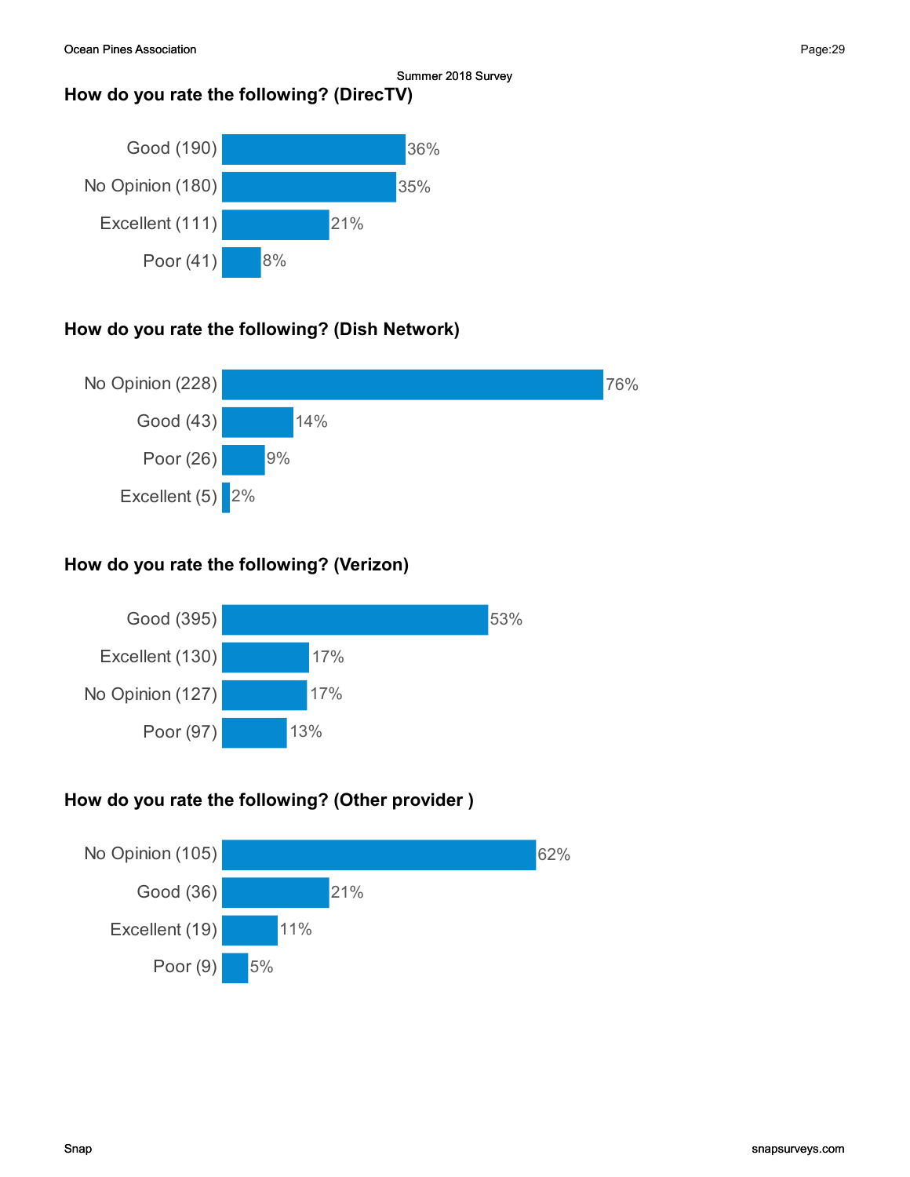## How do you rate the following? (DirecTV)

| Response | Percent |
|---|---|
| Good (190) | 36% |
| No Opinion (180) | 35% |
| Excellent (111) | 21% |
| Poor (41) | 8% |

## How do you rate the following? (Dish Network)

| Response | Percent |
|---|---|
| No Opinion (228) | 76% |
| Good (43) | 14% |
| Poor (26) | 9% |
| Excellent (5) | 2% |

## How do you rate the following? (Verizon)

| Response | Percent |
|---|---|
| Good (395) | 53% |
| Excellent (130) | 17% |
| No Opinion (127) | 17% |
| Poor (97) | 13% |

## How do you rate the following? (Other provider )

| Response | Percent |
|---|---|
| No Opinion (105) | 62% |
| Good (36) | 21% |
| Excellent (19) | 11% |
| Poor (9) | 5% |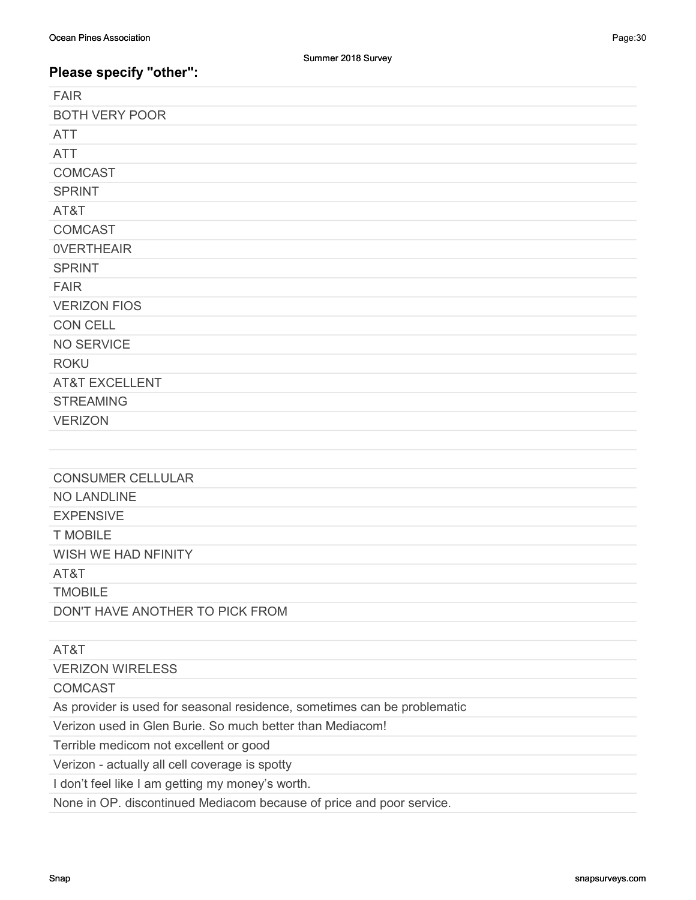## Please specify "other":

| |
|---|
| FAIR |
| BOTH VERY POOR |
| ATT |
| ATT |
| COMCAST |
| SPRINT |
| AT&T |
| COMCAST |
| 0VERTHEAIR |
| SPRINT |
| FAIR |
| VERIZON FIOS |
| CON CELL |
| NO SERVICE |
| ROKU |
| AT&T EXCELLENT |
| STREAMING |
| VERIZON |
| |
| CONSUMER CELLULAR |
| NO LANDLINE |
| EXPENSIVE |
| T MOBILE |
| WISH WE HAD NFINITY |
| AT&T |
| TMOBILE |
| DON'T HAVE ANOTHER TO PICK FROM |
| |
| AT&T |
| VERIZON WIRELESS |
| COMCAST |
| As provider is used for seasonal residence, sometimes can be problematic |
| Verizon used in Glen Burie. So much better than Mediacom! |
| Terrible medicom not excellent or good |
| Verizon - actually all cell coverage is spotty |
| I don't feel like I am getting my money's worth. |
| None in OP. discontinued Mediacom because of price and poor service. |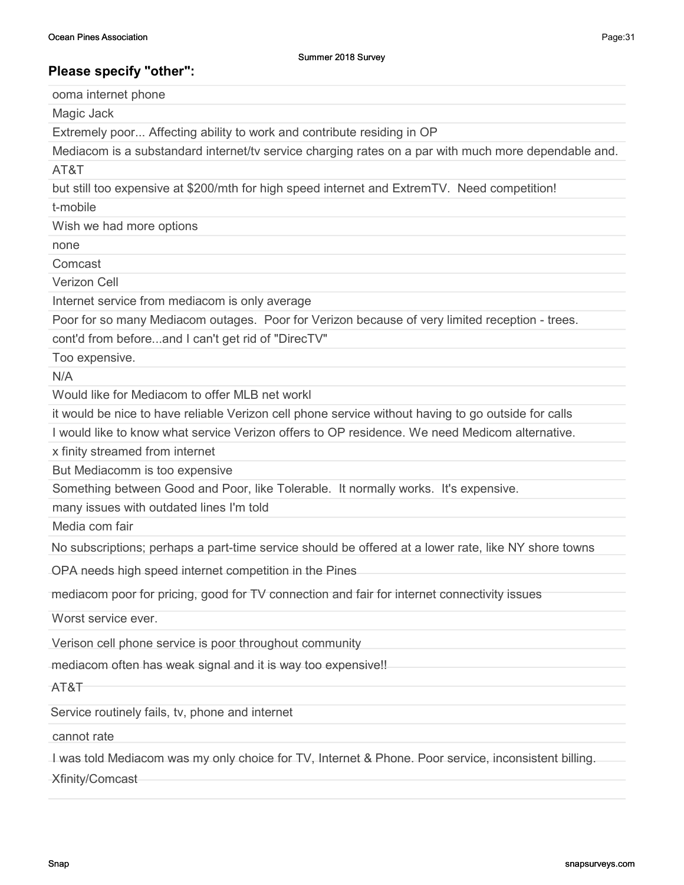## Please specify "other":

| |
|---|
| ooma internet phone |
| Magic Jack |
| Extremely poor... Affecting ability to work and contribute residing in OP |
| Mediacom is a substandard internet/tv service charging rates on a par with much more dependable and. |
| AT&T |
| but still too expensive at $200/mth for high speed internet and ExtremTV. Need competition! |
| t-mobile |
| Wish we had more options |
| none |
| Comcast |
| Verizon Cell |
| Internet service from mediacom is only average |
| Poor for so many Mediacom outages. Poor for Verizon because of very limited reception - trees. |
| cont'd from before...and I can't get rid of "DirecTV" |
| Too expensive. |
| N/A |
| Would like for Mediacom to offer MLB net workl |
| it would be nice to have reliable Verizon cell phone service without having to go outside for calls |
| I would like to know what service Verizon offers to OP residence. We need Medicom alternative. |
| x finity streamed from internet |
| But Mediacomm is too expensive |
| Something between Good and Poor, like Tolerable. It normally works. It's expensive. |
| many issues with outdated lines I'm told |
| Media com fair |
| No subscriptions; perhaps a part-time service should be offered at a lower rate, like NY shore towns |
| OPA needs high speed internet competition in the Pines |
| mediacom poor for pricing, good for TV connection and fair for internet connectivity issues |
| Worst service ever. |
| Verison cell phone service is poor throughout community |
| mediacom often has weak signal and it is way too expensive!! |
| AT&T |
| Service routinely fails, tv, phone and internet |
| cannot rate |
| I was told Mediacom was my only choice for TV, Internet & Phone. Poor service, inconsistent billing. |
| Xfinity/Comcast |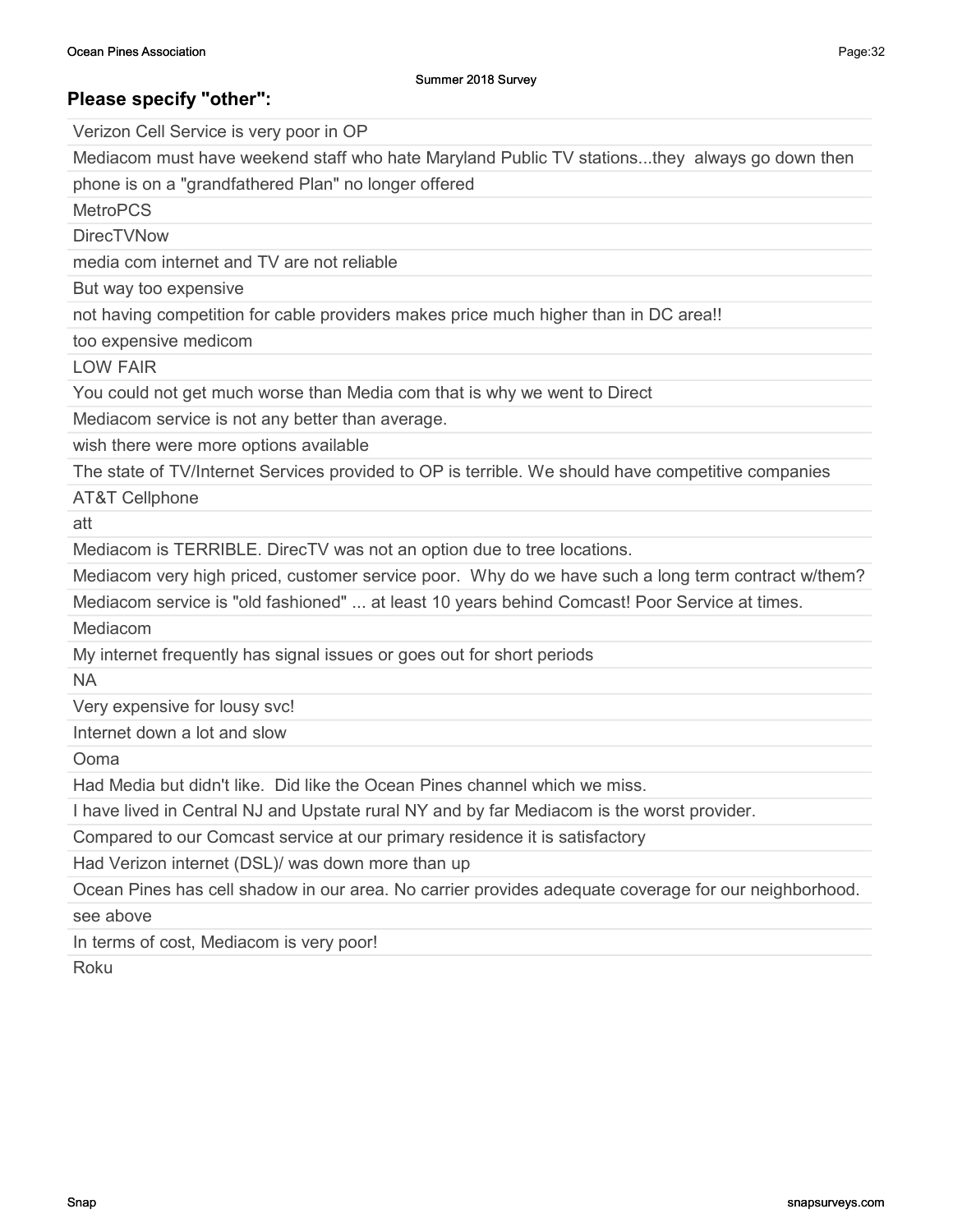## Please specify "other":

| |
|---|
| Verizon Cell Service is very poor in OP |
| Mediacom must have weekend staff who hate Maryland Public TV stations...they always go down then |
| phone is on a "grandfathered Plan" no longer offered |
| MetroPCS |
| DirecTVNow |
| media com internet and TV are not reliable |
| But way too expensive |
| not having competition for cable providers makes price much higher than in DC area!! |
| too expensive medicom |
| LOW FAIR |
| You could not get much worse than Media com that is why we went to Direct |
| Mediacom service is not any better than average. |
| wish there were more options available |
| The state of TV/Internet Services provided to OP is terrible. We should have competitive companies |
| AT&T Cellphone |
| att |
| Mediacom is TERRIBLE. DirecTV was not an option due to tree locations. |
| Mediacom very high priced, customer service poor. Why do we have such a long term contract w/them? |
| Mediacom service is "old fashioned" ... at least 10 years behind Comcast! Poor Service at times. |
| Mediacom |
| My internet frequently has signal issues or goes out for short periods |
| NA |
| Very expensive for lousy svc! |
| Internet down a lot and slow |
| Ooma |
| Had Media but didn't like. Did like the Ocean Pines channel which we miss. |
| I have lived in Central NJ and Upstate rural NY and by far Mediacom is the worst provider. |
| Compared to our Comcast service at our primary residence it is satisfactory |
| Had Verizon internet (DSL)/ was down more than up |
| Ocean Pines has cell shadow in our area. No carrier provides adequate coverage for our neighborhood. |
| see above |
| In terms of cost, Mediacom is very poor! |
| Roku |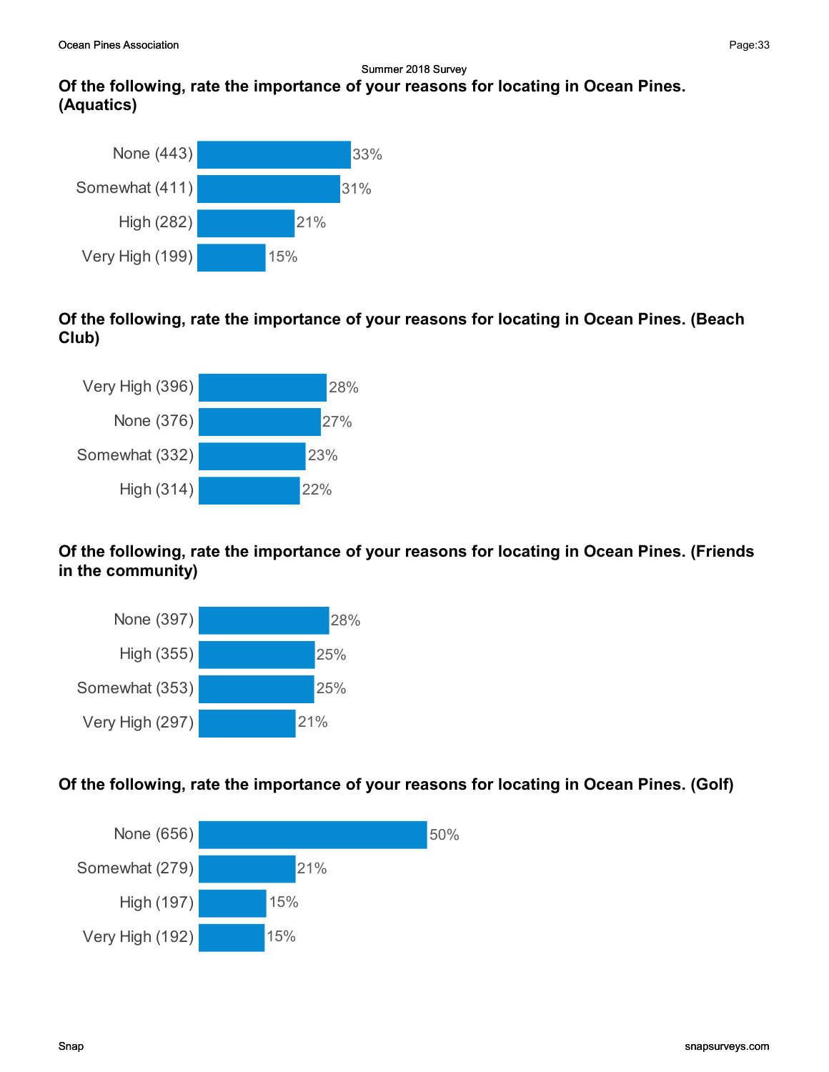Summer 2018 Survey

### Of the following, rate the importance of your reasons for locating in Ocean Pines. (Aquatics)

| Response | Percent |
| --- | --- |
| None (443) | 33% |
| Somewhat (411) | 31% |
| High (282) | 21% |
| Very High (199) | 15% |

### Of the following, rate the importance of your reasons for locating in Ocean Pines. (Beach Club)

| Response | Percent |
| --- | --- |
| Very High (396) | 28% |
| None (376) | 27% |
| Somewhat (332) | 23% |
| High (314) | 22% |

### Of the following, rate the importance of your reasons for locating in Ocean Pines. (Friends in the community)

| Response | Percent |
| --- | --- |
| None (397) | 28% |
| High (355) | 25% |
| Somewhat (353) | 25% |
| Very High (297) | 21% |

### Of the following, rate the importance of your reasons for locating in Ocean Pines. (Golf)

| Response | Percent |
| --- | --- |
| None (656) | 50% |
| Somewhat (279) | 21% |
| High (197) | 15% |
| Very High (192) | 15% |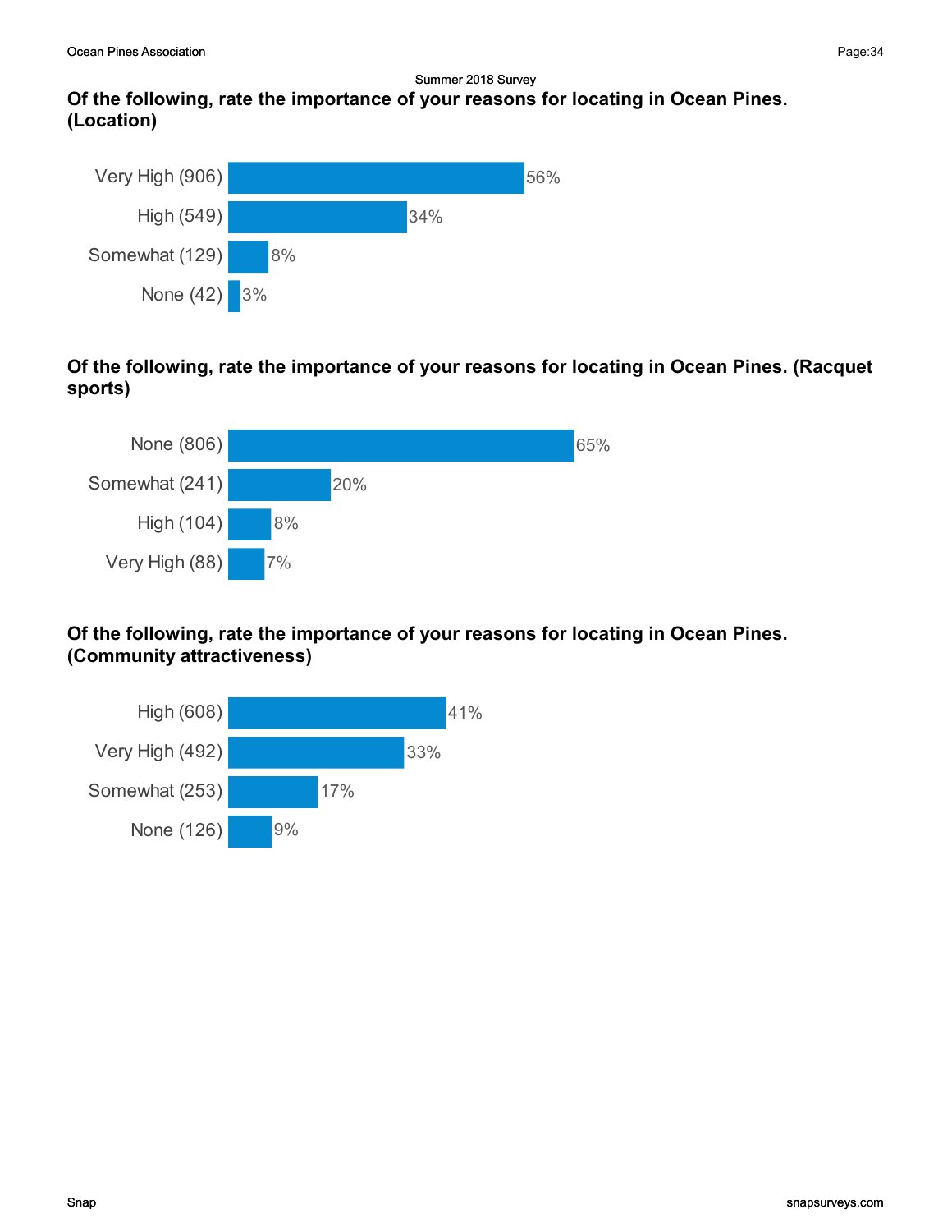Summer 2018 Survey

## Of the following, rate the importance of your reasons for locating in Ocean Pines. (Location)

| Response | Percent |
|---|---|
| Very High (906) | 56% |
| High (549) | 34% |
| Somewhat (129) | 8% |
| None (42) | 3% |

## Of the following, rate the importance of your reasons for locating in Ocean Pines. (Racquet sports)

| Response | Percent |
|---|---|
| None (806) | 65% |
| Somewhat (241) | 20% |
| High (104) | 8% |
| Very High (88) | 7% |

## Of the following, rate the importance of your reasons for locating in Ocean Pines. (Community attractiveness)

| Response | Percent |
|---|---|
| High (608) | 41% |
| Very High (492) | 33% |
| Somewhat (253) | 17% |
| None (126) | 9% |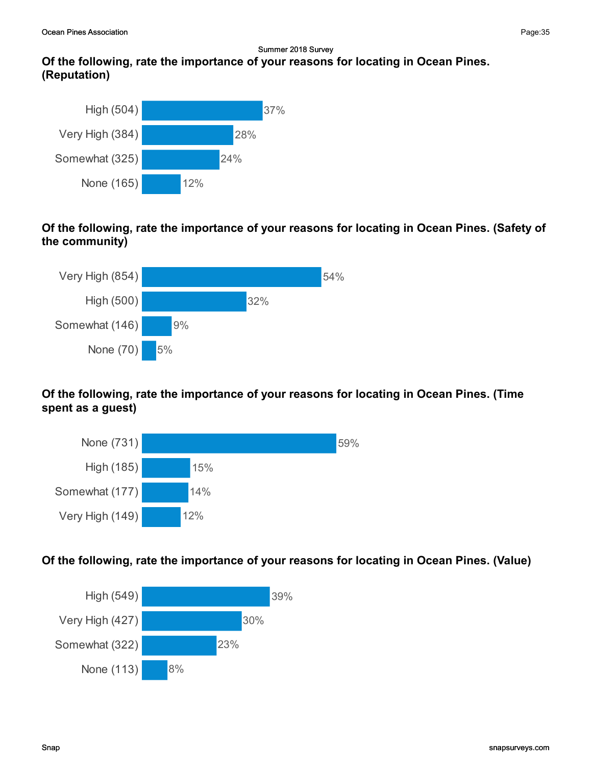Summer 2018 Survey

### Of the following, rate the importance of your reasons for locating in Ocean Pines. (Reputation)

| Response | Percent |
|---|---|
| High (504) | 37% |
| Very High (384) | 28% |
| Somewhat (325) | 24% |
| None (165) | 12% |

### Of the following, rate the importance of your reasons for locating in Ocean Pines. (Safety of the community)

| Response | Percent |
|---|---|
| Very High (854) | 54% |
| High (500) | 32% |
| Somewhat (146) | 9% |
| None (70) | 5% |

### Of the following, rate the importance of your reasons for locating in Ocean Pines. (Time spent as a guest)

| Response | Percent |
|---|---|
| None (731) | 59% |
| High (185) | 15% |
| Somewhat (177) | 14% |
| Very High (149) | 12% |

### Of the following, rate the importance of your reasons for locating in Ocean Pines. (Value)

| Response | Percent |
|---|---|
| High (549) | 39% |
| Very High (427) | 30% |
| Somewhat (322) | 23% |
| None (113) | 8% |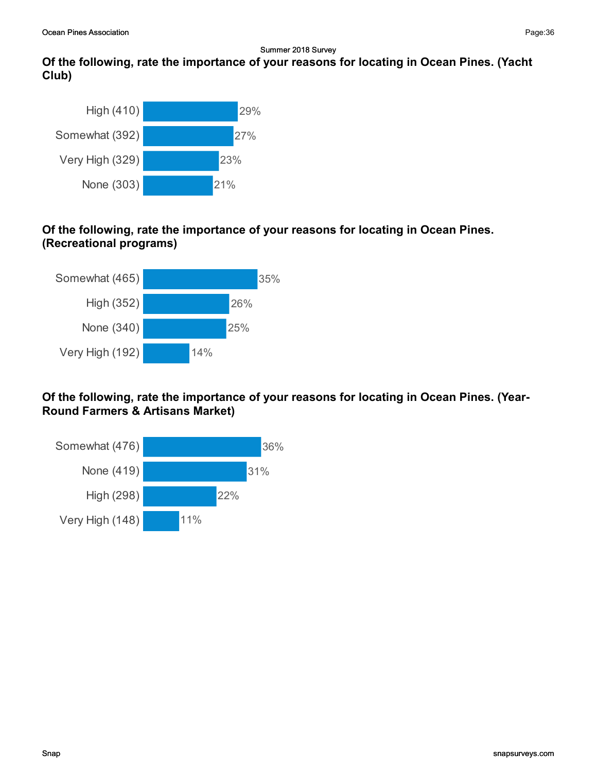### Of the following, rate the importance of your reasons for locating in Ocean Pines. (Yacht Club)

| Response | Percent |
| --- | --- |
| High (410) | 29% |
| Somewhat (392) | 27% |
| Very High (329) | 23% |
| None (303) | 21% |

### Of the following, rate the importance of your reasons for locating in Ocean Pines. (Recreational programs)

| Response | Percent |
| --- | --- |
| Somewhat (465) | 35% |
| High (352) | 26% |
| None (340) | 25% |
| Very High (192) | 14% |

### Of the following, rate the importance of your reasons for locating in Ocean Pines. (Year-Round Farmers & Artisans Market)

| Response | Percent |
| --- | --- |
| Somewhat (476) | 36% |
| None (419) | 31% |
| High (298) | 22% |
| Very High (148) | 11% |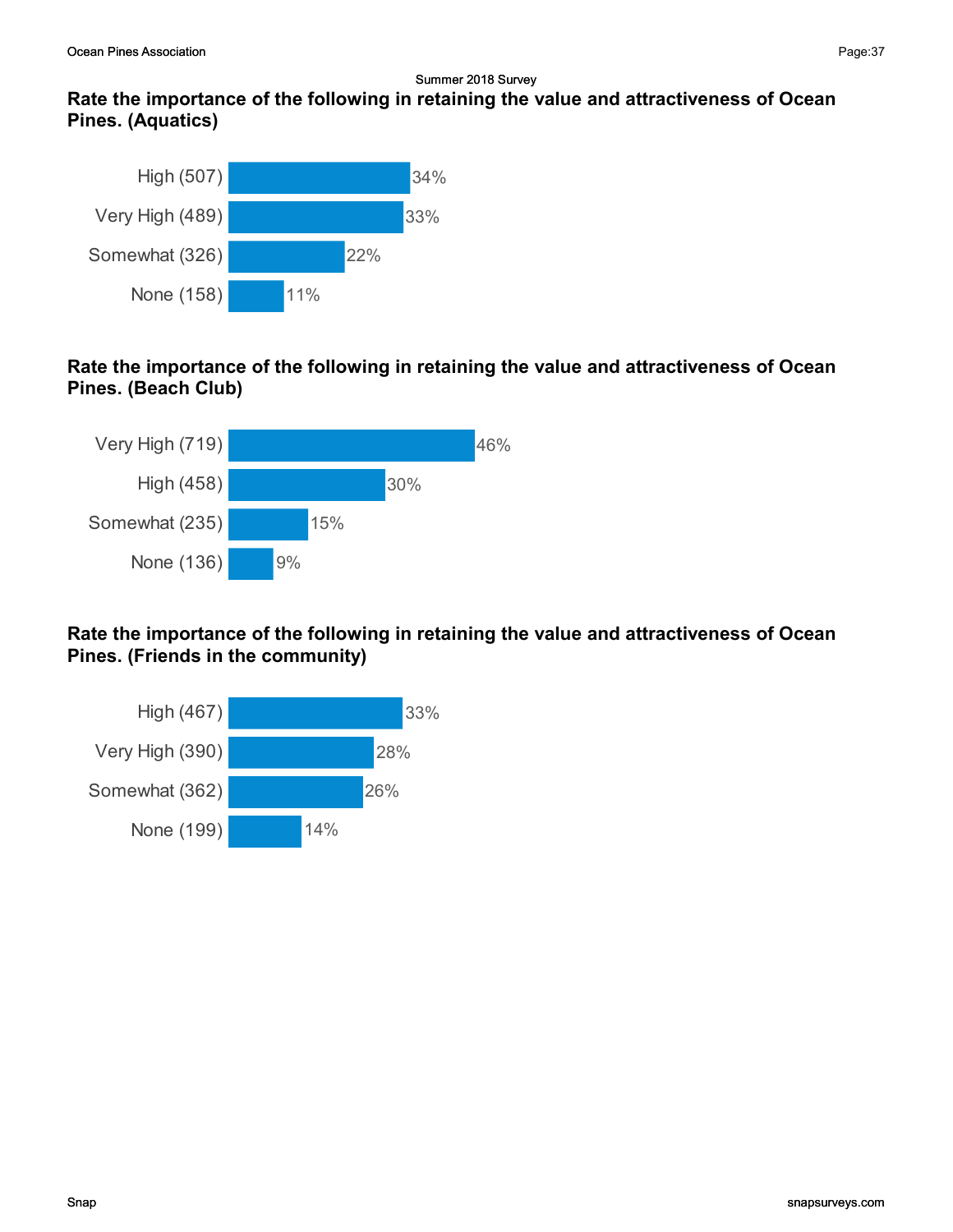## Rate the importance of the following in retaining the value and attractiveness of Ocean Pines. (Aquatics)

| Response | Percent |
|---|---|
| High (507) | 34% |
| Very High (489) | 33% |
| Somewhat (326) | 22% |
| None (158) | 11% |

## Rate the importance of the following in retaining the value and attractiveness of Ocean Pines. (Beach Club)

| Response | Percent |
|---|---|
| Very High (719) | 46% |
| High (458) | 30% |
| Somewhat (235) | 15% |
| None (136) | 9% |

## Rate the importance of the following in retaining the value and attractiveness of Ocean Pines. (Friends in the community)

| Response | Percent |
|---|---|
| High (467) | 33% |
| Very High (390) | 28% |
| Somewhat (362) | 26% |
| None (199) | 14% |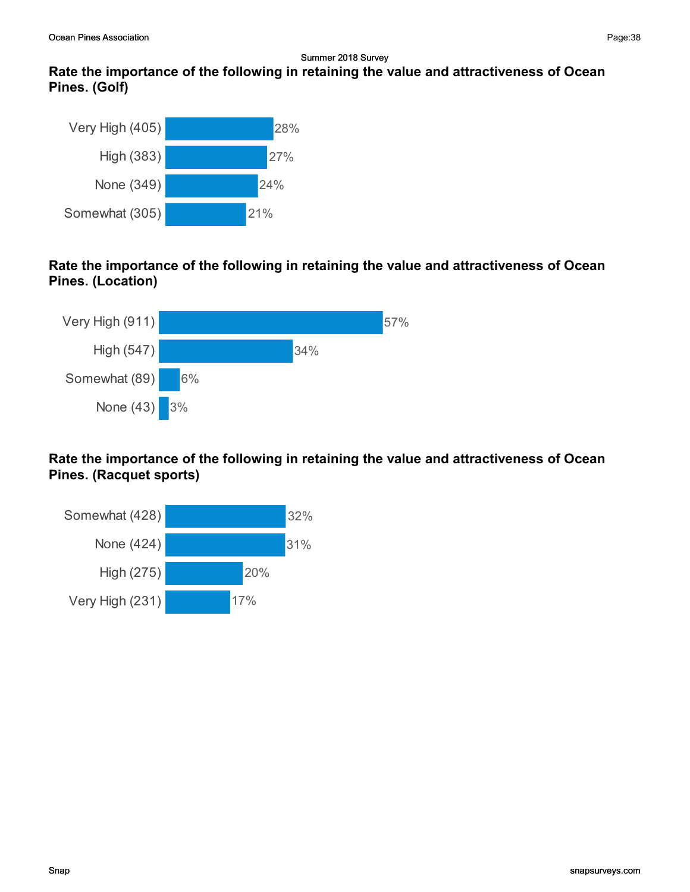Summer 2018 Survey

## Rate the importance of the following in retaining the value and attractiveness of Ocean Pines. (Golf)

| Response | Percentage |
|---|---|
| Very High (405) | 28% |
| High (383) | 27% |
| None (349) | 24% |
| Somewhat (305) | 21% |

## Rate the importance of the following in retaining the value and attractiveness of Ocean Pines. (Location)

| Response | Percentage |
|---|---|
| Very High (911) | 57% |
| High (547) | 34% |
| Somewhat (89) | 6% |
| None (43) | 3% |

## Rate the importance of the following in retaining the value and attractiveness of Ocean Pines. (Racquet sports)

| Response | Percentage |
|---|---|
| Somewhat (428) | 32% |
| None (424) | 31% |
| High (275) | 20% |
| Very High (231) | 17% |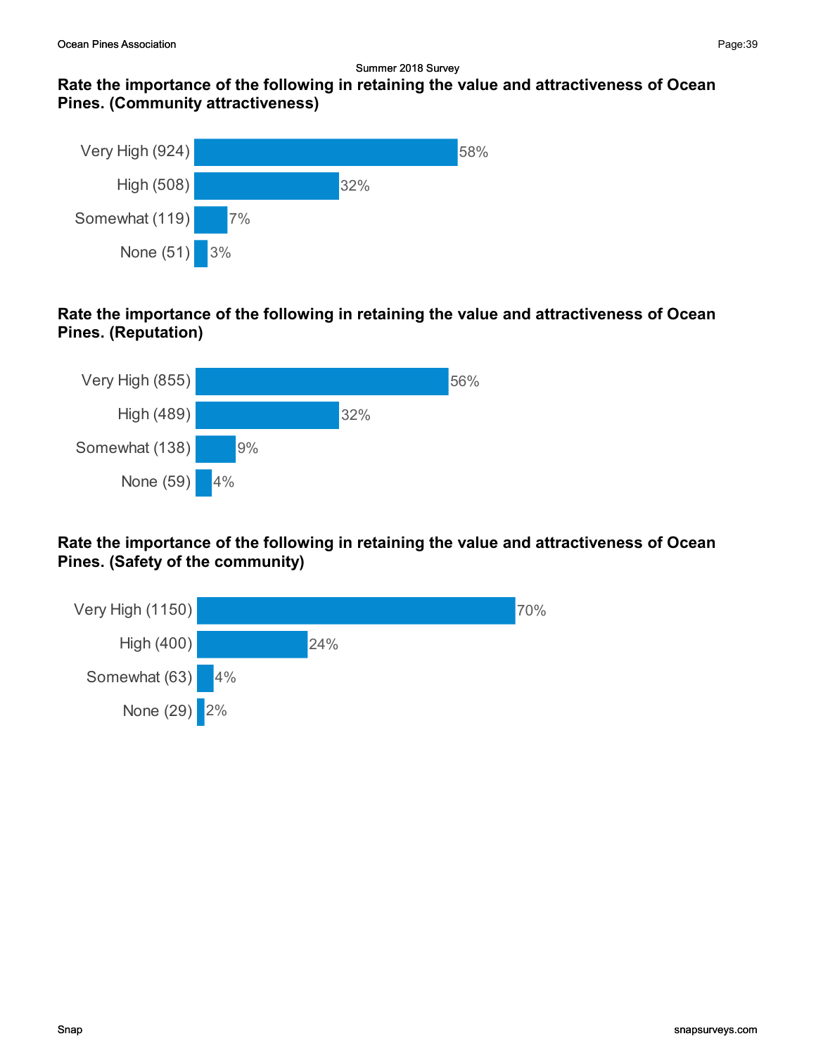Summer 2018 Survey

### Rate the importance of the following in retaining the value and attractiveness of Ocean Pines. (Community attractiveness)

| Response | Percent |
|---|---|
| Very High (924) | 58% |
| High (508) | 32% |
| Somewhat (119) | 7% |
| None (51) | 3% |

### Rate the importance of the following in retaining the value and attractiveness of Ocean Pines. (Reputation)

| Response | Percent |
|---|---|
| Very High (855) | 56% |
| High (489) | 32% |
| Somewhat (138) | 9% |
| None (59) | 4% |

### Rate the importance of the following in retaining the value and attractiveness of Ocean Pines. (Safety of the community)

| Response | Percent |
|---|---|
| Very High (1150) | 70% |
| High (400) | 24% |
| Somewhat (63) | 4% |
| None (29) | 2% |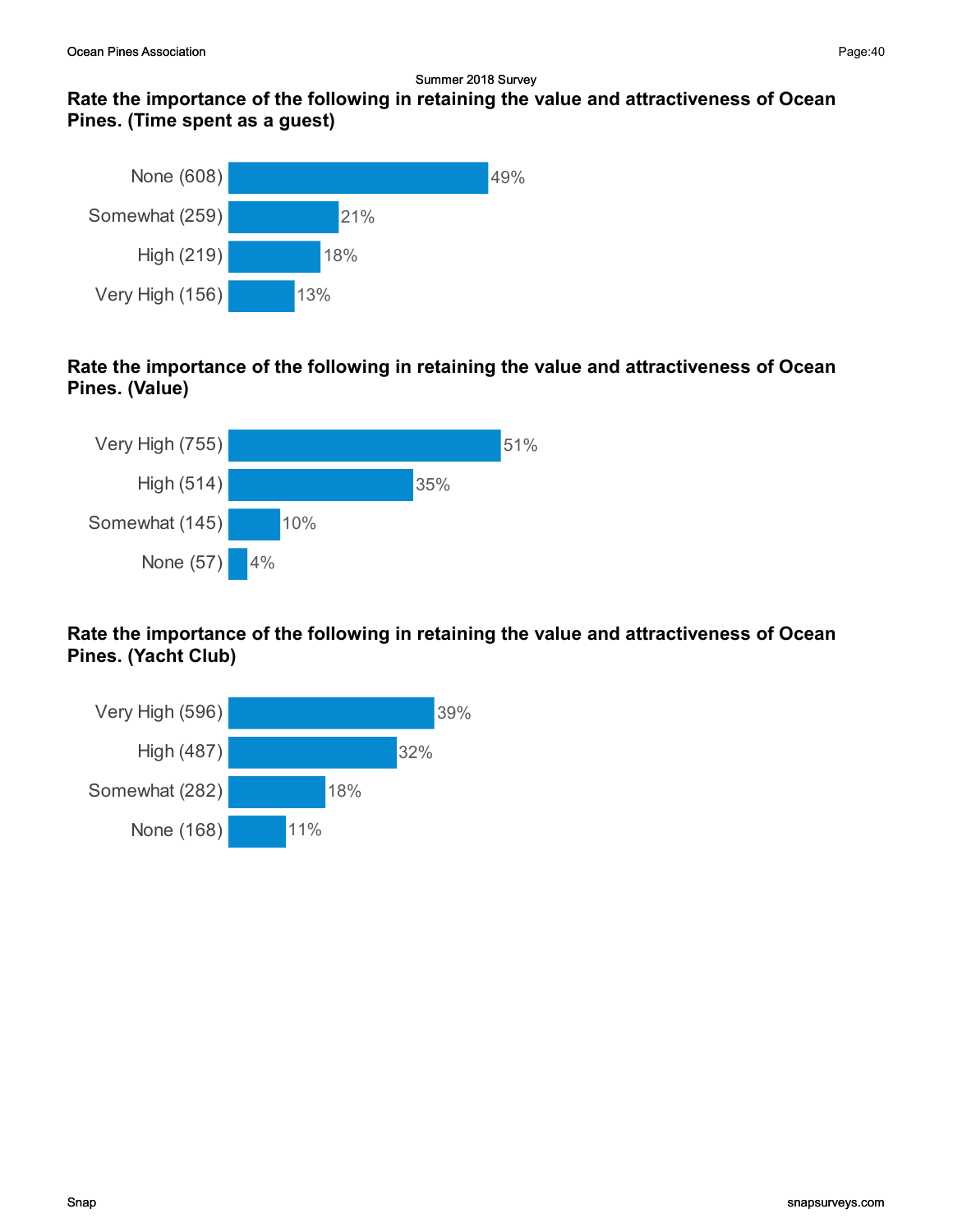### Rate the importance of the following in retaining the value and attractiveness of Ocean Pines. (Time spent as a guest)

| Response | Percent |
| --- | --- |
| None (608) | 49% |
| Somewhat (259) | 21% |
| High (219) | 18% |
| Very High (156) | 13% |

### Rate the importance of the following in retaining the value and attractiveness of Ocean Pines. (Value)

| Response | Percent |
| --- | --- |
| Very High (755) | 51% |
| High (514) | 35% |
| Somewhat (145) | 10% |
| None (57) | 4% |

### Rate the importance of the following in retaining the value and attractiveness of Ocean Pines. (Yacht Club)

| Response | Percent |
| --- | --- |
| Very High (596) | 39% |
| High (487) | 32% |
| Somewhat (282) | 18% |
| None (168) | 11% |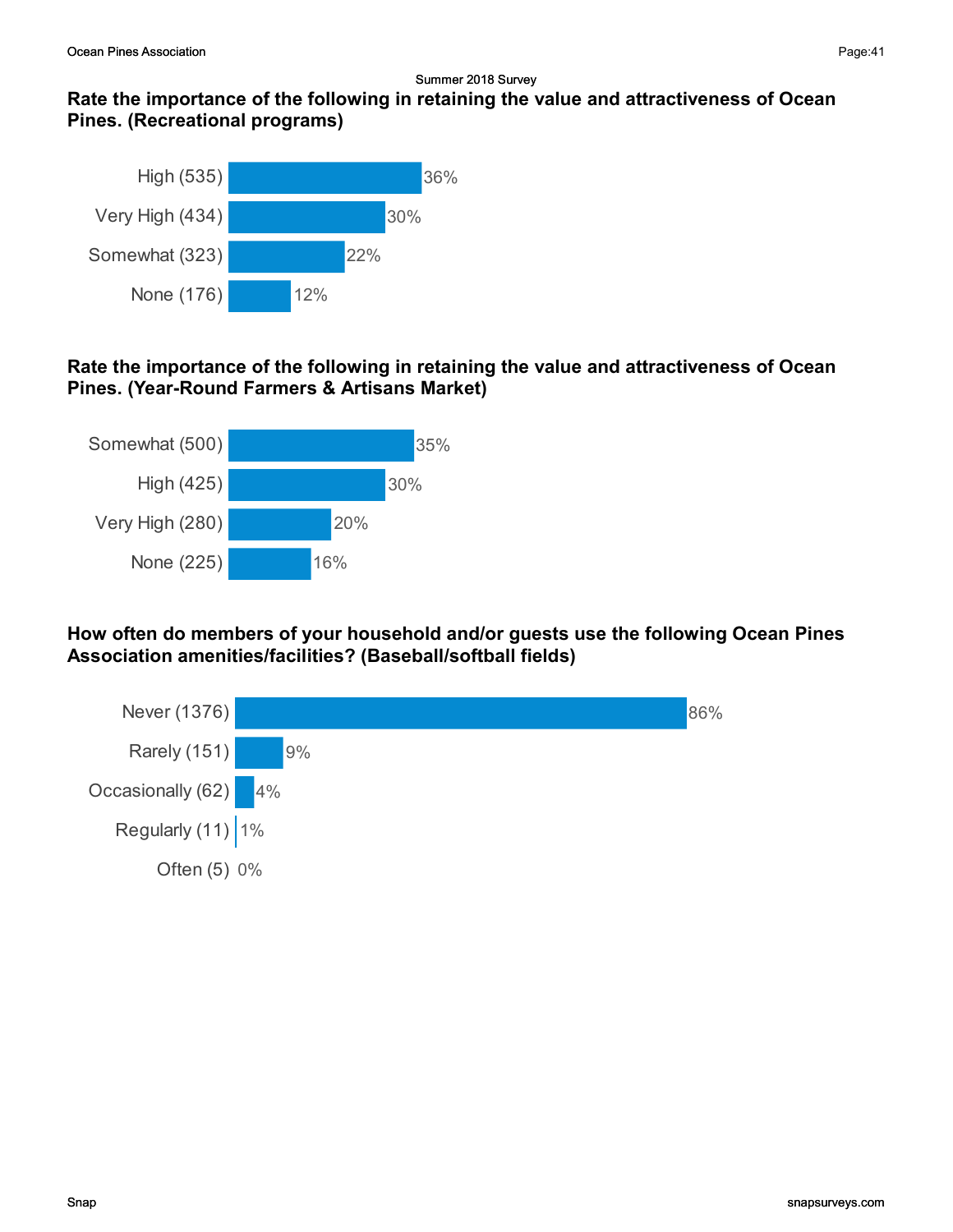Summer 2018 Survey

### Rate the importance of the following in retaining the value and attractiveness of Ocean Pines. (Recreational programs)

| Response | Percent |
|---|---|
| High (535) | 36% |
| Very High (434) | 30% |
| Somewhat (323) | 22% |
| None (176) | 12% |

### Rate the importance of the following in retaining the value and attractiveness of Ocean Pines. (Year-Round Farmers & Artisans Market)

| Response | Percent |
|---|---|
| Somewhat (500) | 35% |
| High (425) | 30% |
| Very High (280) | 20% |
| None (225) | 16% |

### How often do members of your household and/or guests use the following Ocean Pines Association amenities/facilities? (Baseball/softball fields)

| Response | Percent |
|---|---|
| Never (1376) | 86% |
| Rarely (151) | 9% |
| Occasionally (62) | 4% |
| Regularly (11) | 1% |
| Often (5) | 0% |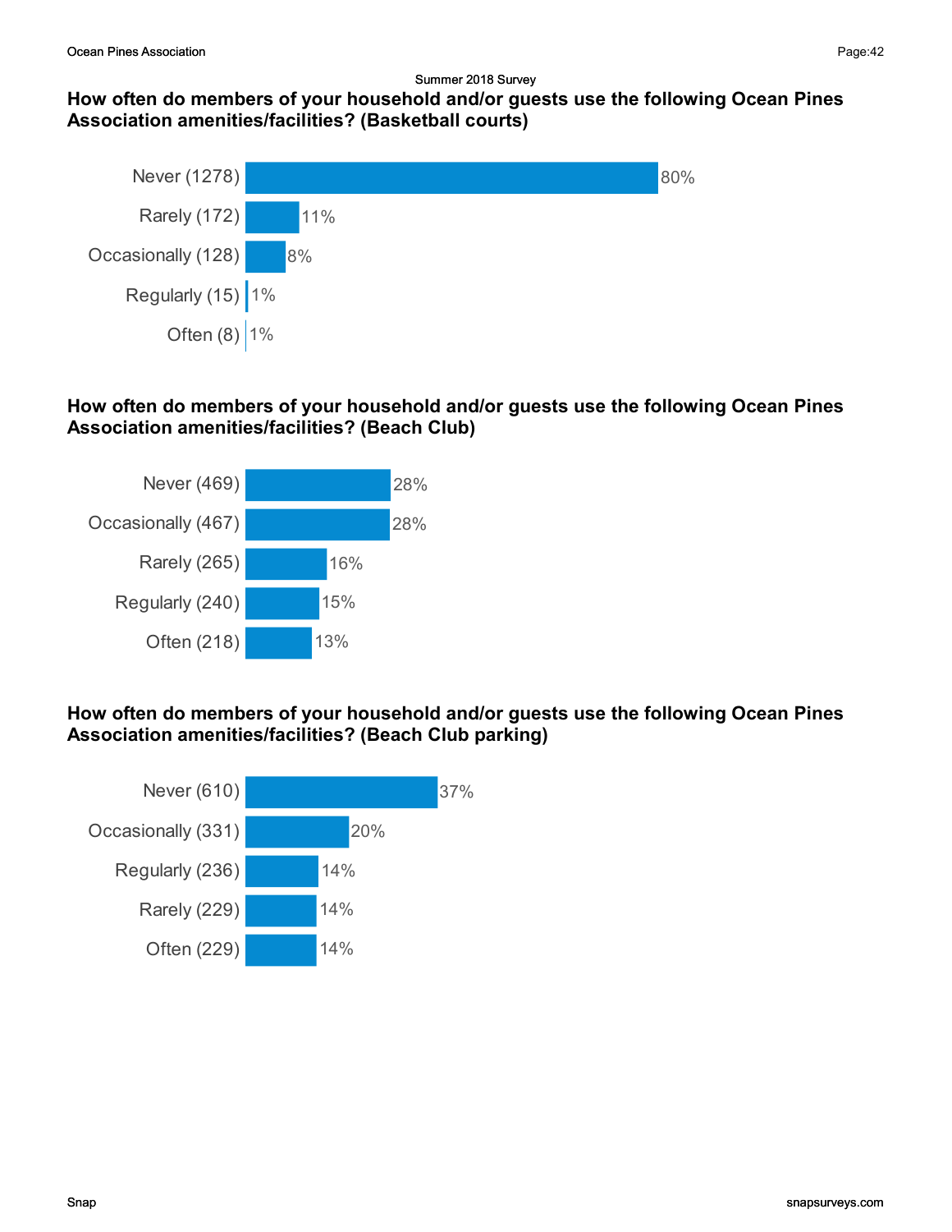Summer 2018 Survey

### How often do members of your household and/or guests use the following Ocean Pines Association amenities/facilities? (Basketball courts)

| Response | Percentage |
|---|---|
| Never (1278) | 80% |
| Rarely (172) | 11% |
| Occasionally (128) | 8% |
| Regularly (15) | 1% |
| Often (8) | 1% |

### How often do members of your household and/or guests use the following Ocean Pines Association amenities/facilities? (Beach Club)

| Response | Percentage |
|---|---|
| Never (469) | 28% |
| Occasionally (467) | 28% |
| Rarely (265) | 16% |
| Regularly (240) | 15% |
| Often (218) | 13% |

### How often do members of your household and/or guests use the following Ocean Pines Association amenities/facilities? (Beach Club parking)

| Response | Percentage |
|---|---|
| Never (610) | 37% |
| Occasionally (331) | 20% |
| Regularly (236) | 14% |
| Rarely (229) | 14% |
| Often (229) | 14% |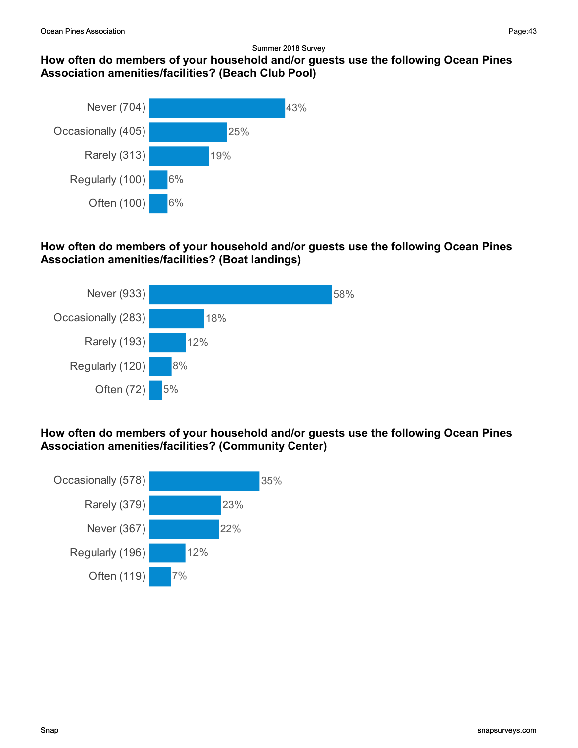Summer 2018 Survey

### How often do members of your household and/or guests use the following Ocean Pines Association amenities/facilities? (Beach Club Pool)

| Response | Percentage |
|---|---|
| Never (704) | 43% |
| Occasionally (405) | 25% |
| Rarely (313) | 19% |
| Regularly (100) | 6% |
| Often (100) | 6% |

### How often do members of your household and/or guests use the following Ocean Pines Association amenities/facilities? (Boat landings)

| Response | Percentage |
|---|---|
| Never (933) | 58% |
| Occasionally (283) | 18% |
| Rarely (193) | 12% |
| Regularly (120) | 8% |
| Often (72) | 5% |

### How often do members of your household and/or guests use the following Ocean Pines Association amenities/facilities? (Community Center)

| Response | Percentage |
|---|---|
| Occasionally (578) | 35% |
| Rarely (379) | 23% |
| Never (367) | 22% |
| Regularly (196) | 12% |
| Often (119) | 7% |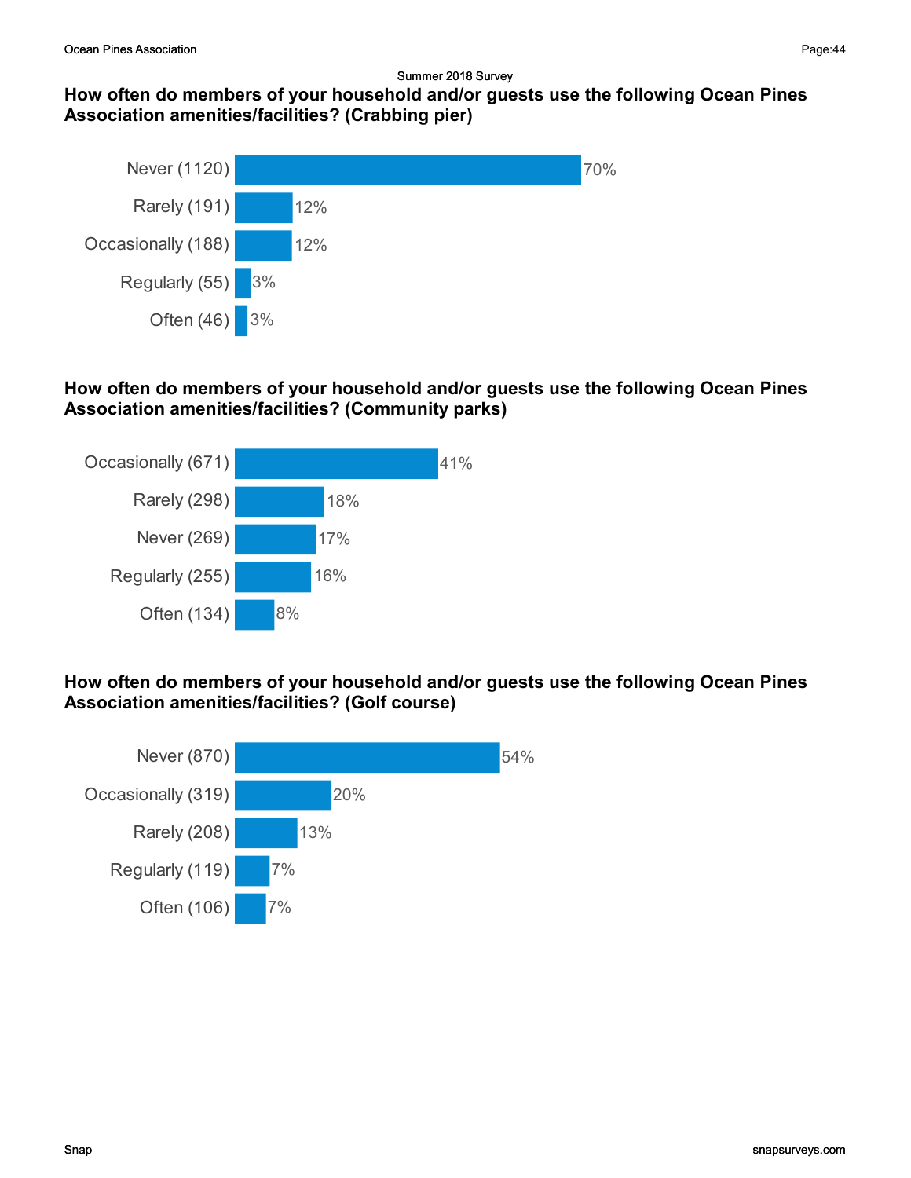Summer 2018 Survey

### How often do members of your household and/or guests use the following Ocean Pines Association amenities/facilities? (Crabbing pier)

| Response | Percent |
| --- | --- |
| Never (1120) | 70% |
| Rarely (191) | 12% |
| Occasionally (188) | 12% |
| Regularly (55) | 3% |
| Often (46) | 3% |

### How often do members of your household and/or guests use the following Ocean Pines Association amenities/facilities? (Community parks)

| Response | Percent |
| --- | --- |
| Occasionally (671) | 41% |
| Rarely (298) | 18% |
| Never (269) | 17% |
| Regularly (255) | 16% |
| Often (134) | 8% |

### How often do members of your household and/or guests use the following Ocean Pines Association amenities/facilities? (Golf course)

| Response | Percent |
| --- | --- |
| Never (870) | 54% |
| Occasionally (319) | 20% |
| Rarely (208) | 13% |
| Regularly (119) | 7% |
| Often (106) | 7% |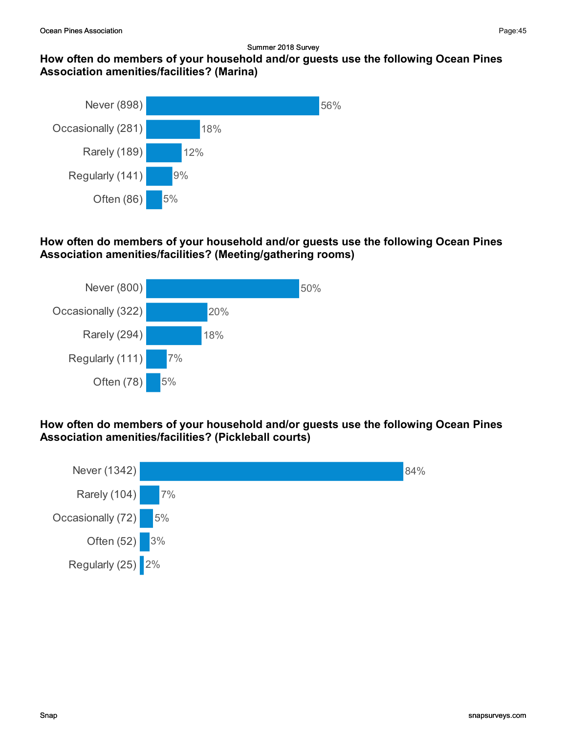Summer 2018 Survey

### How often do members of your household and/or guests use the following Ocean Pines Association amenities/facilities? (Marina)

| Response | Percent |
| --- | --- |
| Never (898) | 56% |
| Occasionally (281) | 18% |
| Rarely (189) | 12% |
| Regularly (141) | 9% |
| Often (86) | 5% |

### How often do members of your household and/or guests use the following Ocean Pines Association amenities/facilities? (Meeting/gathering rooms)

| Response | Percent |
| --- | --- |
| Never (800) | 50% |
| Occasionally (322) | 20% |
| Rarely (294) | 18% |
| Regularly (111) | 7% |
| Often (78) | 5% |

### How often do members of your household and/or guests use the following Ocean Pines Association amenities/facilities? (Pickleball courts)

| Response | Percent |
| --- | --- |
| Never (1342) | 84% |
| Rarely (104) | 7% |
| Occasionally (72) | 5% |
| Often (52) | 3% |
| Regularly (25) | 2% |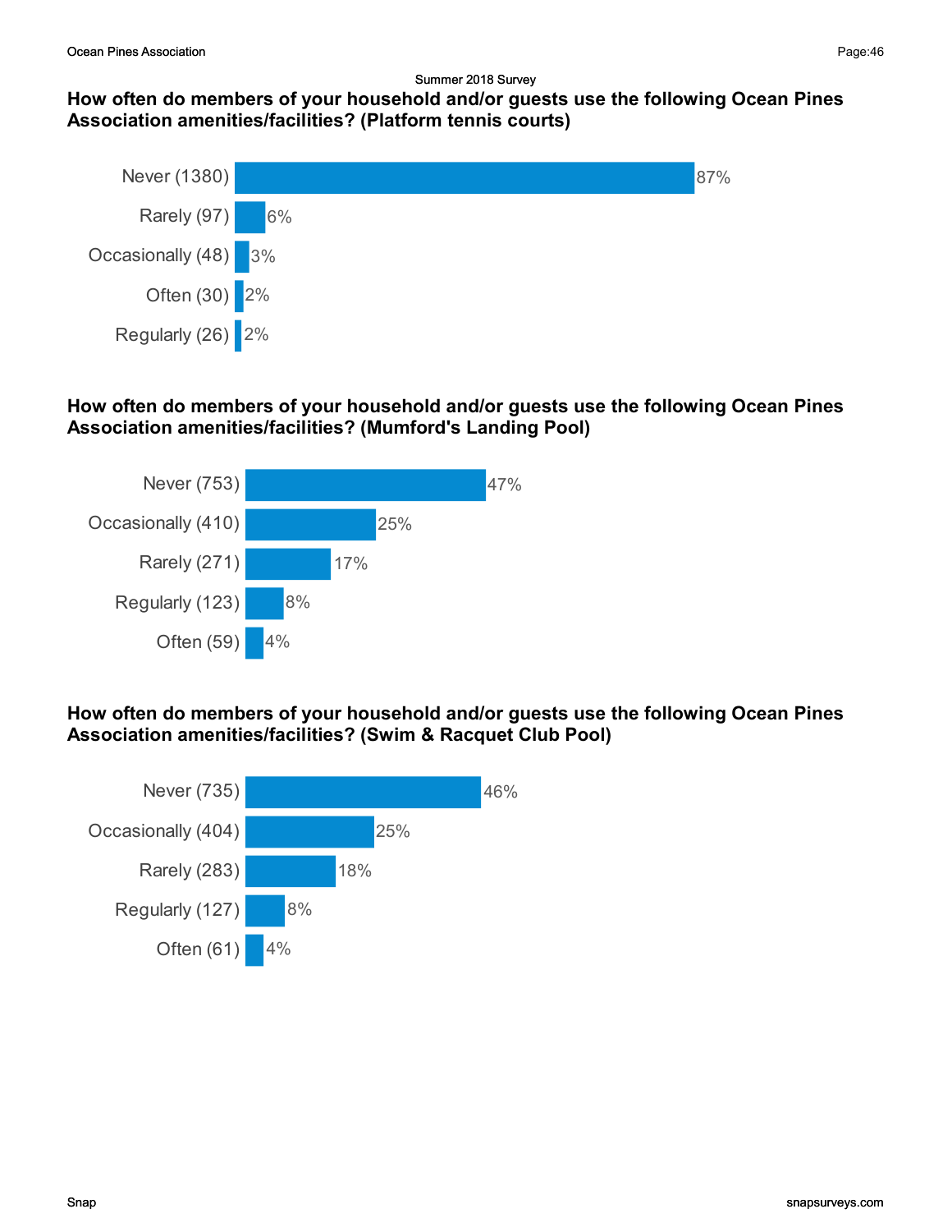Summer 2018 Survey

**How often do members of your household and/or guests use the following Ocean Pines Association amenities/facilities? (Platform tennis courts)**

| Response | Percentage |
|---|---|
| Never (1380) | 87% |
| Rarely (97) | 6% |
| Occasionally (48) | 3% |
| Often (30) | 2% |
| Regularly (26) | 2% |

**How often do members of your household and/or guests use the following Ocean Pines Association amenities/facilities? (Mumford's Landing Pool)**

| Response | Percentage |
|---|---|
| Never (753) | 47% |
| Occasionally (410) | 25% |
| Rarely (271) | 17% |
| Regularly (123) | 8% |
| Often (59) | 4% |

**How often do members of your household and/or guests use the following Ocean Pines Association amenities/facilities? (Swim & Racquet Club Pool)**

| Response | Percentage |
|---|---|
| Never (735) | 46% |
| Occasionally (404) | 25% |
| Rarely (283) | 18% |
| Regularly (127) | 8% |
| Often (61) | 4% |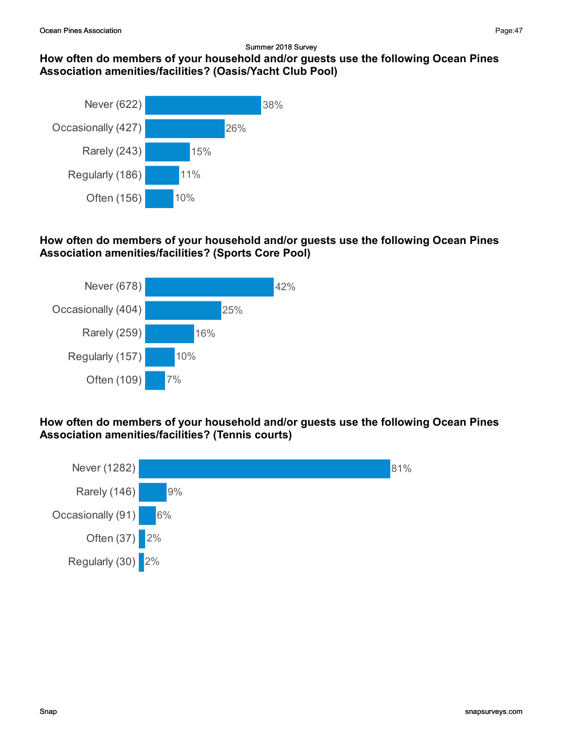Summer 2018 Survey

### How often do members of your household and/or guests use the following Ocean Pines Association amenities/facilities? (Oasis/Yacht Club Pool)

| Response | Percentage |
|---|---|
| Never (622) | 38% |
| Occasionally (427) | 26% |
| Rarely (243) | 15% |
| Regularly (186) | 11% |
| Often (156) | 10% |

### How often do members of your household and/or guests use the following Ocean Pines Association amenities/facilities? (Sports Core Pool)

| Response | Percentage |
|---|---|
| Never (678) | 42% |
| Occasionally (404) | 25% |
| Rarely (259) | 16% |
| Regularly (157) | 10% |
| Often (109) | 7% |

### How often do members of your household and/or guests use the following Ocean Pines Association amenities/facilities? (Tennis courts)

| Response | Percentage |
|---|---|
| Never (1282) | 81% |
| Rarely (146) | 9% |
| Occasionally (91) | 6% |
| Often (37) | 2% |
| Regularly (30) | 2% |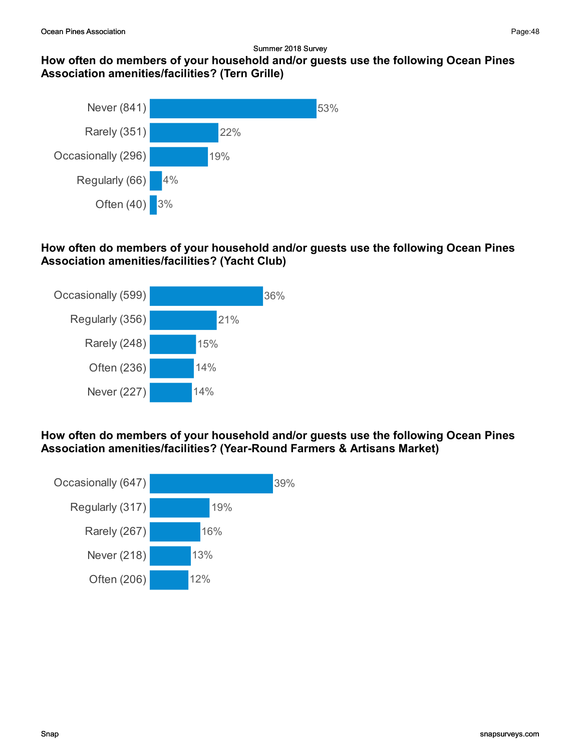Summer 2018 Survey

### How often do members of your household and/or guests use the following Ocean Pines Association amenities/facilities? (Tern Grille)

| Response | Percentage |
|---|---|
| Never (841) | 53% |
| Rarely (351) | 22% |
| Occasionally (296) | 19% |
| Regularly (66) | 4% |
| Often (40) | 3% |

### How often do members of your household and/or guests use the following Ocean Pines Association amenities/facilities? (Yacht Club)

| Response | Percentage |
|---|---|
| Occasionally (599) | 36% |
| Regularly (356) | 21% |
| Rarely (248) | 15% |
| Often (236) | 14% |
| Never (227) | 14% |

### How often do members of your household and/or guests use the following Ocean Pines Association amenities/facilities? (Year-Round Farmers & Artisans Market)

| Response | Percentage |
|---|---|
| Occasionally (647) | 39% |
| Regularly (317) | 19% |
| Rarely (267) | 16% |
| Never (218) | 13% |
| Often (206) | 12% |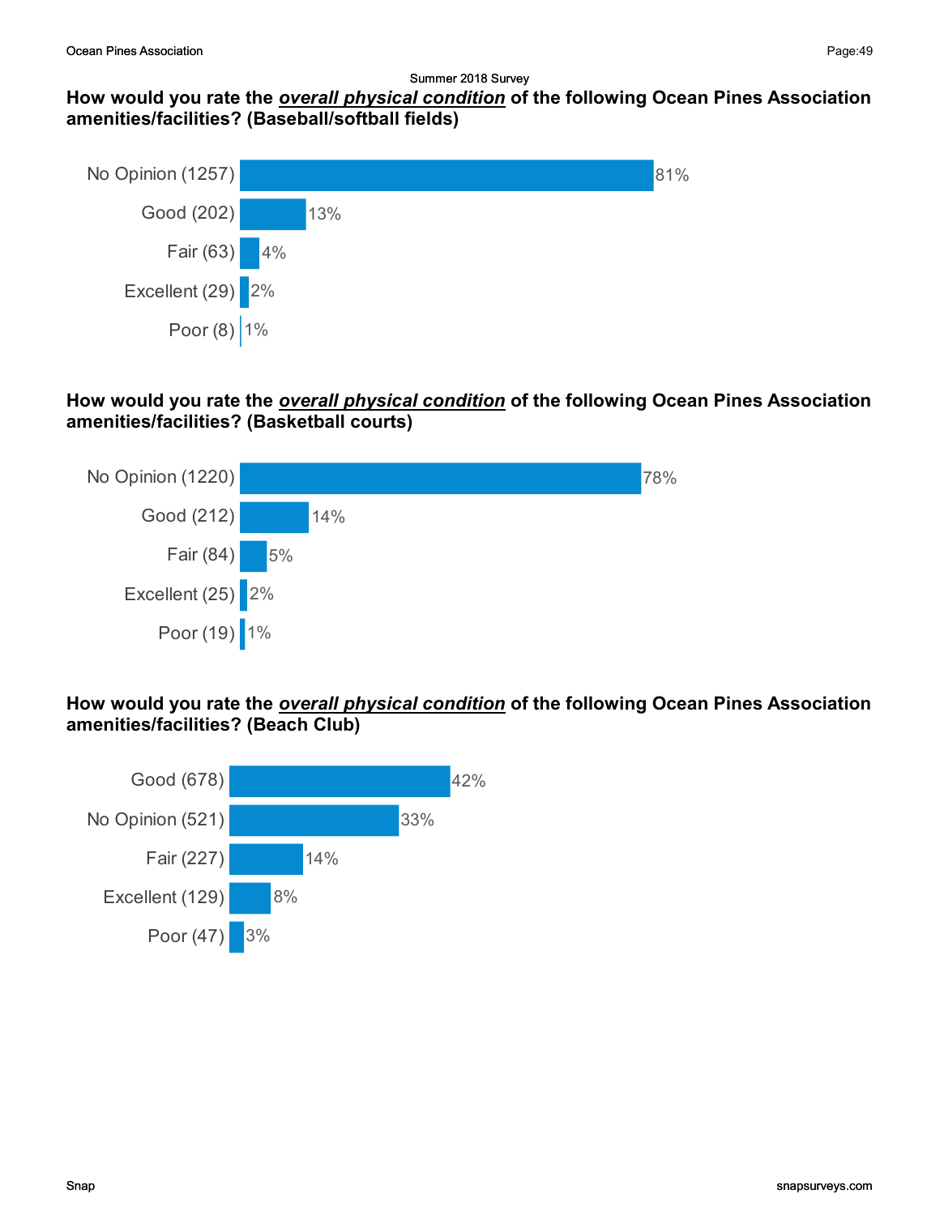Summer 2018 Survey

## How would you rate the ***overall physical condition*** of the following Ocean Pines Association amenities/facilities? (Baseball/softball fields)

| Response | Percent |
| --- | --- |
| No Opinion (1257) | 81% |
| Good (202) | 13% |
| Fair (63) | 4% |
| Excellent (29) | 2% |
| Poor (8) | 1% |

## How would you rate the ***overall physical condition*** of the following Ocean Pines Association amenities/facilities? (Basketball courts)

| Response | Percent |
| --- | --- |
| No Opinion (1220) | 78% |
| Good (212) | 14% |
| Fair (84) | 5% |
| Excellent (25) | 2% |
| Poor (19) | 1% |

## How would you rate the ***overall physical condition*** of the following Ocean Pines Association amenities/facilities? (Beach Club)

| Response | Percent |
| --- | --- |
| Good (678) | 42% |
| No Opinion (521) | 33% |
| Fair (227) | 14% |
| Excellent (129) | 8% |
| Poor (47) | 3% |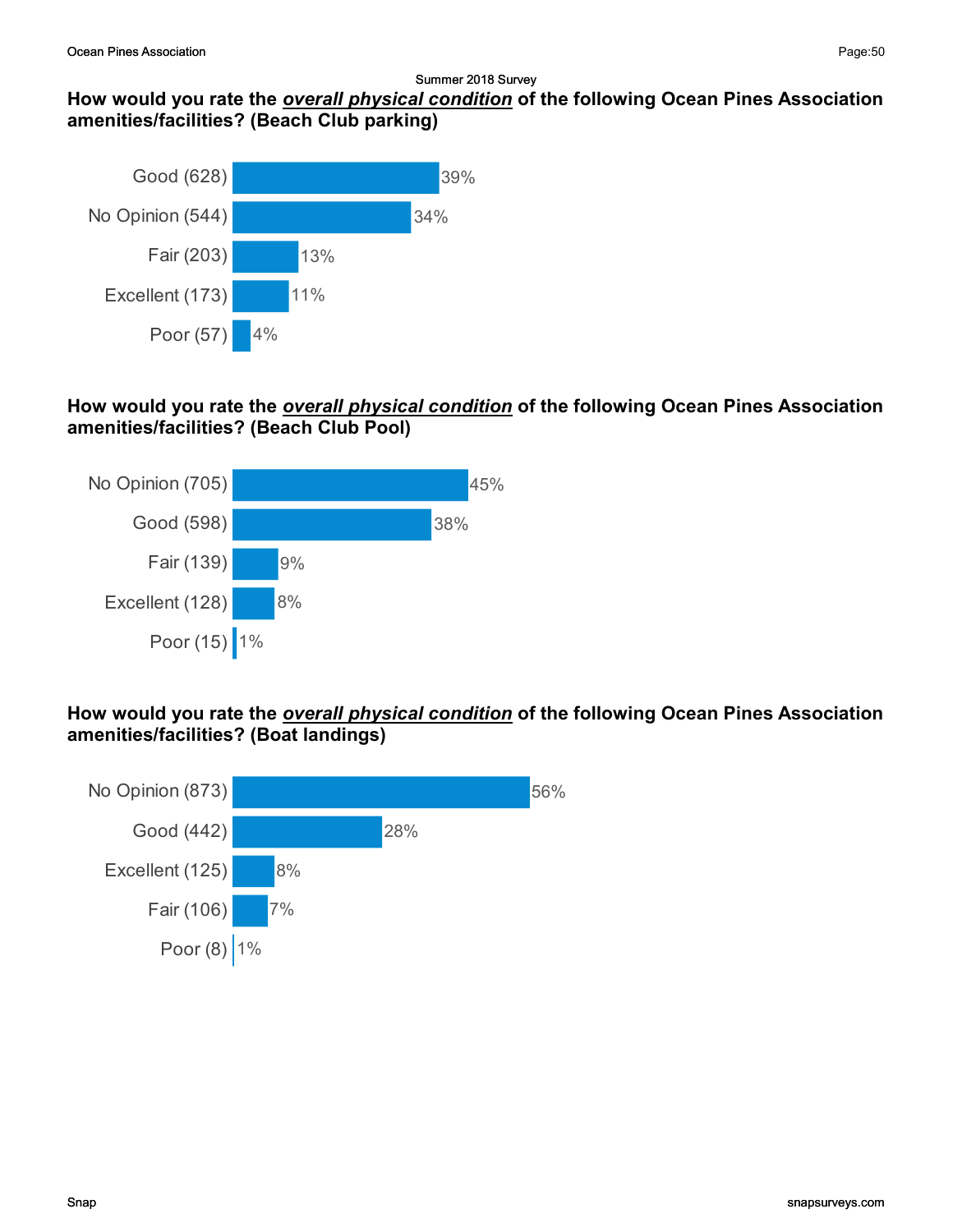Summer 2018 Survey

### How would you rate the *overall physical condition* of the following Ocean Pines Association amenities/facilities? (Beach Club parking)

| Response | Percent |
| --- | --- |
| Good (628) | 39% |
| No Opinion (544) | 34% |
| Fair (203) | 13% |
| Excellent (173) | 11% |
| Poor (57) | 4% |

### How would you rate the *overall physical condition* of the following Ocean Pines Association amenities/facilities? (Beach Club Pool)

| Response | Percent |
| --- | --- |
| No Opinion (705) | 45% |
| Good (598) | 38% |
| Fair (139) | 9% |
| Excellent (128) | 8% |
| Poor (15) | 1% |

### How would you rate the *overall physical condition* of the following Ocean Pines Association amenities/facilities? (Boat landings)

| Response | Percent |
| --- | --- |
| No Opinion (873) | 56% |
| Good (442) | 28% |
| Excellent (125) | 8% |
| Fair (106) | 7% |
| Poor (8) | 1% |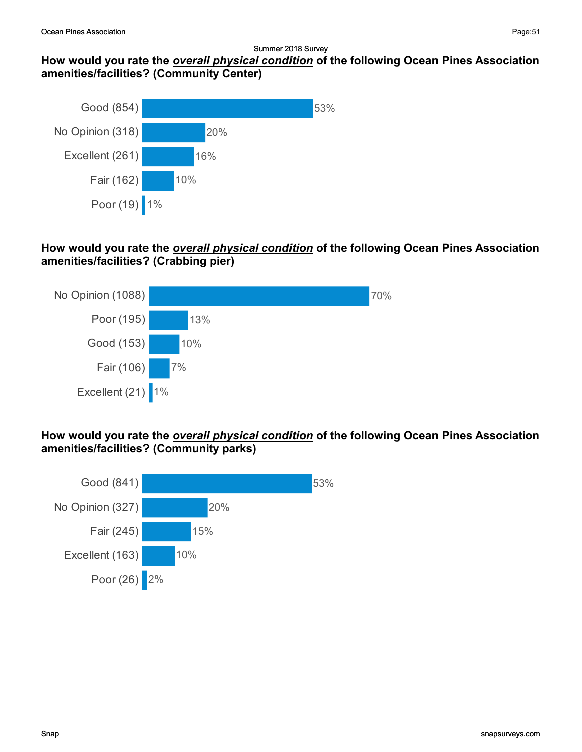Summer 2018 Survey

### How would you rate the ***overall physical condition*** of the following Ocean Pines Association amenities/facilities? (Community Center)

| Response | Percentage |
| --- | --- |
| Good (854) | 53% |
| No Opinion (318) | 20% |
| Excellent (261) | 16% |
| Fair (162) | 10% |
| Poor (19) | 1% |

### How would you rate the ***overall physical condition*** of the following Ocean Pines Association amenities/facilities? (Crabbing pier)

| Response | Percentage |
| --- | --- |
| No Opinion (1088) | 70% |
| Poor (195) | 13% |
| Good (153) | 10% |
| Fair (106) | 7% |
| Excellent (21) | 1% |

### How would you rate the ***overall physical condition*** of the following Ocean Pines Association amenities/facilities? (Community parks)

| Response | Percentage |
| --- | --- |
| Good (841) | 53% |
| No Opinion (327) | 20% |
| Fair (245) | 15% |
| Excellent (163) | 10% |
| Poor (26) | 2% |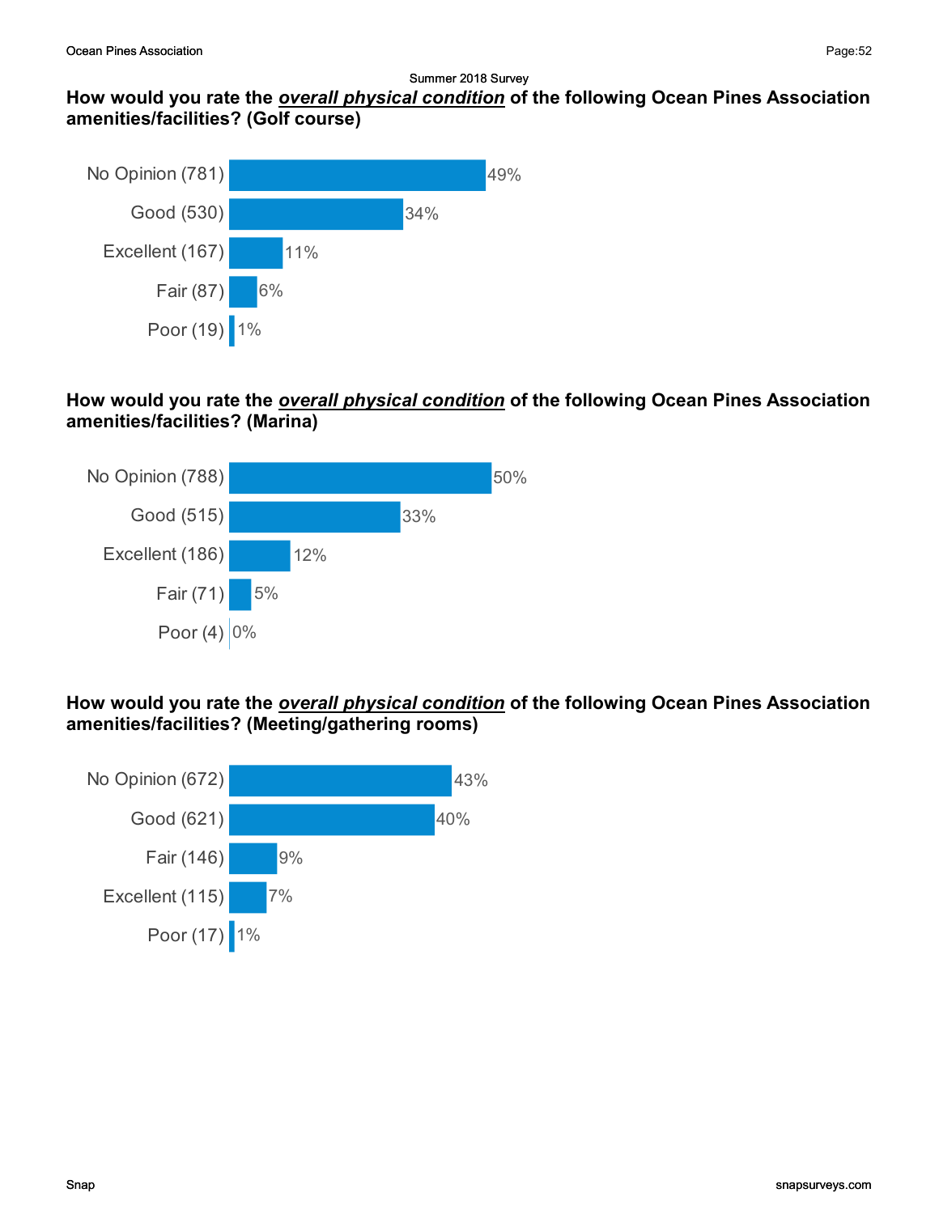Summer 2018 Survey

### How would you rate the ***overall physical condition*** of the following Ocean Pines Association amenities/facilities? (Golf course)

| Response | Percent |
|---|---|
| No Opinion (781) | 49% |
| Good (530) | 34% |
| Excellent (167) | 11% |
| Fair (87) | 6% |
| Poor (19) | 1% |

### How would you rate the ***overall physical condition*** of the following Ocean Pines Association amenities/facilities? (Marina)

| Response | Percent |
|---|---|
| No Opinion (788) | 50% |
| Good (515) | 33% |
| Excellent (186) | 12% |
| Fair (71) | 5% |
| Poor (4) | 0% |

### How would you rate the ***overall physical condition*** of the following Ocean Pines Association amenities/facilities? (Meeting/gathering rooms)

| Response | Percent |
|---|---|
| No Opinion (672) | 43% |
| Good (621) | 40% |
| Fair (146) | 9% |
| Excellent (115) | 7% |
| Poor (17) | 1% |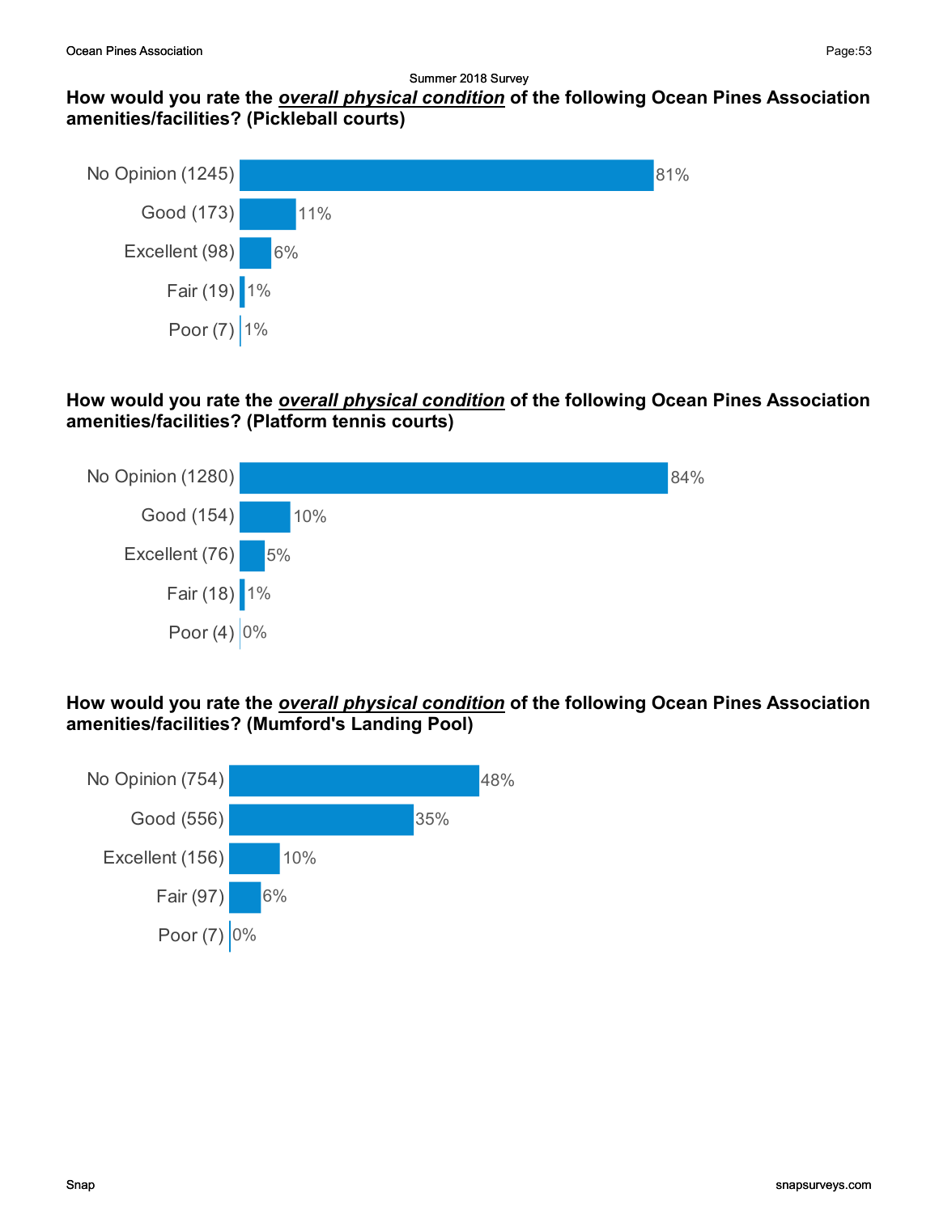Summer 2018 Survey

### How would you rate the ***overall physical condition*** of the following Ocean Pines Association amenities/facilities? (Pickleball courts)

| Response | Percentage |
| --- | --- |
| No Opinion (1245) | 81% |
| Good (173) | 11% |
| Excellent (98) | 6% |
| Fair (19) | 1% |
| Poor (7) | 1% |

### How would you rate the ***overall physical condition*** of the following Ocean Pines Association amenities/facilities? (Platform tennis courts)

| Response | Percentage |
| --- | --- |
| No Opinion (1280) | 84% |
| Good (154) | 10% |
| Excellent (76) | 5% |
| Fair (18) | 1% |
| Poor (4) | 0% |

### How would you rate the ***overall physical condition*** of the following Ocean Pines Association amenities/facilities? (Mumford's Landing Pool)

| Response | Percentage |
| --- | --- |
| No Opinion (754) | 48% |
| Good (556) | 35% |
| Excellent (156) | 10% |
| Fair (97) | 6% |
| Poor (7) | 0% |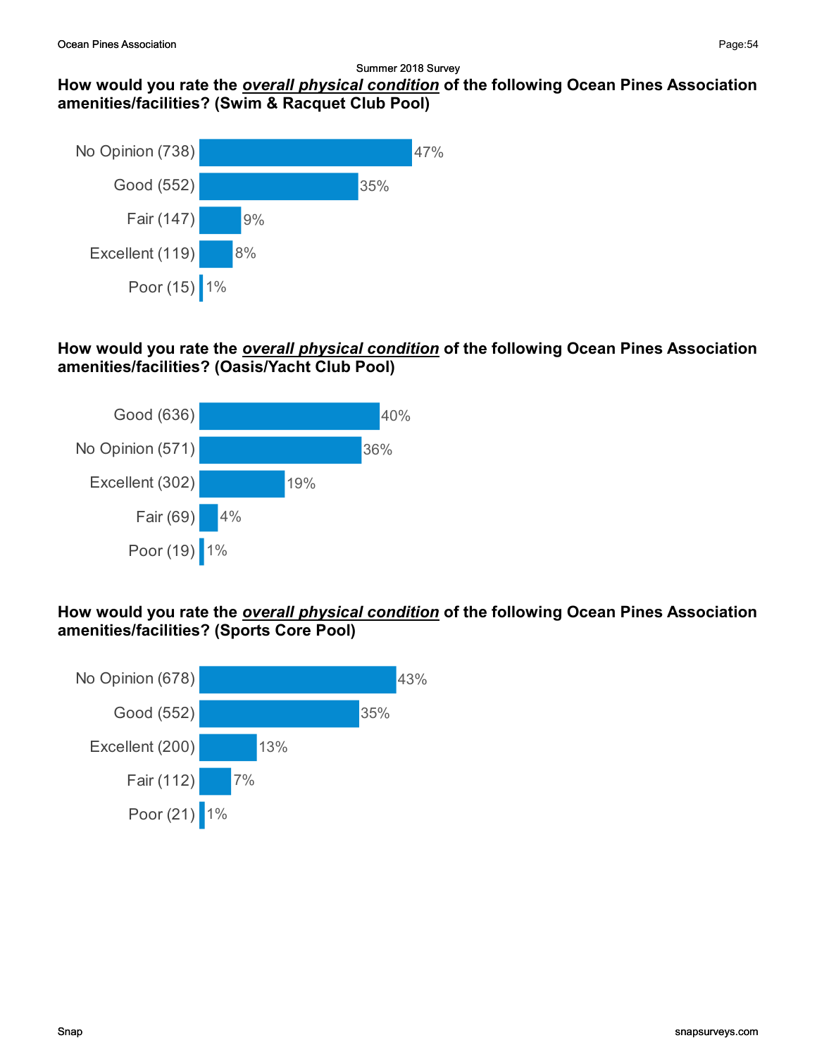## How would you rate the ***overall physical condition*** of the following Ocean Pines Association amenities/facilities? (Swim & Racquet Club Pool)

| Response | Percent |
|---|---|
| No Opinion (738) | 47% |
| Good (552) | 35% |
| Fair (147) | 9% |
| Excellent (119) | 8% |
| Poor (15) | 1% |

## How would you rate the ***overall physical condition*** of the following Ocean Pines Association amenities/facilities? (Oasis/Yacht Club Pool)

| Response | Percent |
|---|---|
| Good (636) | 40% |
| No Opinion (571) | 36% |
| Excellent (302) | 19% |
| Fair (69) | 4% |
| Poor (19) | 1% |

## How would you rate the ***overall physical condition*** of the following Ocean Pines Association amenities/facilities? (Sports Core Pool)

| Response | Percent |
|---|---|
| No Opinion (678) | 43% |
| Good (552) | 35% |
| Excellent (200) | 13% |
| Fair (112) | 7% |
| Poor (21) | 1% |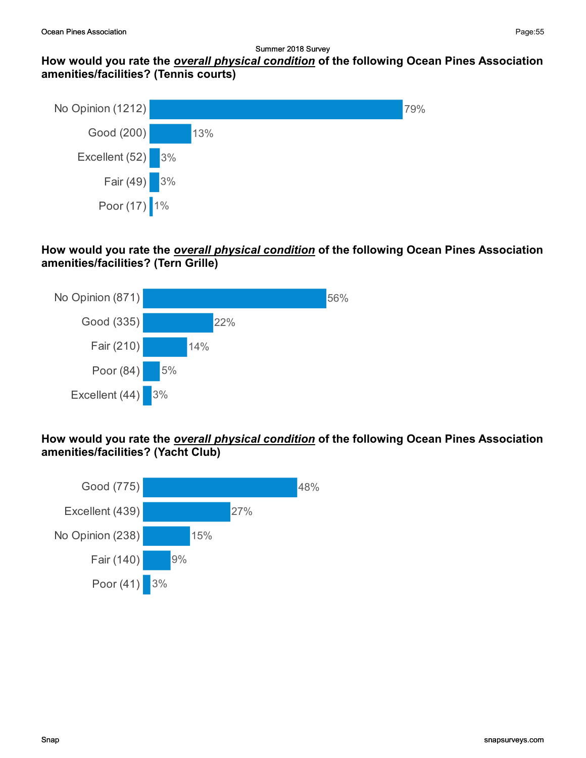Summer 2018 Survey

### How would you rate the ***overall physical condition*** of the following Ocean Pines Association amenities/facilities? (Tennis courts)

| Response | Percentage |
|---|---|
| No Opinion (1212) | 79% |
| Good (200) | 13% |
| Excellent (52) | 3% |
| Fair (49) | 3% |
| Poor (17) | 1% |

### How would you rate the ***overall physical condition*** of the following Ocean Pines Association amenities/facilities? (Tern Grille)

| Response | Percentage |
|---|---|
| No Opinion (871) | 56% |
| Good (335) | 22% |
| Fair (210) | 14% |
| Poor (84) | 5% |
| Excellent (44) | 3% |

### How would you rate the ***overall physical condition*** of the following Ocean Pines Association amenities/facilities? (Yacht Club)

| Response | Percentage |
|---|---|
| Good (775) | 48% |
| Excellent (439) | 27% |
| No Opinion (238) | 15% |
| Fair (140) | 9% |
| Poor (41) | 3% |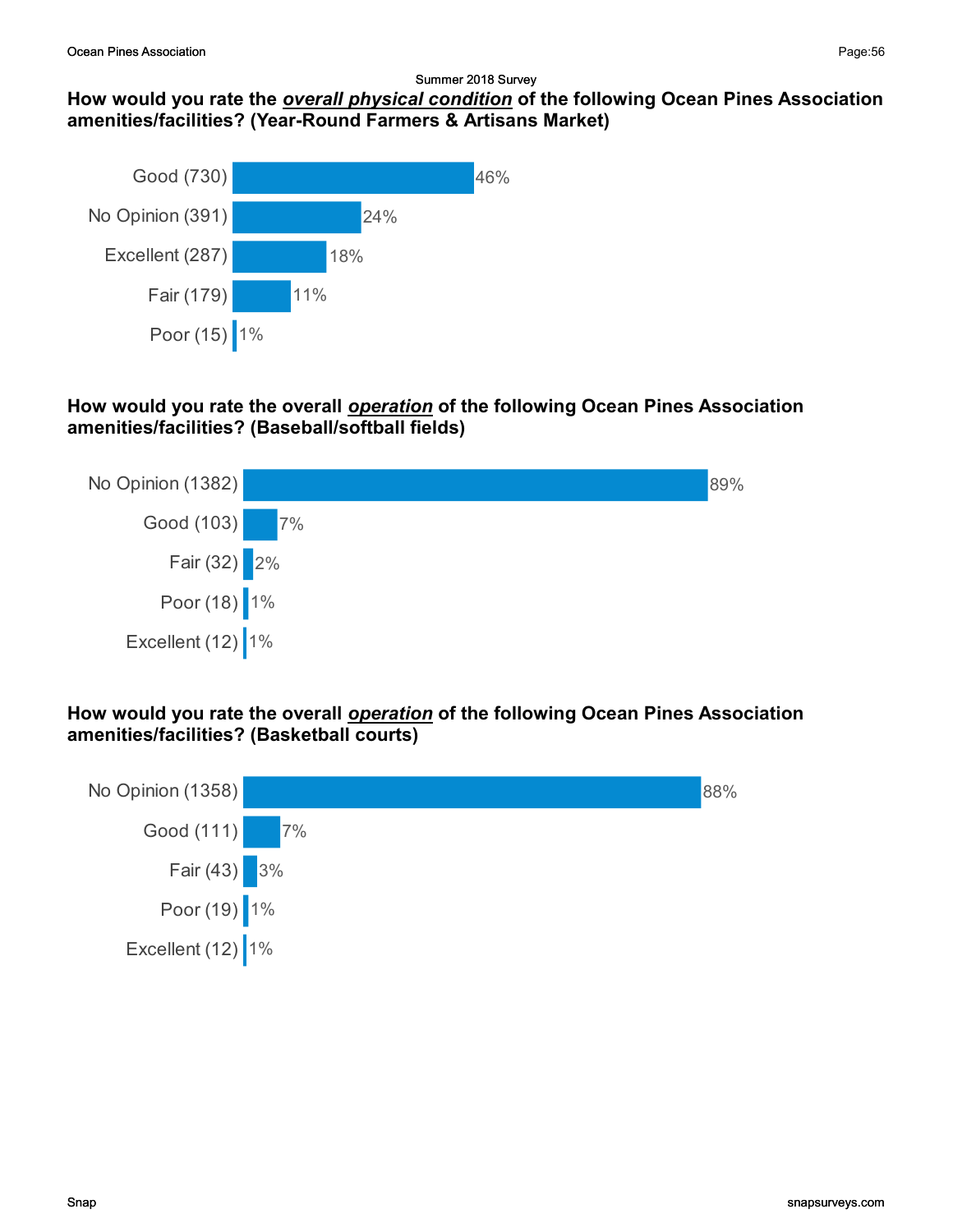Summer 2018 Survey

### How would you rate the ***overall physical condition*** of the following Ocean Pines Association amenities/facilities? (Year-Round Farmers & Artisans Market)

| Response | Percent |
|---|---|
| Good (730) | 46% |
| No Opinion (391) | 24% |
| Excellent (287) | 18% |
| Fair (179) | 11% |
| Poor (15) | 1% |

### How would you rate the overall ***operation*** of the following Ocean Pines Association amenities/facilities? (Baseball/softball fields)

| Response | Percent |
|---|---|
| No Opinion (1382) | 89% |
| Good (103) | 7% |
| Fair (32) | 2% |
| Poor (18) | 1% |
| Excellent (12) | 1% |

### How would you rate the overall ***operation*** of the following Ocean Pines Association amenities/facilities? (Basketball courts)

| Response | Percent |
|---|---|
| No Opinion (1358) | 88% |
| Good (111) | 7% |
| Fair (43) | 3% |
| Poor (19) | 1% |
| Excellent (12) | 1% |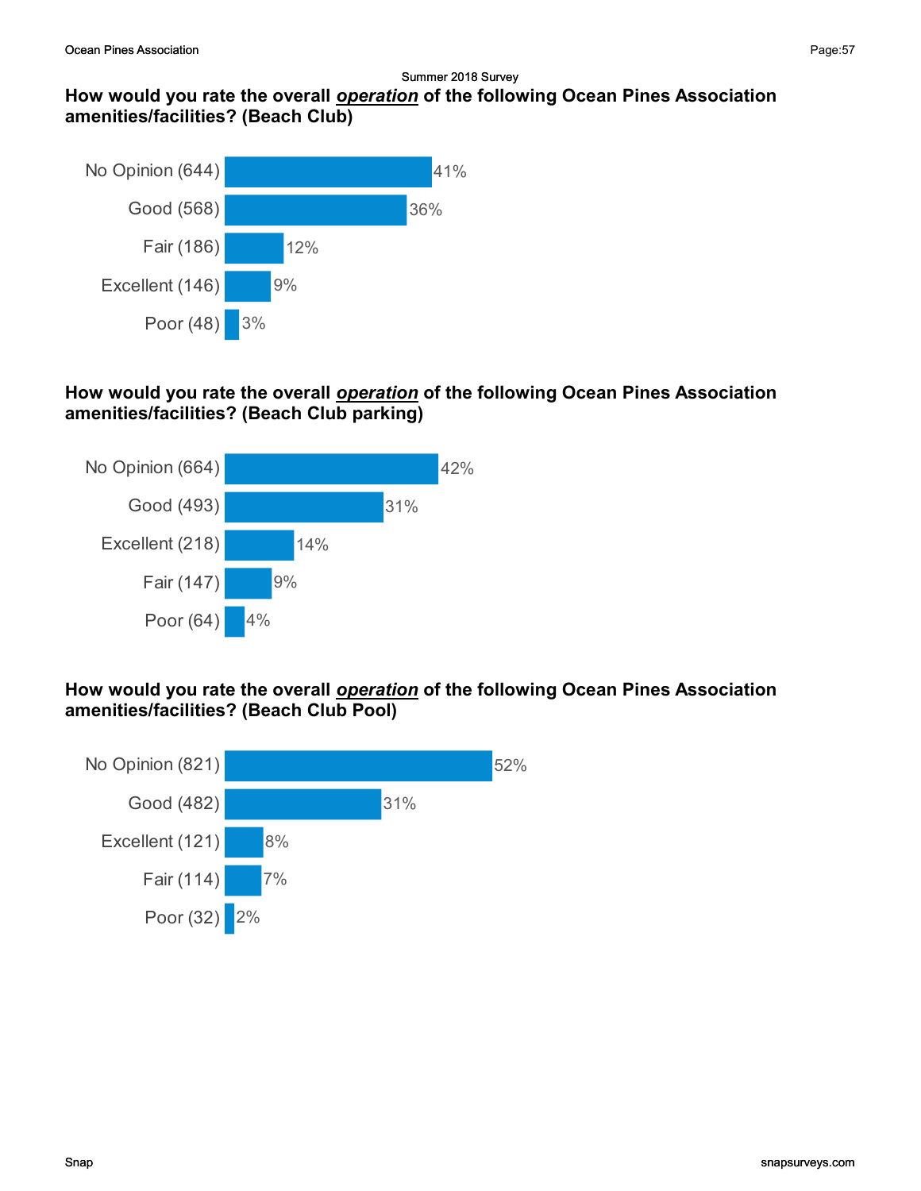Summer 2018 Survey

### How would you rate the overall ***operation*** of the following Ocean Pines Association amenities/facilities? (Beach Club)

| Response | Percent |
| --- | --- |
| No Opinion (644) | 41% |
| Good (568) | 36% |
| Fair (186) | 12% |
| Excellent (146) | 9% |
| Poor (48) | 3% |

### How would you rate the overall ***operation*** of the following Ocean Pines Association amenities/facilities? (Beach Club parking)

| Response | Percent |
| --- | --- |
| No Opinion (664) | 42% |
| Good (493) | 31% |
| Excellent (218) | 14% |
| Fair (147) | 9% |
| Poor (64) | 4% |

### How would you rate the overall ***operation*** of the following Ocean Pines Association amenities/facilities? (Beach Club Pool)

| Response | Percent |
| --- | --- |
| No Opinion (821) | 52% |
| Good (482) | 31% |
| Excellent (121) | 8% |
| Fair (114) | 7% |
| Poor (32) | 2% |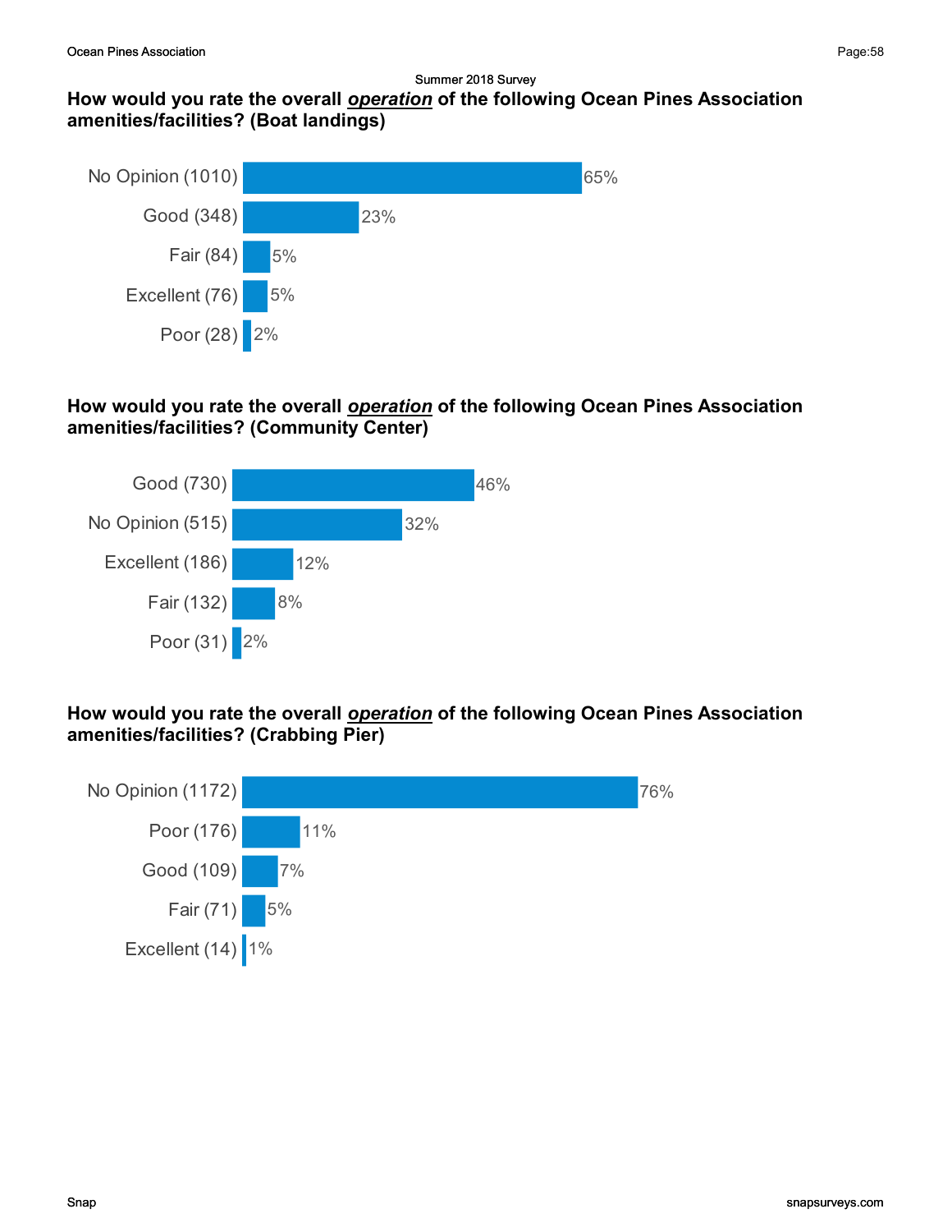Summer 2018 Survey

### How would you rate the overall ***operation*** of the following Ocean Pines Association amenities/facilities? (Boat landings)

| Response | Percentage |
| --- | --- |
| No Opinion (1010) | 65% |
| Good (348) | 23% |
| Fair (84) | 5% |
| Excellent (76) | 5% |
| Poor (28) | 2% |

### How would you rate the overall ***operation*** of the following Ocean Pines Association amenities/facilities? (Community Center)

| Response | Percentage |
| --- | --- |
| Good (730) | 46% |
| No Opinion (515) | 32% |
| Excellent (186) | 12% |
| Fair (132) | 8% |
| Poor (31) | 2% |

### How would you rate the overall ***operation*** of the following Ocean Pines Association amenities/facilities? (Crabbing Pier)

| Response | Percentage |
| --- | --- |
| No Opinion (1172) | 76% |
| Poor (176) | 11% |
| Good (109) | 7% |
| Fair (71) | 5% |
| Excellent (14) | 1% |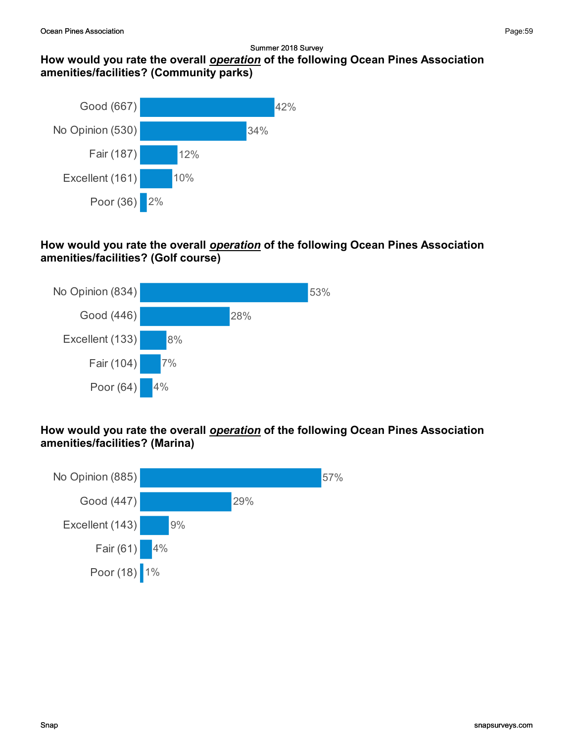Summer 2018 Survey

### How would you rate the overall ***operation*** of the following Ocean Pines Association amenities/facilities? (Community parks)

| Response | Percent |
|---|---|
| Good (667) | 42% |
| No Opinion (530) | 34% |
| Fair (187) | 12% |
| Excellent (161) | 10% |
| Poor (36) | 2% |

### How would you rate the overall ***operation*** of the following Ocean Pines Association amenities/facilities? (Golf course)

| Response | Percent |
|---|---|
| No Opinion (834) | 53% |
| Good (446) | 28% |
| Excellent (133) | 8% |
| Fair (104) | 7% |
| Poor (64) | 4% |

### How would you rate the overall ***operation*** of the following Ocean Pines Association amenities/facilities? (Marina)

| Response | Percent |
|---|---|
| No Opinion (885) | 57% |
| Good (447) | 29% |
| Excellent (143) | 9% |
| Fair (61) | 4% |
| Poor (18) | 1% |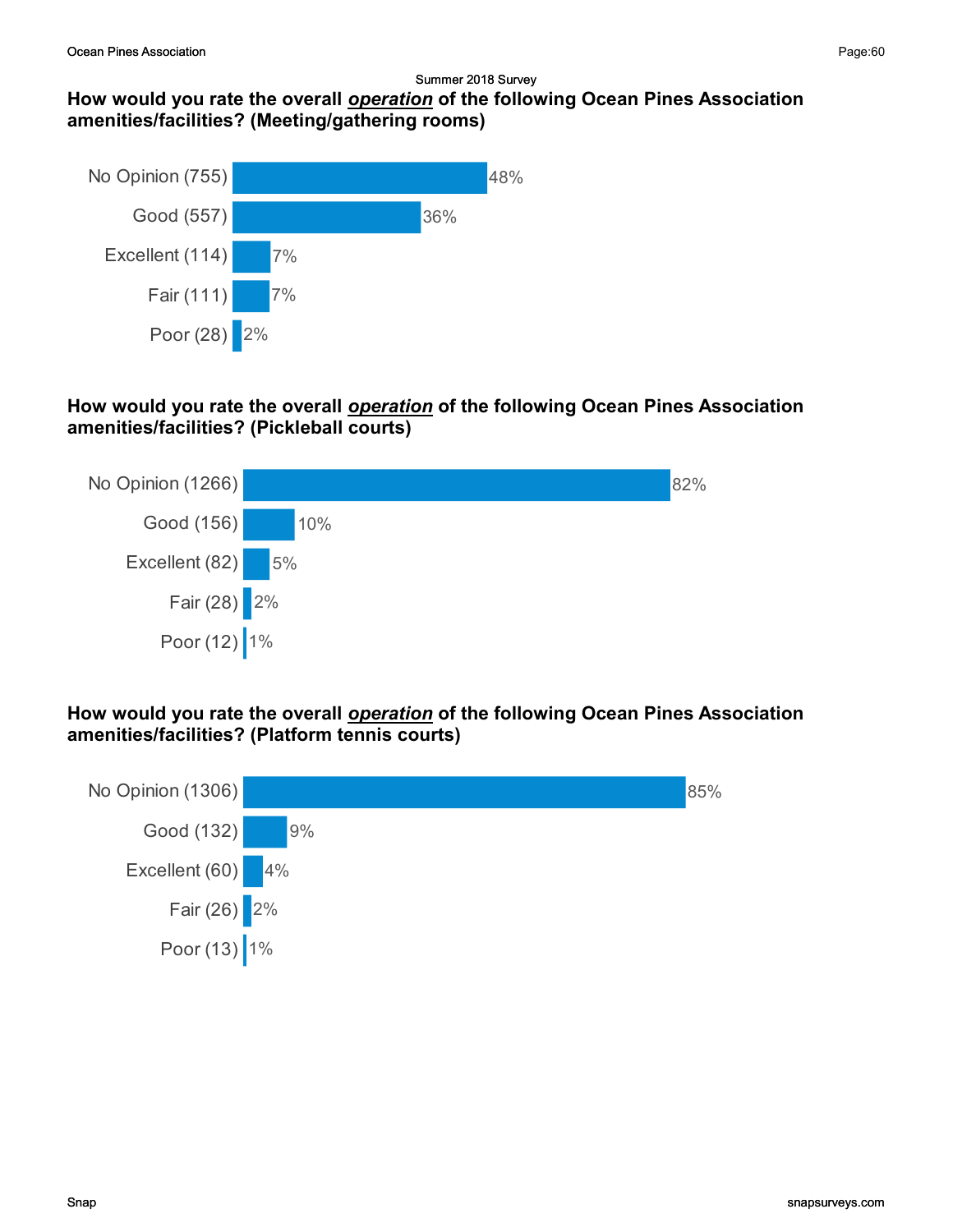Summer 2018 Survey

### How would you rate the overall ***operation*** of the following Ocean Pines Association amenities/facilities? (Meeting/gathering rooms)

| Response | Percentage |
|---|---|
| No Opinion (755) | 48% |
| Good (557) | 36% |
| Excellent (114) | 7% |
| Fair (111) | 7% |
| Poor (28) | 2% |

### How would you rate the overall ***operation*** of the following Ocean Pines Association amenities/facilities? (Pickleball courts)

| Response | Percentage |
|---|---|
| No Opinion (1266) | 82% |
| Good (156) | 10% |
| Excellent (82) | 5% |
| Fair (28) | 2% |
| Poor (12) | 1% |

### How would you rate the overall ***operation*** of the following Ocean Pines Association amenities/facilities? (Platform tennis courts)

| Response | Percentage |
|---|---|
| No Opinion (1306) | 85% |
| Good (132) | 9% |
| Excellent (60) | 4% |
| Fair (26) | 2% |
| Poor (13) | 1% |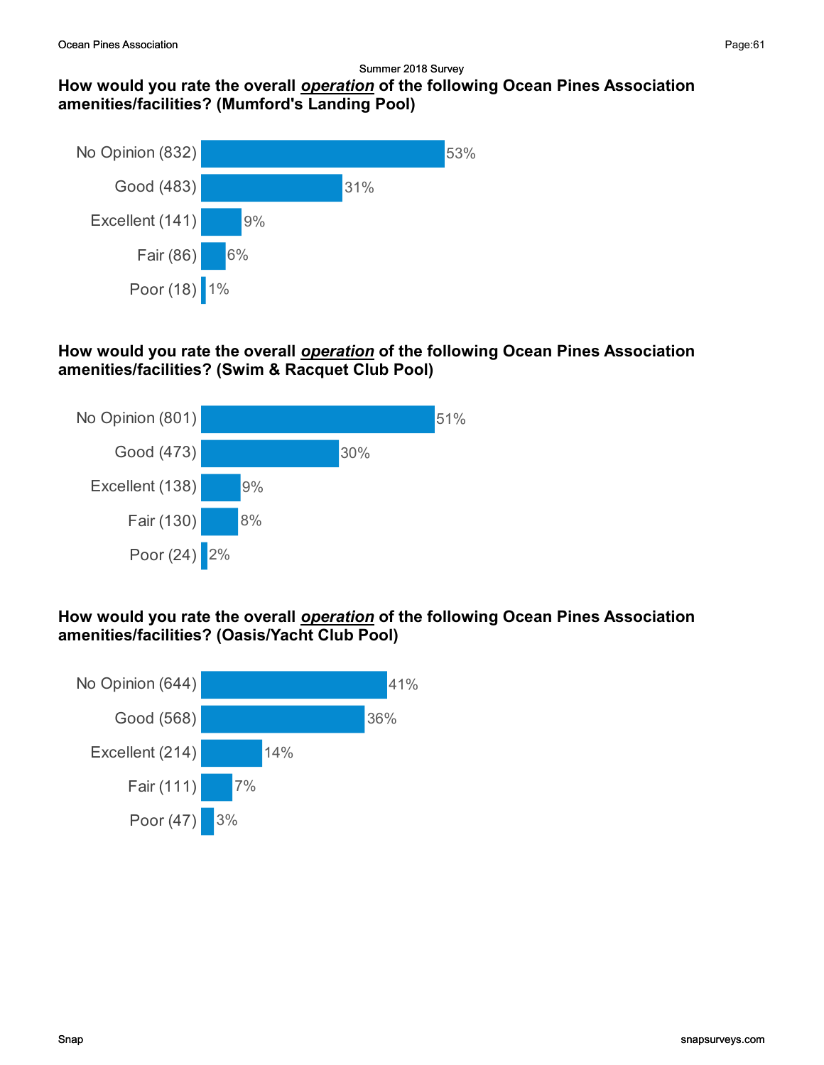Summer 2018 Survey

### How would you rate the overall ***operation*** of the following Ocean Pines Association amenities/facilities? (Mumford's Landing Pool)

| Response | Percent |
|---|---|
| No Opinion (832) | 53% |
| Good (483) | 31% |
| Excellent (141) | 9% |
| Fair (86) | 6% |
| Poor (18) | 1% |

### How would you rate the overall ***operation*** of the following Ocean Pines Association amenities/facilities? (Swim & Racquet Club Pool)

| Response | Percent |
|---|---|
| No Opinion (801) | 51% |
| Good (473) | 30% |
| Excellent (138) | 9% |
| Fair (130) | 8% |
| Poor (24) | 2% |

### How would you rate the overall ***operation*** of the following Ocean Pines Association amenities/facilities? (Oasis/Yacht Club Pool)

| Response | Percent |
|---|---|
| No Opinion (644) | 41% |
| Good (568) | 36% |
| Excellent (214) | 14% |
| Fair (111) | 7% |
| Poor (47) | 3% |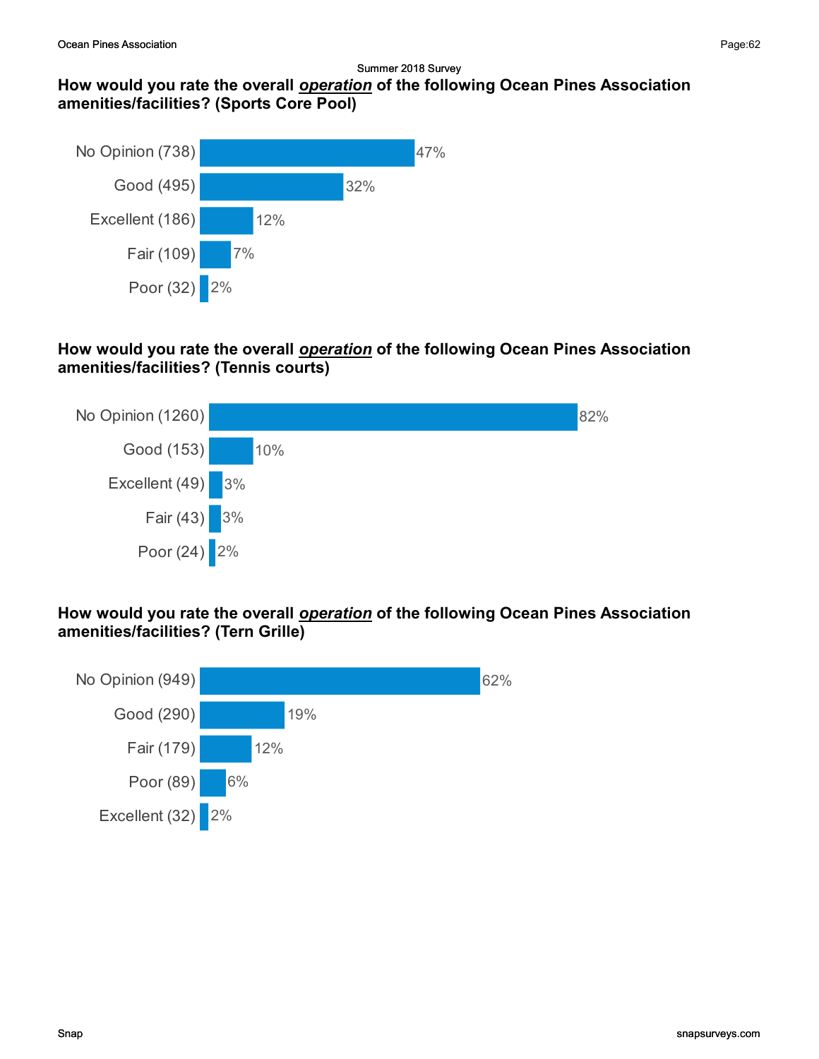Summer 2018 Survey

### How would you rate the overall ***operation*** of the following Ocean Pines Association amenities/facilities? (Sports Core Pool)

| Response | Percentage |
|---|---|
| No Opinion (738) | 47% |
| Good (495) | 32% |
| Excellent (186) | 12% |
| Fair (109) | 7% |
| Poor (32) | 2% |

### How would you rate the overall ***operation*** of the following Ocean Pines Association amenities/facilities? (Tennis courts)

| Response | Percentage |
|---|---|
| No Opinion (1260) | 82% |
| Good (153) | 10% |
| Excellent (49) | 3% |
| Fair (43) | 3% |
| Poor (24) | 2% |

### How would you rate the overall ***operation*** of the following Ocean Pines Association amenities/facilities? (Tern Grille)

| Response | Percentage |
|---|---|
| No Opinion (949) | 62% |
| Good (290) | 19% |
| Fair (179) | 12% |
| Poor (89) | 6% |
| Excellent (32) | 2% |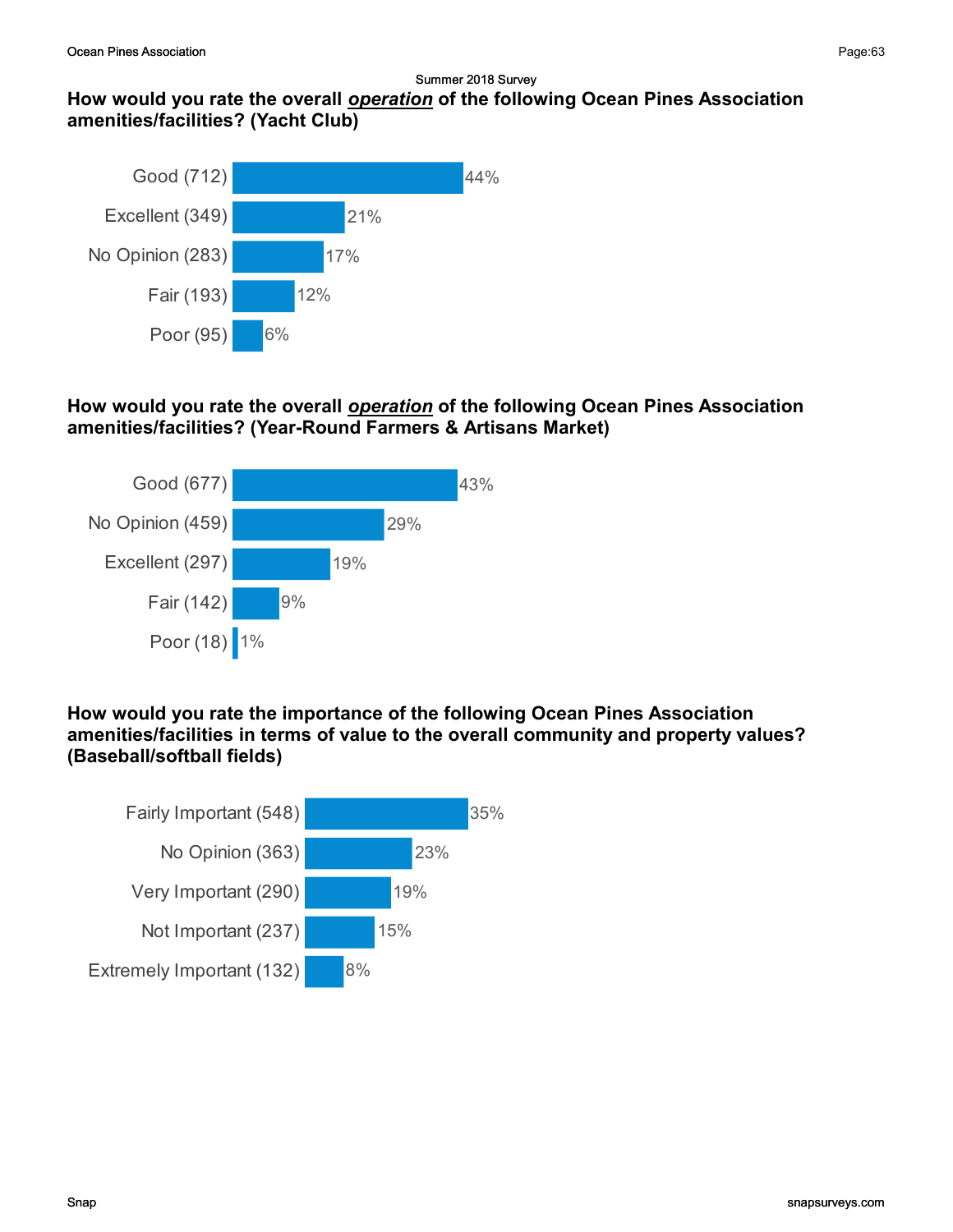Summer 2018 Survey

### How would you rate the overall ***operation*** of the following Ocean Pines Association amenities/facilities? (Yacht Club)

| Response | Percentage |
|---|---|
| Good (712) | 44% |
| Excellent (349) | 21% |
| No Opinion (283) | 17% |
| Fair (193) | 12% |
| Poor (95) | 6% |

### How would you rate the overall ***operation*** of the following Ocean Pines Association amenities/facilities? (Year-Round Farmers & Artisans Market)

| Response | Percentage |
|---|---|
| Good (677) | 43% |
| No Opinion (459) | 29% |
| Excellent (297) | 19% |
| Fair (142) | 9% |
| Poor (18) | 1% |

### How would you rate the importance of the following Ocean Pines Association amenities/facilities in terms of value to the overall community and property values? (Baseball/softball fields)

| Response | Percentage |
|---|---|
| Fairly Important (548) | 35% |
| No Opinion (363) | 23% |
| Very Important (290) | 19% |
| Not Important (237) | 15% |
| Extremely Important (132) | 8% |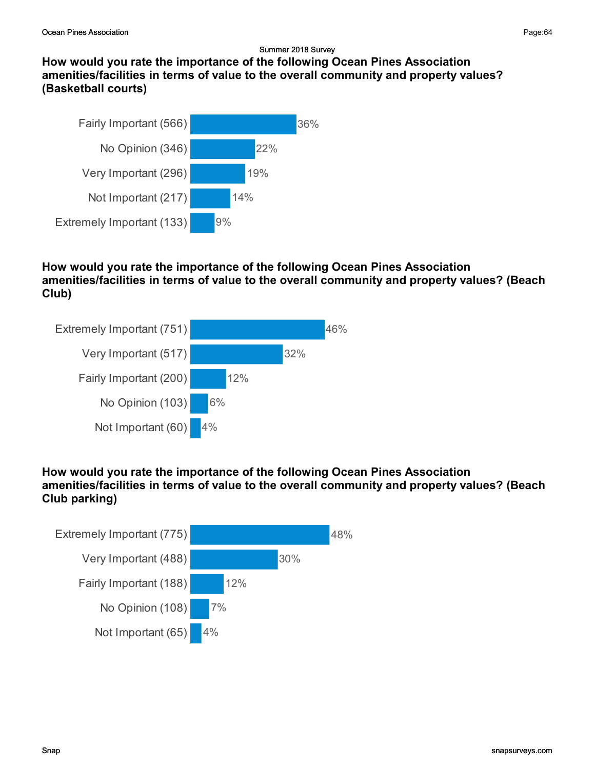Summer 2018 Survey

### How would you rate the importance of the following Ocean Pines Association amenities/facilities in terms of value to the overall community and property values? (Basketball courts)

| Response | Percent |
|---|---|
| Fairly Important (566) | 36% |
| No Opinion (346) | 22% |
| Very Important (296) | 19% |
| Not Important (217) | 14% |
| Extremely Important (133) | 9% |

### How would you rate the importance of the following Ocean Pines Association amenities/facilities in terms of value to the overall community and property values? (Beach Club)

| Response | Percent |
|---|---|
| Extremely Important (751) | 46% |
| Very Important (517) | 32% |
| Fairly Important (200) | 12% |
| No Opinion (103) | 6% |
| Not Important (60) | 4% |

### How would you rate the importance of the following Ocean Pines Association amenities/facilities in terms of value to the overall community and property values? (Beach Club parking)

| Response | Percent |
|---|---|
| Extremely Important (775) | 48% |
| Very Important (488) | 30% |
| Fairly Important (188) | 12% |
| No Opinion (108) | 7% |
| Not Important (65) | 4% |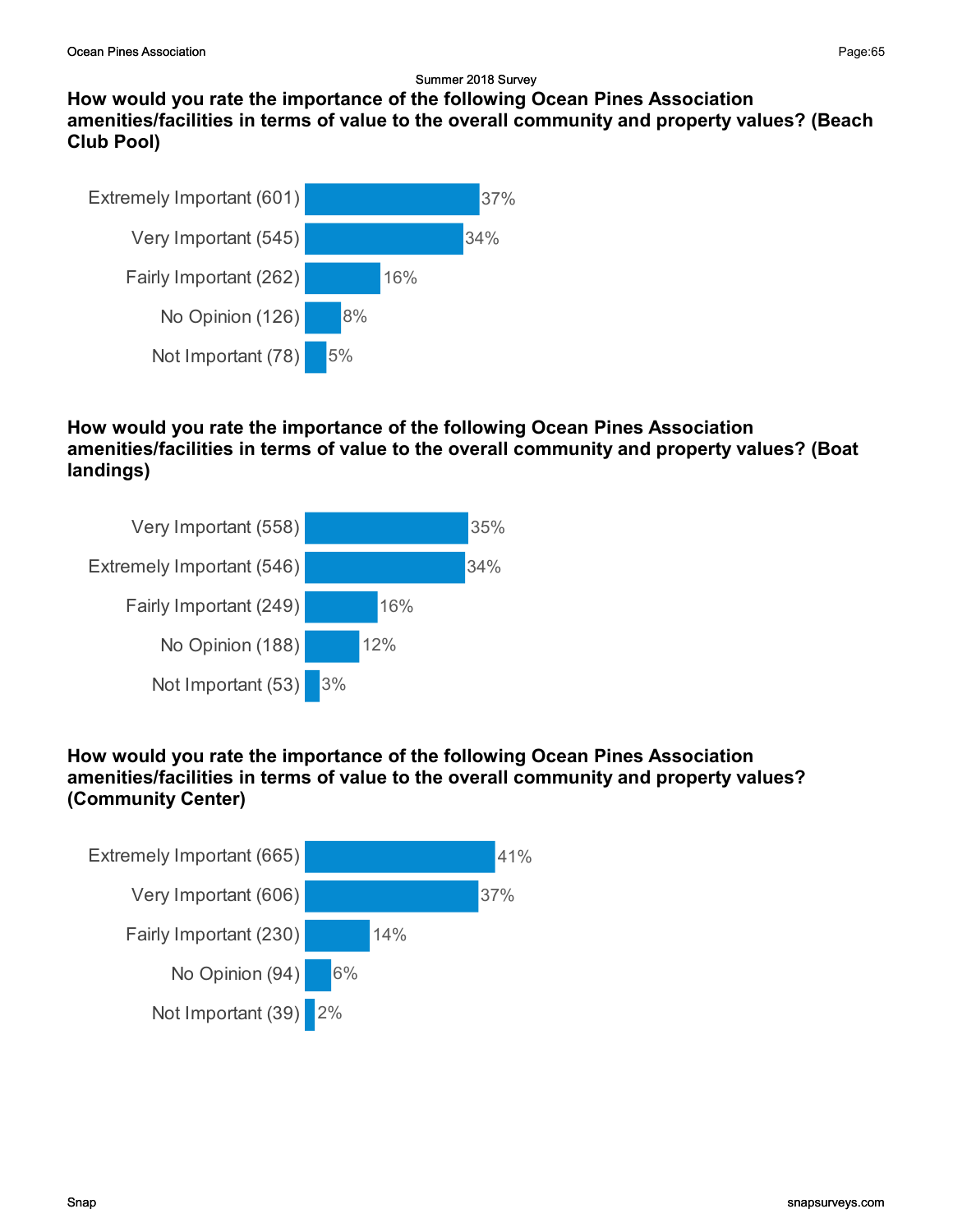Summer 2018 Survey

### How would you rate the importance of the following Ocean Pines Association amenities/facilities in terms of value to the overall community and property values? (Beach Club Pool)

| Response | Percent |
| --- | --- |
| Extremely Important (601) | 37% |
| Very Important (545) | 34% |
| Fairly Important (262) | 16% |
| No Opinion (126) | 8% |
| Not Important (78) | 5% |

### How would you rate the importance of the following Ocean Pines Association amenities/facilities in terms of value to the overall community and property values? (Boat landings)

| Response | Percent |
| --- | --- |
| Very Important (558) | 35% |
| Extremely Important (546) | 34% |
| Fairly Important (249) | 16% |
| No Opinion (188) | 12% |
| Not Important (53) | 3% |

### How would you rate the importance of the following Ocean Pines Association amenities/facilities in terms of value to the overall community and property values? (Community Center)

| Response | Percent |
| --- | --- |
| Extremely Important (665) | 41% |
| Very Important (606) | 37% |
| Fairly Important (230) | 14% |
| No Opinion (94) | 6% |
| Not Important (39) | 2% |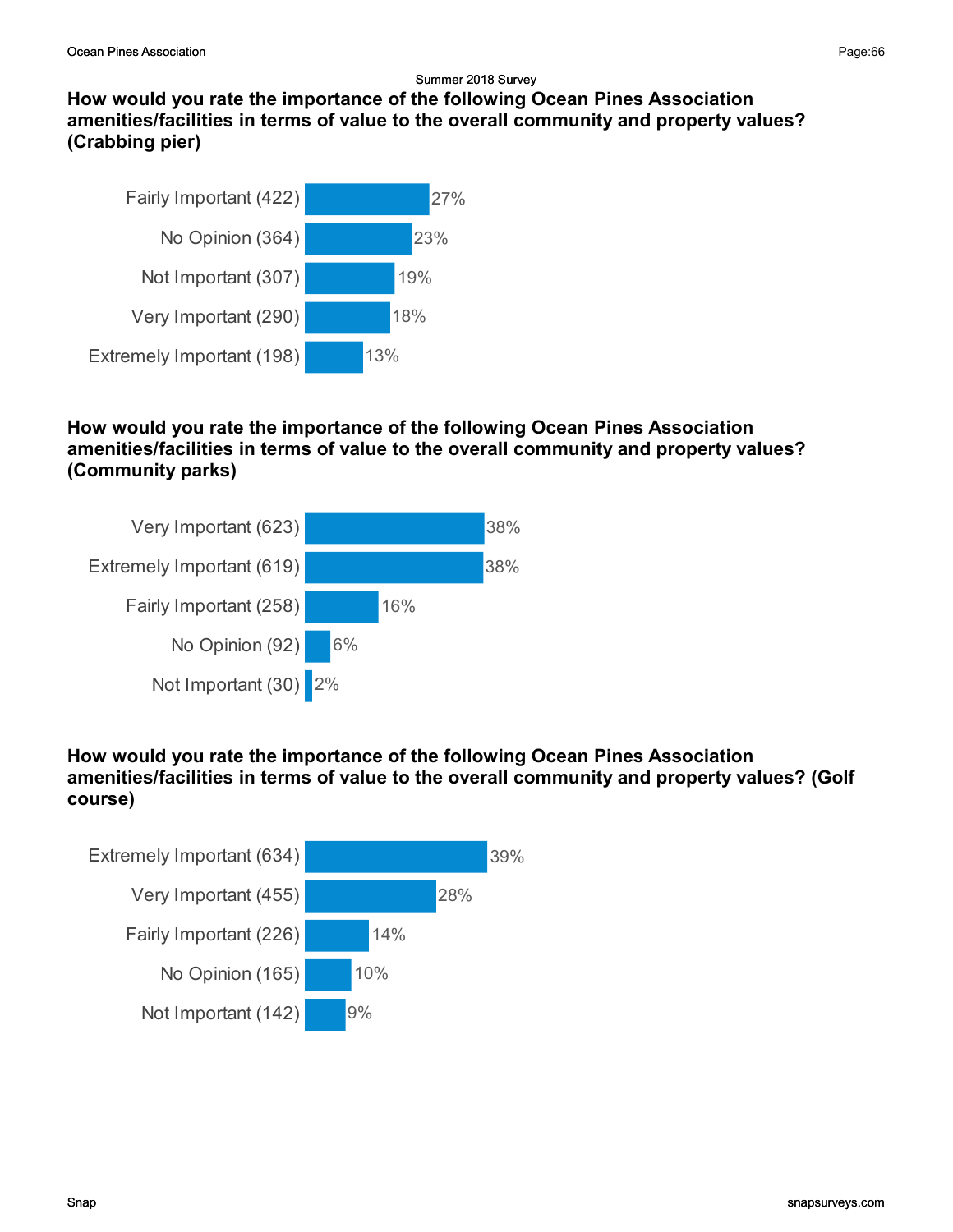Summer 2018 Survey

### How would you rate the importance of the following Ocean Pines Association amenities/facilities in terms of value to the overall community and property values? (Crabbing pier)

| Response | Percent |
| --- | --- |
| Fairly Important (422) | 27% |
| No Opinion (364) | 23% |
| Not Important (307) | 19% |
| Very Important (290) | 18% |
| Extremely Important (198) | 13% |

### How would you rate the importance of the following Ocean Pines Association amenities/facilities in terms of value to the overall community and property values? (Community parks)

| Response | Percent |
| --- | --- |
| Very Important (623) | 38% |
| Extremely Important (619) | 38% |
| Fairly Important (258) | 16% |
| No Opinion (92) | 6% |
| Not Important (30) | 2% |

### How would you rate the importance of the following Ocean Pines Association amenities/facilities in terms of value to the overall community and property values? (Golf course)

| Response | Percent |
| --- | --- |
| Extremely Important (634) | 39% |
| Very Important (455) | 28% |
| Fairly Important (226) | 14% |
| No Opinion (165) | 10% |
| Not Important (142) | 9% |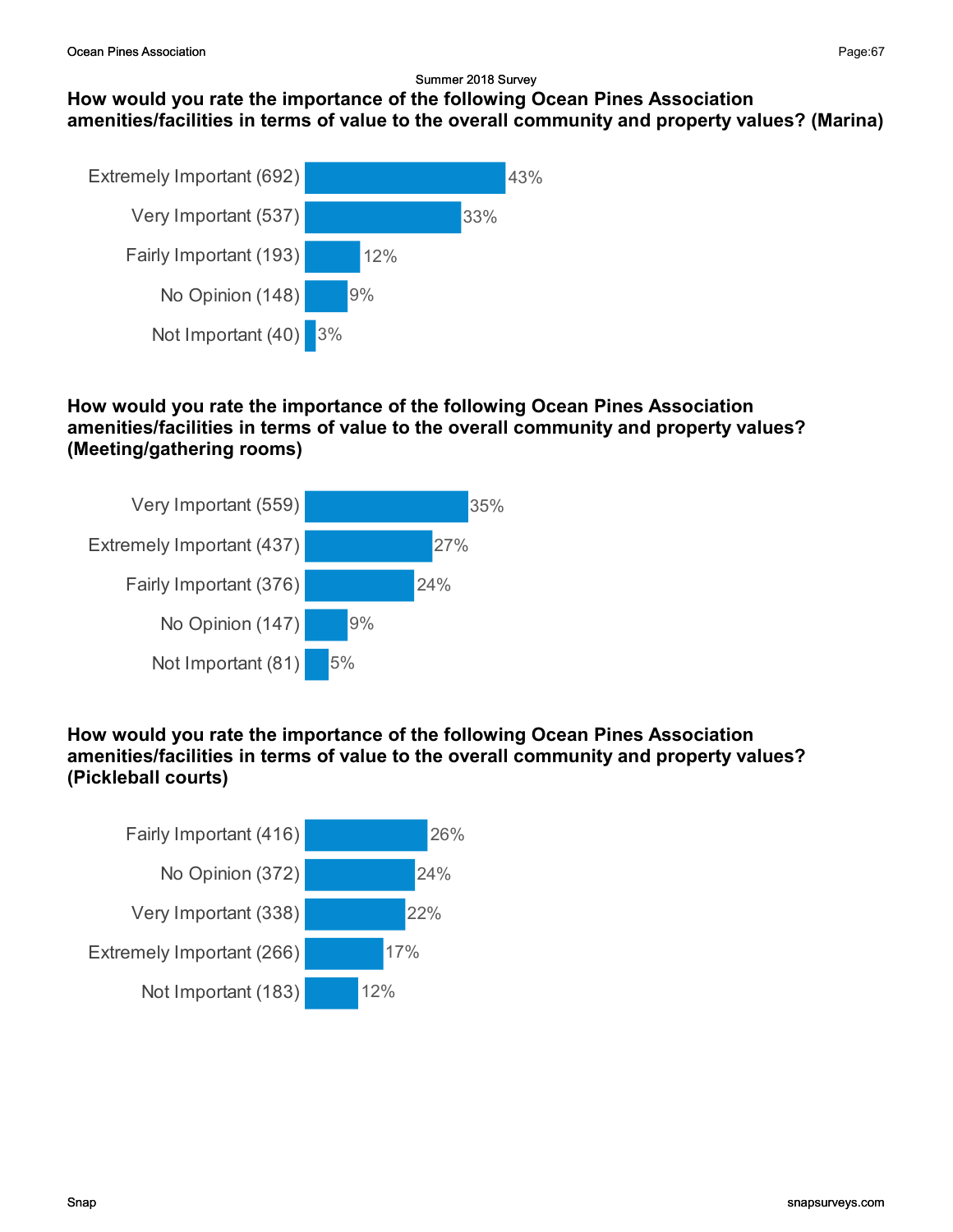Summer 2018 Survey

### How would you rate the importance of the following Ocean Pines Association amenities/facilities in terms of value to the overall community and property values? (Marina)

| Response | Percent |
|---|---|
| Extremely Important (692) | 43% |
| Very Important (537) | 33% |
| Fairly Important (193) | 12% |
| No Opinion (148) | 9% |
| Not Important (40) | 3% |

### How would you rate the importance of the following Ocean Pines Association amenities/facilities in terms of value to the overall community and property values? (Meeting/gathering rooms)

| Response | Percent |
|---|---|
| Very Important (559) | 35% |
| Extremely Important (437) | 27% |
| Fairly Important (376) | 24% |
| No Opinion (147) | 9% |
| Not Important (81) | 5% |

### How would you rate the importance of the following Ocean Pines Association amenities/facilities in terms of value to the overall community and property values? (Pickleball courts)

| Response | Percent |
|---|---|
| Fairly Important (416) | 26% |
| No Opinion (372) | 24% |
| Very Important (338) | 22% |
| Extremely Important (266) | 17% |
| Not Important (183) | 12% |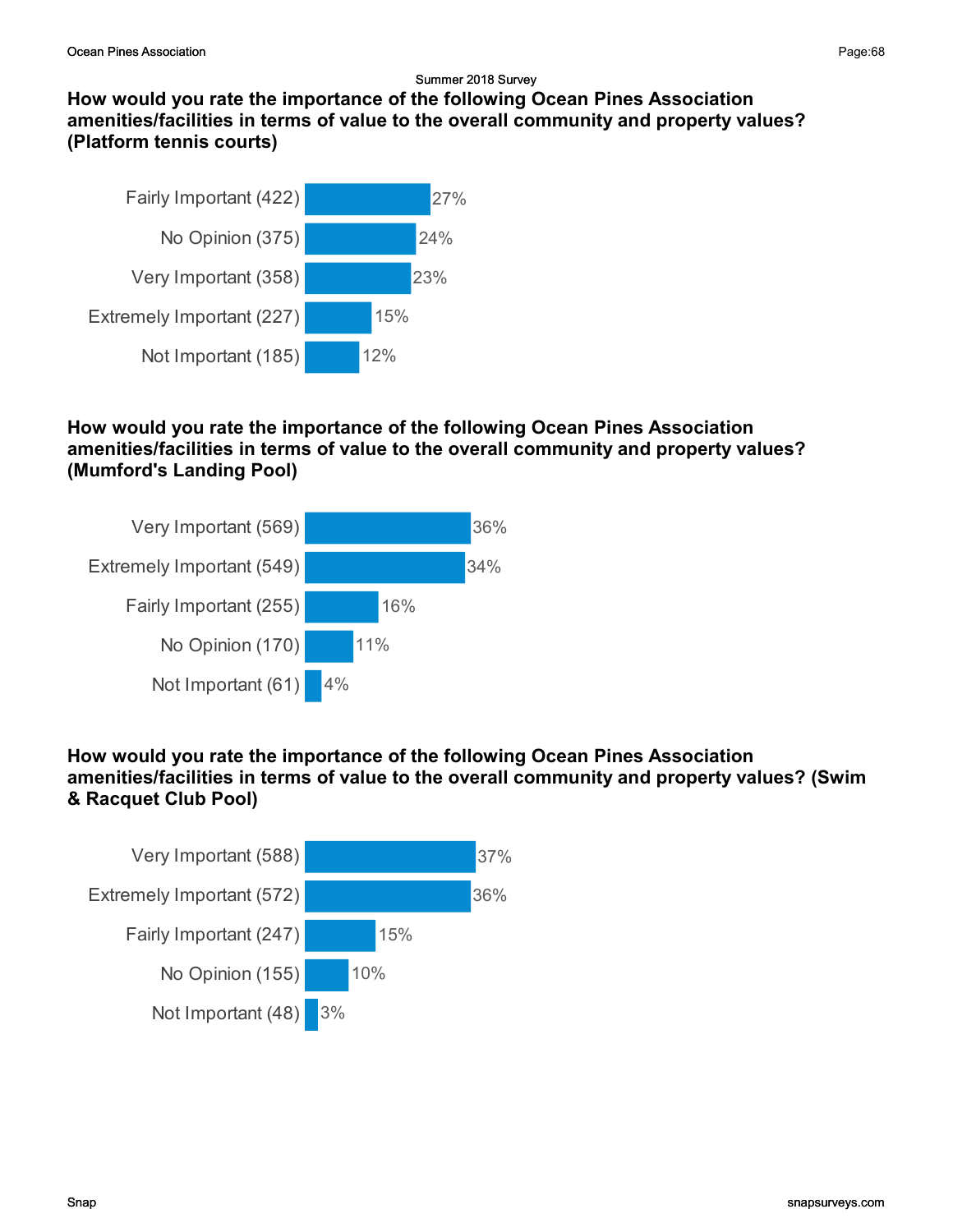Summer 2018 Survey

### How would you rate the importance of the following Ocean Pines Association amenities/facilities in terms of value to the overall community and property values? (Platform tennis courts)

| Response | Percent |
| --- | --- |
| Fairly Important (422) | 27% |
| No Opinion (375) | 24% |
| Very Important (358) | 23% |
| Extremely Important (227) | 15% |
| Not Important (185) | 12% |

### How would you rate the importance of the following Ocean Pines Association amenities/facilities in terms of value to the overall community and property values? (Mumford's Landing Pool)

| Response | Percent |
| --- | --- |
| Very Important (569) | 36% |
| Extremely Important (549) | 34% |
| Fairly Important (255) | 16% |
| No Opinion (170) | 11% |
| Not Important (61) | 4% |

### How would you rate the importance of the following Ocean Pines Association amenities/facilities in terms of value to the overall community and property values? (Swim & Racquet Club Pool)

| Response | Percent |
| --- | --- |
| Very Important (588) | 37% |
| Extremely Important (572) | 36% |
| Fairly Important (247) | 15% |
| No Opinion (155) | 10% |
| Not Important (48) | 3% |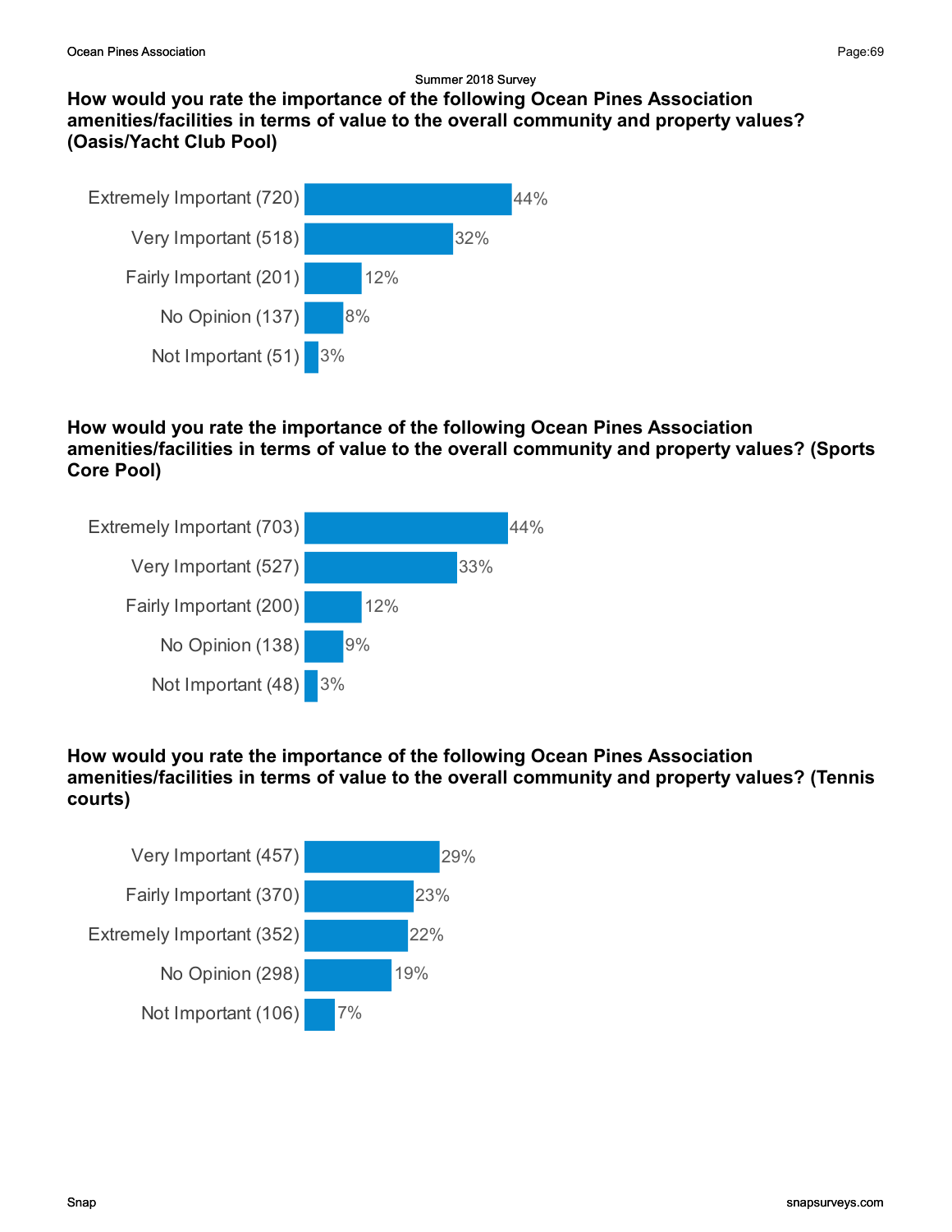Summer 2018 Survey

### How would you rate the importance of the following Ocean Pines Association amenities/facilities in terms of value to the overall community and property values? (Oasis/Yacht Club Pool)

| Response | Percent |
|---|---|
| Extremely Important (720) | 44% |
| Very Important (518) | 32% |
| Fairly Important (201) | 12% |
| No Opinion (137) | 8% |
| Not Important (51) | 3% |

### How would you rate the importance of the following Ocean Pines Association amenities/facilities in terms of value to the overall community and property values? (Sports Core Pool)

| Response | Percent |
|---|---|
| Extremely Important (703) | 44% |
| Very Important (527) | 33% |
| Fairly Important (200) | 12% |
| No Opinion (138) | 9% |
| Not Important (48) | 3% |

### How would you rate the importance of the following Ocean Pines Association amenities/facilities in terms of value to the overall community and property values? (Tennis courts)

| Response | Percent |
|---|---|
| Very Important (457) | 29% |
| Fairly Important (370) | 23% |
| Extremely Important (352) | 22% |
| No Opinion (298) | 19% |
| Not Important (106) | 7% |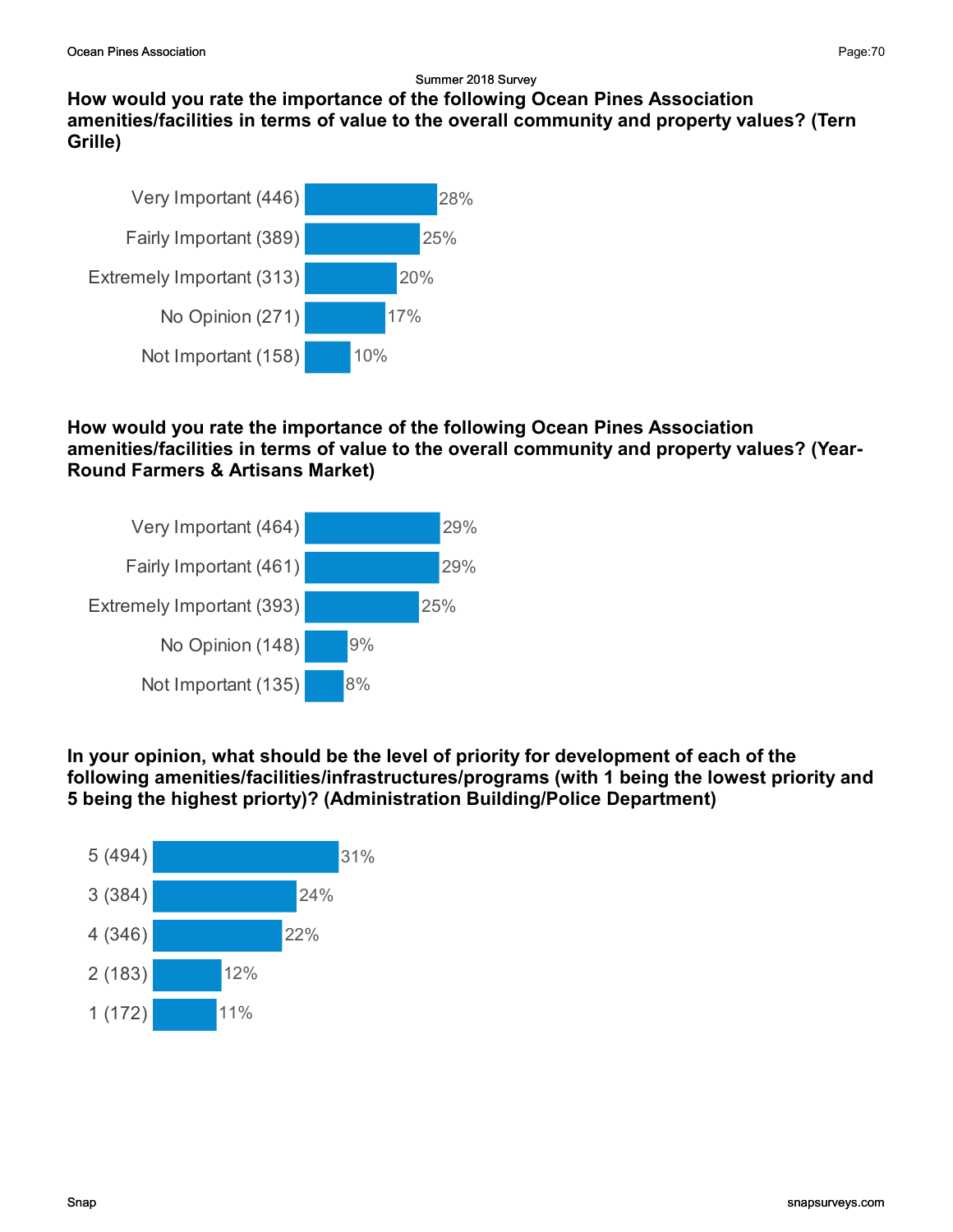Summer 2018 Survey

### How would you rate the importance of the following Ocean Pines Association amenities/facilities in terms of value to the overall community and property values? (Tern Grille)

| Response | Percentage |
|---|---|
| Very Important (446) | 28% |
| Fairly Important (389) | 25% |
| Extremely Important (313) | 20% |
| No Opinion (271) | 17% |
| Not Important (158) | 10% |

### How would you rate the importance of the following Ocean Pines Association amenities/facilities in terms of value to the overall community and property values? (Year-Round Farmers & Artisans Market)

| Response | Percentage |
|---|---|
| Very Important (464) | 29% |
| Fairly Important (461) | 29% |
| Extremely Important (393) | 25% |
| No Opinion (148) | 9% |
| Not Important (135) | 8% |

### In your opinion, what should be the level of priority for development of each of the following amenities/facilities/infrastructures/programs (with 1 being the lowest priority and 5 being the highest priorty)? (Administration Building/Police Department)

| Response | Percentage |
|---|---|
| 5 (494) | 31% |
| 3 (384) | 24% |
| 4 (346) | 22% |
| 2 (183) | 12% |
| 1 (172) | 11% |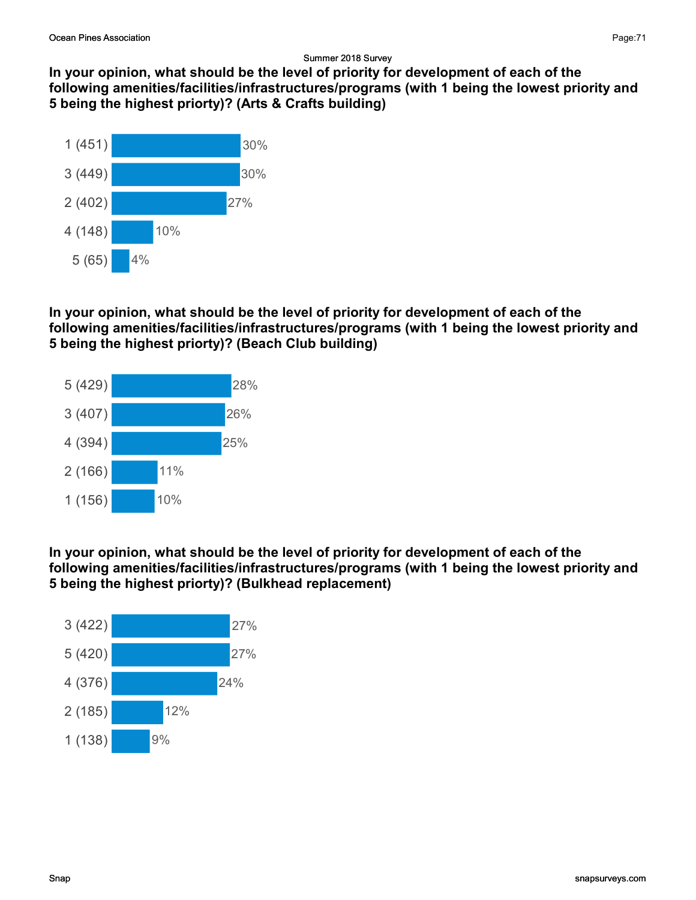Summer 2018 Survey

### In your opinion, what should be the level of priority for development of each of the following amenities/facilities/infrastructures/programs (with 1 being the lowest priority and 5 being the highest priorty)? (Arts & Crafts building)

| Response | Percentage |
| --- | --- |
| 1 (451) | 30% |
| 3 (449) | 30% |
| 2 (402) | 27% |
| 4 (148) | 10% |
| 5 (65) | 4% |

### In your opinion, what should be the level of priority for development of each of the following amenities/facilities/infrastructures/programs (with 1 being the lowest priority and 5 being the highest priorty)? (Beach Club building)

| Response | Percentage |
| --- | --- |
| 5 (429) | 28% |
| 3 (407) | 26% |
| 4 (394) | 25% |
| 2 (166) | 11% |
| 1 (156) | 10% |

### In your opinion, what should be the level of priority for development of each of the following amenities/facilities/infrastructures/programs (with 1 being the lowest priority and 5 being the highest priorty)? (Bulkhead replacement)

| Response | Percentage |
| --- | --- |
| 3 (422) | 27% |
| 5 (420) | 27% |
| 4 (376) | 24% |
| 2 (185) | 12% |
| 1 (138) | 9% |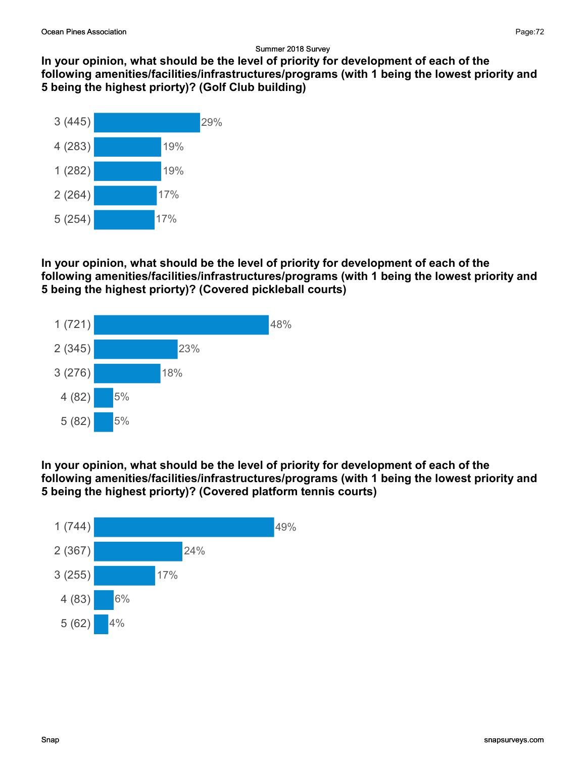Summer 2018 Survey

**In your opinion, what should be the level of priority for development of each of the following amenities/facilities/infrastructures/programs (with 1 being the lowest priority and 5 being the highest priorty)? (Golf Club building)**

| Response | Percent |
|---|---|
| 3 (445) | 29% |
| 4 (283) | 19% |
| 1 (282) | 19% |
| 2 (264) | 17% |
| 5 (254) | 17% |

**In your opinion, what should be the level of priority for development of each of the following amenities/facilities/infrastructures/programs (with 1 being the lowest priority and 5 being the highest priorty)? (Covered pickleball courts)**

| Response | Percent |
|---|---|
| 1 (721) | 48% |
| 2 (345) | 23% |
| 3 (276) | 18% |
| 4 (82) | 5% |
| 5 (82) | 5% |

**In your opinion, what should be the level of priority for development of each of the following amenities/facilities/infrastructures/programs (with 1 being the lowest priority and 5 being the highest priorty)? (Covered platform tennis courts)**

| Response | Percent |
|---|---|
| 1 (744) | 49% |
| 2 (367) | 24% |
| 3 (255) | 17% |
| 4 (83) | 6% |
| 5 (62) | 4% |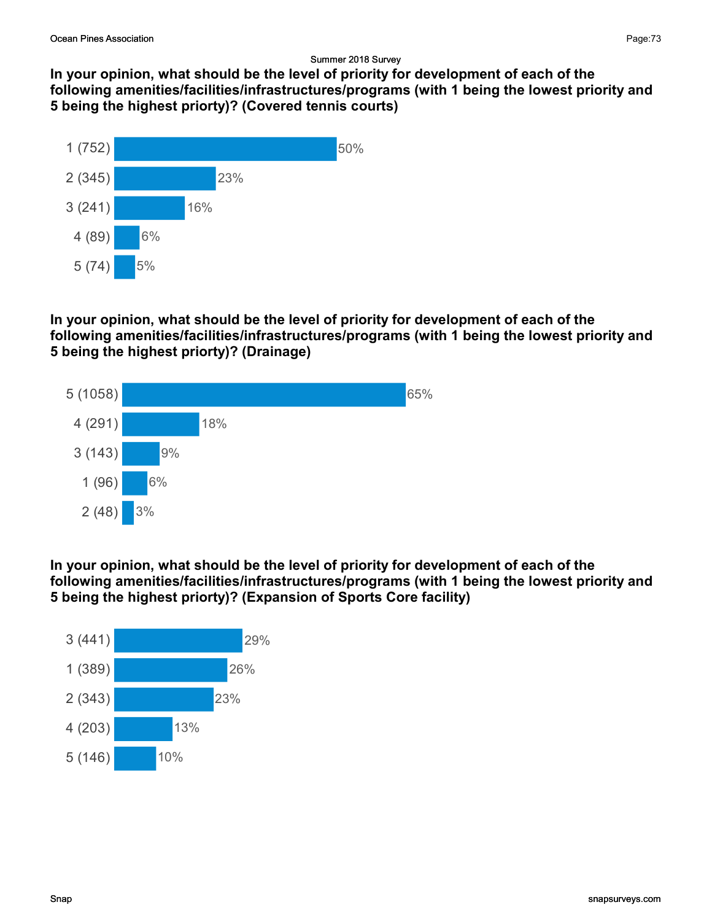Summer 2018 Survey

**In your opinion, what should be the level of priority for development of each of the following amenities/facilities/infrastructures/programs (with 1 being the lowest priority and 5 being the highest priorty)? (Covered tennis courts)**

| Response | Percent |
|---|---|
| 1 (752) | 50% |
| 2 (345) | 23% |
| 3 (241) | 16% |
| 4 (89) | 6% |
| 5 (74) | 5% |

**In your opinion, what should be the level of priority for development of each of the following amenities/facilities/infrastructures/programs (with 1 being the lowest priority and 5 being the highest priorty)? (Drainage)**

| Response | Percent |
|---|---|
| 5 (1058) | 65% |
| 4 (291) | 18% |
| 3 (143) | 9% |
| 1 (96) | 6% |
| 2 (48) | 3% |

**In your opinion, what should be the level of priority for development of each of the following amenities/facilities/infrastructures/programs (with 1 being the lowest priority and 5 being the highest priorty)? (Expansion of Sports Core facility)**

| Response | Percent |
|---|---|
| 3 (441) | 29% |
| 1 (389) | 26% |
| 2 (343) | 23% |
| 4 (203) | 13% |
| 5 (146) | 10% |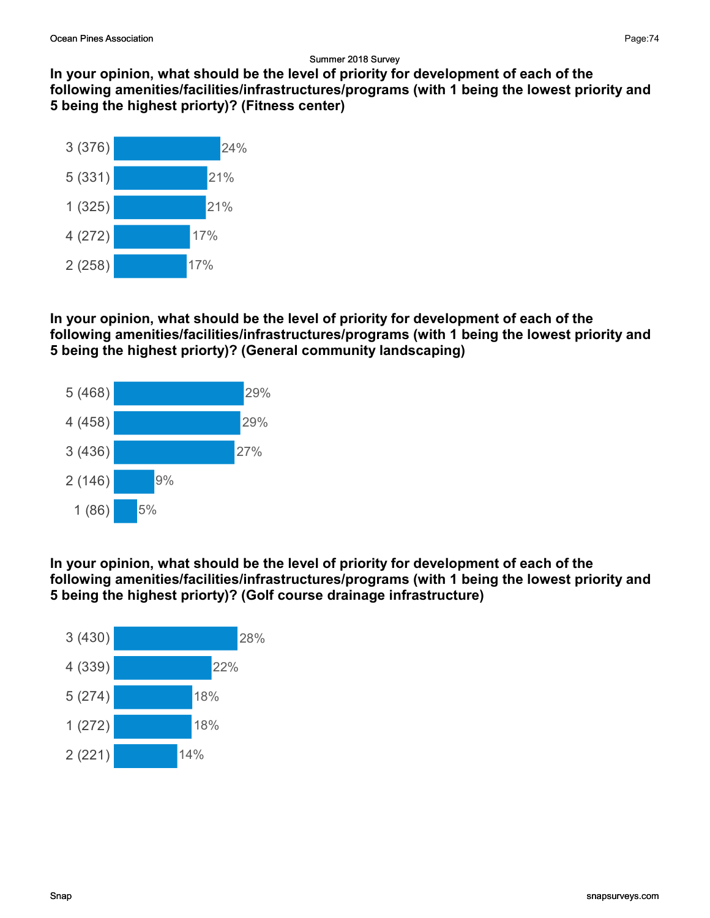Summer 2018 Survey

**In your opinion, what should be the level of priority for development of each of the following amenities/facilities/infrastructures/programs (with 1 being the lowest priority and 5 being the highest priorty)? (Fitness center)**

| Response | Percent |
| --- | --- |
| 3 (376) | 24% |
| 5 (331) | 21% |
| 1 (325) | 21% |
| 4 (272) | 17% |
| 2 (258) | 17% |

**In your opinion, what should be the level of priority for development of each of the following amenities/facilities/infrastructures/programs (with 1 being the lowest priority and 5 being the highest priorty)? (General community landscaping)**

| Response | Percent |
| --- | --- |
| 5 (468) | 29% |
| 4 (458) | 29% |
| 3 (436) | 27% |
| 2 (146) | 9% |
| 1 (86) | 5% |

**In your opinion, what should be the level of priority for development of each of the following amenities/facilities/infrastructures/programs (with 1 being the lowest priority and 5 being the highest priorty)? (Golf course drainage infrastructure)**

| Response | Percent |
| --- | --- |
| 3 (430) | 28% |
| 4 (339) | 22% |
| 5 (274) | 18% |
| 1 (272) | 18% |
| 2 (221) | 14% |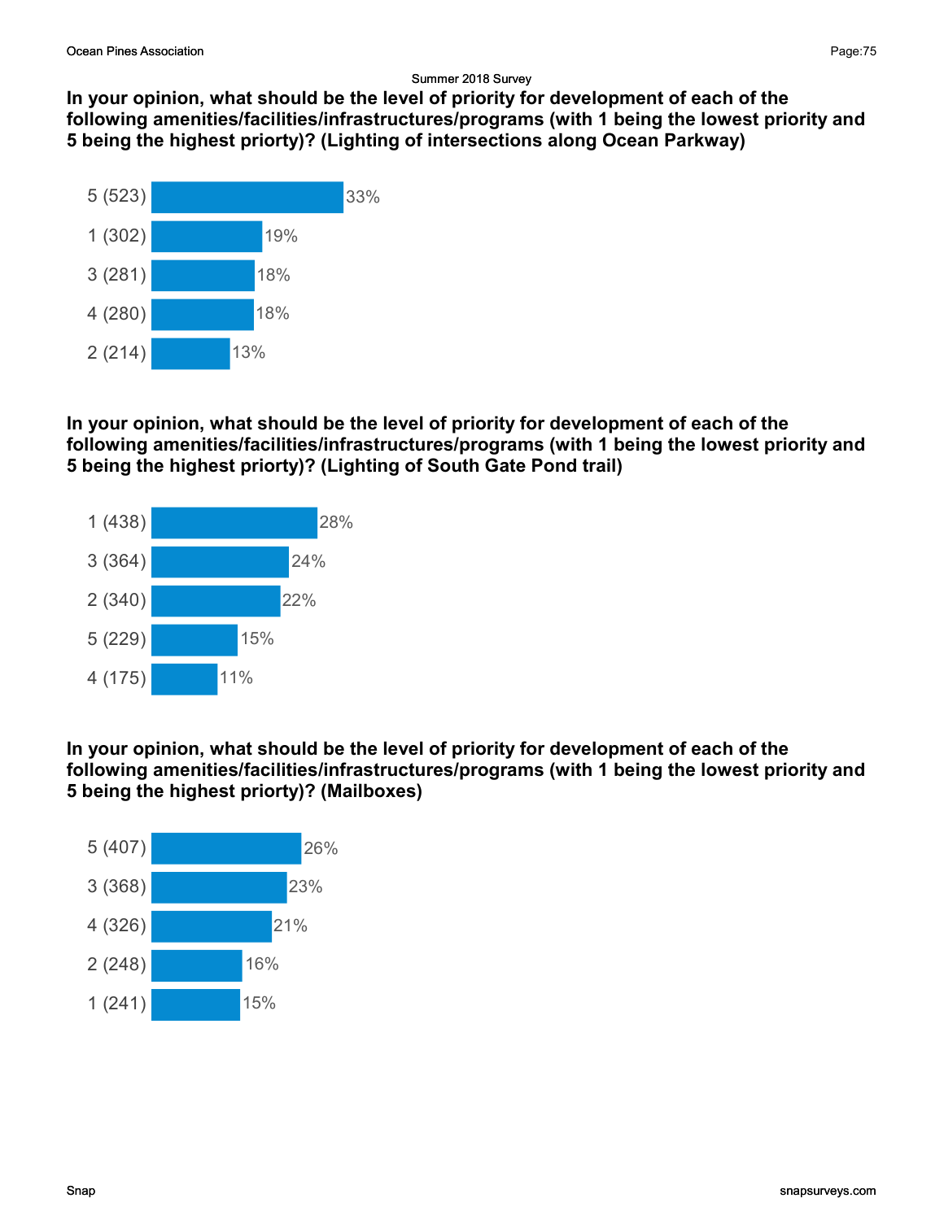Summer 2018 Survey

**In your opinion, what should be the level of priority for development of each of the following amenities/facilities/infrastructures/programs (with 1 being the lowest priority and 5 being the highest priorty)? (Lighting of intersections along Ocean Parkway)**

| Response | Percent |
|---|---|
| 5 (523) | 33% |
| 1 (302) | 19% |
| 3 (281) | 18% |
| 4 (280) | 18% |
| 2 (214) | 13% |

**In your opinion, what should be the level of priority for development of each of the following amenities/facilities/infrastructures/programs (with 1 being the lowest priority and 5 being the highest priorty)? (Lighting of South Gate Pond trail)**

| Response | Percent |
|---|---|
| 1 (438) | 28% |
| 3 (364) | 24% |
| 2 (340) | 22% |
| 5 (229) | 15% |
| 4 (175) | 11% |

**In your opinion, what should be the level of priority for development of each of the following amenities/facilities/infrastructures/programs (with 1 being the lowest priority and 5 being the highest priorty)? (Mailboxes)**

| Response | Percent |
|---|---|
| 5 (407) | 26% |
| 3 (368) | 23% |
| 4 (326) | 21% |
| 2 (248) | 16% |
| 1 (241) | 15% |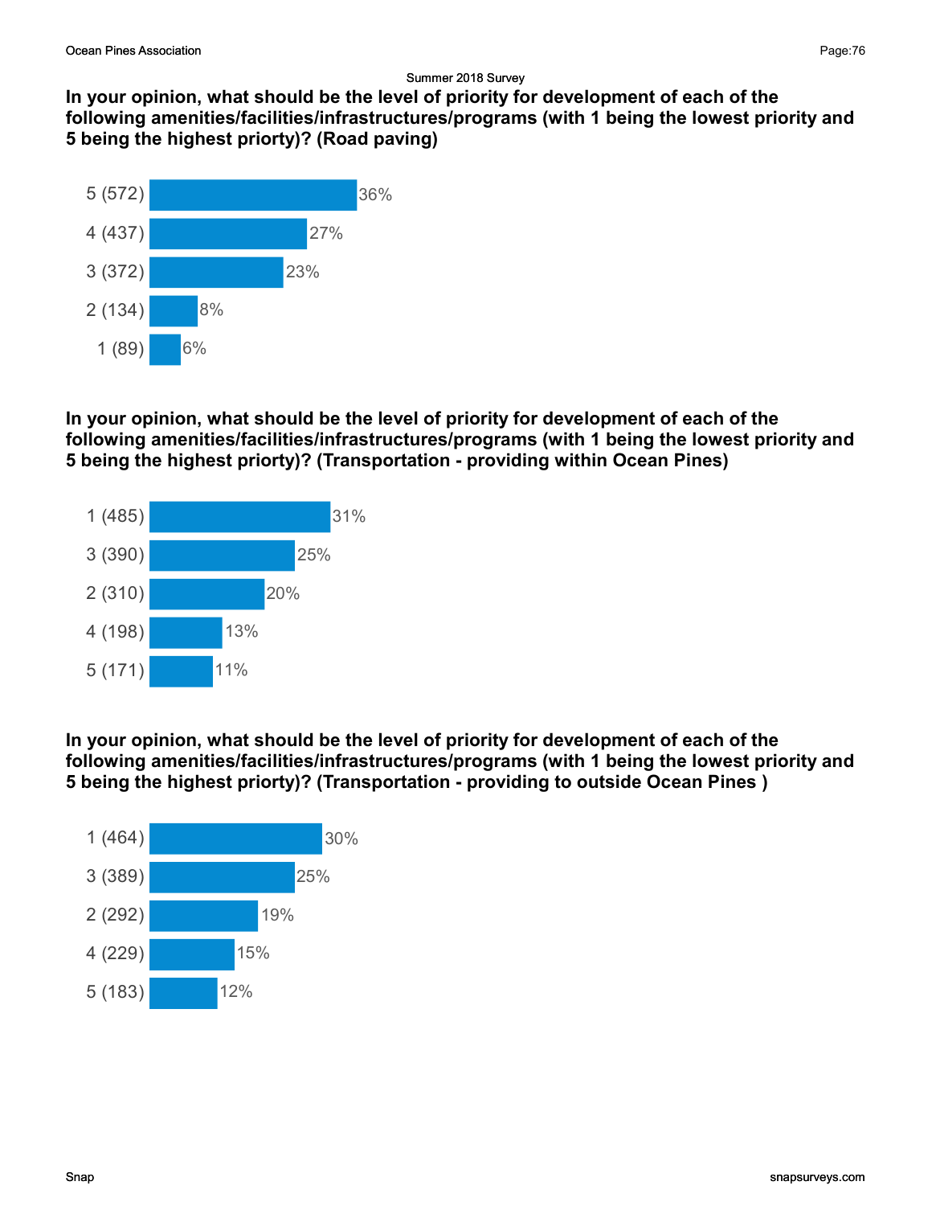Summer 2018 Survey

**In your opinion, what should be the level of priority for development of each of the following amenities/facilities/infrastructures/programs (with 1 being the lowest priority and 5 being the highest priorty)? (Road paving)**

| Response | Percent |
|---|---|
| 5 (572) | 36% |
| 4 (437) | 27% |
| 3 (372) | 23% |
| 2 (134) | 8% |
| 1 (89) | 6% |

**In your opinion, what should be the level of priority for development of each of the following amenities/facilities/infrastructures/programs (with 1 being the lowest priority and 5 being the highest priorty)? (Transportation - providing within Ocean Pines)**

| Response | Percent |
|---|---|
| 1 (485) | 31% |
| 3 (390) | 25% |
| 2 (310) | 20% |
| 4 (198) | 13% |
| 5 (171) | 11% |

**In your opinion, what should be the level of priority for development of each of the following amenities/facilities/infrastructures/programs (with 1 being the lowest priority and 5 being the highest priorty)? (Transportation - providing to outside Ocean Pines )**

| Response | Percent |
|---|---|
| 1 (464) | 30% |
| 3 (389) | 25% |
| 2 (292) | 19% |
| 4 (229) | 15% |
| 5 (183) | 12% |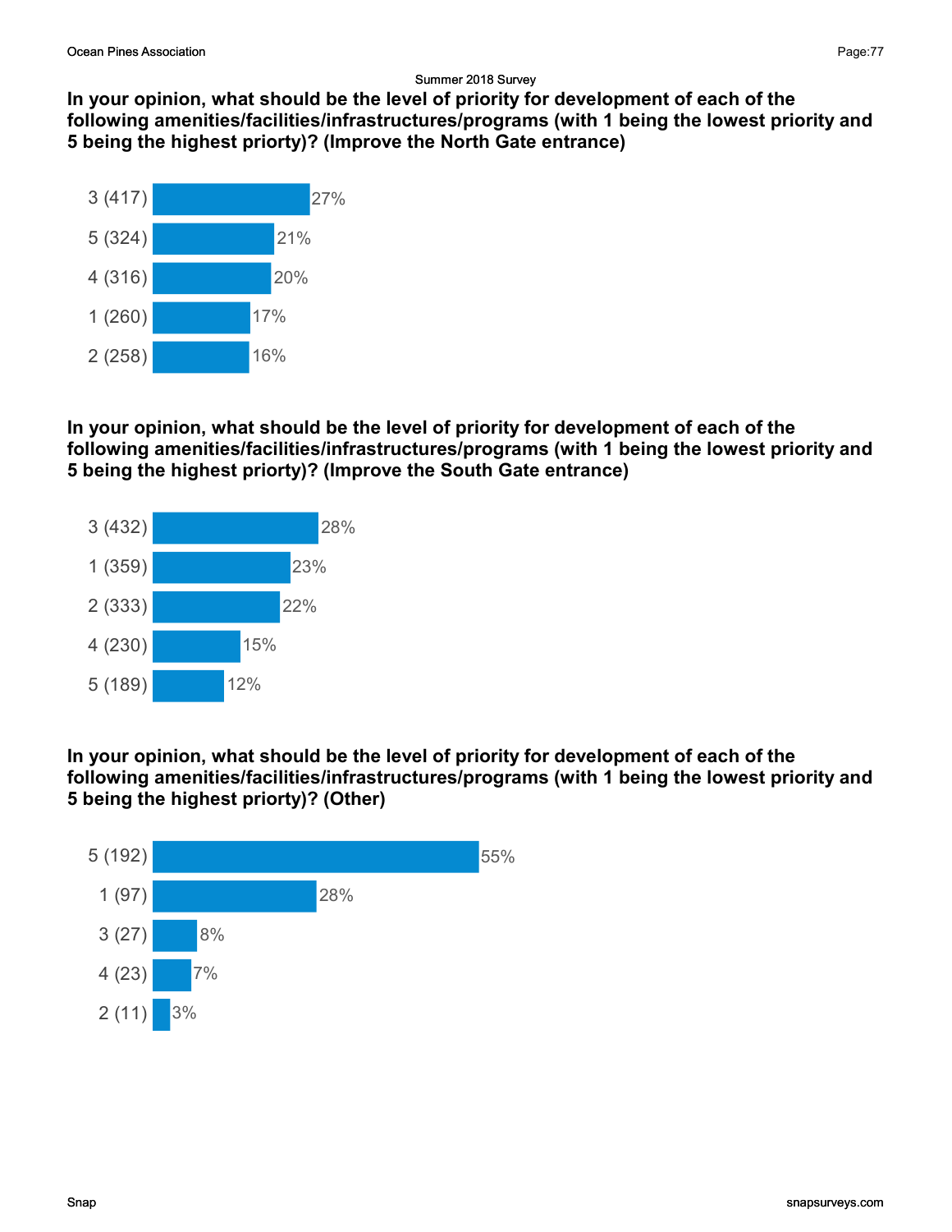Summer 2018 Survey

**In your opinion, what should be the level of priority for development of each of the following amenities/facilities/infrastructures/programs (with 1 being the lowest priority and 5 being the highest priorty)? (Improve the North Gate entrance)**

| Response | Percent |
| --- | --- |
| 3 (417) | 27% |
| 5 (324) | 21% |
| 4 (316) | 20% |
| 1 (260) | 17% |
| 2 (258) | 16% |

**In your opinion, what should be the level of priority for development of each of the following amenities/facilities/infrastructures/programs (with 1 being the lowest priority and 5 being the highest priorty)? (Improve the South Gate entrance)**

| Response | Percent |
| --- | --- |
| 3 (432) | 28% |
| 1 (359) | 23% |
| 2 (333) | 22% |
| 4 (230) | 15% |
| 5 (189) | 12% |

**In your opinion, what should be the level of priority for development of each of the following amenities/facilities/infrastructures/programs (with 1 being the lowest priority and 5 being the highest priorty)? (Other)**

| Response | Percent |
| --- | --- |
| 5 (192) | 55% |
| 1 (97) | 28% |
| 3 (27) | 8% |
| 4 (23) | 7% |
| 2 (11) | 3% |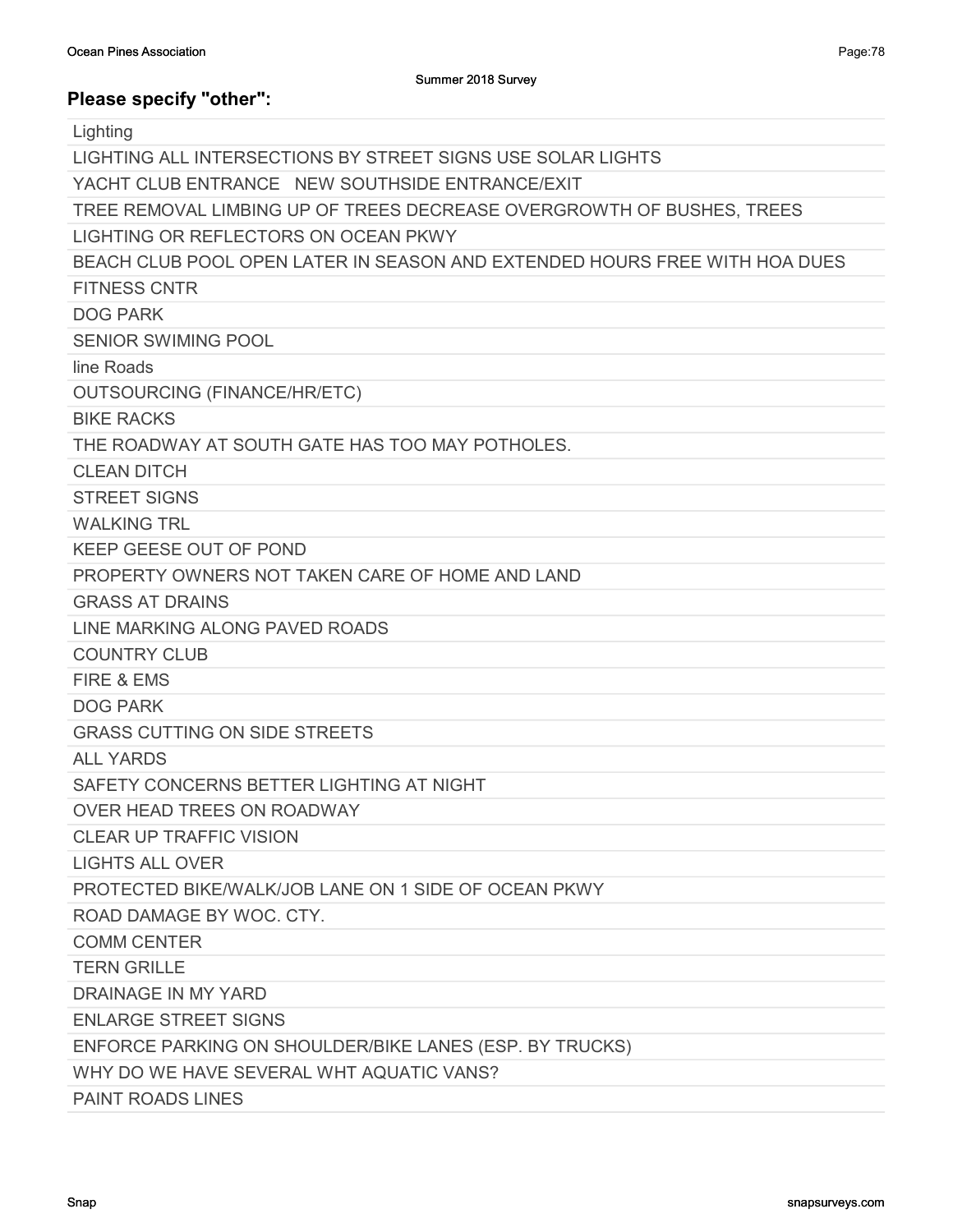Summer 2018 Survey

## Please specify "other":

| |
|---|
| Lighting |
| LIGHTING ALL INTERSECTIONS BY STREET SIGNS USE SOLAR LIGHTS |
| YACHT CLUB ENTRANCE   NEW SOUTHSIDE ENTRANCE/EXIT |
| TREE REMOVAL LIMBING UP OF TREES DECREASE OVERGROWTH OF BUSHES, TREES |
| LIGHTING OR REFLECTORS ON OCEAN PKWY |
| BEACH CLUB POOL OPEN LATER IN SEASON AND EXTENDED HOURS FREE WITH HOA DUES |
| FITNESS CNTR |
| DOG PARK |
| SENIOR SWIMING POOL |
| line Roads |
| OUTSOURCING (FINANCE/HR/ETC) |
| BIKE RACKS |
| THE ROADWAY AT SOUTH GATE HAS TOO MAY POTHOLES. |
| CLEAN DITCH |
| STREET SIGNS |
| WALKING TRL |
| KEEP GEESE OUT OF POND |
| PROPERTY OWNERS NOT TAKEN CARE OF HOME AND LAND |
| GRASS AT DRAINS |
| LINE MARKING ALONG PAVED ROADS |
| COUNTRY CLUB |
| FIRE & EMS |
| DOG PARK |
| GRASS CUTTING ON SIDE STREETS |
| ALL YARDS |
| SAFETY CONCERNS BETTER LIGHTING AT NIGHT |
| OVER HEAD TREES ON ROADWAY |
| CLEAR UP TRAFFIC VISION |
| LIGHTS ALL OVER |
| PROTECTED BIKE/WALK/JOB LANE ON 1 SIDE OF OCEAN PKWY |
| ROAD DAMAGE BY WOC. CTY. |
| COMM CENTER |
| TERN GRILLE |
| DRAINAGE IN MY YARD |
| ENLARGE STREET SIGNS |
| ENFORCE PARKING ON SHOULDER/BIKE LANES (ESP. BY TRUCKS) |
| WHY DO WE HAVE SEVERAL WHT AQUATIC VANS? |
| PAINT ROADS LINES |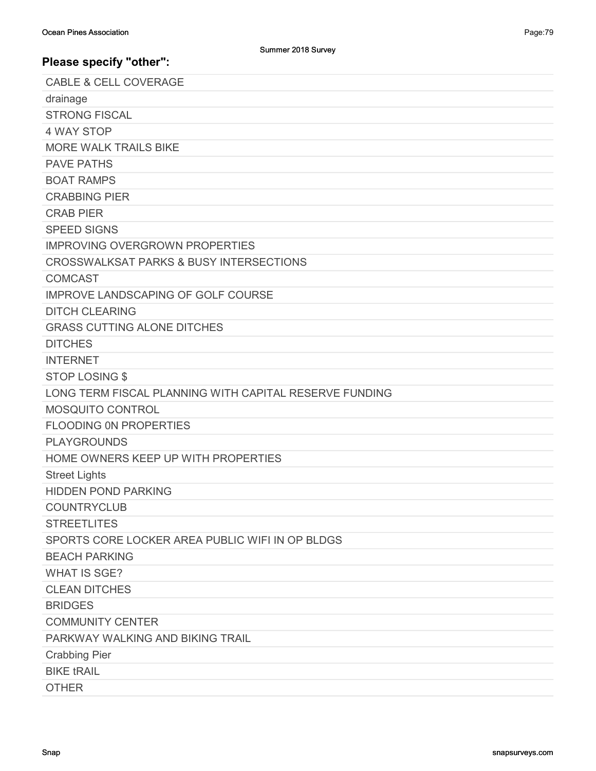Summer 2018 Survey

### Please specify "other":

| |
|---|
| CABLE & CELL COVERAGE |
| drainage |
| STRONG FISCAL |
| 4 WAY STOP |
| MORE WALK TRAILS BIKE |
| PAVE PATHS |
| BOAT RAMPS |
| CRABBING PIER |
| CRAB PIER |
| SPEED SIGNS |
| IMPROVING OVERGROWN PROPERTIES |
| CROSSWALKSAT PARKS & BUSY INTERSECTIONS |
| COMCAST |
| IMPROVE LANDSCAPING OF GOLF COURSE |
| DITCH CLEARING |
| GRASS CUTTING ALONE DITCHES |
| DITCHES |
| INTERNET |
| STOP LOSING $ |
| LONG TERM FISCAL PLANNING WITH CAPITAL RESERVE FUNDING |
| MOSQUITO CONTROL |
| FLOODING 0N PROPERTIES |
| PLAYGROUNDS |
| HOME OWNERS KEEP UP WITH PROPERTIES |
| Street Lights |
| HIDDEN POND PARKING |
| COUNTRYCLUB |
| STREETLITES |
| SPORTS CORE LOCKER AREA PUBLIC WIFI IN OP BLDGS |
| BEACH PARKING |
| WHAT IS SGE? |
| CLEAN DITCHES |
| BRIDGES |
| COMMUNITY CENTER |
| PARKWAY WALKING AND BIKING TRAIL |
| Crabbing Pier |
| BIKE tRAIL |
| OTHER |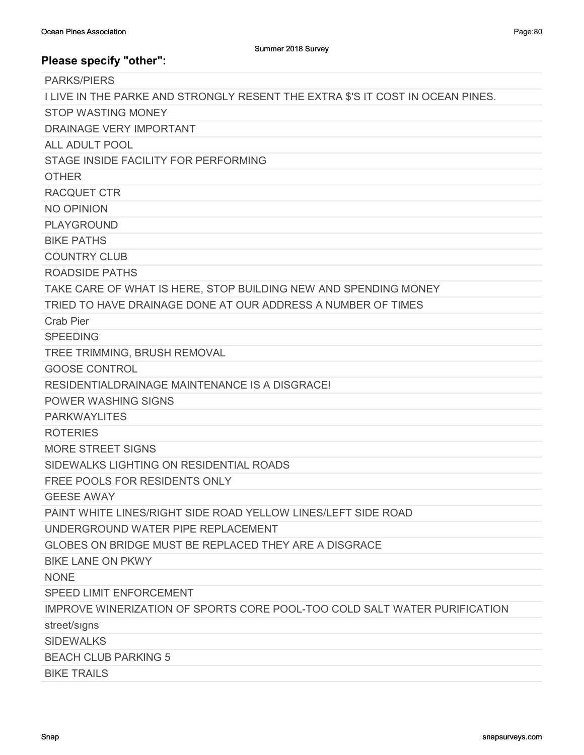Summer 2018 Survey

## Please specify "other":

| |
|---|
| PARKS/PIERS |
| I LIVE IN THE PARKE AND STRONGLY RESENT THE EXTRA $'S IT COST IN OCEAN PINES. |
| STOP WASTING MONEY |
| DRAINAGE VERY IMPORTANT |
| ALL ADULT POOL |
| STAGE INSIDE FACILITY FOR PERFORMING |
| OTHER |
| RACQUET CTR |
| NO OPINION |
| PLAYGROUND |
| BIKE PATHS |
| COUNTRY CLUB |
| ROADSIDE PATHS |
| TAKE CARE OF WHAT IS HERE, STOP BUILDING NEW AND SPENDING MONEY |
| TRIED TO HAVE DRAINAGE DONE AT OUR ADDRESS A NUMBER OF TIMES |
| Crab Pier |
| SPEEDING |
| TREE TRIMMING, BRUSH REMOVAL |
| GOOSE CONTROL |
| RESIDENTIALDRAINAGE MAINTENANCE IS A DISGRACE! |
| POWER WASHING SIGNS |
| PARKWAYLITES |
| ROTERIES |
| MORE STREET SIGNS |
| SIDEWALKS LIGHTING ON RESIDENTIAL ROADS |
| FREE POOLS FOR RESIDENTS ONLY |
| GEESE AWAY |
| PAINT WHITE LINES/RIGHT SIDE ROAD YELLOW LINES/LEFT SIDE ROAD |
| UNDERGROUND WATER PIPE REPLACEMENT |
| GLOBES ON BRIDGE MUST BE REPLACED THEY ARE A DISGRACE |
| BIKE LANE ON PKWY |
| NONE |
| SPEED LIMIT ENFORCEMENT |
| IMPROVE WINERIZATION OF SPORTS CORE POOL-TOO COLD SALT WATER PURIFICATION |
| street/sıgns |
| SIDEWALKS |
| BEACH CLUB PARKING 5 |
| BIKE TRAILS |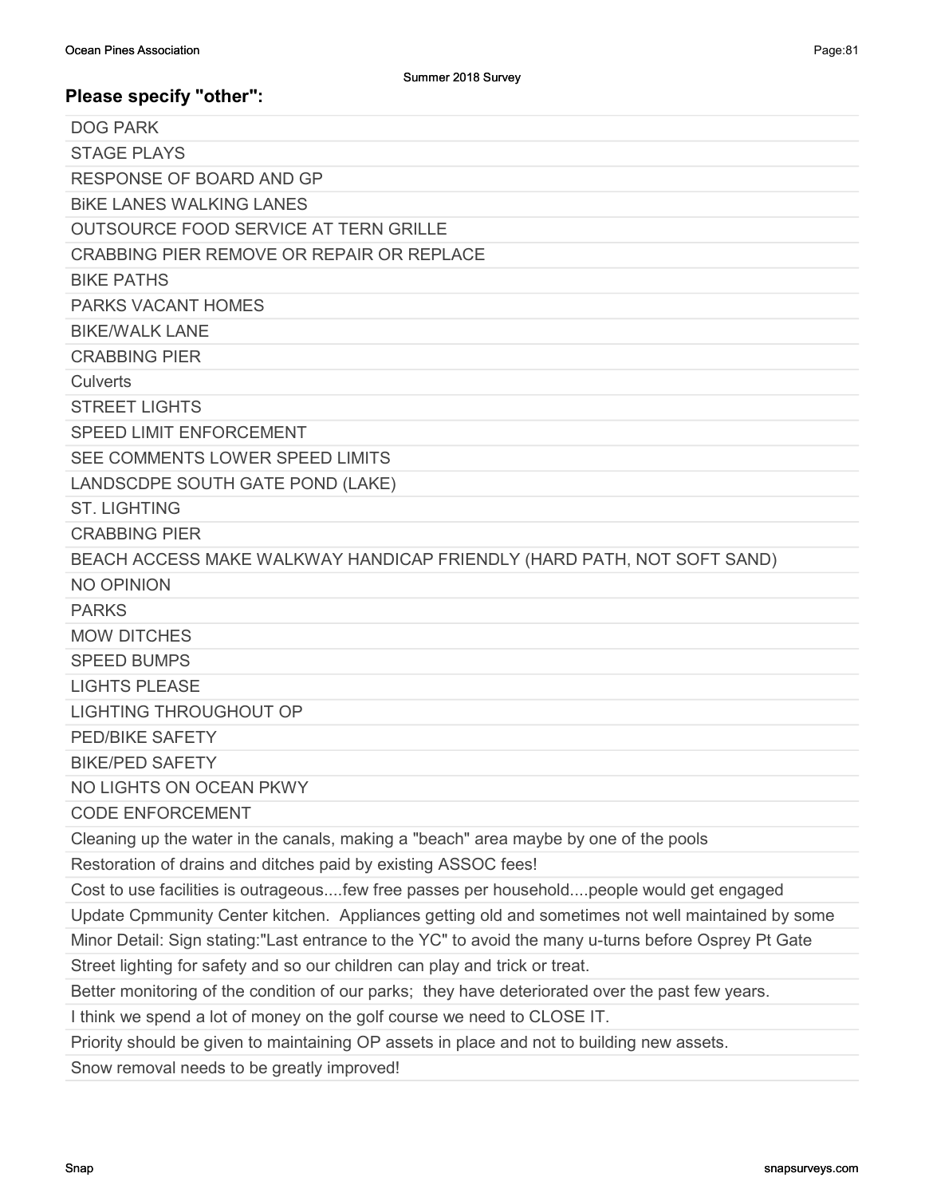Summer 2018 Survey

## Please specify "other":

| |
|---|
| DOG PARK |
| STAGE PLAYS |
| RESPONSE OF BOARD AND GP |
| BiKE LANES WALKING LANES |
| OUTSOURCE FOOD SERVICE AT TERN GRILLE |
| CRABBING PIER REMOVE OR REPAIR OR REPLACE |
| BIKE PATHS |
| PARKS VACANT HOMES |
| BIKE/WALK LANE |
| CRABBING PIER |
| Culverts |
| STREET LIGHTS |
| SPEED LIMIT ENFORCEMENT |
| SEE COMMENTS LOWER SPEED LIMITS |
| LANDSCDPE SOUTH GATE POND (LAKE) |
| ST. LIGHTING |
| CRABBING PIER |
| BEACH ACCESS MAKE WALKWAY HANDICAP FRIENDLY (HARD PATH, NOT SOFT SAND) |
| NO OPINION |
| PARKS |
| MOW DITCHES |
| SPEED BUMPS |
| LIGHTS PLEASE |
| LIGHTING THROUGHOUT OP |
| PED/BIKE SAFETY |
| BIKE/PED SAFETY |
| NO LIGHTS ON OCEAN PKWY |
| CODE ENFORCEMENT |
| Cleaning up the water in the canals, making a "beach" area maybe by one of the pools |
| Restoration of drains and ditches paid by existing ASSOC fees! |
| Cost to use facilities is outrageous....few free passes per household....people would get engaged |
| Update Cpmmunity Center kitchen. Appliances getting old and sometimes not well maintained by some |
| Minor Detail: Sign stating:"Last entrance to the YC" to avoid the many u-turns before Osprey Pt Gate |
| Street lighting for safety and so our children can play and trick or treat. |
| Better monitoring of the condition of our parks; they have deteriorated over the past few years. |
| I think we spend a lot of money on the golf course we need to CLOSE IT. |
| Priority should be given to maintaining OP assets in place and not to building new assets. |
| Snow removal needs to be greatly improved! |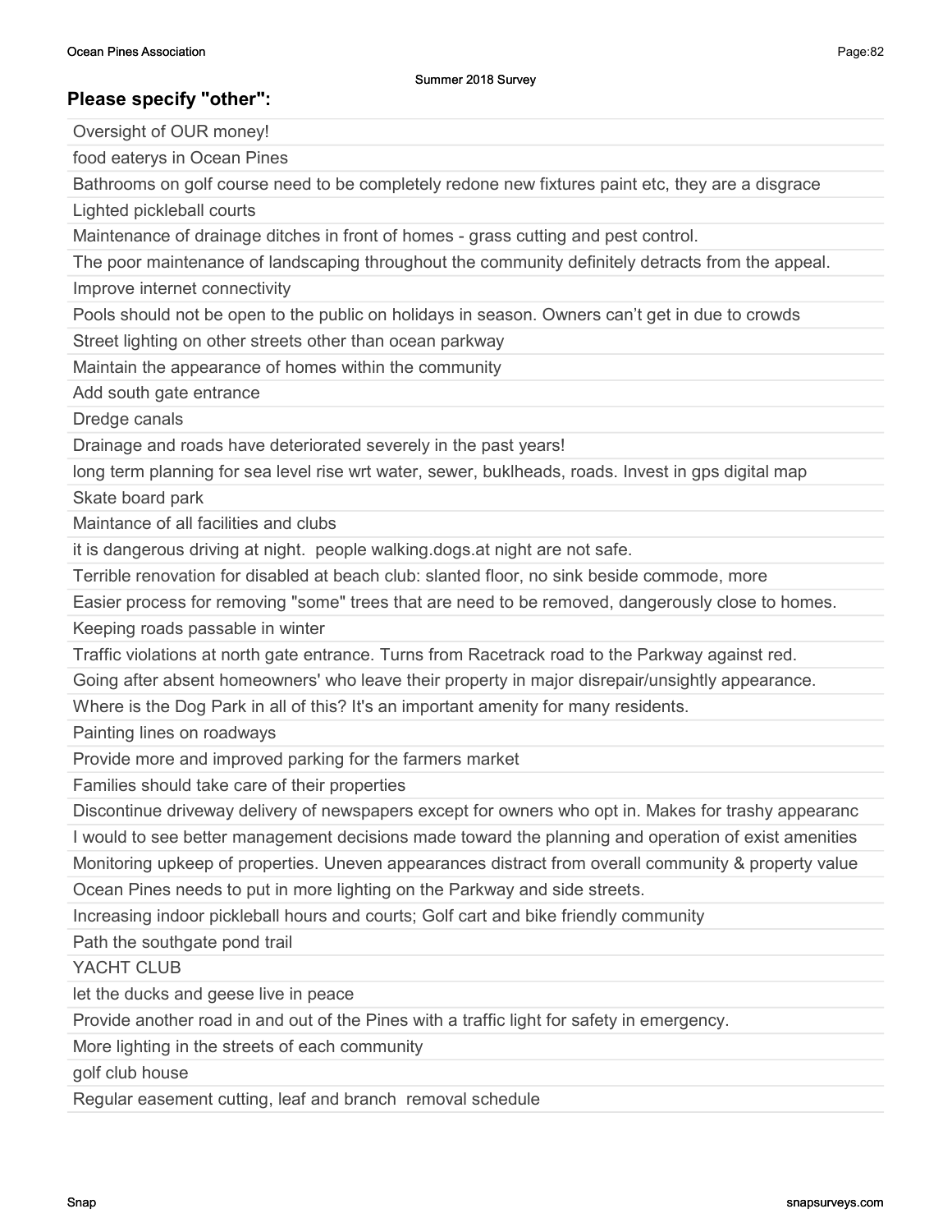Summer 2018 Survey

## Please specify "other":

| |
|---|
| Oversight of OUR money! |
| food eaterys in Ocean Pines |
| Bathrooms on golf course need to be completely redone new fixtures paint etc, they are a disgrace |
| Lighted pickleball courts |
| Maintenance of drainage ditches in front of homes - grass cutting and pest control. |
| The poor maintenance of landscaping throughout the community definitely detracts from the appeal. |
| Improve internet connectivity |
| Pools should not be open to the public on holidays in season. Owners can't get in due to crowds |
| Street lighting on other streets other than ocean parkway |
| Maintain the appearance of homes within the community |
| Add south gate entrance |
| Dredge canals |
| Drainage and roads have deteriorated severely in the past years! |
| long term planning for sea level rise wrt water, sewer, buklheads, roads. Invest in gps digital map |
| Skate board park |
| Maintance of all facilities and clubs |
| it is dangerous driving at night. people walking.dogs.at night are not safe. |
| Terrible renovation for disabled at beach club: slanted floor, no sink beside commode, more |
| Easier process for removing "some" trees that are need to be removed, dangerously close to homes. |
| Keeping roads passable in winter |
| Traffic violations at north gate entrance. Turns from Racetrack road to the Parkway against red. |
| Going after absent homeowners' who leave their property in major disrepair/unsightly appearance. |
| Where is the Dog Park in all of this? It's an important amenity for many residents. |
| Painting lines on roadways |
| Provide more and improved parking for the farmers market |
| Families should take care of their properties |
| Discontinue driveway delivery of newspapers except for owners who opt in. Makes for trashy appearanc |
| I would to see better management decisions made toward the planning and operation of exist amenities |
| Monitoring upkeep of properties. Uneven appearances distract from overall community & property value |
| Ocean Pines needs to put in more lighting on the Parkway and side streets. |
| Increasing indoor pickleball hours and courts; Golf cart and bike friendly community |
| Path the southgate pond trail |
| YACHT CLUB |
| let the ducks and geese live in peace |
| Provide another road in and out of the Pines with a traffic light for safety in emergency. |
| More lighting in the streets of each community |
| golf club house |
| Regular easement cutting, leaf and branch removal schedule |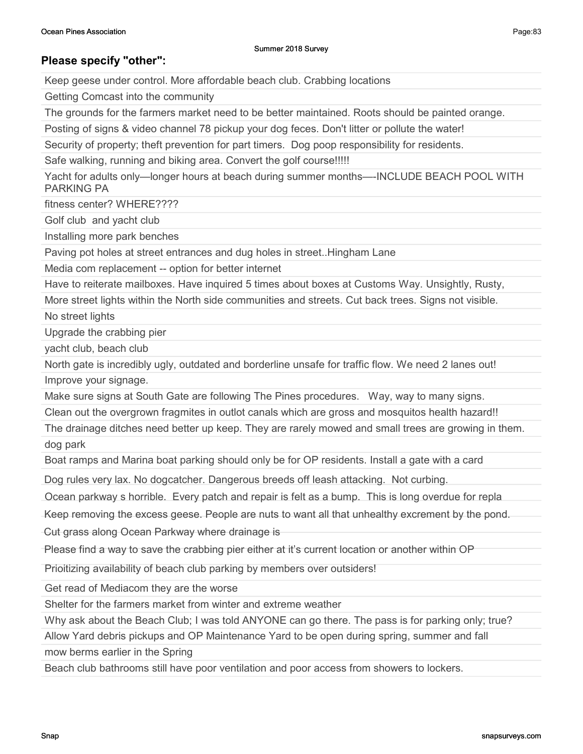## Please specify "other":

| |
|---|
| Keep geese under control. More affordable beach club. Crabbing locations |
| Getting Comcast into the community |
| The grounds for the farmers market need to be better maintained. Roots should be painted orange. |
| Posting of signs & video channel 78 pickup your dog feces. Don't litter or pollute the water! |
| Security of property; theft prevention for part timers. Dog poop responsibility for residents. |
| Safe walking, running and biking area. Convert the golf course!!!!! |
| Yacht for adults only—longer hours at beach during summer months—-INCLUDE BEACH POOL WITH PARKING PA |
| fitness center? WHERE???? |
| Golf club and yacht club |
| Installing more park benches |
| Paving pot holes at street entrances and dug holes in street..Hingham Lane |
| Media com replacement -- option for better internet |
| Have to reiterate mailboxes. Have inquired 5 times about boxes at Customs Way. Unsightly, Rusty, |
| More street lights within the North side communities and streets. Cut back trees. Signs not visible. |
| No street lights |
| Upgrade the crabbing pier |
| yacht club, beach club |
| North gate is incredibly ugly, outdated and borderline unsafe for traffic flow. We need 2 lanes out! |
| Improve your signage. |
| Make sure signs at South Gate are following The Pines procedures. Way, way to many signs. |
| Clean out the overgrown fragmites in outlot canals which are gross and mosquitos health hazard!! |
| The drainage ditches need better up keep. They are rarely mowed and small trees are growing in them. |
| dog park |
| Boat ramps and Marina boat parking should only be for OP residents. Install a gate with a card |
| Dog rules very lax. No dogcatcher. Dangerous breeds off leash attacking. Not curbing. |
| Ocean parkway s horrible. Every patch and repair is felt as a bump. This is long overdue for repla |
| Keep removing the excess geese. People are nuts to want all that unhealthy excrement by the pond. |
| Cut grass along Ocean Parkway where drainage is |
| Please find a way to save the crabbing pier either at it's current location or another within OP |
| Prioitizing availability of beach club parking by members over outsiders! |
| Get read of Mediacom they are the worse |
| Shelter for the farmers market from winter and extreme weather |
| Why ask about the Beach Club; I was told ANYONE can go there. The pass is for parking only; true? |
| Allow Yard debris pickups and OP Maintenance Yard to be open during spring, summer and fall |
| mow berms earlier in the Spring |
| Beach club bathrooms still have poor ventilation and poor access from showers to lockers. |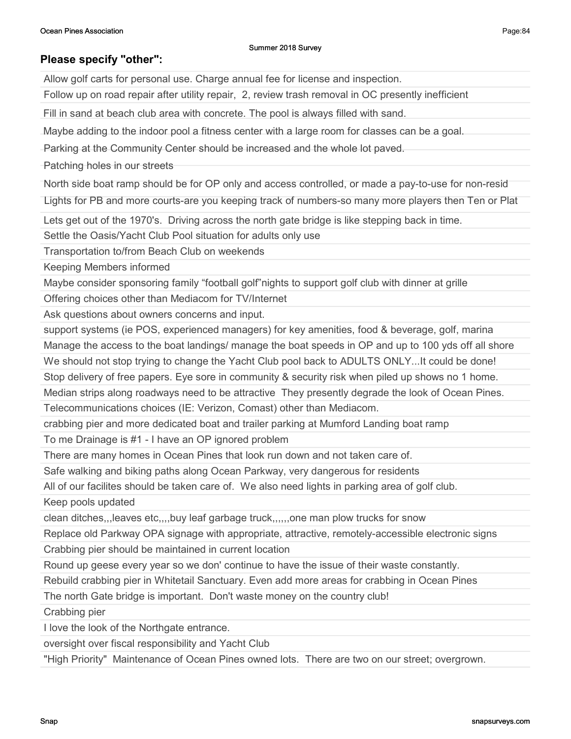Summer 2018 Survey

## Please specify "other":

| |
|---|
| Allow golf carts for personal use. Charge annual fee for license and inspection. |
| Follow up on road repair after utility repair,  2, review trash removal in OC presently inefficient |
| Fill in sand at beach club area with concrete. The pool is always filled with sand. |
| Maybe adding to the indoor pool a fitness center with a large room for classes can be a goal. |
| Parking at the Community Center should be increased and the whole lot paved. |
| Patching holes in our streets |
| North side boat ramp should be for OP only and access controlled, or made a pay-to-use for non-resid |
| Lights for PB and more courts-are you keeping track of numbers-so many more players then Ten or Plat |
| Lets get out of the 1970's.  Driving across the north gate bridge is like stepping back in time. |
| Settle the Oasis/Yacht Club Pool situation for adults only use |
| Transportation to/from Beach Club on weekends |
| Keeping Members informed |
| Maybe consider sponsoring family “football golf”nights to support golf club with dinner at grille |
| Offering choices other than Mediacom for TV/Internet |
| Ask questions about owners concerns and input. |
| support systems (ie POS, experienced managers) for key amenities, food & beverage, golf, marina |
| Manage the access to the boat landings/ manage the boat speeds in OP and up to 100 yds off all shore |
| We should not stop trying to change the Yacht Club pool back to ADULTS ONLY...It could be done! |
| Stop delivery of free papers. Eye sore in community & security risk when piled up shows no 1 home. |
| Median strips along roadways need to be attractive  They presently degrade the look of Ocean Pines. |
| Telecommunications choices (IE: Verizon, Comast) other than Mediacom. |
| crabbing pier and more dedicated boat and trailer parking at Mumford Landing boat ramp |
| To me Drainage is #1 - I have an OP ignored problem |
| There are many homes in Ocean Pines that look run down and not taken care of. |
| Safe walking and biking paths along Ocean Parkway, very dangerous for residents |
| All of our facilites should be taken care of.  We also need lights in parking area of golf club. |
| Keep pools updated |
| clean ditches,,,leaves etc,,,,buy leaf garbage truck,,,,,,one man plow trucks for snow |
| Replace old Parkway OPA signage with appropriate, attractive, remotely-accessible electronic signs |
| Crabbing pier should be maintained in current location |
| Round up geese every year so we don' continue to have the issue of their waste constantly. |
| Rebuild crabbing pier in Whitetail Sanctuary. Even add more areas for crabbing in Ocean Pines |
| The north Gate bridge is important.  Don't waste money on the country club! |
| Crabbing pier |
| I love the look of the Northgate entrance. |
| oversight over fiscal responsibility and Yacht Club |
| "High Priority"  Maintenance of Ocean Pines owned lots.  There are two on our street; overgrown. |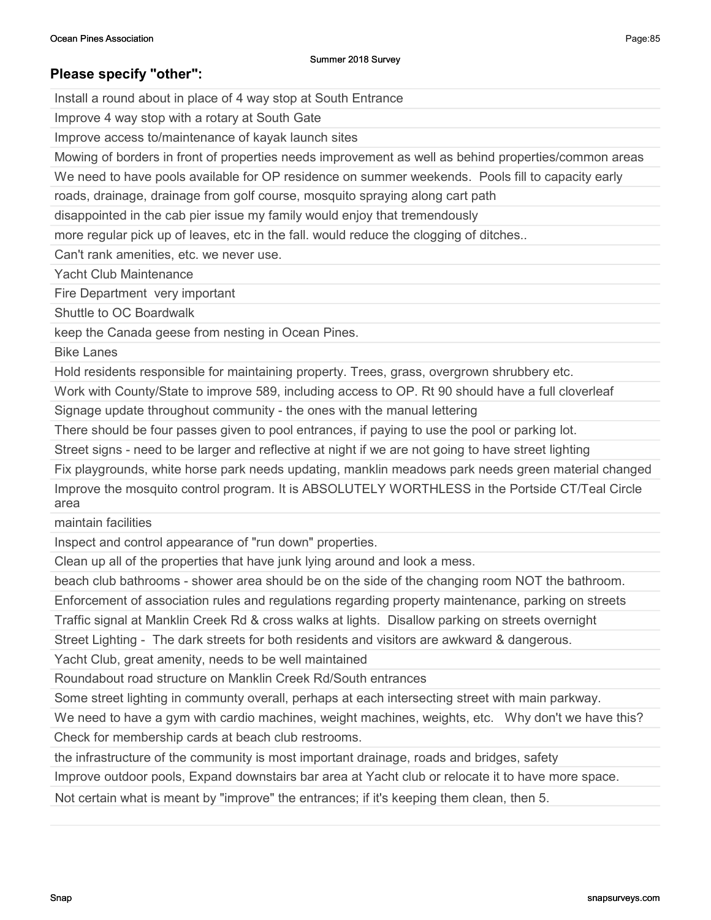Summer 2018 Survey

## Please specify "other":

| |
|---|
| Install a round about in place of 4 way stop at South Entrance |
| Improve 4 way stop with a rotary at South Gate |
| Improve access to/maintenance of kayak launch sites |
| Mowing of borders in front of properties needs improvement as well as behind properties/common areas |
| We need to have pools available for OP residence on summer weekends.  Pools fill to capacity early |
| roads, drainage, drainage from golf course, mosquito spraying along cart path |
| disappointed in the cab pier issue my family would enjoy that tremendously |
| more regular pick up of leaves, etc in the fall. would reduce the clogging of ditches.. |
| Can't rank amenities, etc. we never use. |
| Yacht Club Maintenance |
| Fire Department  very important |
| Shuttle to OC Boardwalk |
| keep the Canada geese from nesting in Ocean Pines. |
| Bike Lanes |
| Hold residents responsible for maintaining property. Trees, grass, overgrown shrubbery etc. |
| Work with County/State to improve 589, including access to OP. Rt 90 should have a full cloverleaf |
| Signage update throughout community - the ones with the manual lettering |
| There should be four passes given to pool entrances, if paying to use the pool or parking lot. |
| Street signs - need to be larger and reflective at night if we are not going to have street lighting |
| Fix playgrounds, white horse park needs updating, manklin meadows park needs green material changed |
| Improve the mosquito control program. It is ABSOLUTELY WORTHLESS in the Portside CT/Teal Circle area |
| maintain facilities |
| Inspect and control appearance of "run down" properties. |
| Clean up all of the properties that have junk lying around and look a mess. |
| beach club bathrooms - shower area should be on the side of the changing room NOT the bathroom. |
| Enforcement of association rules and regulations regarding property maintenance, parking on streets |
| Traffic signal at Manklin Creek Rd & cross walks at lights.  Disallow parking on streets overnight |
| Street Lighting -  The dark streets for both residents and visitors are awkward & dangerous. |
| Yacht Club, great amenity, needs to be well maintained |
| Roundabout road structure on Manklin Creek Rd/South entrances |
| Some street lighting in communty overall, perhaps at each intersecting street with main parkway. |
| We need to have a gym with cardio machines, weight machines, weights, etc.   Why don't we have this? |
| Check for membership cards at beach club restrooms. |
| the infrastructure of the community is most important drainage, roads and bridges, safety |
| Improve outdoor pools, Expand downstairs bar area at Yacht club or relocate it to have more space. |
| Not certain what is meant by "improve" the entrances; if it's keeping them clean, then 5. |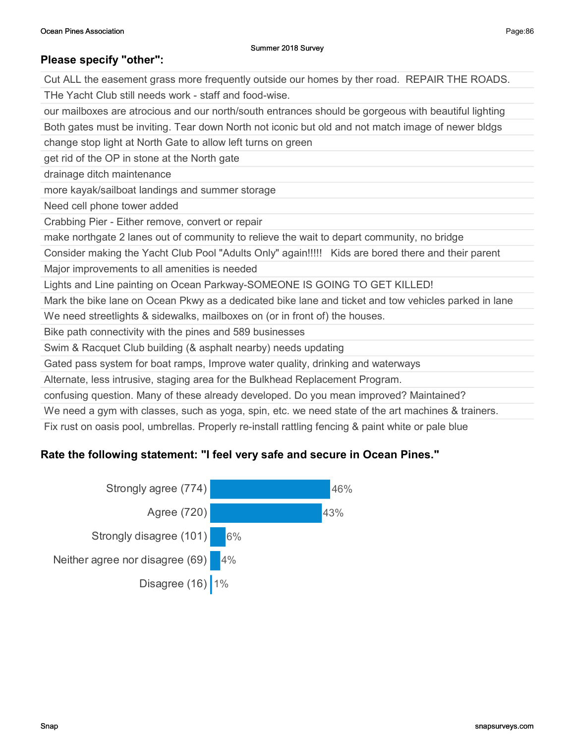## Please specify "other":

| |
|---|
| Cut ALL the easement grass more frequently outside our homes by ther road. REPAIR THE ROADS. |
| THe Yacht Club still needs work - staff and food-wise. |
| our mailboxes are atrocious and our north/south entrances should be gorgeous with beautiful lighting |
| Both gates must be inviting. Tear down North not iconic but old and not match image of newer bldgs |
| change stop light at North Gate to allow left turns on green |
| get rid of the OP in stone at the North gate |
| drainage ditch maintenance |
| more kayak/sailboat landings and summer storage |
| Need cell phone tower added |
| Crabbing Pier - Either remove, convert or repair |
| make northgate 2 lanes out of community to relieve the wait to depart community, no bridge |
| Consider making the Yacht Club Pool "Adults Only" again!!!!! Kids are bored there and their parent |
| Major improvements to all amenities is needed |
| Lights and Line painting on Ocean Parkway-SOMEONE IS GOING TO GET KILLED! |
| Mark the bike lane on Ocean Pkwy as a dedicated bike lane and ticket and tow vehicles parked in lane |
| We need streetlights & sidewalks, mailboxes on (or in front of) the houses. |
| Bike path connectivity with the pines and 589 businesses |
| Swim & Racquet Club building (& asphalt nearby) needs updating |
| Gated pass system for boat ramps, Improve water quality, drinking and waterways |
| Alternate, less intrusive, staging area for the Bulkhead Replacement Program. |
| confusing question. Many of these already developed. Do you mean improved? Maintained? |
| We need a gym with classes, such as yoga, spin, etc. we need state of the art machines & trainers. |
| Fix rust on oasis pool, umbrellas. Properly re-install rattling fencing & paint white or pale blue |

## Rate the following statement: "I feel very safe and secure in Ocean Pines."

| Response | Percent |
|---|---|
| Strongly agree (774) | 46% |
| Agree (720) | 43% |
| Strongly disagree (101) | 6% |
| Neither agree nor disagree (69) | 4% |
| Disagree (16) | 1% |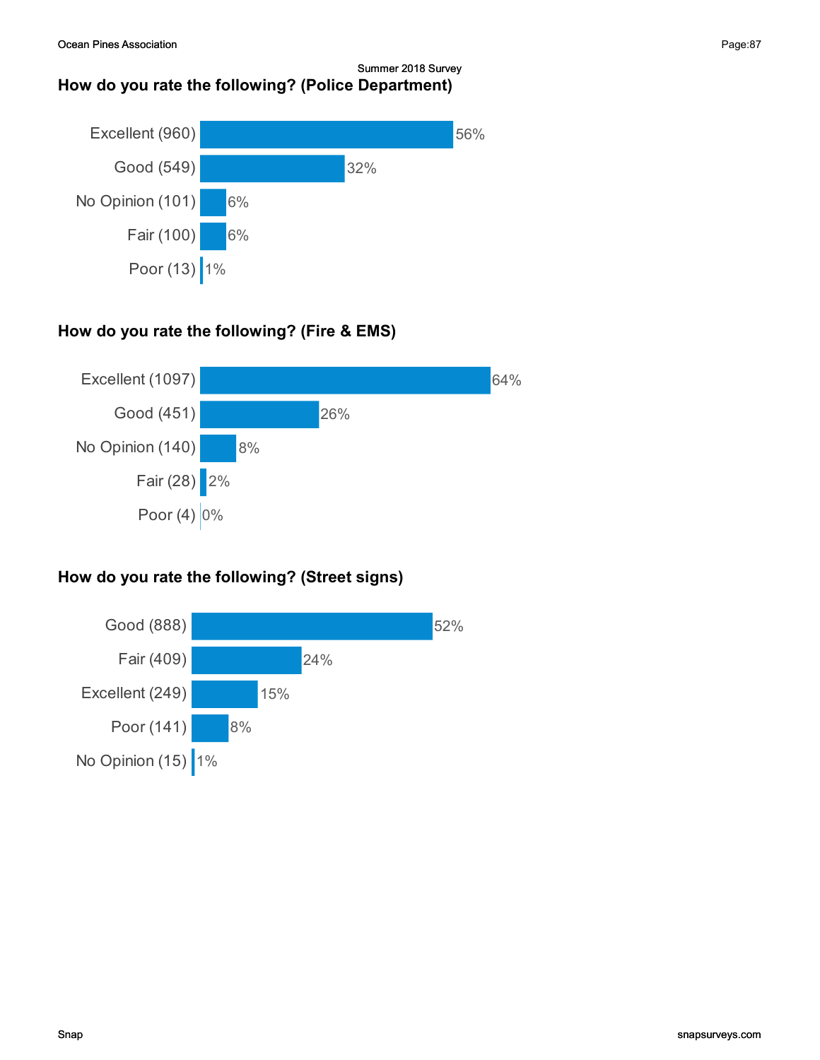Summer 2018 Survey

### How do you rate the following? (Police Department)

| Response | Percentage |
| --- | --- |
| Excellent (960) | 56% |
| Good (549) | 32% |
| No Opinion (101) | 6% |
| Fair (100) | 6% |
| Poor (13) | 1% |

### How do you rate the following? (Fire & EMS)

| Response | Percentage |
| --- | --- |
| Excellent (1097) | 64% |
| Good (451) | 26% |
| No Opinion (140) | 8% |
| Fair (28) | 2% |
| Poor (4) | 0% |

### How do you rate the following? (Street signs)

| Response | Percentage |
| --- | --- |
| Good (888) | 52% |
| Fair (409) | 24% |
| Excellent (249) | 15% |
| Poor (141) | 8% |
| No Opinion (15) | 1% |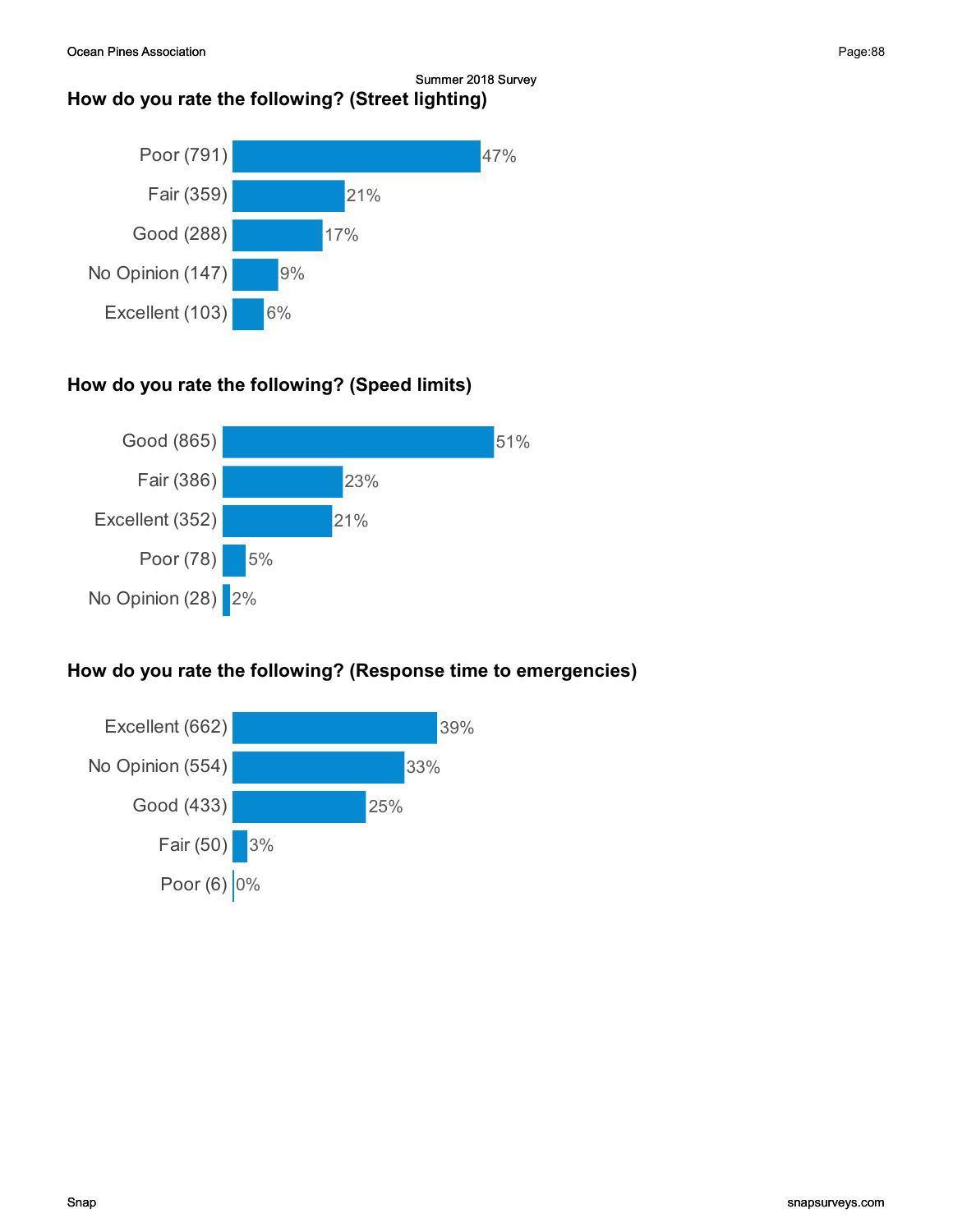## How do you rate the following? (Street lighting)

| Response | Count | Percent |
|---|---|---|
| Poor | 791 | 47% |
| Fair | 359 | 21% |
| Good | 288 | 17% |
| No Opinion | 147 | 9% |
| Excellent | 103 | 6% |

## How do you rate the following? (Speed limits)

| Response | Count | Percent |
|---|---|---|
| Good | 865 | 51% |
| Fair | 386 | 23% |
| Excellent | 352 | 21% |
| Poor | 78 | 5% |
| No Opinion | 28 | 2% |

## How do you rate the following? (Response time to emergencies)

| Response | Count | Percent |
|---|---|---|
| Excellent | 662 | 39% |
| No Opinion | 554 | 33% |
| Good | 433 | 25% |
| Fair | 50 | 3% |
| Poor | 6 | 0% |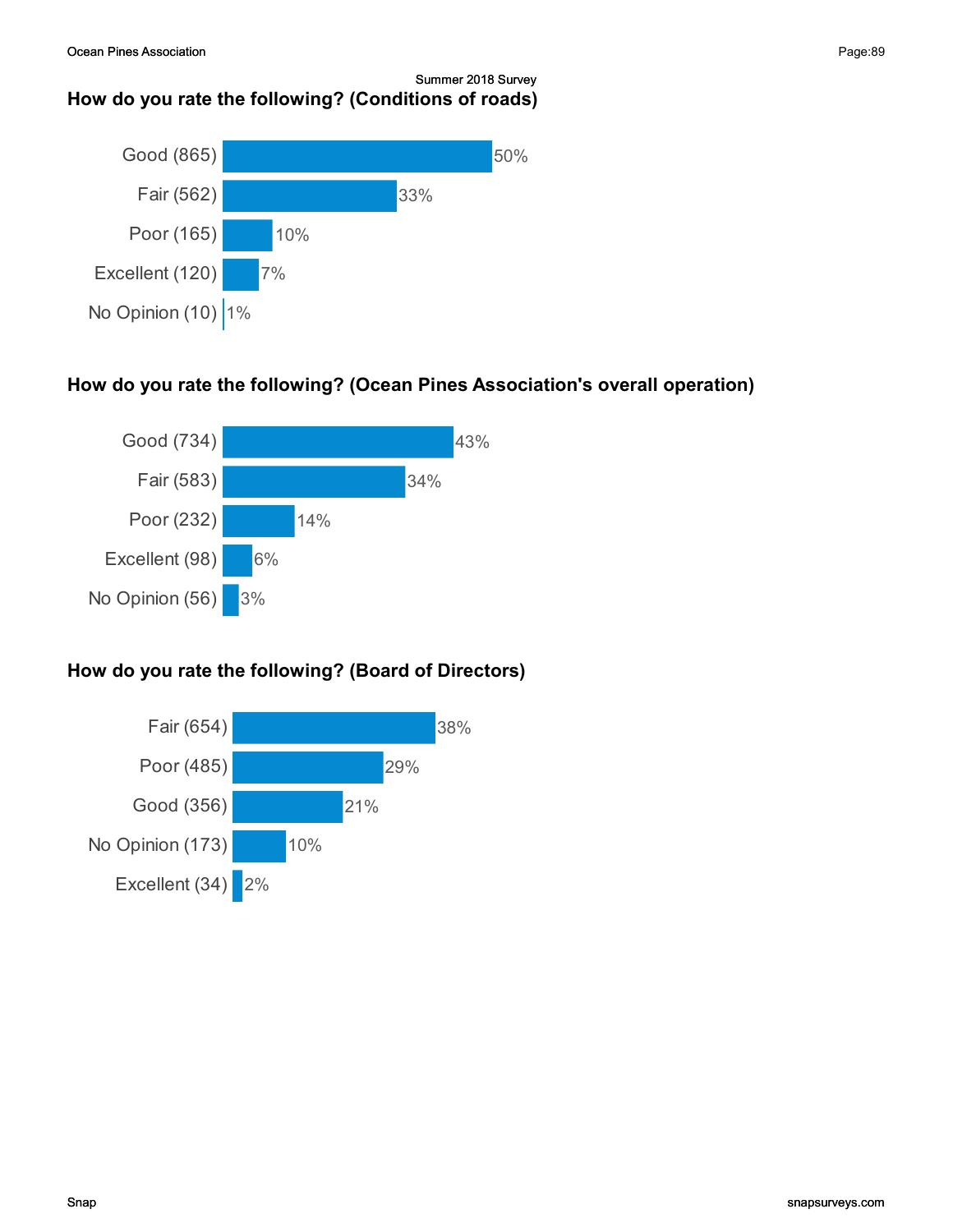Summer 2018 Survey

### How do you rate the following? (Conditions of roads)

| Response | Percentage |
| --- | --- |
| Good (865) | 50% |
| Fair (562) | 33% |
| Poor (165) | 10% |
| Excellent (120) | 7% |
| No Opinion (10) | 1% |

### How do you rate the following? (Ocean Pines Association's overall operation)

| Response | Percentage |
| --- | --- |
| Good (734) | 43% |
| Fair (583) | 34% |
| Poor (232) | 14% |
| Excellent (98) | 6% |
| No Opinion (56) | 3% |

### How do you rate the following? (Board of Directors)

| Response | Percentage |
| --- | --- |
| Fair (654) | 38% |
| Poor (485) | 29% |
| Good (356) | 21% |
| No Opinion (173) | 10% |
| Excellent (34) | 2% |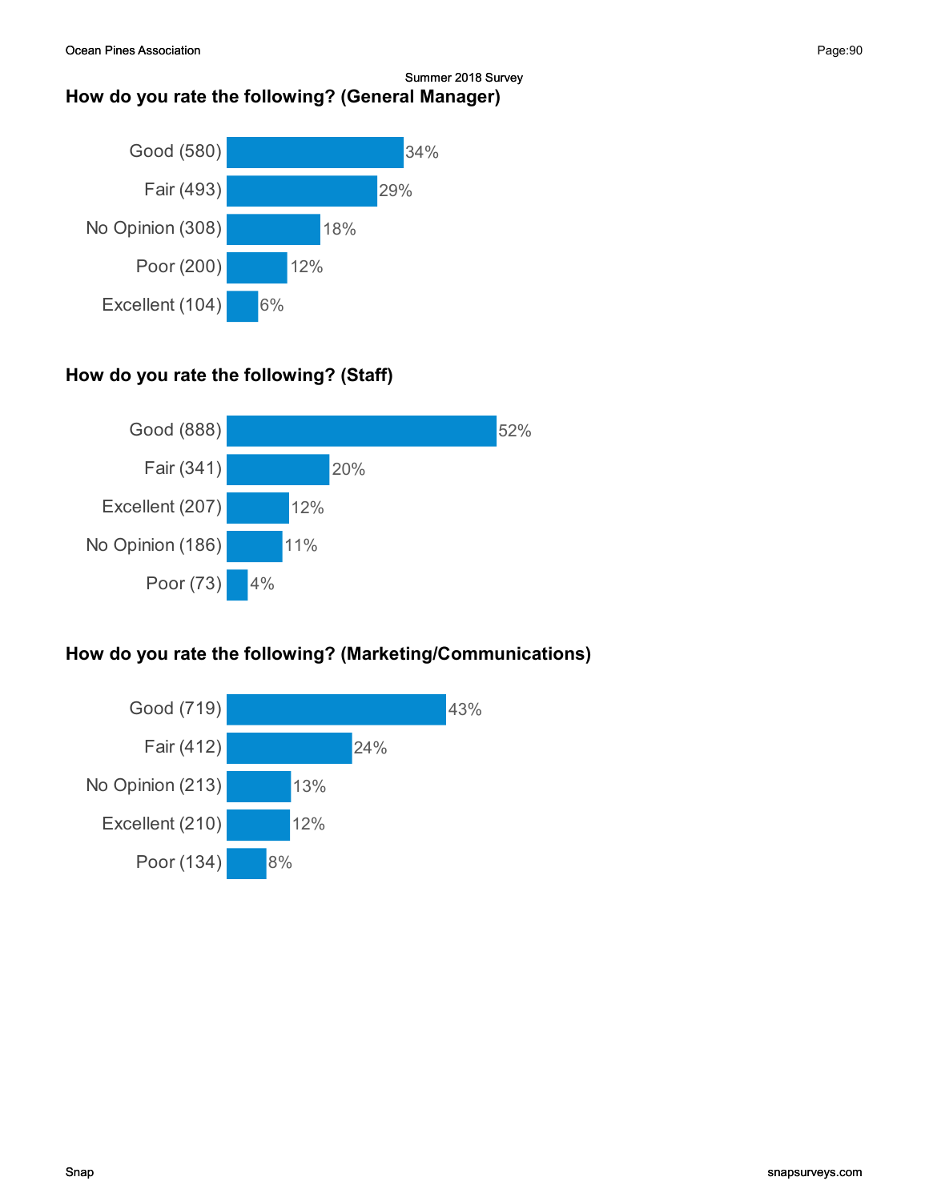## How do you rate the following? (General Manager)

| Response | Percent |
| --- | --- |
| Good (580) | 34% |
| Fair (493) | 29% |
| No Opinion (308) | 18% |
| Poor (200) | 12% |
| Excellent (104) | 6% |

## How do you rate the following? (Staff)

| Response | Percent |
| --- | --- |
| Good (888) | 52% |
| Fair (341) | 20% |
| Excellent (207) | 12% |
| No Opinion (186) | 11% |
| Poor (73) | 4% |

## How do you rate the following? (Marketing/Communications)

| Response | Percent |
| --- | --- |
| Good (719) | 43% |
| Fair (412) | 24% |
| No Opinion (213) | 13% |
| Excellent (210) | 12% |
| Poor (134) | 8% |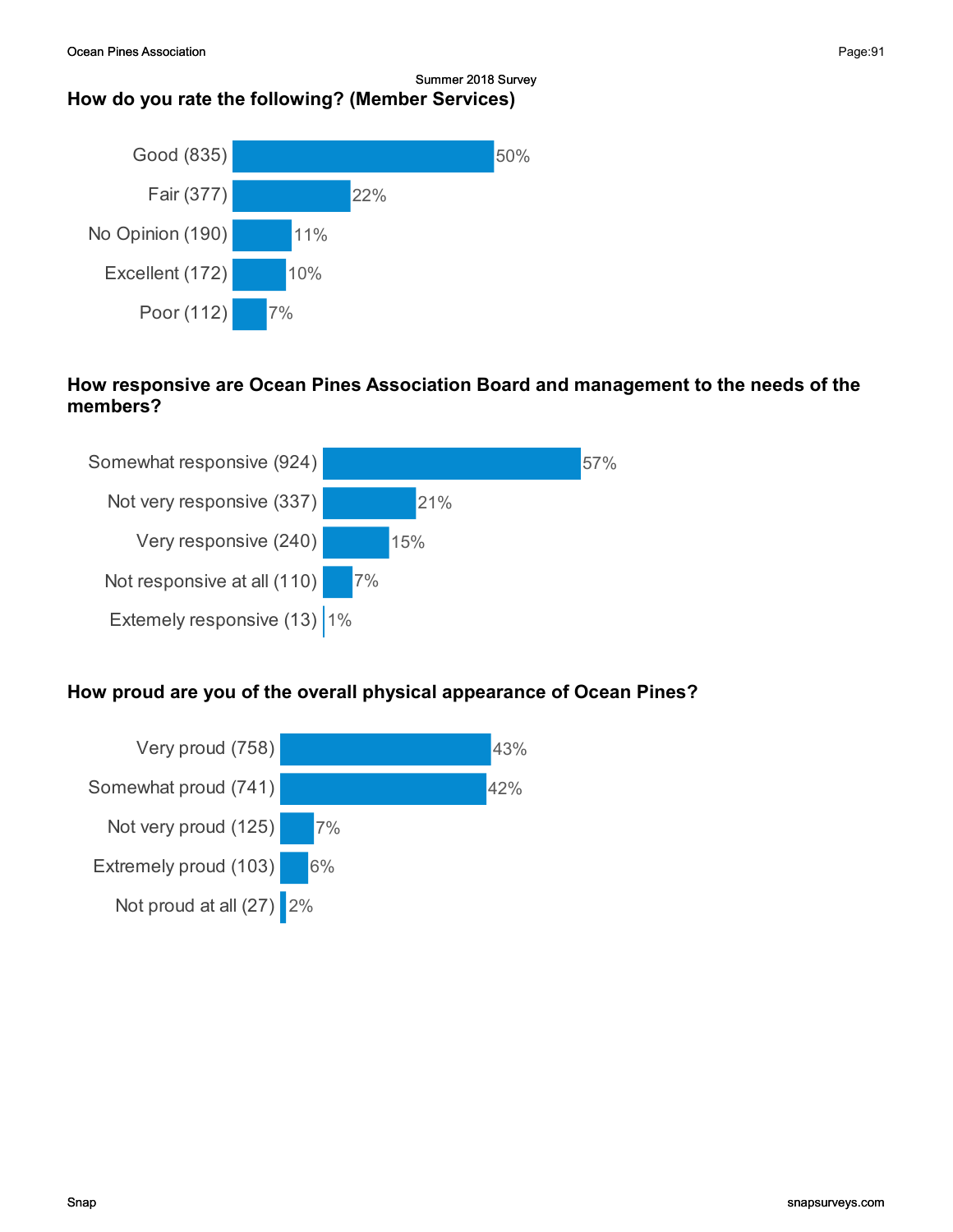## How do you rate the following? (Member Services)

| Response | Count | Percent |
|---|---|---|
| Good | 835 | 50% |
| Fair | 377 | 22% |
| No Opinion | 190 | 11% |
| Excellent | 172 | 10% |
| Poor | 112 | 7% |

## How responsive are Ocean Pines Association Board and management to the needs of the members?

| Response | Count | Percent |
|---|---|---|
| Somewhat responsive | 924 | 57% |
| Not very responsive | 337 | 21% |
| Very responsive | 240 | 15% |
| Not responsive at all | 110 | 7% |
| Extemely responsive | 13 | 1% |

## How proud are you of the overall physical appearance of Ocean Pines?

| Response | Count | Percent |
|---|---|---|
| Very proud | 758 | 43% |
| Somewhat proud | 741 | 42% |
| Not very proud | 125 | 7% |
| Extremely proud | 103 | 6% |
| Not proud at all | 27 | 2% |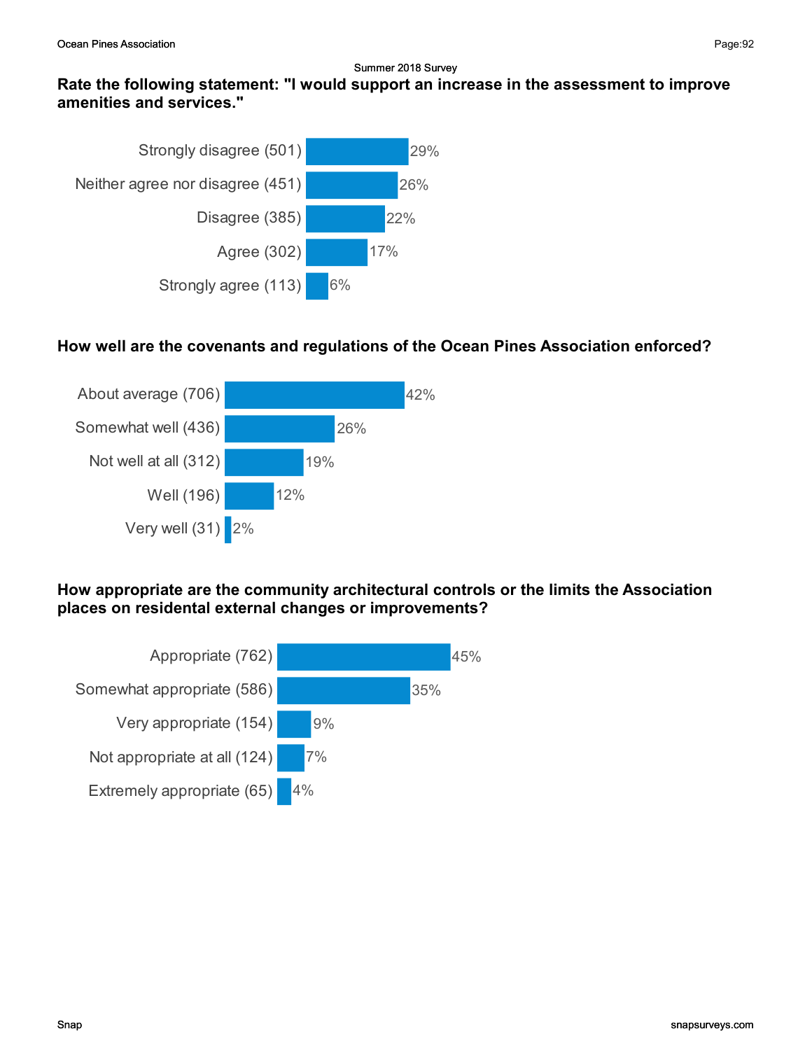Summer 2018 Survey

### Rate the following statement: "I would support an increase in the assessment to improve amenities and services."

| Response | Count | Percent |
|---|---|---|
| Strongly disagree | 501 | 29% |
| Neither agree nor disagree | 451 | 26% |
| Disagree | 385 | 22% |
| Agree | 302 | 17% |
| Strongly agree | 113 | 6% |

### How well are the covenants and regulations of the Ocean Pines Association enforced?

| Response | Count | Percent |
|---|---|---|
| About average | 706 | 42% |
| Somewhat well | 436 | 26% |
| Not well at all | 312 | 19% |
| Well | 196 | 12% |
| Very well | 31 | 2% |

### How appropriate are the community architectural controls or the limits the Association places on residental external changes or improvements?

| Response | Count | Percent |
|---|---|---|
| Appropriate | 762 | 45% |
| Somewhat appropriate | 586 | 35% |
| Very appropriate | 154 | 9% |
| Not appropriate at all | 124 | 7% |
| Extremely appropriate | 65 | 4% |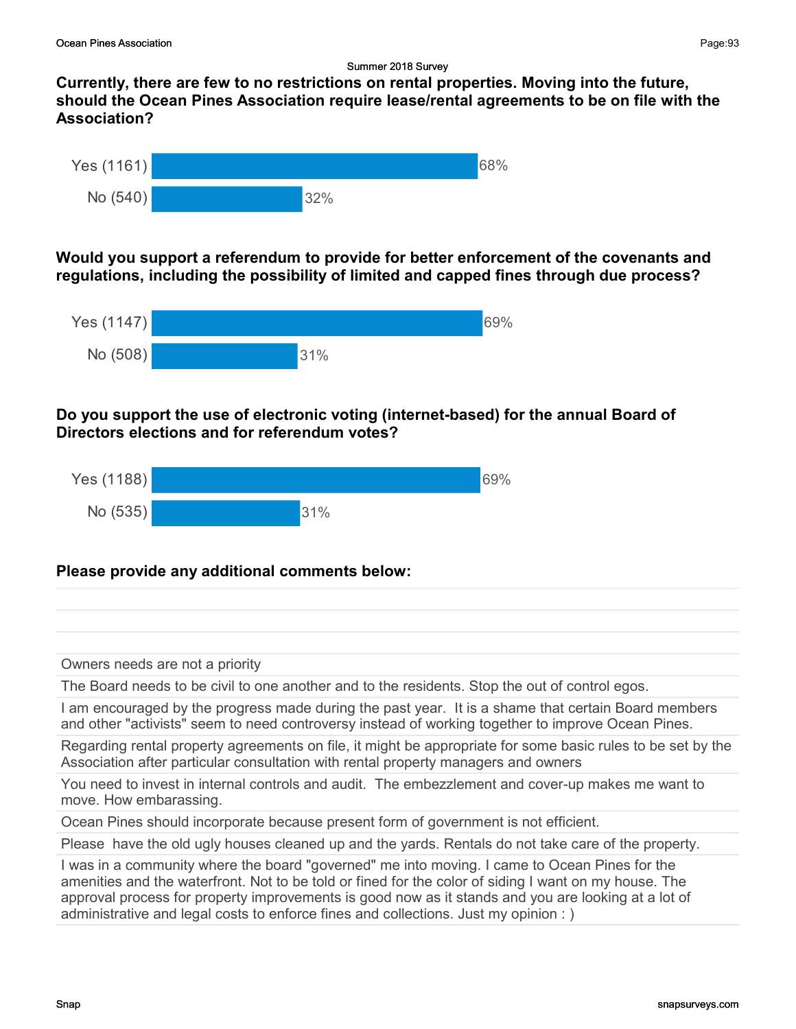### Currently, there are few to no restrictions on rental properties. Moving into the future, should the Ocean Pines Association require lease/rental agreements to be on file with the Association?

| Response | Count | Percent |
| --- | --- | --- |
| Yes | 1161 | 68% |
| No | 540 | 32% |

### Would you support a referendum to provide for better enforcement of the covenants and regulations, including the possibility of limited and capped fines through due process?

| Response | Count | Percent |
| --- | --- | --- |
| Yes | 1147 | 69% |
| No | 508 | 31% |

### Do you support the use of electronic voting (internet-based) for the annual Board of Directors elections and for referendum votes?

| Response | Count | Percent |
| --- | --- | --- |
| Yes | 1188 | 69% |
| No | 535 | 31% |

### Please provide any additional comments below:

- Owners needs are not a priority
- The Board needs to be civil to one another and to the residents. Stop the out of control egos.
- I am encouraged by the progress made during the past year. It is a shame that certain Board members and other "activists" seem to need controversy instead of working together to improve Ocean Pines.
- Regarding rental property agreements on file, it might be appropriate for some basic rules to be set by the Association after particular consultation with rental property managers and owners
- You need to invest in internal controls and audit. The embezzlement and cover-up makes me want to move. How embarassing.
- Ocean Pines should incorporate because present form of government is not efficient.
- Please have the old ugly houses cleaned up and the yards. Rentals do not take care of the property.
- I was in a community where the board "governed" me into moving. I came to Ocean Pines for the amenities and the waterfront. Not to be told or fined for the color of siding I want on my house. The approval process for property improvements is good now as it stands and you are looking at a lot of administrative and legal costs to enforce fines and collections. Just my opinion : )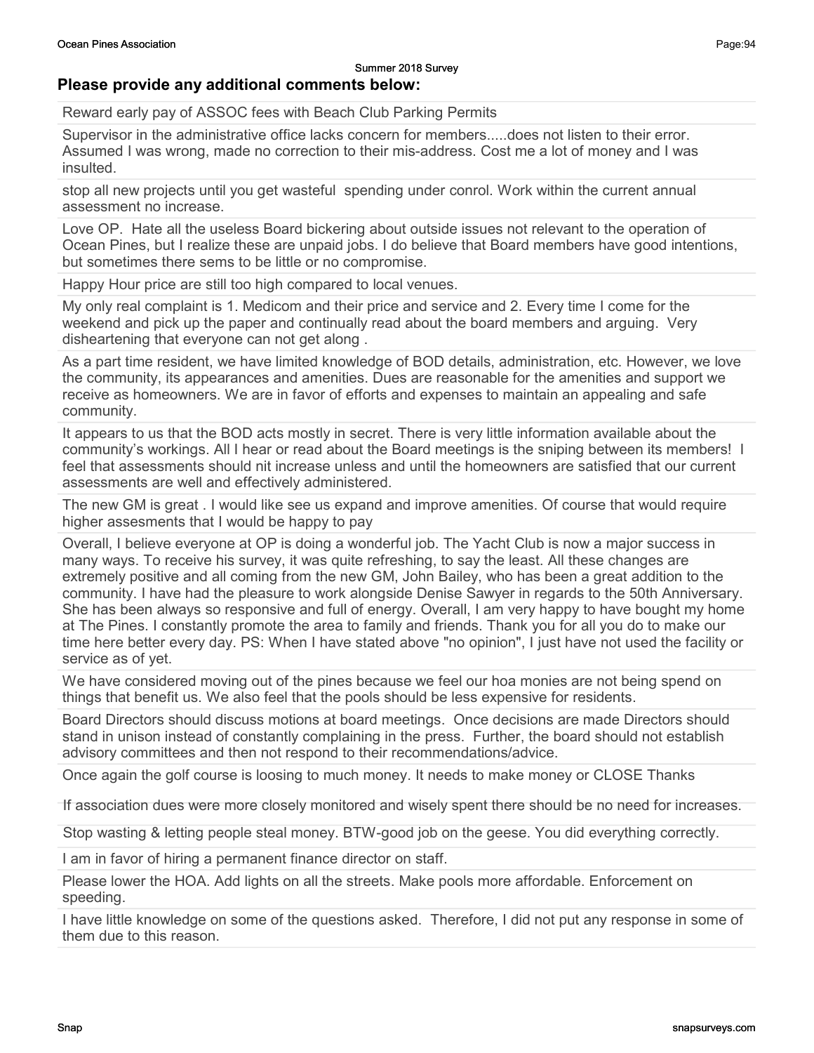Summer 2018 Survey

## Please provide any additional comments below:

Reward early pay of ASSOC fees with Beach Club Parking Permits

Supervisor in the administrative office lacks concern for members.....does not listen to their error. Assumed I was wrong, made no correction to their mis-address. Cost me a lot of money and I was insulted.

stop all new projects until you get wasteful  spending under conrol. Work within the current annual assessment no increase.

Love OP.  Hate all the useless Board bickering about outside issues not relevant to the operation of Ocean Pines, but I realize these are unpaid jobs. I do believe that Board members have good intentions, but sometimes there sems to be little or no compromise.

Happy Hour price are still too high compared to local venues.

My only real complaint is 1. Medicom and their price and service and 2. Every time I come for the weekend and pick up the paper and continually read about the board members and arguing.  Very disheartening that everyone can not get along .

As a part time resident, we have limited knowledge of BOD details, administration, etc. However, we love the community, its appearances and amenities. Dues are reasonable for the amenities and support we receive as homeowners. We are in favor of efforts and expenses to maintain an appealing and safe community.

It appears to us that the BOD acts mostly in secret. There is very little information available about the community's workings. All I hear or read about the Board meetings is the sniping between its members!  I feel that assessments should nit increase unless and until the homeowners are satisfied that our current assessments are well and effectively administered.

The new GM is great . I would like see us expand and improve amenities. Of course that would require higher assesments that I would be happy to pay

Overall, I believe everyone at OP is doing a wonderful job. The Yacht Club is now a major success in many ways. To receive his survey, it was quite refreshing, to say the least. All these changes are extremely positive and all coming from the new GM, John Bailey, who has been a great addition to the community. I have had the pleasure to work alongside Denise Sawyer in regards to the 50th Anniversary. She has been always so responsive and full of energy. Overall, I am very happy to have bought my home at The Pines. I constantly promote the area to family and friends. Thank you for all you do to make our time here better every day. PS: When I have stated above "no opinion", I just have not used the facility or service as of yet.

We have considered moving out of the pines because we feel our hoa monies are not being spend on things that benefit us. We also feel that the pools should be less expensive for residents.

Board Directors should discuss motions at board meetings.  Once decisions are made Directors should stand in unison instead of constantly complaining in the press.  Further, the board should not establish advisory committees and then not respond to their recommendations/advice.

Once again the golf course is loosing to much money. It needs to make money or CLOSE Thanks

If association dues were more closely monitored and wisely spent there should be no need for increases.

Stop wasting & letting people steal money. BTW-good job on the geese. You did everything correctly.

I am in favor of hiring a permanent finance director on staff.

Please lower the HOA. Add lights on all the streets. Make pools more affordable. Enforcement on speeding.

I have little knowledge on some of the questions asked.  Therefore, I did not put any response in some of them due to this reason.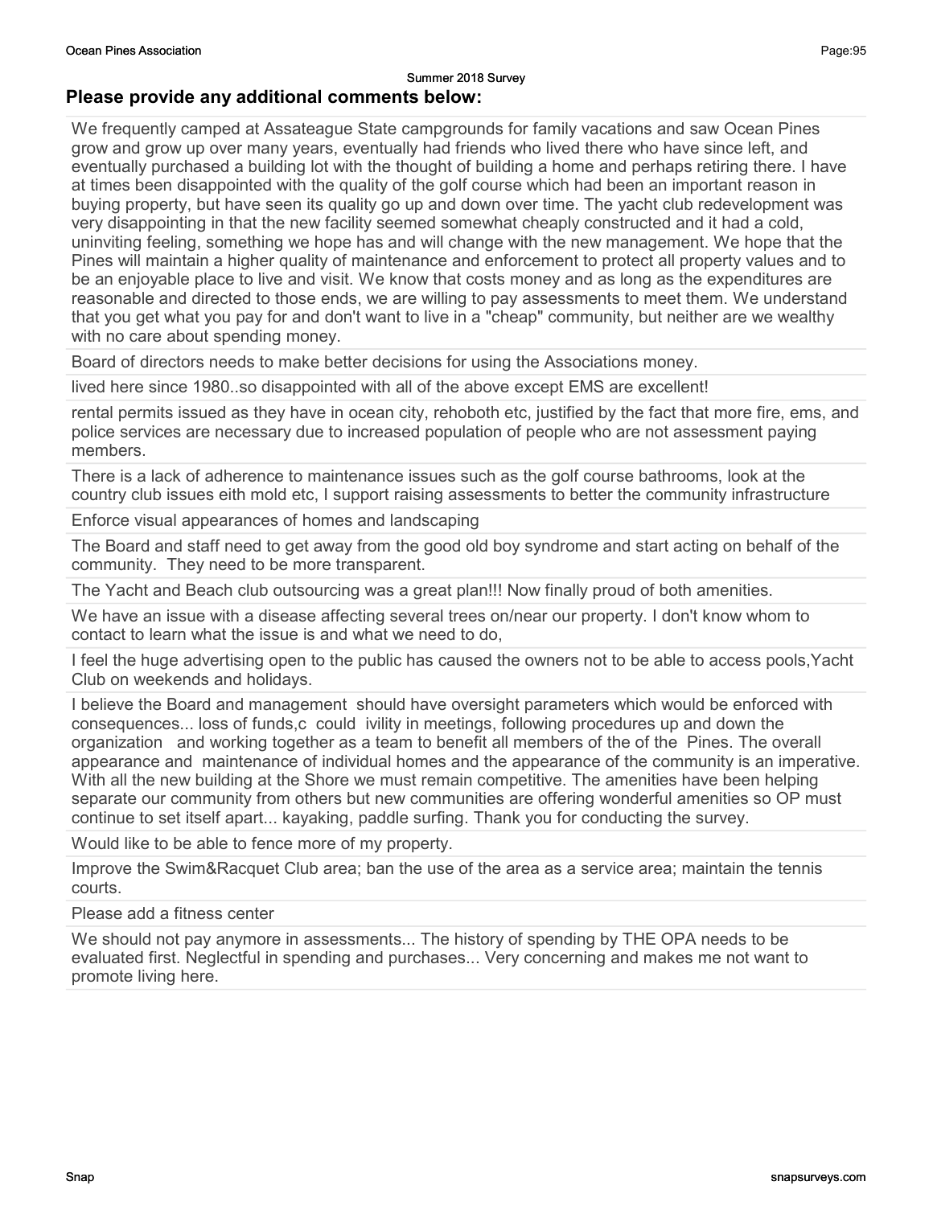## Please provide any additional comments below:

We frequently camped at Assateague State campgrounds for family vacations and saw Ocean Pines grow and grow up over many years, eventually had friends who lived there who have since left, and eventually purchased a building lot with the thought of building a home and perhaps retiring there. I have at times been disappointed with the quality of the golf course which had been an important reason in buying property, but have seen its quality go up and down over time. The yacht club redevelopment was very disappointing in that the new facility seemed somewhat cheaply constructed and it had a cold, uninviting feeling, something we hope has and will change with the new management. We hope that the Pines will maintain a higher quality of maintenance and enforcement to protect all property values and to be an enjoyable place to live and visit. We know that costs money and as long as the expenditures are reasonable and directed to those ends, we are willing to pay assessments to meet them. We understand that you get what you pay for and don't want to live in a "cheap" community, but neither are we wealthy with no care about spending money.

Board of directors needs to make better decisions for using the Associations money.

lived here since 1980..so disappointed with all of the above except EMS are excellent!

rental permits issued as they have in ocean city, rehoboth etc, justified by the fact that more fire, ems, and police services are necessary due to increased population of people who are not assessment paying members.

There is a lack of adherence to maintenance issues such as the golf course bathrooms, look at the country club issues eith mold etc, I support raising assessments to better the community infrastructure

Enforce visual appearances of homes and landscaping

The Board and staff need to get away from the good old boy syndrome and start acting on behalf of the community. They need to be more transparent.

The Yacht and Beach club outsourcing was a great plan!!! Now finally proud of both amenities.

We have an issue with a disease affecting several trees on/near our property. I don't know whom to contact to learn what the issue is and what we need to do,

I feel the huge advertising open to the public has caused the owners not to be able to access pools,Yacht Club on weekends and holidays.

I believe the Board and management should have oversight parameters which would be enforced with consequences... loss of funds,c could ivility in meetings, following procedures up and down the organization and working together as a team to benefit all members of the of the Pines. The overall appearance and maintenance of individual homes and the appearance of the community is an imperative. With all the new building at the Shore we must remain competitive. The amenities have been helping separate our community from others but new communities are offering wonderful amenities so OP must continue to set itself apart... kayaking, paddle surfing. Thank you for conducting the survey.

Would like to be able to fence more of my property.

Improve the Swim&Racquet Club area; ban the use of the area as a service area; maintain the tennis courts.

Please add a fitness center

We should not pay anymore in assessments... The history of spending by THE OPA needs to be evaluated first. Neglectful in spending and purchases... Very concerning and makes me not want to promote living here.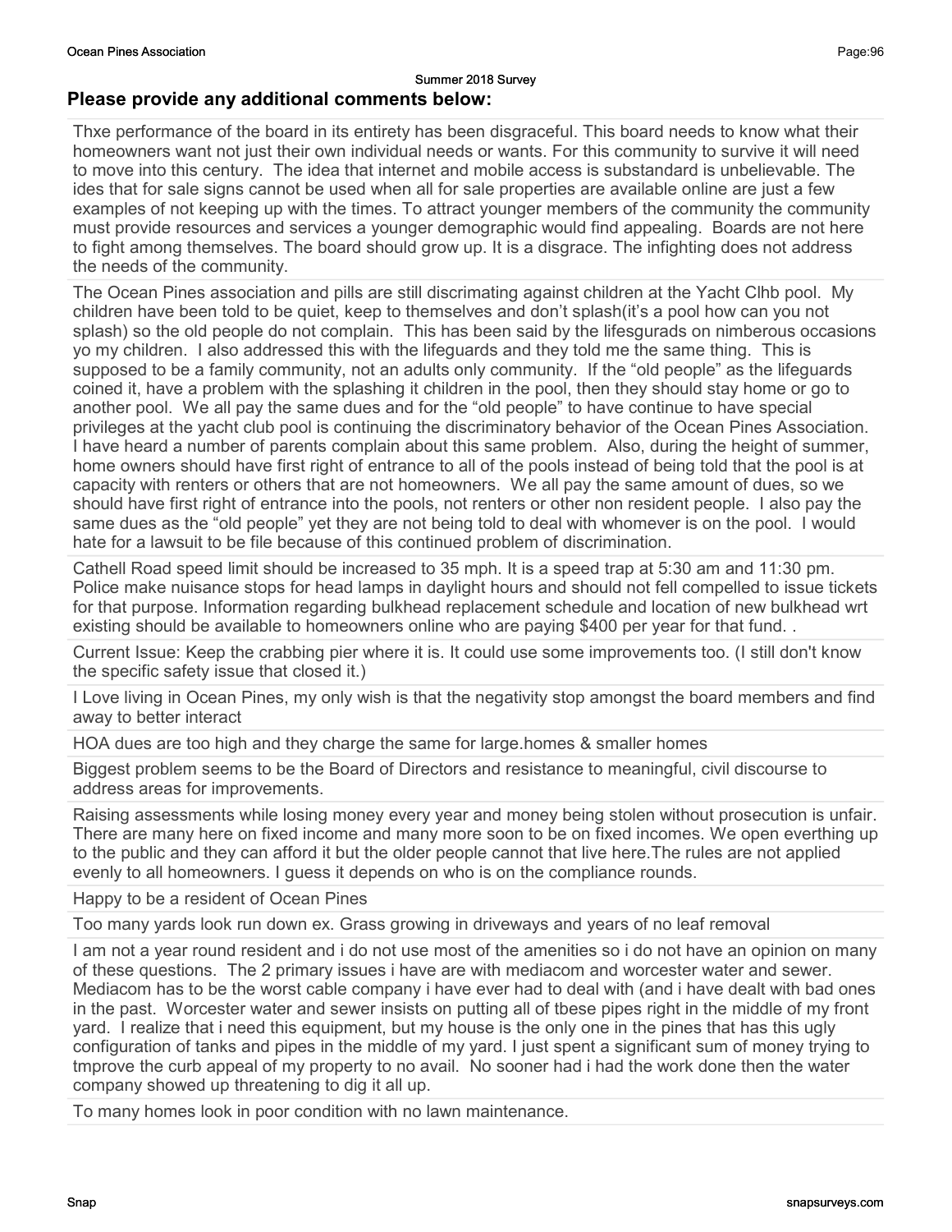Summer 2018 Survey

## Please provide any additional comments below:

Thxe performance of the board in its entirety has been disgraceful. This board needs to know what their homeowners want not just their own individual needs or wants. For this community to survive it will need to move into this century. The idea that internet and mobile access is substandard is unbelievable. The ides that for sale signs cannot be used when all for sale properties are available online are just a few examples of not keeping up with the times. To attract younger members of the community the community must provide resources and services a younger demographic would find appealing. Boards are not here to fight among themselves. The board should grow up. It is a disgrace. The infighting does not address the needs of the community.

The Ocean Pines association and pills are still discrimating against children at the Yacht Clhb pool. My children have been told to be quiet, keep to themselves and don't splash(it's a pool how can you not splash) so the old people do not complain. This has been said by the lifesgurads on nimberous occasions yo my children. I also addressed this with the lifeguards and they told me the same thing. This is supposed to be a family community, not an adults only community. If the "old people" as the lifeguards coined it, have a problem with the splashing it children in the pool, then they should stay home or go to another pool. We all pay the same dues and for the "old people" to have continue to have special privileges at the yacht club pool is continuing the discriminatory behavior of the Ocean Pines Association. I have heard a number of parents complain about this same problem. Also, during the height of summer, home owners should have first right of entrance to all of the pools instead of being told that the pool is at capacity with renters or others that are not homeowners. We all pay the same amount of dues, so we should have first right of entrance into the pools, not renters or other non resident people. I also pay the same dues as the "old people" yet they are not being told to deal with whomever is on the pool. I would hate for a lawsuit to be file because of this continued problem of discrimination.

Cathell Road speed limit should be increased to 35 mph. It is a speed trap at 5:30 am and 11:30 pm. Police make nuisance stops for head lamps in daylight hours and should not fell compelled to issue tickets for that purpose. Information regarding bulkhead replacement schedule and location of new bulkhead wrt existing should be available to homeowners online who are paying $400 per year for that fund. .

Current Issue: Keep the crabbing pier where it is. It could use some improvements too. (I still don't know the specific safety issue that closed it.)

I Love living in Ocean Pines, my only wish is that the negativity stop amongst the board members and find away to better interact

HOA dues are too high and they charge the same for large.homes & smaller homes

Biggest problem seems to be the Board of Directors and resistance to meaningful, civil discourse to address areas for improvements.

Raising assessments while losing money every year and money being stolen without prosecution is unfair. There are many here on fixed income and many more soon to be on fixed incomes. We open everthing up to the public and they can afford it but the older people cannot that live here.The rules are not applied evenly to all homeowners. I guess it depends on who is on the compliance rounds.

Happy to be a resident of Ocean Pines

Too many yards look run down ex. Grass growing in driveways and years of no leaf removal

I am not a year round resident and i do not use most of the amenities so i do not have an opinion on many of these questions. The 2 primary issues i have are with mediacom and worcester water and sewer. Mediacom has to be the worst cable company i have ever had to deal with (and i have dealt with bad ones in the past. Worcester water and sewer insists on putting all of tbese pipes right in the middle of my front yard. I realize that i need this equipment, but my house is the only one in the pines that has this ugly configuration of tanks and pipes in the middle of my yard. I just spent a significant sum of money trying to tmprove the curb appeal of my property to no avail. No sooner had i had the work done then the water company showed up threatening to dig it all up.

To many homes look in poor condition with no lawn maintenance.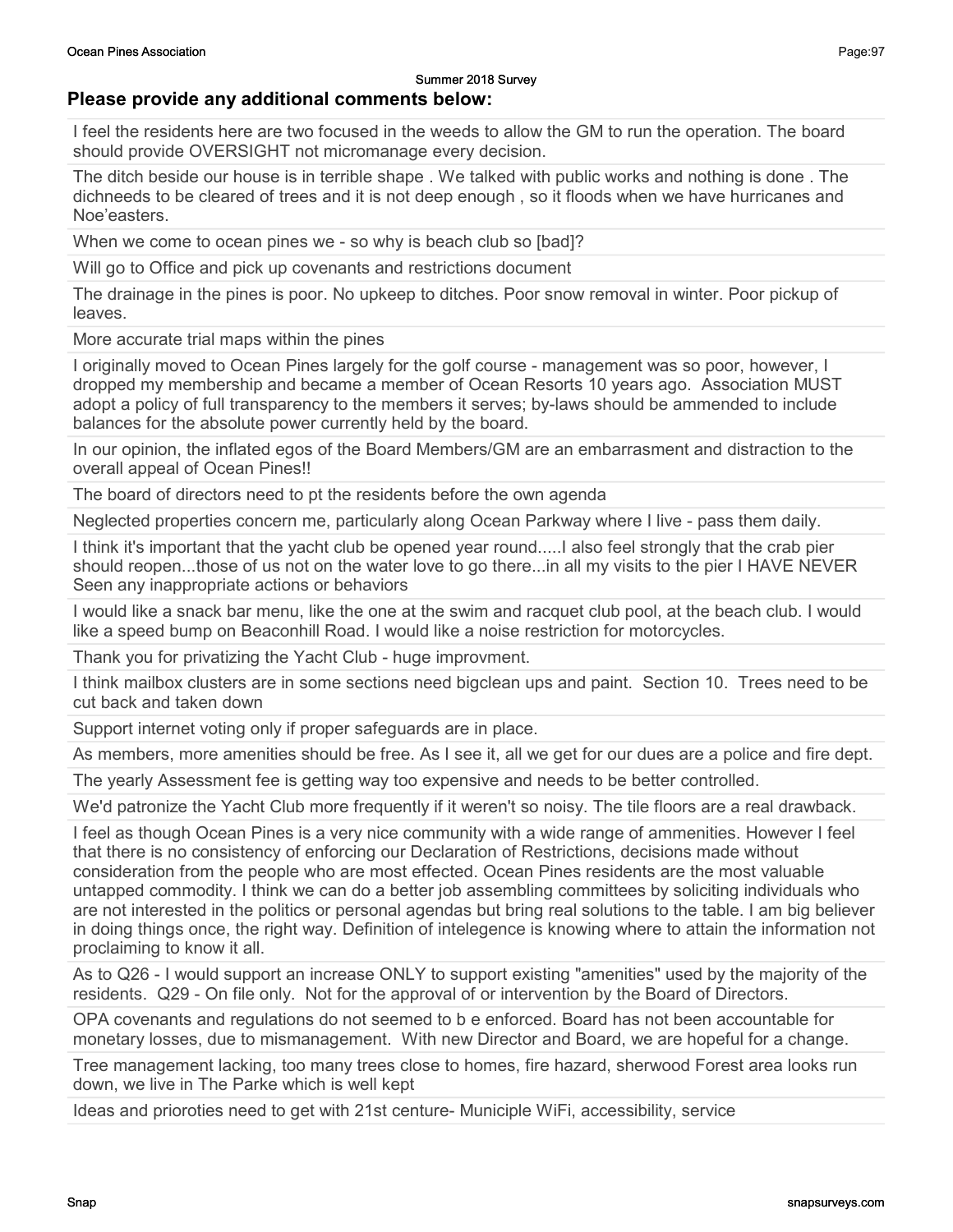## Please provide any additional comments below:

| |
|---|
| I feel the residents here are two focused in the weeds to allow the GM to run the operation. The board should provide OVERSIGHT not micromanage every decision. |
| The ditch beside our house is in terrible shape . We talked with public works and nothing is done . The dichneeds to be cleared of trees and it is not deep enough , so it floods when we have hurricanes and Noe'easters. |
| When we come to ocean pines we - so why is beach club so [bad]? |
| Will go to Office and pick up covenants and restrictions document |
| The drainage in the pines is poor. No upkeep to ditches. Poor snow removal in winter. Poor pickup of leaves. |
| More accurate trial maps within the pines |
| I originally moved to Ocean Pines largely for the golf course - management was so poor, however, I dropped my membership and became a member of Ocean Resorts 10 years ago. Association MUST adopt a policy of full transparency to the members it serves; by-laws should be ammended to include balances for the absolute power currently held by the board. |
| In our opinion, the inflated egos of the Board Members/GM are an embarrasment and distraction to the overall appeal of Ocean Pines!! |
| The board of directors need to pt the residents before the own agenda |
| Neglected properties concern me, particularly along Ocean Parkway where I live - pass them daily. |
| I think it's important that the yacht club be opened year round.....I also feel strongly that the crab pier should reopen...those of us not on the water love to go there...in all my visits to the pier I HAVE NEVER Seen any inappropriate actions or behaviors |
| I would like a snack bar menu, like the one at the swim and racquet club pool, at the beach club. I would like a speed bump on Beaconhill Road. I would like a noise restriction for motorcycles. |
| Thank you for privatizing the Yacht Club - huge improvment. |
| I think mailbox clusters are in some sections need bigclean ups and paint. Section 10. Trees need to be cut back and taken down |
| Support internet voting only if proper safeguards are in place. |
| As members, more amenities should be free. As I see it, all we get for our dues are a police and fire dept. |
| The yearly Assessment fee is getting way too expensive and needs to be better controlled. |
| We'd patronize the Yacht Club more frequently if it weren't so noisy. The tile floors are a real drawback. |
| I feel as though Ocean Pines is a very nice community with a wide range of ammenities. However I feel that there is no consistency of enforcing our Declaration of Restrictions, decisions made without consideration from the people who are most effected. Ocean Pines residents are the most valuable untapped commodity. I think we can do a better job assembling committees by soliciting individuals who are not interested in the politics or personal agendas but bring real solutions to the table. I am big believer in doing things once, the right way. Definition of intelegence is knowing where to attain the information not proclaiming to know it all. |
| As to Q26 - I would support an increase ONLY to support existing "amenities" used by the majority of the residents. Q29 - On file only. Not for the approval of or intervention by the Board of Directors. |
| OPA covenants and regulations do not seemed to b e enforced. Board has not been accountable for monetary losses, due to mismanagement. With new Director and Board, we are hopeful for a change. |
| Tree management lacking, too many trees close to homes, fire hazard, sherwood Forest area looks run down, we live in The Parke which is well kept |
| Ideas and prioroties need to get with 21st centure- Municiple WiFi, accessibility, service |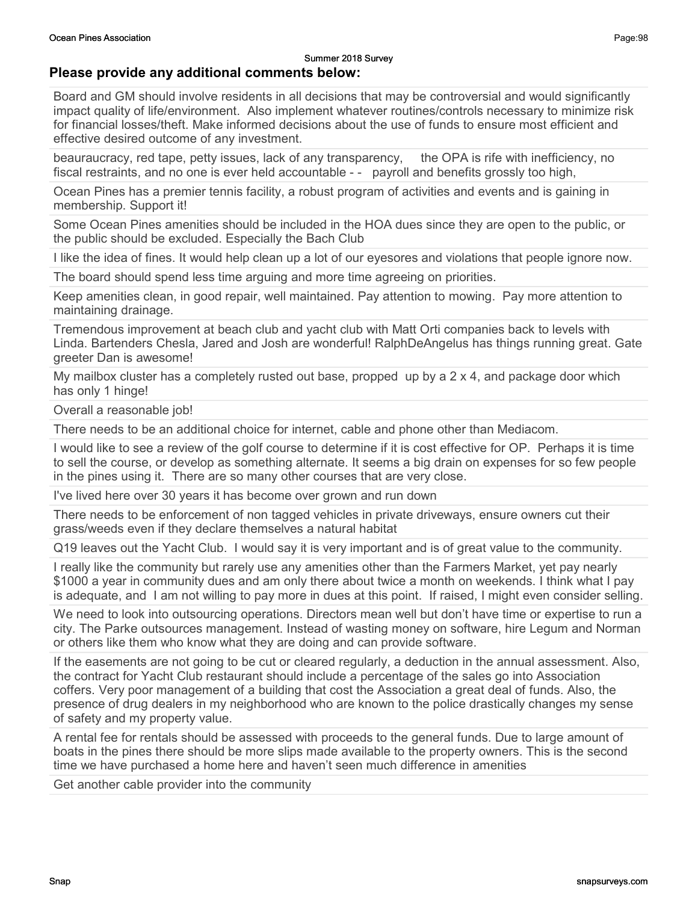Summer 2018 Survey

## Please provide any additional comments below:

| |
|---|
| Board and GM should involve residents in all decisions that may be controversial and would significantly impact quality of life/environment. Also implement whatever routines/controls necessary to minimize risk for financial losses/theft. Make informed decisions about the use of funds to ensure most efficient and effective desired outcome of any investment. |
| beauraucracy, red tape, petty issues, lack of any transparency, the OPA is rife with inefficiency, no fiscal restraints, and no one is ever held accountable - - payroll and benefits grossly too high, |
| Ocean Pines has a premier tennis facility, a robust program of activities and events and is gaining in membership. Support it! |
| Some Ocean Pines amenities should be included in the HOA dues since they are open to the public, or the public should be excluded. Especially the Bach Club |
| I like the idea of fines. It would help clean up a lot of our eyesores and violations that people ignore now. |
| The board should spend less time arguing and more time agreeing on priorities. |
| Keep amenities clean, in good repair, well maintained. Pay attention to mowing. Pay more attention to maintaining drainage. |
| Tremendous improvement at beach club and yacht club with Matt Orti companies back to levels with Linda. Bartenders Chesla, Jared and Josh are wonderful! RalphDeAngelus has things running great. Gate greeter Dan is awesome! |
| My mailbox cluster has a completely rusted out base, propped up by a 2 x 4, and package door which has only 1 hinge! |
| Overall a reasonable job! |
| There needs to be an additional choice for internet, cable and phone other than Mediacom. |
| I would like to see a review of the golf course to determine if it is cost effective for OP. Perhaps it is time to sell the course, or develop as something alternate. It seems a big drain on expenses for so few people in the pines using it. There are so many other courses that are very close. |
| I've lived here over 30 years it has become over grown and run down |
| There needs to be enforcement of non tagged vehicles in private driveways, ensure owners cut their grass/weeds even if they declare themselves a natural habitat |
| Q19 leaves out the Yacht Club. I would say it is very important and is of great value to the community. |
| I really like the community but rarely use any amenities other than the Farmers Market, yet pay nearly $1000 a year in community dues and am only there about twice a month on weekends. I think what I pay is adequate, and I am not willing to pay more in dues at this point. If raised, I might even consider selling. |
| We need to look into outsourcing operations. Directors mean well but don't have time or expertise to run a city. The Parke outsources management. Instead of wasting money on software, hire Legum and Norman or others like them who know what they are doing and can provide software. |
| If the easements are not going to be cut or cleared regularly, a deduction in the annual assessment. Also, the contract for Yacht Club restaurant should include a percentage of the sales go into Association coffers. Very poor management of a building that cost the Association a great deal of funds. Also, the presence of drug dealers in my neighborhood who are known to the police drastically changes my sense of safety and my property value. |
| A rental fee for rentals should be assessed with proceeds to the general funds. Due to large amount of boats in the pines there should be more slips made available to the property owners. This is the second time we have purchased a home here and haven't seen much difference in amenities |
| Get another cable provider into the community |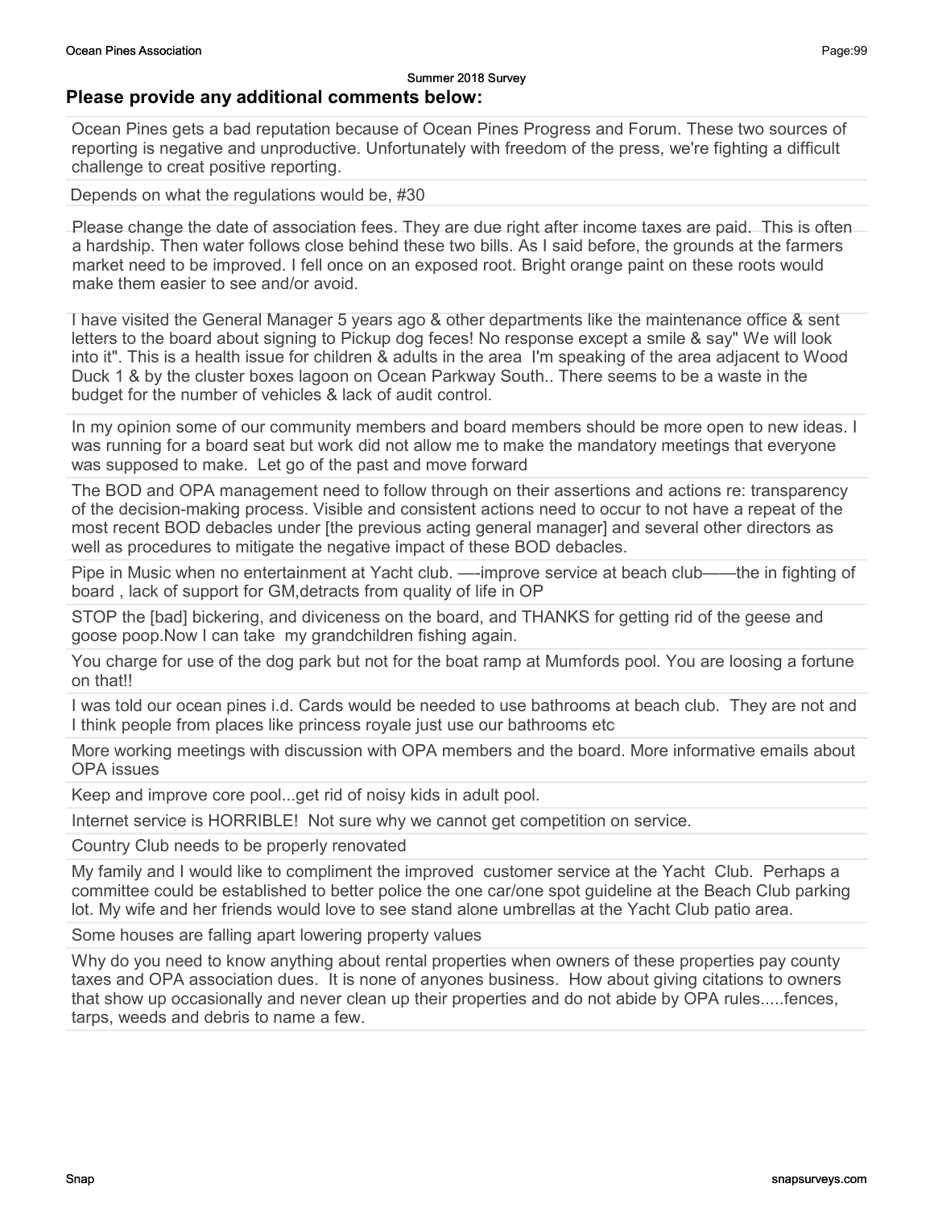## Please provide any additional comments below:

Ocean Pines gets a bad reputation because of Ocean Pines Progress and Forum. These two sources of reporting is negative and unproductive. Unfortunately with freedom of the press, we're fighting a difficult challenge to creat positive reporting.

Depends on what the regulations would be, #30

Please change the date of association fees. They are due right after income taxes are paid. This is often a hardship. Then water follows close behind these two bills. As I said before, the grounds at the farmers market need to be improved. I fell once on an exposed root. Bright orange paint on these roots would make them easier to see and/or avoid.

I have visited the General Manager 5 years ago & other departments like the maintenance office & sent letters to the board about signing to Pickup dog feces! No response except a smile & say" We will look into it". This is a health issue for children & adults in the area I'm speaking of the area adjacent to Wood Duck 1 & by the cluster boxes lagoon on Ocean Parkway South.. There seems to be a waste in the budget for the number of vehicles & lack of audit control.

In my opinion some of our community members and board members should be more open to new ideas. I was running for a board seat but work did not allow me to make the mandatory meetings that everyone was supposed to make. Let go of the past and move forward

The BOD and OPA management need to follow through on their assertions and actions re: transparency of the decision-making process. Visible and consistent actions need to occur to not have a repeat of the most recent BOD debacles under [the previous acting general manager] and several other directors as well as procedures to mitigate the negative impact of these BOD debacles.

Pipe in Music when no entertainment at Yacht club. —-improve service at beach club——the in fighting of board , lack of support for GM,detracts from quality of life in OP

STOP the [bad] bickering, and diviceness on the board, and THANKS for getting rid of the geese and goose poop.Now I can take my grandchildren fishing again.

You charge for use of the dog park but not for the boat ramp at Mumfords pool. You are loosing a fortune on that!!

I was told our ocean pines i.d. Cards would be needed to use bathrooms at beach club. They are not and I think people from places like princess royale just use our bathrooms etc

More working meetings with discussion with OPA members and the board. More informative emails about OPA issues

Keep and improve core pool...get rid of noisy kids in adult pool.

Internet service is HORRIBLE! Not sure why we cannot get competition on service.

Country Club needs to be properly renovated

My family and I would like to compliment the improved customer service at the Yacht Club. Perhaps a committee could be established to better police the one car/one spot guideline at the Beach Club parking lot. My wife and her friends would love to see stand alone umbrellas at the Yacht Club patio area.

Some houses are falling apart lowering property values

Why do you need to know anything about rental properties when owners of these properties pay county taxes and OPA association dues. It is none of anyones business. How about giving citations to owners that show up occasionally and never clean up their properties and do not abide by OPA rules.....fences, tarps, weeds and debris to name a few.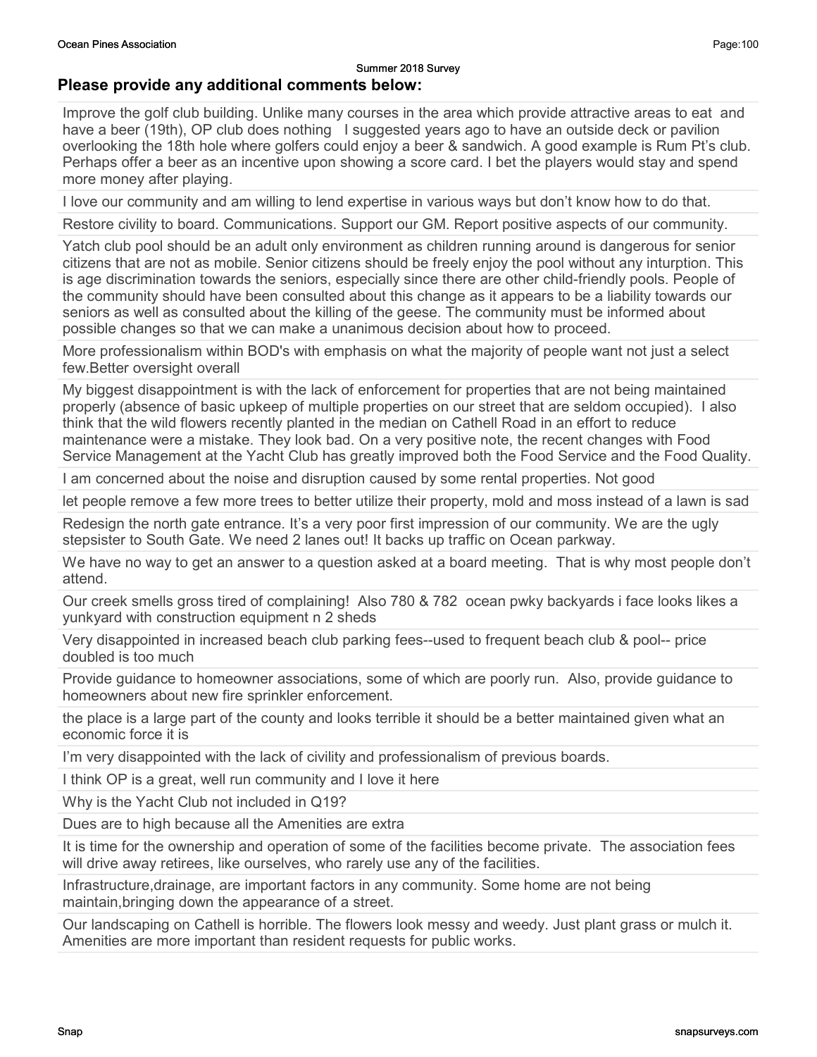Summer 2018 Survey

## Please provide any additional comments below:

Improve the golf club building. Unlike many courses in the area which provide attractive areas to eat and have a beer (19th), OP club does nothing I suggested years ago to have an outside deck or pavilion overlooking the 18th hole where golfers could enjoy a beer & sandwich. A good example is Rum Pt's club. Perhaps offer a beer as an incentive upon showing a score card. I bet the players would stay and spend more money after playing.

I love our community and am willing to lend expertise in various ways but don't know how to do that.

Restore civility to board. Communications. Support our GM. Report positive aspects of our community.

Yatch club pool should be an adult only environment as children running around is dangerous for senior citizens that are not as mobile. Senior citizens should be freely enjoy the pool without any inturption. This is age discrimination towards the seniors, especially since there are other child-friendly pools. People of the community should have been consulted about this change as it appears to be a liability towards our seniors as well as consulted about the killing of the geese. The community must be informed about possible changes so that we can make a unanimous decision about how to proceed.

More professionalism within BOD's with emphasis on what the majority of people want not just a select few.Better oversight overall

My biggest disappointment is with the lack of enforcement for properties that are not being maintained properly (absence of basic upkeep of multiple properties on our street that are seldom occupied). I also think that the wild flowers recently planted in the median on Cathell Road in an effort to reduce maintenance were a mistake. They look bad. On a very positive note, the recent changes with Food Service Management at the Yacht Club has greatly improved both the Food Service and the Food Quality.

I am concerned about the noise and disruption caused by some rental properties. Not good

let people remove a few more trees to better utilize their property, mold and moss instead of a lawn is sad

Redesign the north gate entrance. It's a very poor first impression of our community. We are the ugly stepsister to South Gate. We need 2 lanes out! It backs up traffic on Ocean parkway.

We have no way to get an answer to a question asked at a board meeting. That is why most people don't attend.

Our creek smells gross tired of complaining! Also 780 & 782 ocean pwky backyards i face looks likes a yunkyard with construction equipment n 2 sheds

Very disappointed in increased beach club parking fees--used to frequent beach club & pool-- price doubled is too much

Provide guidance to homeowner associations, some of which are poorly run. Also, provide guidance to homeowners about new fire sprinkler enforcement.

the place is a large part of the county and looks terrible it should be a better maintained given what an economic force it is

I'm very disappointed with the lack of civility and professionalism of previous boards.

I think OP is a great, well run community and I love it here

Why is the Yacht Club not included in Q19?

Dues are to high because all the Amenities are extra

It is time for the ownership and operation of some of the facilities become private. The association fees will drive away retirees, like ourselves, who rarely use any of the facilities.

Infrastructure,drainage, are important factors in any community. Some home are not being maintain,bringing down the appearance of a street.

Our landscaping on Cathell is horrible. The flowers look messy and weedy. Just plant grass or mulch it. Amenities are more important than resident requests for public works.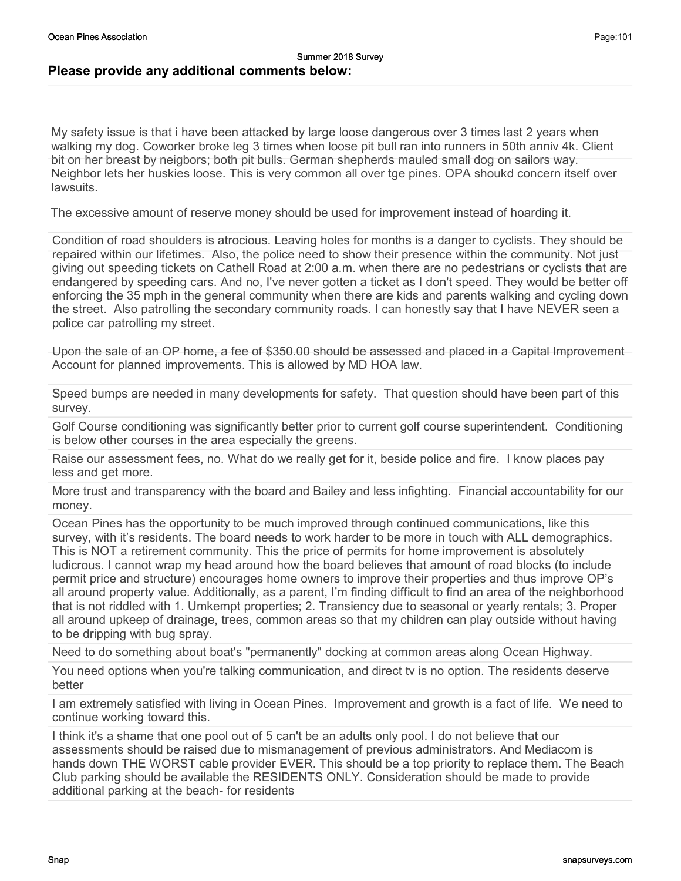Summer 2018 Survey

## Please provide any additional comments below:

My safety issue is that i have been attacked by large loose dangerous over 3 times last 2 years when walking my dog. Coworker broke leg 3 times when loose pit bull ran into runners in 50th anniv 4k. Client bit on her breast by neigbors; both pit bulls. German shepherds mauled small dog on sailors way. Neighbor lets her huskies loose. This is very common all over tge pines. OPA shoukd concern itself over lawsuits.

The excessive amount of reserve money should be used for improvement instead of hoarding it.

Condition of road shoulders is atrocious. Leaving holes for months is a danger to cyclists. They should be repaired within our lifetimes. Also, the police need to show their presence within the community. Not just giving out speeding tickets on Cathell Road at 2:00 a.m. when there are no pedestrians or cyclists that are endangered by speeding cars. And no, I've never gotten a ticket as I don't speed. They would be better off enforcing the 35 mph in the general community when there are kids and parents walking and cycling down the street. Also patrolling the secondary community roads. I can honestly say that I have NEVER seen a police car patrolling my street.

Upon the sale of an OP home, a fee of $350.00 should be assessed and placed in a Capital Improvement Account for planned improvements. This is allowed by MD HOA law.

Speed bumps are needed in many developments for safety. That question should have been part of this survey.

Golf Course conditioning was significantly better prior to current golf course superintendent. Conditioning is below other courses in the area especially the greens.

Raise our assessment fees, no. What do we really get for it, beside police and fire. I know places pay less and get more.

More trust and transparency with the board and Bailey and less infighting. Financial accountability for our money.

Ocean Pines has the opportunity to be much improved through continued communications, like this survey, with it's residents. The board needs to work harder to be more in touch with ALL demographics. This is NOT a retirement community. This the price of permits for home improvement is absolutely ludicrous. I cannot wrap my head around how the board believes that amount of road blocks (to include permit price and structure) encourages home owners to improve their properties and thus improve OP's all around property value. Additionally, as a parent, I'm finding difficult to find an area of the neighborhood that is not riddled with 1. Umkempt properties; 2. Transiency due to seasonal or yearly rentals; 3. Proper all around upkeep of drainage, trees, common areas so that my children can play outside without having to be dripping with bug spray.

Need to do something about boat's "permanently" docking at common areas along Ocean Highway.

You need options when you're talking communication, and direct tv is no option. The residents deserve better

I am extremely satisfied with living in Ocean Pines. Improvement and growth is a fact of life. We need to continue working toward this.

I think it's a shame that one pool out of 5 can't be an adults only pool. I do not believe that our assessments should be raised due to mismanagement of previous administrators. And Mediacom is hands down THE WORST cable provider EVER. This should be a top priority to replace them. The Beach Club parking should be available the RESIDENTS ONLY. Consideration should be made to provide additional parking at the beach- for residents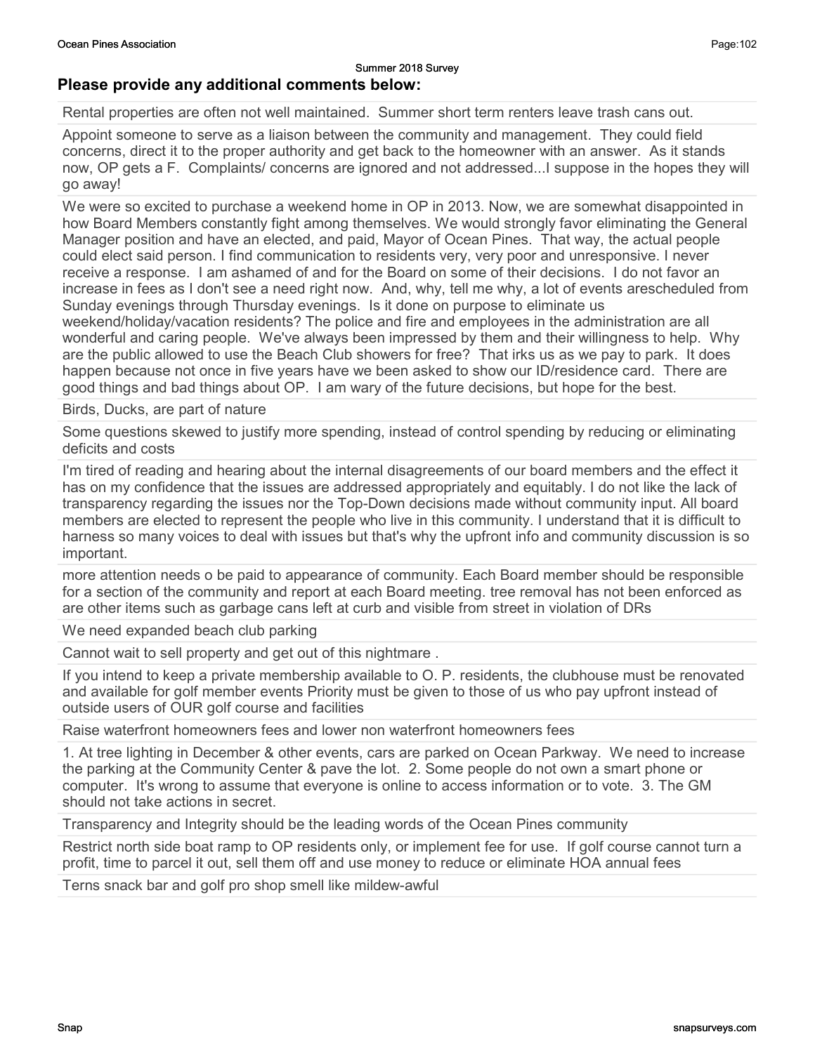## Please provide any additional comments below:

Rental properties are often not well maintained. Summer short term renters leave trash cans out.

Appoint someone to serve as a liaison between the community and management. They could field concerns, direct it to the proper authority and get back to the homeowner with an answer. As it stands now, OP gets a F. Complaints/ concerns are ignored and not addressed...I suppose in the hopes they will go away!

We were so excited to purchase a weekend home in OP in 2013. Now, we are somewhat disappointed in how Board Members constantly fight among themselves. We would strongly favor eliminating the General Manager position and have an elected, and paid, Mayor of Ocean Pines. That way, the actual people could elect said person. I find communication to residents very, very poor and unresponsive. I never receive a response. I am ashamed of and for the Board on some of their decisions. I do not favor an increase in fees as I don't see a need right now. And, why, tell me why, a lot of events arescheduled from Sunday evenings through Thursday evenings. Is it done on purpose to eliminate us weekend/holiday/vacation residents? The police and fire and employees in the administration are all wonderful and caring people. We've always been impressed by them and their willingness to help. Why are the public allowed to use the Beach Club showers for free? That irks us as we pay to park. It does happen because not once in five years have we been asked to show our ID/residence card. There are good things and bad things about OP. I am wary of the future decisions, but hope for the best.

Birds, Ducks, are part of nature

Some questions skewed to justify more spending, instead of control spending by reducing or eliminating deficits and costs

I'm tired of reading and hearing about the internal disagreements of our board members and the effect it has on my confidence that the issues are addressed appropriately and equitably. I do not like the lack of transparency regarding the issues nor the Top-Down decisions made without community input. All board members are elected to represent the people who live in this community. I understand that it is difficult to harness so many voices to deal with issues but that's why the upfront info and community discussion is so important.

more attention needs o be paid to appearance of community. Each Board member should be responsible for a section of the community and report at each Board meeting. tree removal has not been enforced as are other items such as garbage cans left at curb and visible from street in violation of DRs

We need expanded beach club parking

Cannot wait to sell property and get out of this nightmare .

If you intend to keep a private membership available to O. P. residents, the clubhouse must be renovated and available for golf member events Priority must be given to those of us who pay upfront instead of outside users of OUR golf course and facilities

Raise waterfront homeowners fees and lower non waterfront homeowners fees

1. At tree lighting in December & other events, cars are parked on Ocean Parkway. We need to increase the parking at the Community Center & pave the lot. 2. Some people do not own a smart phone or computer. It's wrong to assume that everyone is online to access information or to vote. 3. The GM should not take actions in secret.

Transparency and Integrity should be the leading words of the Ocean Pines community

Restrict north side boat ramp to OP residents only, or implement fee for use. If golf course cannot turn a profit, time to parcel it out, sell them off and use money to reduce or eliminate HOA annual fees

Terns snack bar and golf pro shop smell like mildew-awful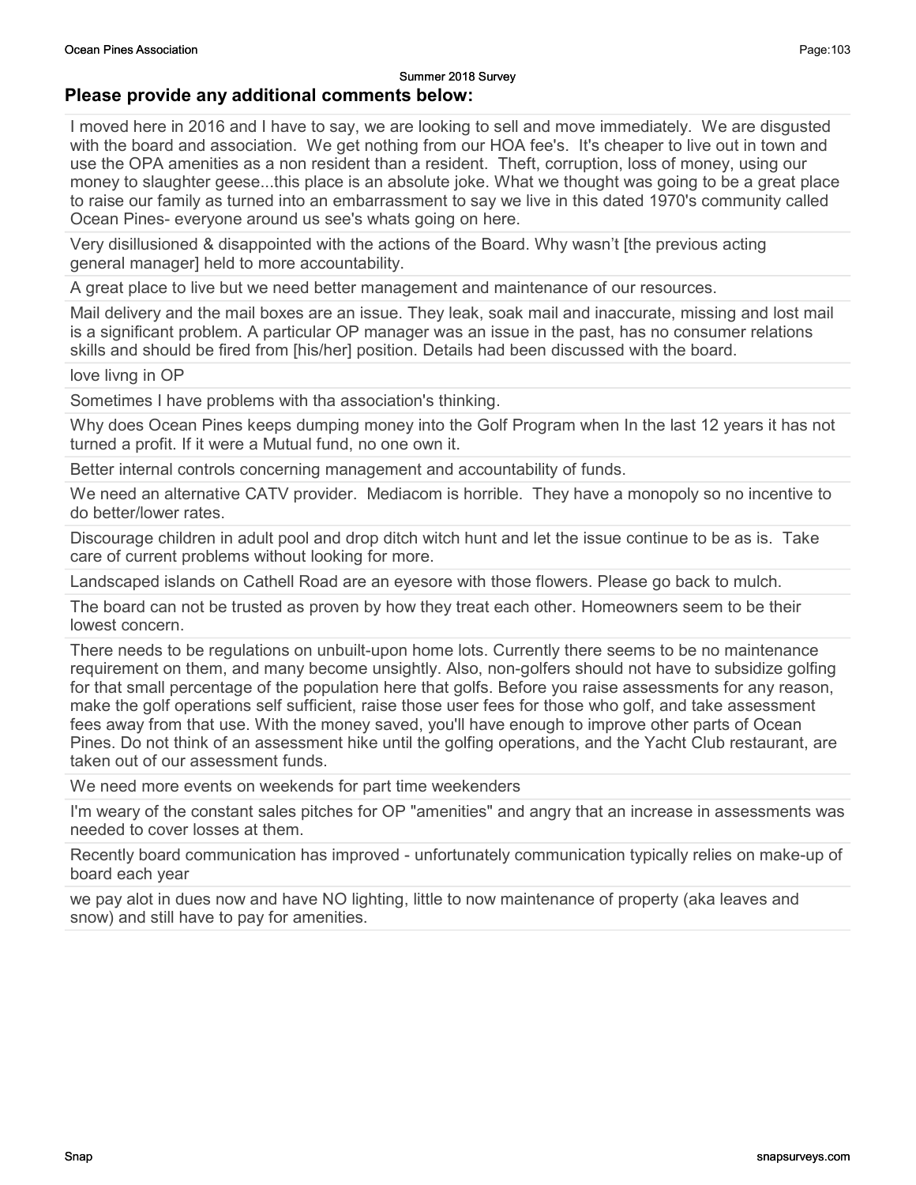Summer 2018 Survey

## Please provide any additional comments below:

I moved here in 2016 and I have to say, we are looking to sell and move immediately. We are disgusted with the board and association. We get nothing from our HOA fee's. It's cheaper to live out in town and use the OPA amenities as a non resident than a resident. Theft, corruption, loss of money, using our money to slaughter geese...this place is an absolute joke. What we thought was going to be a great place to raise our family as turned into an embarrassment to say we live in this dated 1970's community called Ocean Pines- everyone around us see's whats going on here.

---

Very disillusioned & disappointed with the actions of the Board. Why wasn't [the previous acting general manager] held to more accountability.

---

A great place to live but we need better management and maintenance of our resources.

---

Mail delivery and the mail boxes are an issue. They leak, soak mail and inaccurate, missing and lost mail is a significant problem. A particular OP manager was an issue in the past, has no consumer relations skills and should be fired from [his/her] position. Details had been discussed with the board.

---

love livng in OP

---

Sometimes I have problems with tha association's thinking.

---

Why does Ocean Pines keeps dumping money into the Golf Program when In the last 12 years it has not turned a profit. If it were a Mutual fund, no one own it.

---

Better internal controls concerning management and accountability of funds.

---

We need an alternative CATV provider. Mediacom is horrible. They have a monopoly so no incentive to do better/lower rates.

---

Discourage children in adult pool and drop ditch witch hunt and let the issue continue to be as is. Take care of current problems without looking for more.

---

Landscaped islands on Cathell Road are an eyesore with those flowers. Please go back to mulch.

---

The board can not be trusted as proven by how they treat each other. Homeowners seem to be their lowest concern.

---

There needs to be regulations on unbuilt-upon home lots. Currently there seems to be no maintenance requirement on them, and many become unsightly. Also, non-golfers should not have to subsidize golfing for that small percentage of the population here that golfs. Before you raise assessments for any reason, make the golf operations self sufficient, raise those user fees for those who golf, and take assessment fees away from that use. With the money saved, you'll have enough to improve other parts of Ocean Pines. Do not think of an assessment hike until the golfing operations, and the Yacht Club restaurant, are taken out of our assessment funds.

---

We need more events on weekends for part time weekenders

---

I'm weary of the constant sales pitches for OP "amenities" and angry that an increase in assessments was needed to cover losses at them.

---

Recently board communication has improved - unfortunately communication typically relies on make-up of board each year

---

we pay alot in dues now and have NO lighting, little to now maintenance of property (aka leaves and snow) and still have to pay for amenities.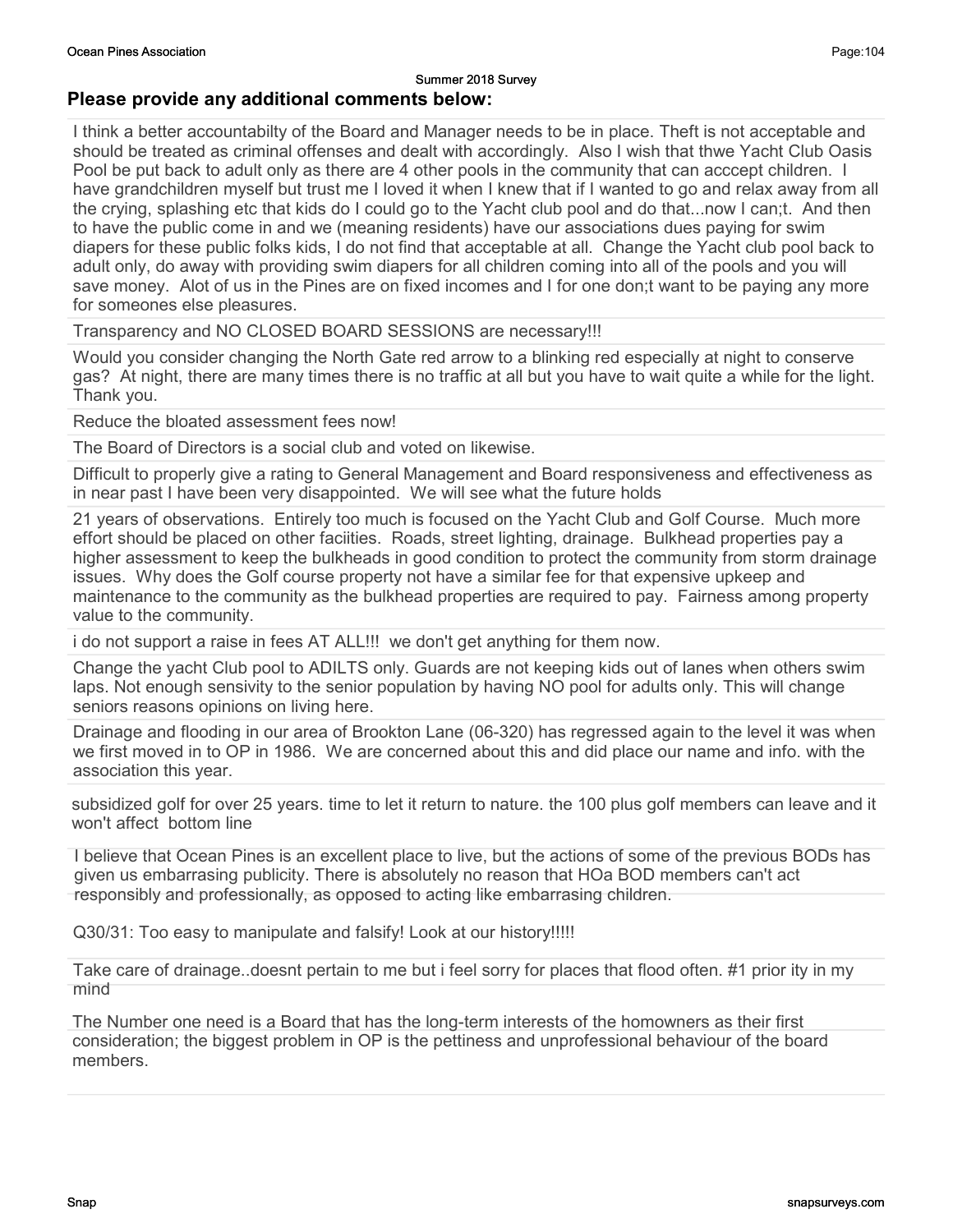Summer 2018 Survey

**Please provide any additional comments below:**

I think a better accountabilty of the Board and Manager needs to be in place. Theft is not acceptable and should be treated as criminal offenses and dealt with accordingly. Also I wish that thwe Yacht Club Oasis Pool be put back to adult only as there are 4 other pools in the community that can acccept children. I have grandchildren myself but trust me I loved it when I knew that if I wanted to go and relax away from all the crying, splashing etc that kids do I could go to the Yacht club pool and do that...now I can;t. And then to have the public come in and we (meaning residents) have our associations dues paying for swim diapers for these public folks kids, I do not find that acceptable at all. Change the Yacht club pool back to adult only, do away with providing swim diapers for all children coming into all of the pools and you will save money. Alot of us in the Pines are on fixed incomes and I for one don;t want to be paying any more for someones else pleasures.

Transparency and NO CLOSED BOARD SESSIONS are necessary!!!

Would you consider changing the North Gate red arrow to a blinking red especially at night to conserve gas? At night, there are many times there is no traffic at all but you have to wait quite a while for the light. Thank you.

Reduce the bloated assessment fees now!

The Board of Directors is a social club and voted on likewise.

Difficult to properly give a rating to General Management and Board responsiveness and effectiveness as in near past I have been very disappointed. We will see what the future holds

21 years of observations. Entirely too much is focused on the Yacht Club and Golf Course. Much more effort should be placed on other faciities. Roads, street lighting, drainage. Bulkhead properties pay a higher assessment to keep the bulkheads in good condition to protect the community from storm drainage issues. Why does the Golf course property not have a similar fee for that expensive upkeep and maintenance to the community as the bulkhead properties are required to pay. Fairness among property value to the community.

i do not support a raise in fees AT ALL!!! we don't get anything for them now.

Change the yacht Club pool to ADILTS only. Guards are not keeping kids out of lanes when others swim laps. Not enough sensivity to the senior population by having NO pool for adults only. This will change seniors reasons opinions on living here.

Drainage and flooding in our area of Brookton Lane (06-320) has regressed again to the level it was when we first moved in to OP in 1986. We are concerned about this and did place our name and info. with the association this year.

subsidized golf for over 25 years. time to let it return to nature. the 100 plus golf members can leave and it won't affect bottom line

I believe that Ocean Pines is an excellent place to live, but the actions of some of the previous BODs has given us embarrasing publicity. There is absolutely no reason that HOa BOD members can't act responsibly and professionally, as opposed to acting like embarrasing children.

Q30/31: Too easy to manipulate and falsify! Look at our history!!!!!

Take care of drainage..doesnt pertain to me but i feel sorry for places that flood often. #1 prior ity in my mind

The Number one need is a Board that has the long-term interests of the homowners as their first consideration; the biggest problem in OP is the pettiness and unprofessional behaviour of the board members.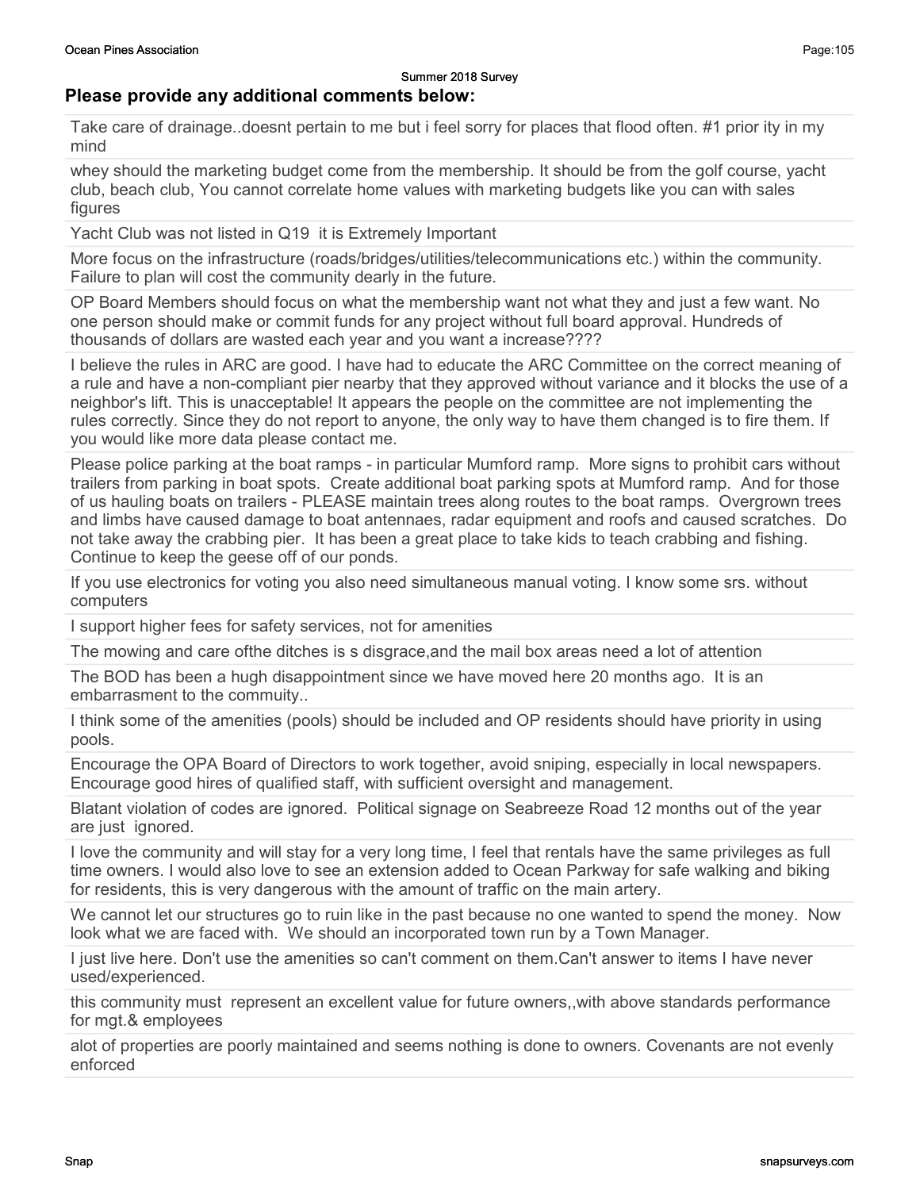## Please provide any additional comments below:

| |
|---|
| Take care of drainage..doesnt pertain to me but i feel sorry for places that flood often. #1 prior ity in my mind |
| whey should the marketing budget come from the membership. It should be from the golf course, yacht club, beach club, You cannot correlate home values with marketing budgets like you can with sales figures |
| Yacht Club was not listed in Q19 it is Extremely Important |
| More focus on the infrastructure (roads/bridges/utilities/telecommunications etc.) within the community. Failure to plan will cost the community dearly in the future. |
| OP Board Members should focus on what the membership want not what they and just a few want. No one person should make or commit funds for any project without full board approval. Hundreds of thousands of dollars are wasted each year and you want a increase???? |
| I believe the rules in ARC are good. I have had to educate the ARC Committee on the correct meaning of a rule and have a non-compliant pier nearby that they approved without variance and it blocks the use of a neighbor's lift. This is unacceptable! It appears the people on the committee are not implementing the rules correctly. Since they do not report to anyone, the only way to have them changed is to fire them. If you would like more data please contact me. |
| Please police parking at the boat ramps - in particular Mumford ramp. More signs to prohibit cars without trailers from parking in boat spots. Create additional boat parking spots at Mumford ramp. And for those of us hauling boats on trailers - PLEASE maintain trees along routes to the boat ramps. Overgrown trees and limbs have caused damage to boat antennaes, radar equipment and roofs and caused scratches. Do not take away the crabbing pier. It has been a great place to take kids to teach crabbing and fishing. Continue to keep the geese off of our ponds. |
| If you use electronics for voting you also need simultaneous manual voting. I know some srs. without computers |
| I support higher fees for safety services, not for amenities |
| The mowing and care ofthe ditches is s disgrace,and the mail box areas need a lot of attention |
| The BOD has been a hugh disappointment since we have moved here 20 months ago. It is an embarrasment to the commuity.. |
| I think some of the amenities (pools) should be included and OP residents should have priority in using pools. |
| Encourage the OPA Board of Directors to work together, avoid sniping, especially in local newspapers. Encourage good hires of qualified staff, with sufficient oversight and management. |
| Blatant violation of codes are ignored. Political signage on Seabreeze Road 12 months out of the year are just ignored. |
| I love the community and will stay for a very long time, I feel that rentals have the same privileges as full time owners. I would also love to see an extension added to Ocean Parkway for safe walking and biking for residents, this is very dangerous with the amount of traffic on the main artery. |
| We cannot let our structures go to ruin like in the past because no one wanted to spend the money. Now look what we are faced with. We should an incorporated town run by a Town Manager. |
| I just live here. Don't use the amenities so can't comment on them.Can't answer to items I have never used/experienced. |
| this community must represent an excellent value for future owners,,with above standards performance for mgt.& employees |
| alot of properties are poorly maintained and seems nothing is done to owners. Covenants are not evenly enforced |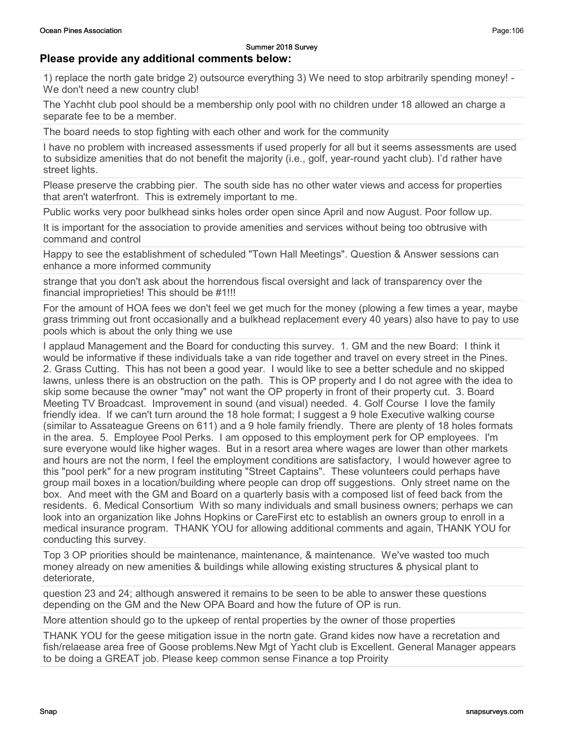Summer 2018 Survey

## Please provide any additional comments below:

1) replace the north gate bridge 2) outsource everything 3) We need to stop arbitrarily spending money! - We don't need a new country club!

The Yachht club pool should be a membership only pool with no children under 18 allowed an charge a separate fee to be a member.

The board needs to stop fighting with each other and work for the community

I have no problem with increased assessments if used properly for all but it seems assessments are used to subsidize amenities that do not benefit the majority (i.e., golf, year-round yacht club). I'd rather have street lights.

Please preserve the crabbing pier. The south side has no other water views and access for properties that aren't waterfront. This is extremely important to me.

Public works very poor bulkhead sinks holes order open since April and now August. Poor follow up.

It is important for the association to provide amenities and services without being too obtrusive with command and control

Happy to see the establishment of scheduled "Town Hall Meetings". Question & Answer sessions can enhance a more informed community

strange that you don't ask about the horrendous fiscal oversight and lack of transparency over the financial improprieties! This should be #1!!!

For the amount of HOA fees we don't feel we get much for the money (plowing a few times a year, maybe grass trimming out front occasionally and a bulkhead replacement every 40 years) also have to pay to use pools which is about the only thing we use

I applaud Management and the Board for conducting this survey. 1. GM and the new Board: I think it would be informative if these individuals take a van ride together and travel on every street in the Pines. 2. Grass Cutting. This has not been a good year. I would like to see a better schedule and no skipped lawns, unless there is an obstruction on the path. This is OP property and I do not agree with the idea to skip some because the owner "may" not want the OP property in front of their property cut. 3. Board Meeting TV Broadcast. Improvement in sound (and visual) needed. 4. Golf Course I love the family friendly idea. If we can't turn around the 18 hole format; I suggest a 9 hole Executive walking course (similar to Assateague Greens on 611) and a 9 hole family friendly. There are plenty of 18 holes formats in the area. 5. Employee Pool Perks. I am opposed to this employment perk for OP employees. I'm sure everyone would like higher wages. But in a resort area where wages are lower than other markets and hours are not the norm, I feel the employment conditions are satisfactory, I would however agree to this "pool perk" for a new program instituting "Street Captains". These volunteers could perhaps have group mail boxes in a location/building where people can drop off suggestions. Only street name on the box. And meet with the GM and Board on a quarterly basis with a composed list of feed back from the residents. 6. Medical Consortium With so many individuals and small business owners; perhaps we can look into an organization like Johns Hopkins or CareFirst etc to establish an owners group to enroll in a medical insurance program. THANK YOU for allowing additional comments and again, THANK YOU for conducting this survey.

Top 3 OP priorities should be maintenance, maintenance, & maintenance. We've wasted too much money already on new amenities & buildings while allowing existing structures & physical plant to deteriorate,

question 23 and 24; although answered it remains to be seen to be able to answer these questions depending on the GM and the New OPA Board and how the future of OP is run.

More attention should go to the upkeep of rental properties by the owner of those properties

THANK YOU for the geese mitigation issue in the nortn gate. Grand kides now have a recretation and fish/relaease area free of Goose problems.New Mgt of Yacht club is Excellent. General Manager appears to be doing a GREAT job. Please keep common sense Finance a top Proirity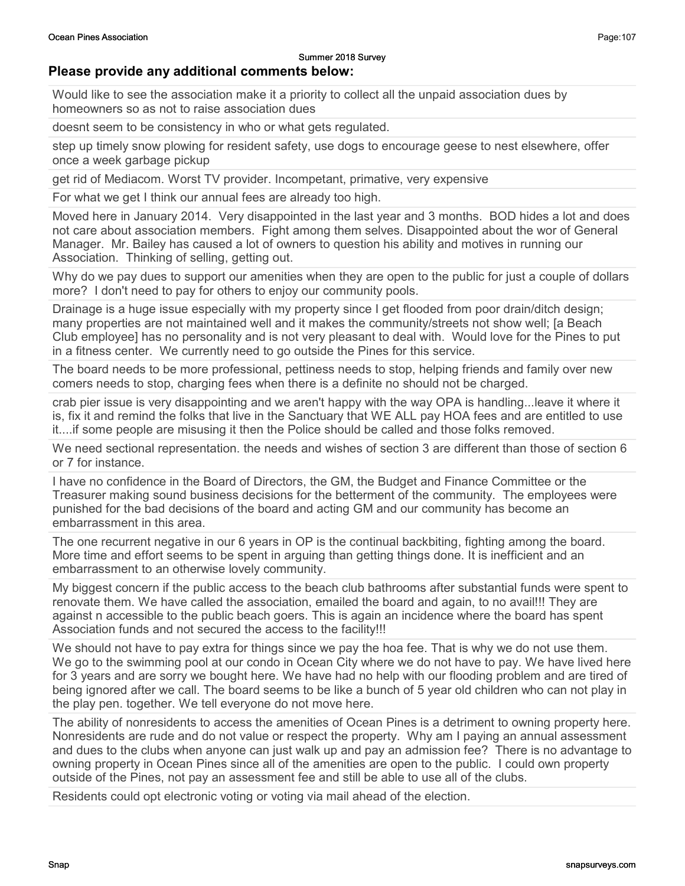Summer 2018 Survey

### Please provide any additional comments below:

Would like to see the association make it a priority to collect all the unpaid association dues by homeowners so as not to raise association dues

doesnt seem to be consistency in who or what gets regulated.

step up timely snow plowing for resident safety, use dogs to encourage geese to nest elsewhere, offer once a week garbage pickup

get rid of Mediacom. Worst TV provider. Incompetant, primative, very expensive

For what we get I think our annual fees are already too high.

Moved here in January 2014. Very disappointed in the last year and 3 months. BOD hides a lot and does not care about association members. Fight among them selves. Disappointed about the wor of General Manager. Mr. Bailey has caused a lot of owners to question his ability and motives in running our Association. Thinking of selling, getting out.

Why do we pay dues to support our amenities when they are open to the public for just a couple of dollars more? I don't need to pay for others to enjoy our community pools.

Drainage is a huge issue especially with my property since I get flooded from poor drain/ditch design; many properties are not maintained well and it makes the community/streets not show well; [a Beach Club employee] has no personality and is not very pleasant to deal with. Would love for the Pines to put in a fitness center. We currently need to go outside the Pines for this service.

The board needs to be more professional, pettiness needs to stop, helping friends and family over new comers needs to stop, charging fees when there is a definite no should not be charged.

crab pier issue is very disappointing and we aren't happy with the way OPA is handling...leave it where it is, fix it and remind the folks that live in the Sanctuary that WE ALL pay HOA fees and are entitled to use it....if some people are misusing it then the Police should be called and those folks removed.

We need sectional representation. the needs and wishes of section 3 are different than those of section 6 or 7 for instance.

I have no confidence in the Board of Directors, the GM, the Budget and Finance Committee or the Treasurer making sound business decisions for the betterment of the community. The employees were punished for the bad decisions of the board and acting GM and our community has become an embarrassment in this area.

The one recurrent negative in our 6 years in OP is the continual backbiting, fighting among the board. More time and effort seems to be spent in arguing than getting things done. It is inefficient and an embarrassment to an otherwise lovely community.

My biggest concern if the public access to the beach club bathrooms after substantial funds were spent to renovate them. We have called the association, emailed the board and again, to no avail!!! They are against n accessible to the public beach goers. This is again an incidence where the board has spent Association funds and not secured the access to the facility!!!

We should not have to pay extra for things since we pay the hoa fee. That is why we do not use them. We go to the swimming pool at our condo in Ocean City where we do not have to pay. We have lived here for 3 years and are sorry we bought here. We have had no help with our flooding problem and are tired of being ignored after we call. The board seems to be like a bunch of 5 year old children who can not play in the play pen. together. We tell everyone do not move here.

The ability of nonresidents to access the amenities of Ocean Pines is a detriment to owning property here. Nonresidents are rude and do not value or respect the property. Why am I paying an annual assessment and dues to the clubs when anyone can just walk up and pay an admission fee? There is no advantage to owning property in Ocean Pines since all of the amenities are open to the public. I could own property outside of the Pines, not pay an assessment fee and still be able to use all of the clubs.

Residents could opt electronic voting or voting via mail ahead of the election.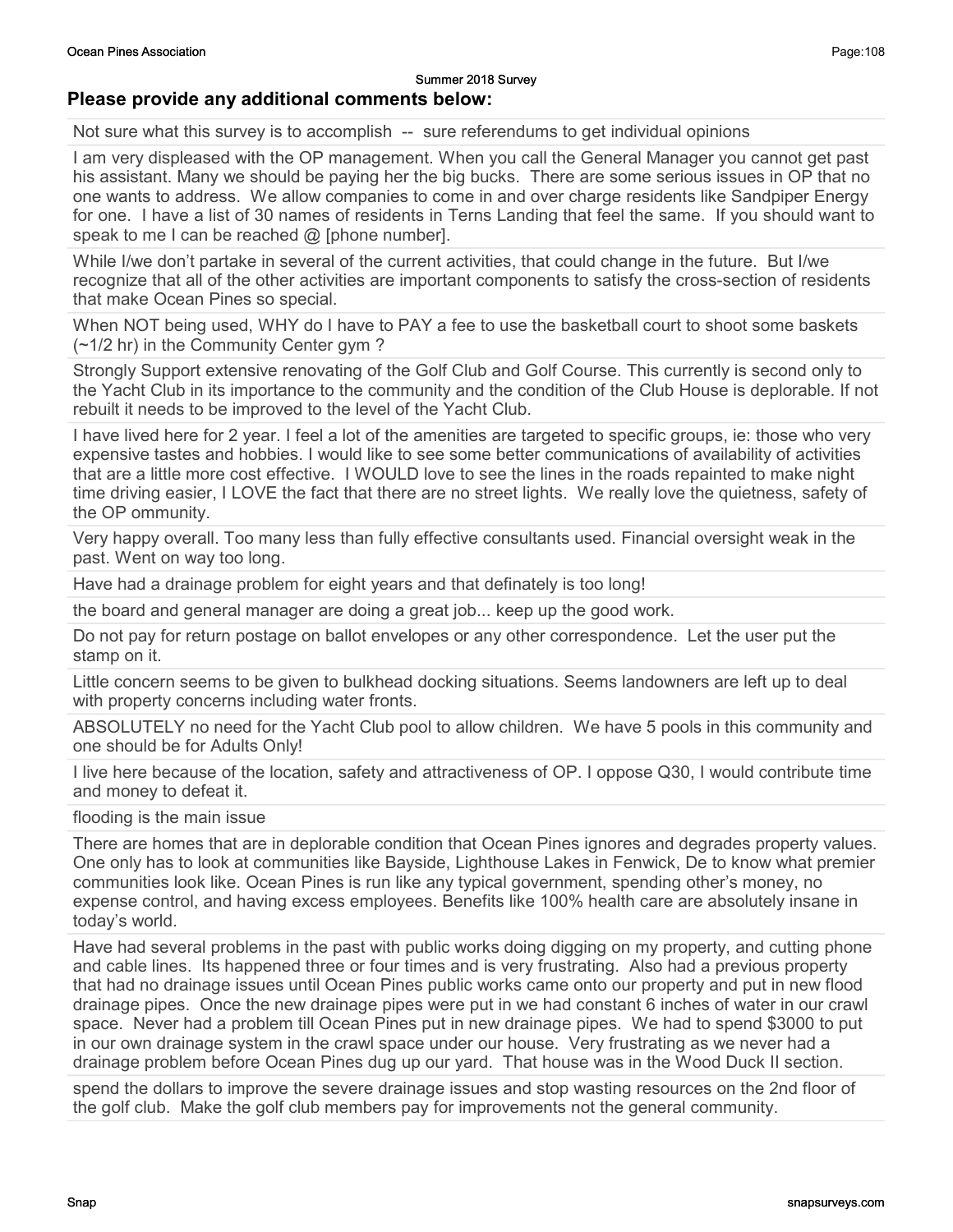Summer 2018 Survey

## Please provide any additional comments below:

Not sure what this survey is to accomplish -- sure referendums to get individual opinions

I am very displeased with the OP management. When you call the General Manager you cannot get past his assistant. Many we should be paying her the big bucks. There are some serious issues in OP that no one wants to address. We allow companies to come in and over charge residents like Sandpiper Energy for one. I have a list of 30 names of residents in Terns Landing that feel the same. If you should want to speak to me I can be reached @ [phone number].

While I/we don't partake in several of the current activities, that could change in the future. But I/we recognize that all of the other activities are important components to satisfy the cross-section of residents that make Ocean Pines so special.

When NOT being used, WHY do I have to PAY a fee to use the basketball court to shoot some baskets (~1/2 hr) in the Community Center gym ?

Strongly Support extensive renovating of the Golf Club and Golf Course. This currently is second only to the Yacht Club in its importance to the community and the condition of the Club House is deplorable. If not rebuilt it needs to be improved to the level of the Yacht Club.

I have lived here for 2 year. I feel a lot of the amenities are targeted to specific groups, ie: those who very expensive tastes and hobbies. I would like to see some better communications of availability of activities that are a little more cost effective. I WOULD love to see the lines in the roads repainted to make night time driving easier, I LOVE the fact that there are no street lights. We really love the quietness, safety of the OP ommunity.

Very happy overall. Too many less than fully effective consultants used. Financial oversight weak in the past. Went on way too long.

Have had a drainage problem for eight years and that definately is too long!

the board and general manager are doing a great job... keep up the good work.

Do not pay for return postage on ballot envelopes or any other correspondence. Let the user put the stamp on it.

Little concern seems to be given to bulkhead docking situations. Seems landowners are left up to deal with property concerns including water fronts.

ABSOLUTELY no need for the Yacht Club pool to allow children. We have 5 pools in this community and one should be for Adults Only!

I live here because of the location, safety and attractiveness of OP. I oppose Q30, I would contribute time and money to defeat it.

flooding is the main issue

There are homes that are in deplorable condition that Ocean Pines ignores and degrades property values. One only has to look at communities like Bayside, Lighthouse Lakes in Fenwick, De to know what premier communities look like. Ocean Pines is run like any typical government, spending other's money, no expense control, and having excess employees. Benefits like 100% health care are absolutely insane in today's world.

Have had several problems in the past with public works doing digging on my property, and cutting phone and cable lines. Its happened three or four times and is very frustrating. Also had a previous property that had no drainage issues until Ocean Pines public works came onto our property and put in new flood drainage pipes. Once the new drainage pipes were put in we had constant 6 inches of water in our crawl space. Never had a problem till Ocean Pines put in new drainage pipes. We had to spend $3000 to put in our own drainage system in the crawl space under our house. Very frustrating as we never had a drainage problem before Ocean Pines dug up our yard. That house was in the Wood Duck II section.

spend the dollars to improve the severe drainage issues and stop wasting resources on the 2nd floor of the golf club. Make the golf club members pay for improvements not the general community.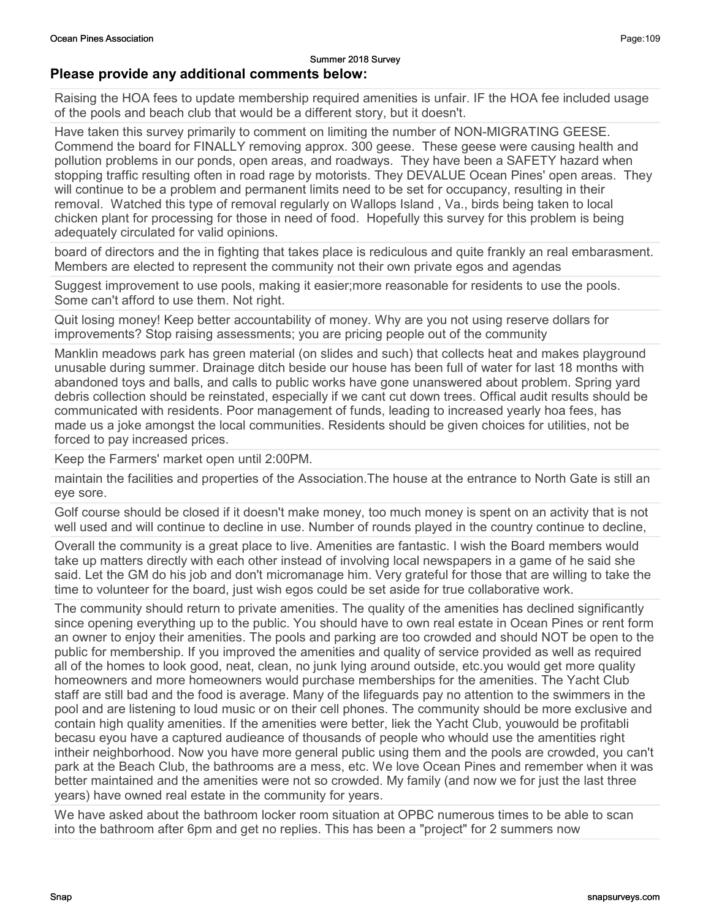Summer 2018 Survey

## Please provide any additional comments below:

Raising the HOA fees to update membership required amenities is unfair. IF the HOA fee included usage of the pools and beach club that would be a different story, but it doesn't.

Have taken this survey primarily to comment on limiting the number of NON-MIGRATING GEESE. Commend the board for FINALLY removing approx. 300 geese. These geese were causing health and pollution problems in our ponds, open areas, and roadways. They have been a SAFETY hazard when stopping traffic resulting often in road rage by motorists. They DEVALUE Ocean Pines' open areas. They will continue to be a problem and permanent limits need to be set for occupancy, resulting in their removal. Watched this type of removal regularly on Wallops Island , Va., birds being taken to local chicken plant for processing for those in need of food. Hopefully this survey for this problem is being adequately circulated for valid opinions.

board of directors and the in fighting that takes place is rediculous and quite frankly an real embarasment. Members are elected to represent the community not their own private egos and agendas

Suggest improvement to use pools, making it easier;more reasonable for residents to use the pools. Some can't afford to use them. Not right.

Quit losing money! Keep better accountability of money. Why are you not using reserve dollars for improvements? Stop raising assessments; you are pricing people out of the community

Manklin meadows park has green material (on slides and such) that collects heat and makes playground unusable during summer. Drainage ditch beside our house has been full of water for last 18 months with abandoned toys and balls, and calls to public works have gone unanswered about problem. Spring yard debris collection should be reinstated, especially if we cant cut down trees. Offical audit results should be communicated with residents. Poor management of funds, leading to increased yearly hoa fees, has made us a joke amongst the local communities. Residents should be given choices for utilities, not be forced to pay increased prices.

Keep the Farmers' market open until 2:00PM.

maintain the facilities and properties of the Association.The house at the entrance to North Gate is still an eye sore.

Golf course should be closed if it doesn't make money, too much money is spent on an activity that is not well used and will continue to decline in use. Number of rounds played in the country continue to decline,

Overall the community is a great place to live. Amenities are fantastic. I wish the Board members would take up matters directly with each other instead of involving local newspapers in a game of he said she said. Let the GM do his job and don't micromanage him. Very grateful for those that are willing to take the time to volunteer for the board, just wish egos could be set aside for true collaborative work.

The community should return to private amenities. The quality of the amenities has declined significantly since opening everything up to the public. You should have to own real estate in Ocean Pines or rent form an owner to enjoy their amenities. The pools and parking are too crowded and should NOT be open to the public for membership. If you improved the amenities and quality of service provided as well as required all of the homes to look good, neat, clean, no junk lying around outside, etc.you would get more quality homeowners and more homeowners would purchase memberships for the amenities. The Yacht Club staff are still bad and the food is average. Many of the lifeguards pay no attention to the swimmers in the pool and are listening to loud music or on their cell phones. The community should be more exclusive and contain high quality amenities. If the amenities were better, liek the Yacht Club, youwould be profitabli becasu eyou have a captured audieance of thousands of people who whould use the amentities right intheir neighborhood. Now you have more general public using them and the pools are crowded, you can't park at the Beach Club, the bathrooms are a mess, etc. We love Ocean Pines and remember when it was better maintained and the amenities were not so crowded. My family (and now we for just the last three years) have owned real estate in the community for years.

We have asked about the bathroom locker room situation at OPBC numerous times to be able to scan into the bathroom after 6pm and get no replies. This has been a "project" for 2 summers now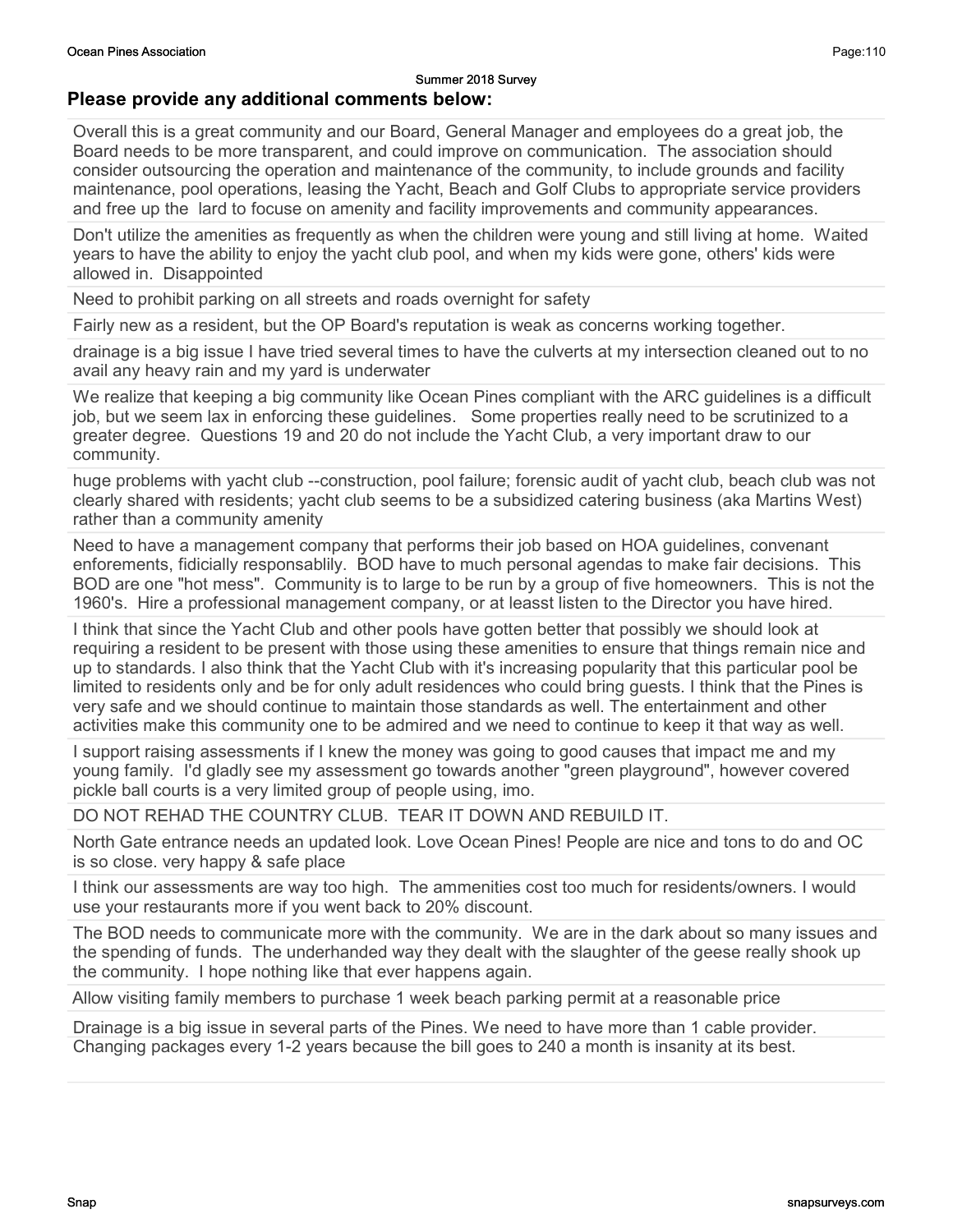Summer 2018 Survey

## Please provide any additional comments below:

Overall this is a great community and our Board, General Manager and employees do a great job, the Board needs to be more transparent, and could improve on communication. The association should consider outsourcing the operation and maintenance of the community, to include grounds and facility maintenance, pool operations, leasing the Yacht, Beach and Golf Clubs to appropriate service providers and free up the lard to focuse on amenity and facility improvements and community appearances.

Don't utilize the amenities as frequently as when the children were young and still living at home. Waited years to have the ability to enjoy the yacht club pool, and when my kids were gone, others' kids were allowed in. Disappointed

Need to prohibit parking on all streets and roads overnight for safety

Fairly new as a resident, but the OP Board's reputation is weak as concerns working together.

drainage is a big issue I have tried several times to have the culverts at my intersection cleaned out to no avail any heavy rain and my yard is underwater

We realize that keeping a big community like Ocean Pines compliant with the ARC guidelines is a difficult job, but we seem lax in enforcing these guidelines. Some properties really need to be scrutinized to a greater degree. Questions 19 and 20 do not include the Yacht Club, a very important draw to our community.

huge problems with yacht club --construction, pool failure; forensic audit of yacht club, beach club was not clearly shared with residents; yacht club seems to be a subsidized catering business (aka Martins West) rather than a community amenity

Need to have a management company that performs their job based on HOA guidelines, convenant enforements, fidicially responsablily. BOD have to much personal agendas to make fair decisions. This BOD are one "hot mess". Community is to large to be run by a group of five homeowners. This is not the 1960's. Hire a professional management company, or at leasst listen to the Director you have hired.

I think that since the Yacht Club and other pools have gotten better that possibly we should look at requiring a resident to be present with those using these amenities to ensure that things remain nice and up to standards. I also think that the Yacht Club with it's increasing popularity that this particular pool be limited to residents only and be for only adult residences who could bring guests. I think that the Pines is very safe and we should continue to maintain those standards as well. The entertainment and other activities make this community one to be admired and we need to continue to keep it that way as well.

I support raising assessments if I knew the money was going to good causes that impact me and my young family. I'd gladly see my assessment go towards another "green playground", however covered pickle ball courts is a very limited group of people using, imo.

DO NOT REHAD THE COUNTRY CLUB. TEAR IT DOWN AND REBUILD IT.

North Gate entrance needs an updated look. Love Ocean Pines! People are nice and tons to do and OC is so close. very happy & safe place

I think our assessments are way too high. The ammenities cost too much for residents/owners. I would use your restaurants more if you went back to 20% discount.

The BOD needs to communicate more with the community. We are in the dark about so many issues and the spending of funds. The underhanded way they dealt with the slaughter of the geese really shook up the community. I hope nothing like that ever happens again.

Allow visiting family members to purchase 1 week beach parking permit at a reasonable price

Drainage is a big issue in several parts of the Pines. We need to have more than 1 cable provider.
Changing packages every 1-2 years because the bill goes to 240 a month is insanity at its best.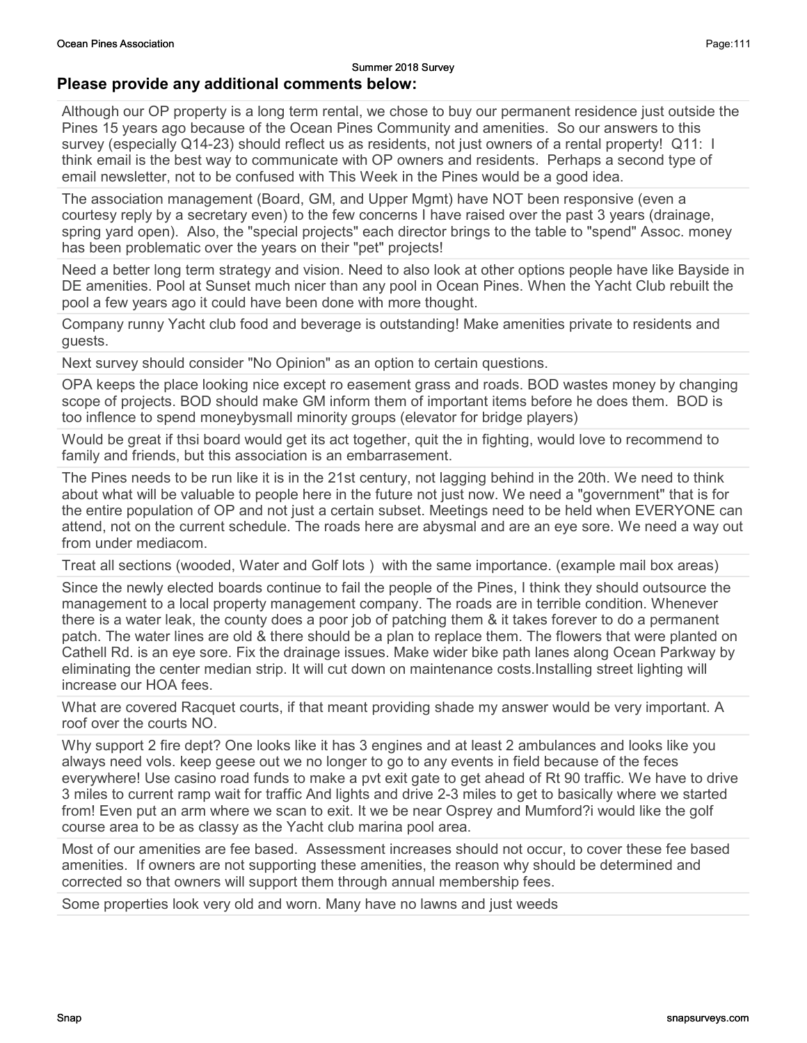Summer 2018 Survey

## Please provide any additional comments below:

| |
|---|
| Although our OP property is a long term rental, we chose to buy our permanent residence just outside the Pines 15 years ago because of the Ocean Pines Community and amenities. So our answers to this survey (especially Q14-23) should reflect us as residents, not just owners of a rental property! Q11: I think email is the best way to communicate with OP owners and residents. Perhaps a second type of email newsletter, not to be confused with This Week in the Pines would be a good idea. |
| The association management (Board, GM, and Upper Mgmt) have NOT been responsive (even a courtesy reply by a secretary even) to the few concerns I have raised over the past 3 years (drainage, spring yard open). Also, the "special projects" each director brings to the table to "spend" Assoc. money has been problematic over the years on their "pet" projects! |
| Need a better long term strategy and vision. Need to also look at other options people have like Bayside in DE amenities. Pool at Sunset much nicer than any pool in Ocean Pines. When the Yacht Club rebuilt the pool a few years ago it could have been done with more thought. |
| Company runny Yacht club food and beverage is outstanding! Make amenities private to residents and guests. |
| Next survey should consider "No Opinion" as an option to certain questions. |
| OPA keeps the place looking nice except ro easement grass and roads. BOD wastes money by changing scope of projects. BOD should make GM inform them of important items before he does them. BOD is too inflence to spend moneybysmall minority groups (elevator for bridge players) |
| Would be great if thsi board would get its act together, quit the in fighting, would love to recommend to family and friends, but this association is an embarrasement. |
| The Pines needs to be run like it is in the 21st century, not lagging behind in the 20th. We need to think about what will be valuable to people here in the future not just now. We need a "government" that is for the entire population of OP and not just a certain subset. Meetings need to be held when EVERYONE can attend, not on the current schedule. The roads here are abysmal and are an eye sore. We need a way out from under mediacom. |
| Treat all sections (wooded, Water and Golf lots ) with the same importance. (example mail box areas) |
| Since the newly elected boards continue to fail the people of the Pines, I think they should outsource the management to a local property management company. The roads are in terrible condition. Whenever there is a water leak, the county does a poor job of patching them & it takes forever to do a permanent patch. The water lines are old & there should be a plan to replace them. The flowers that were planted on Cathell Rd. is an eye sore. Fix the drainage issues. Make wider bike path lanes along Ocean Parkway by eliminating the center median strip. It will cut down on maintenance costs.Installing street lighting will increase our HOA fees. |
| What are covered Racquet courts, if that meant providing shade my answer would be very important. A roof over the courts NO. |
| Why support 2 fire dept? One looks like it has 3 engines and at least 2 ambulances and looks like you always need vols. keep geese out we no longer to go to any events in field because of the feces everywhere! Use casino road funds to make a pvt exit gate to get ahead of Rt 90 traffic. We have to drive 3 miles to current ramp wait for traffic And lights and drive 2-3 miles to get to basically where we started from! Even put an arm where we scan to exit. It we be near Osprey and Mumford?i would like the golf course area to be as classy as the Yacht club marina pool area. |
| Most of our amenities are fee based. Assessment increases should not occur, to cover these fee based amenities. If owners are not supporting these amenities, the reason why should be determined and corrected so that owners will support them through annual membership fees. |
| Some properties look very old and worn. Many have no lawns and just weeds |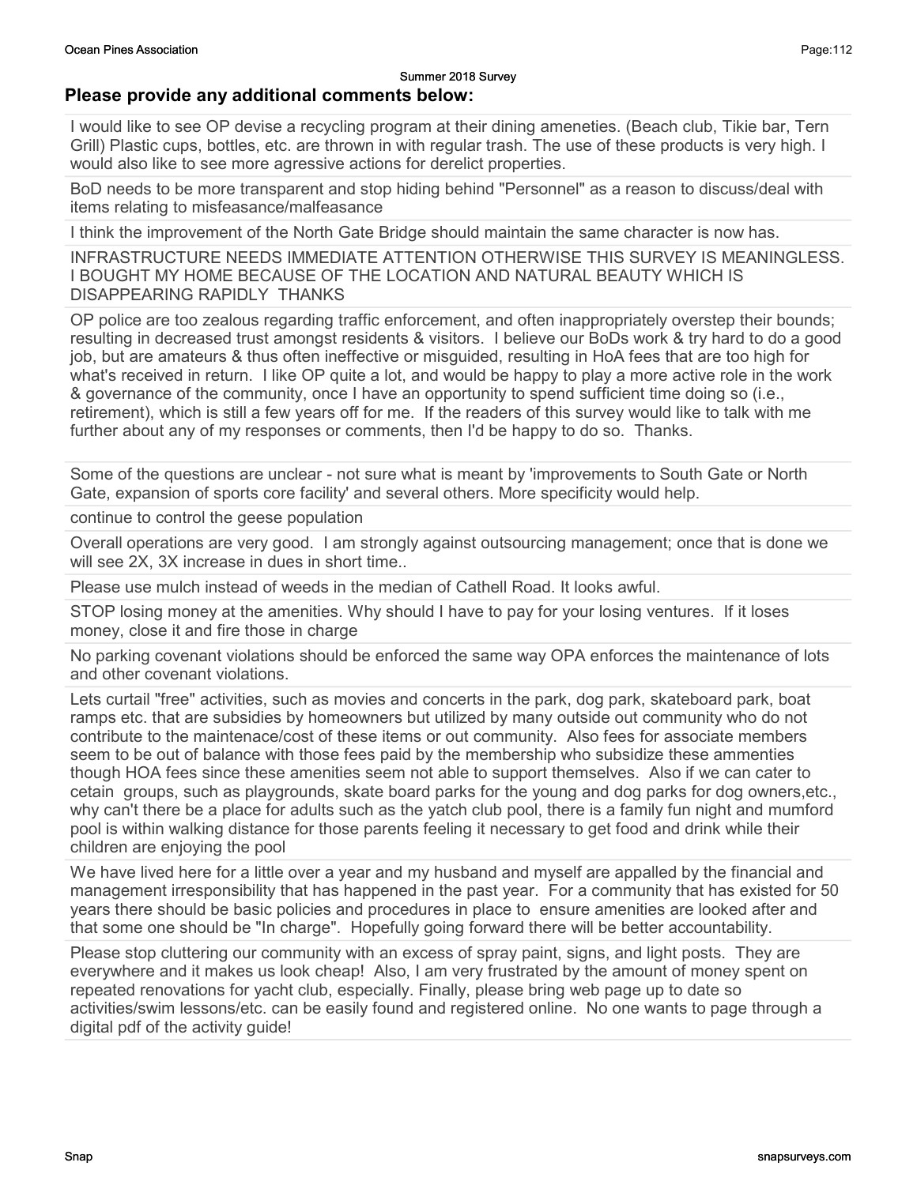Summer 2018 Survey

## Please provide any additional comments below:

I would like to see OP devise a recycling program at their dining ameneties. (Beach club, Tikie bar, Tern Grill) Plastic cups, bottles, etc. are thrown in with regular trash. The use of these products is very high. I would also like to see more agressive actions for derelict properties.

---

BoD needs to be more transparent and stop hiding behind "Personnel" as a reason to discuss/deal with items relating to misfeasance/malfeasance

---

I think the improvement of the North Gate Bridge should maintain the same character is now has.

---

INFRASTRUCTURE NEEDS IMMEDIATE ATTENTION OTHERWISE THIS SURVEY IS MEANINGLESS. I BOUGHT MY HOME BECAUSE OF THE LOCATION AND NATURAL BEAUTY WHICH IS DISAPPEARING RAPIDLY THANKS

---

OP police are too zealous regarding traffic enforcement, and often inappropriately overstep their bounds; resulting in decreased trust amongst residents & visitors. I believe our BoDs work & try hard to do a good job, but are amateurs & thus often ineffective or misguided, resulting in HoA fees that are too high for what's received in return. I like OP quite a lot, and would be happy to play a more active role in the work & governance of the community, once I have an opportunity to spend sufficient time doing so (i.e., retirement), which is still a few years off for me. If the readers of this survey would like to talk with me further about any of my responses or comments, then I'd be happy to do so. Thanks.

---

Some of the questions are unclear - not sure what is meant by 'improvements to South Gate or North Gate, expansion of sports core facility' and several others. More specificity would help.

---

continue to control the geese population

---

Overall operations are very good. I am strongly against outsourcing management; once that is done we will see 2X, 3X increase in dues in short time..

---

Please use mulch instead of weeds in the median of Cathell Road. It looks awful.

---

STOP losing money at the amenities. Why should I have to pay for your losing ventures. If it loses money, close it and fire those in charge

---

No parking covenant violations should be enforced the same way OPA enforces the maintenance of lots and other covenant violations.

---

Lets curtail "free" activities, such as movies and concerts in the park, dog park, skateboard park, boat ramps etc. that are subsidies by homeowners but utilized by many outside out community who do not contribute to the maintenace/cost of these items or out community. Also fees for associate members seem to be out of balance with those fees paid by the membership who subsidize these ammenties though HOA fees since these amenities seem not able to support themselves. Also if we can cater to cetain groups, such as playgrounds, skate board parks for the young and dog parks for dog owners,etc., why can't there be a place for adults such as the yatch club pool, there is a family fun night and mumford pool is within walking distance for those parents feeling it necessary to get food and drink while their children are enjoying the pool

---

We have lived here for a little over a year and my husband and myself are appalled by the financial and management irresponsibility that has happened in the past year. For a community that has existed for 50 years there should be basic policies and procedures in place to ensure amenities are looked after and that some one should be "In charge". Hopefully going forward there will be better accountability.

---

Please stop cluttering our community with an excess of spray paint, signs, and light posts. They are everywhere and it makes us look cheap! Also, I am very frustrated by the amount of money spent on repeated renovations for yacht club, especially. Finally, please bring web page up to date so activities/swim lessons/etc. can be easily found and registered online. No one wants to page through a digital pdf of the activity guide!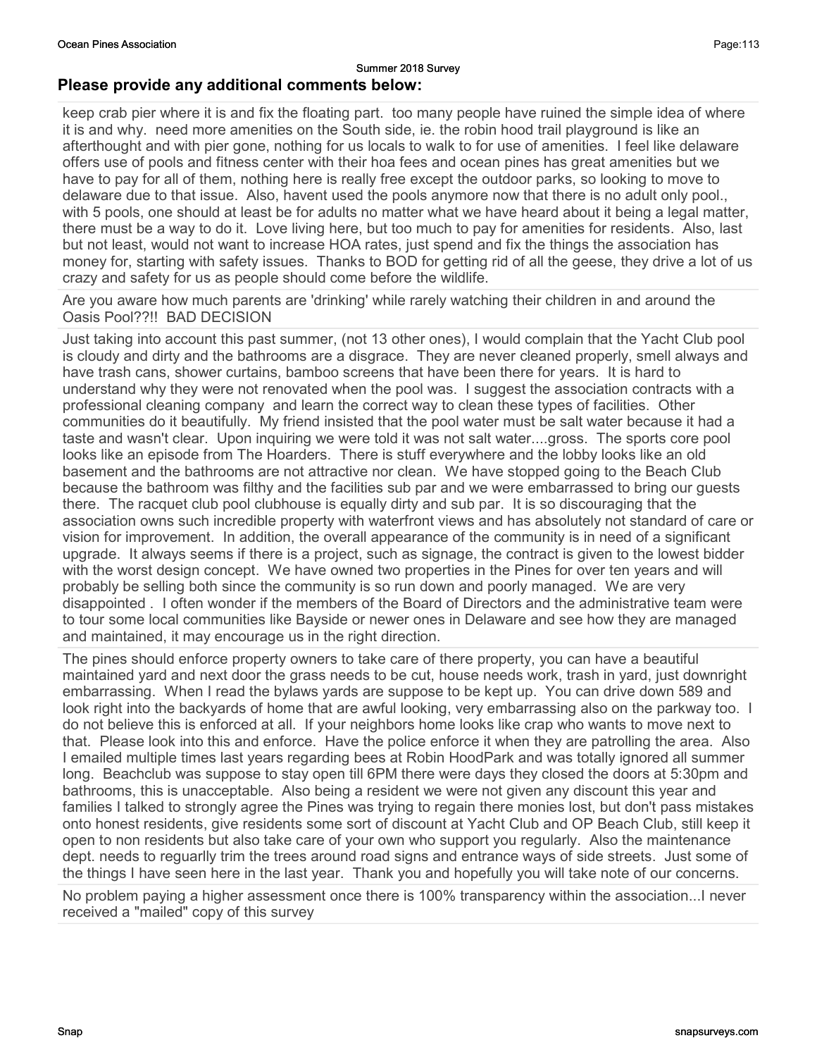Summer 2018 Survey

## Please provide any additional comments below:

keep crab pier where it is and fix the floating part. too many people have ruined the simple idea of where it is and why. need more amenities on the South side, ie. the robin hood trail playground is like an afterthought and with pier gone, nothing for us locals to walk to for use of amenities. I feel like delaware offers use of pools and fitness center with their hoa fees and ocean pines has great amenities but we have to pay for all of them, nothing here is really free except the outdoor parks, so looking to move to delaware due to that issue. Also, havent used the pools anymore now that there is no adult only pool., with 5 pools, one should at least be for adults no matter what we have heard about it being a legal matter, there must be a way to do it. Love living here, but too much to pay for amenities for residents. Also, last but not least, would not want to increase HOA rates, just spend and fix the things the association has money for, starting with safety issues. Thanks to BOD for getting rid of all the geese, they drive a lot of us crazy and safety for us as people should come before the wildlife.

---

Are you aware how much parents are 'drinking' while rarely watching their children in and around the Oasis Pool??!! BAD DECISION

---

Just taking into account this past summer, (not 13 other ones), I would complain that the Yacht Club pool is cloudy and dirty and the bathrooms are a disgrace. They are never cleaned properly, smell always and have trash cans, shower curtains, bamboo screens that have been there for years. It is hard to understand why they were not renovated when the pool was. I suggest the association contracts with a professional cleaning company and learn the correct way to clean these types of facilities. Other communities do it beautifully. My friend insisted that the pool water must be salt water because it had a taste and wasn't clear. Upon inquiring we were told it was not salt water....gross. The sports core pool looks like an episode from The Hoarders. There is stuff everywhere and the lobby looks like an old basement and the bathrooms are not attractive nor clean. We have stopped going to the Beach Club because the bathroom was filthy and the facilities sub par and we were embarrassed to bring our guests there. The racquet club pool clubhouse is equally dirty and sub par. It is so discouraging that the association owns such incredible property with waterfront views and has absolutely not standard of care or vision for improvement. In addition, the overall appearance of the community is in need of a significant upgrade. It always seems if there is a project, such as signage, the contract is given to the lowest bidder with the worst design concept. We have owned two properties in the Pines for over ten years and will probably be selling both since the community is so run down and poorly managed. We are very disappointed . I often wonder if the members of the Board of Directors and the administrative team were to tour some local communities like Bayside or newer ones in Delaware and see how they are managed and maintained, it may encourage us in the right direction.

---

The pines should enforce property owners to take care of there property, you can have a beautiful maintained yard and next door the grass needs to be cut, house needs work, trash in yard, just downright embarrassing. When I read the bylaws yards are suppose to be kept up. You can drive down 589 and look right into the backyards of home that are awful looking, very embarrassing also on the parkway too. I do not believe this is enforced at all. If your neighbors home looks like crap who wants to move next to that. Please look into this and enforce. Have the police enforce it when they are patrolling the area. Also I emailed multiple times last years regarding bees at Robin HoodPark and was totally ignored all summer long. Beachclub was suppose to stay open till 6PM there were days they closed the doors at 5:30pm and bathrooms, this is unacceptable. Also being a resident we were not given any discount this year and families I talked to strongly agree the Pines was trying to regain there monies lost, but don't pass mistakes onto honest residents, give residents some sort of discount at Yacht Club and OP Beach Club, still keep it open to non residents but also take care of your own who support you regularly. Also the maintenance dept. needs to reguarlly trim the trees around road signs and entrance ways of side streets. Just some of the things I have seen here in the last year. Thank you and hopefully you will take note of our concerns.

---

No problem paying a higher assessment once there is 100% transparency within the association...I never received a "mailed" copy of this survey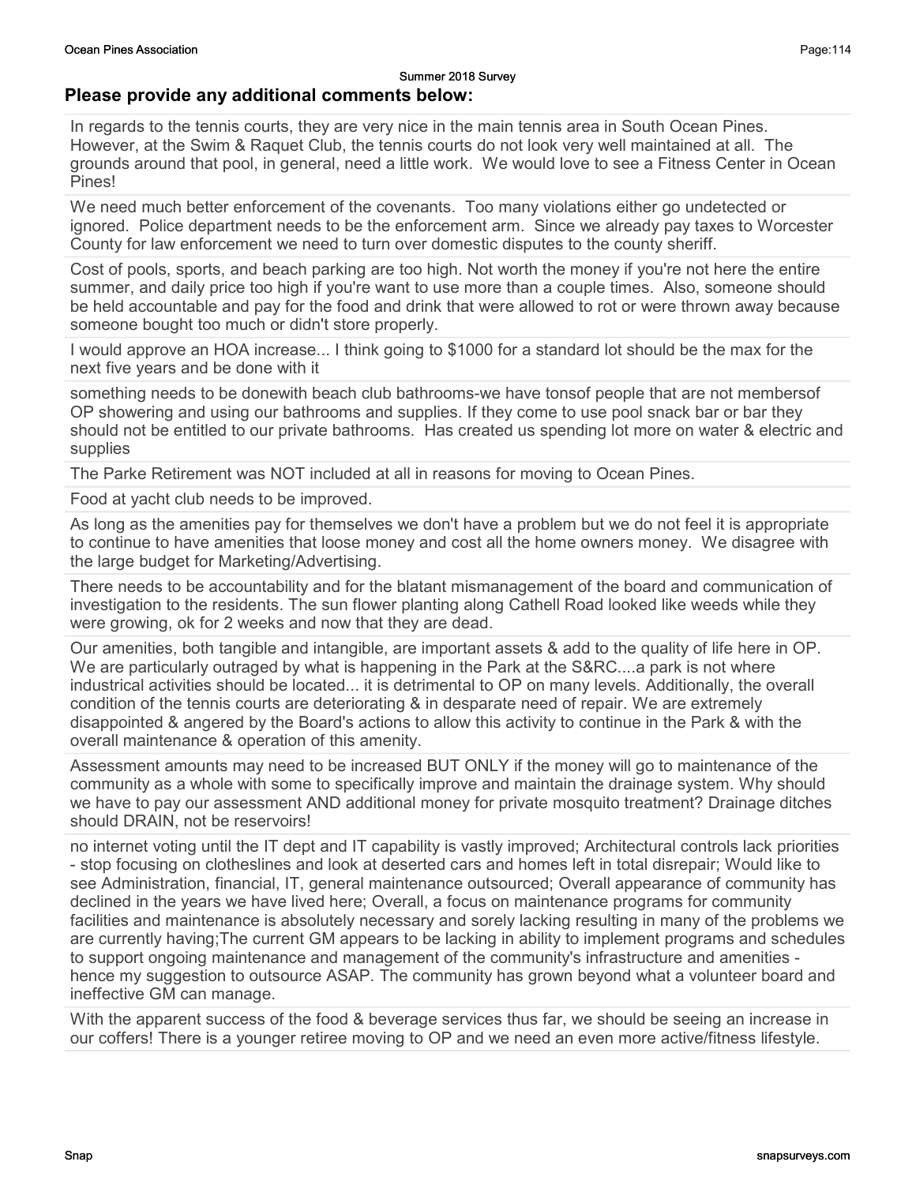### Please provide any additional comments below:

In regards to the tennis courts, they are very nice in the main tennis area in South Ocean Pines. However, at the Swim & Raquet Club, the tennis courts do not look very well maintained at all. The grounds around that pool, in general, need a little work. We would love to see a Fitness Center in Ocean Pines!

We need much better enforcement of the covenants. Too many violations either go undetected or ignored. Police department needs to be the enforcement arm. Since we already pay taxes to Worcester County for law enforcement we need to turn over domestic disputes to the county sheriff.

Cost of pools, sports, and beach parking are too high. Not worth the money if you're not here the entire summer, and daily price too high if you're want to use more than a couple times. Also, someone should be held accountable and pay for the food and drink that were allowed to rot or were thrown away because someone bought too much or didn't store properly.

I would approve an HOA increase... I think going to $1000 for a standard lot should be the max for the next five years and be done with it

something needs to be donewith beach club bathrooms-we have tonsof people that are not membersof OP showering and using our bathrooms and supplies. If they come to use pool snack bar or bar they should not be entitled to our private bathrooms. Has created us spending lot more on water & electric and supplies

The Parke Retirement was NOT included at all in reasons for moving to Ocean Pines.

Food at yacht club needs to be improved.

As long as the amenities pay for themselves we don't have a problem but we do not feel it is appropriate to continue to have amenities that loose money and cost all the home owners money. We disagree with the large budget for Marketing/Advertising.

There needs to be accountability and for the blatant mismanagement of the board and communication of investigation to the residents. The sun flower planting along Cathell Road looked like weeds while they were growing, ok for 2 weeks and now that they are dead.

Our amenities, both tangible and intangible, are important assets & add to the quality of life here in OP. We are particularly outraged by what is happening in the Park at the S&RC....a park is not where industrial activities should be located... it is detrimental to OP on many levels. Additionally, the overall condition of the tennis courts are deteriorating & in desparate need of repair. We are extremely disappointed & angered by the Board's actions to allow this activity to continue in the Park & with the overall maintenance & operation of this amenity.

Assessment amounts may need to be increased BUT ONLY if the money will go to maintenance of the community as a whole with some to specifically improve and maintain the drainage system. Why should we have to pay our assessment AND additional money for private mosquito treatment? Drainage ditches should DRAIN, not be reservoirs!

no internet voting until the IT dept and IT capability is vastly improved; Architectural controls lack priorities - stop focusing on clotheslines and look at deserted cars and homes left in total disrepair; Would like to see Administration, financial, IT, general maintenance outsourced; Overall appearance of community has declined in the years we have lived here; Overall, a focus on maintenance programs for community facilities and maintenance is absolutely necessary and sorely lacking resulting in many of the problems we are currently having;The current GM appears to be lacking in ability to implement programs and schedules to support ongoing maintenance and management of the community's infrastructure and amenities - hence my suggestion to outsource ASAP. The community has grown beyond what a volunteer board and ineffective GM can manage.

With the apparent success of the food & beverage services thus far, we should be seeing an increase in our coffers! There is a younger retiree moving to OP and we need an even more active/fitness lifestyle.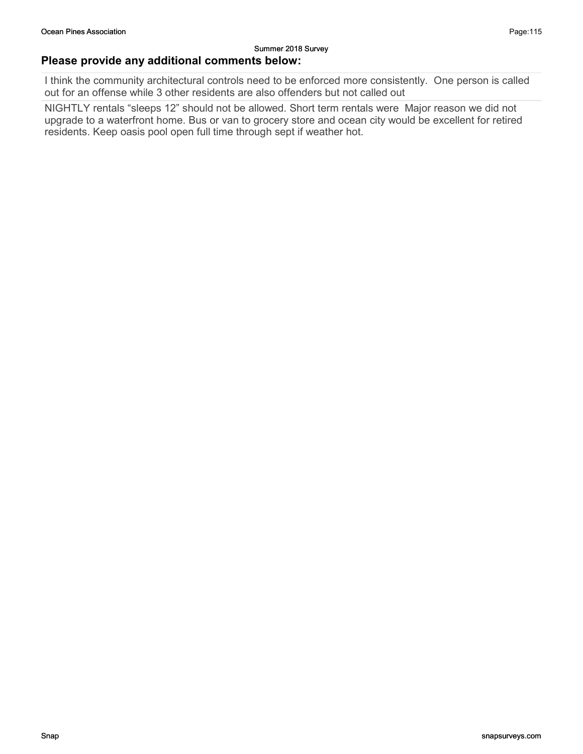## Please provide any additional comments below:

I think the community architectural controls need to be enforced more consistently.  One person is called out for an offense while 3 other residents are also offenders but not called out

NIGHTLY rentals "sleeps 12" should not be allowed. Short term rentals were  Major reason we did not upgrade to a waterfront home. Bus or van to grocery store and ocean city would be excellent for retired residents. Keep oasis pool open full time through sept if weather hot.